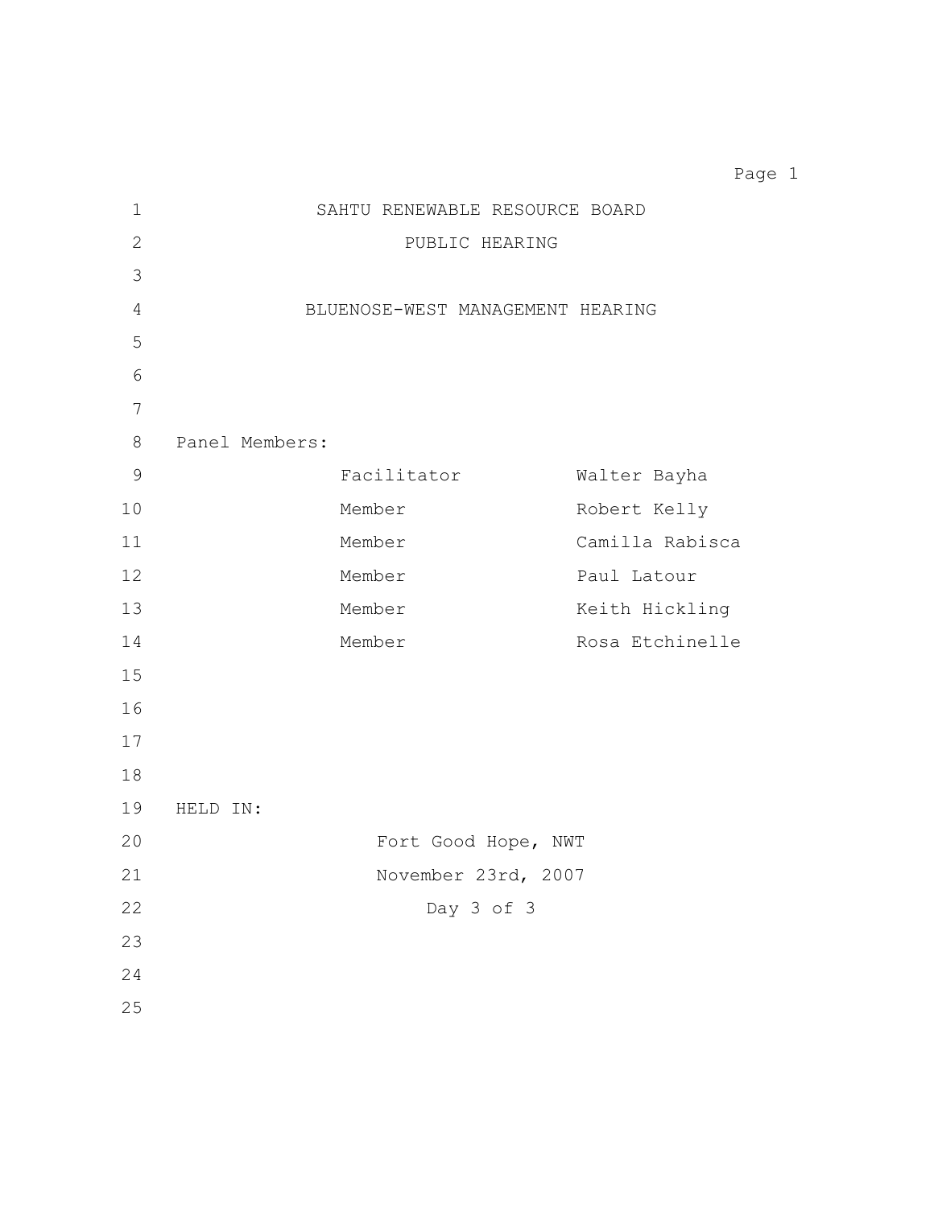# SAHTU RENEWABLE RESOURCE BOARD

## PUBLIC HEARING

## BLUENOSE-WEST MANAGEMENT HEARING

Panel Members:

| | |
|---|---|
| Facilitator | Walter Bayha |
| Member | Robert Kelly |
| Member | Camilla Rabisca |
| Member | Paul Latour |
| Member | Keith Hickling |
| Member | Rosa Etchinelle |

HELD IN:

Fort Good Hope, NWT

November 23rd, 2007

Day 3 of 3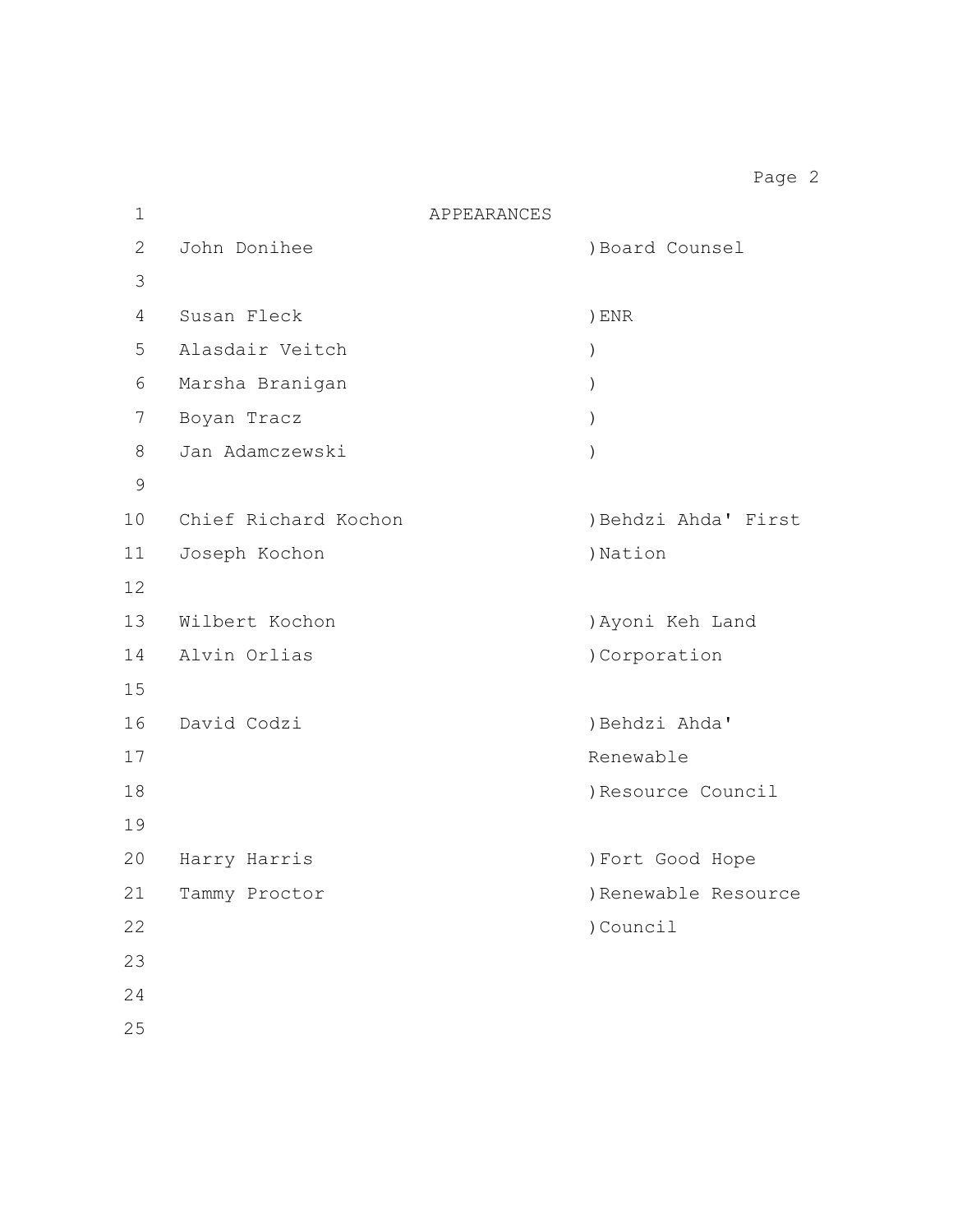# APPEARANCES

| Name | Representing |
|---|---|
| John Donihee | Board Counsel |
| Susan Fleck | ENR |
| Alasdair Veitch | |
| Marsha Branigan | |
| Boyan Tracz | |
| Jan Adamczewski | |
| Chief Richard Kochon | Behdzi Ahda' First Nation |
| Joseph Kochon | |
| Wilbert Kochon | Ayoni Keh Land Corporation |
| Alvin Orlias | |
| David Codzi | Behdzi Ahda' Renewable Resource Council |
| Harry Harris | Fort Good Hope Renewable Resource Council |
| Tammy Proctor | |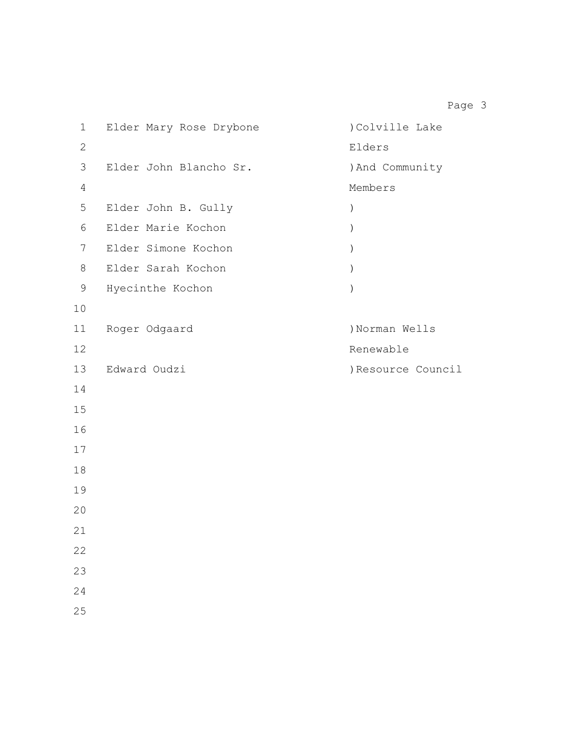| Name | Affiliation |
|---|---|
| Elder Mary Rose Drybone | )Colville Lake Elders |
| Elder John Blancho Sr. | )And Community Members |
| Elder John B. Gully | ) |
| Elder Marie Kochon | ) |
| Elder Simone Kochon | ) |
| Elder Sarah Kochon | ) |
| Hyecinthe Kochon | ) |
| | |
| Roger Odgaard | )Norman Wells Renewable |
| Edward Oudzi | )Resource Council |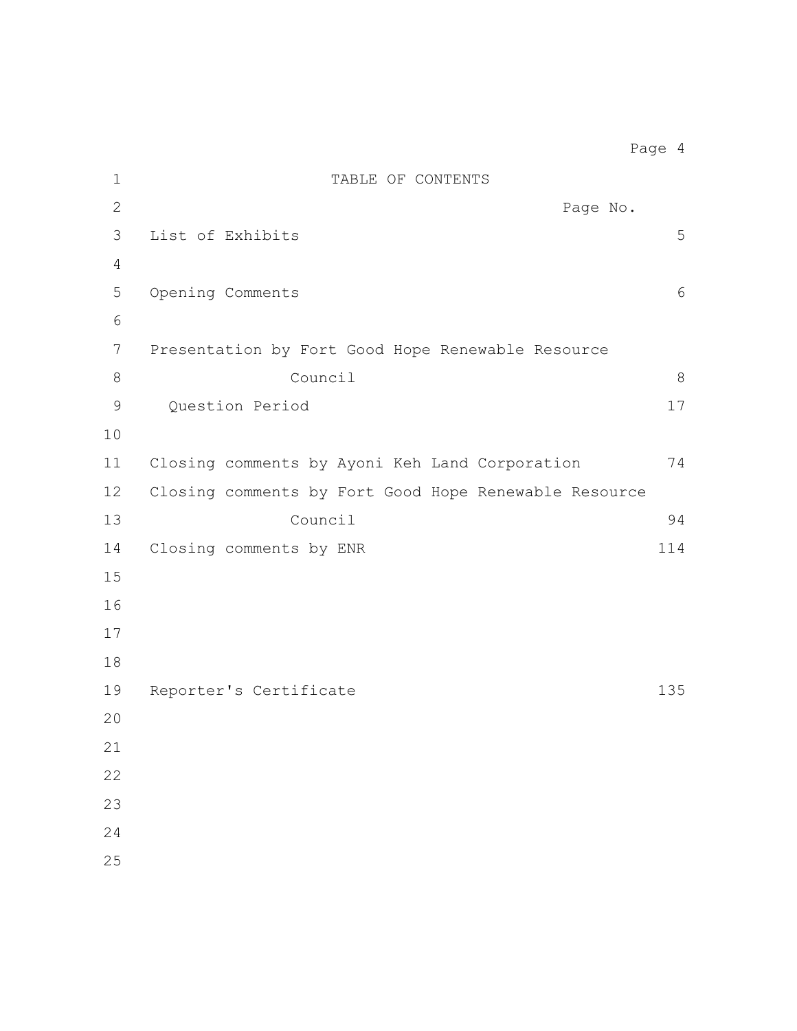# TABLE OF CONTENTS

| | Page No. |
|---|---|
| List of Exhibits | 5 |
| Opening Comments | 6 |
| Presentation by Fort Good Hope Renewable Resource Council | 8 |
| Question Period | 17 |
| Closing comments by Ayoni Keh Land Corporation | 74 |
| Closing comments by Fort Good Hope Renewable Resource Council | 94 |
| Closing comments by ENR | 114 |
| Reporter's Certificate | 135 |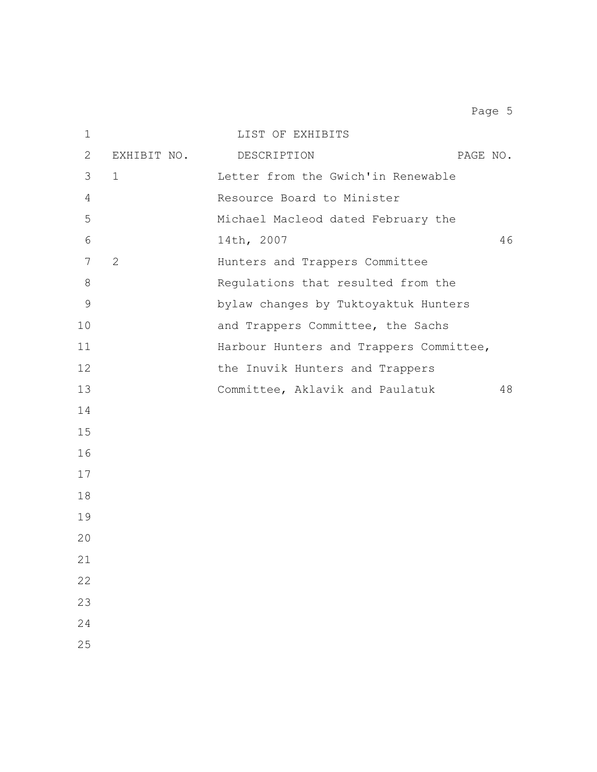# LIST OF EXHIBITS

| EXHIBIT NO. | DESCRIPTION | PAGE NO. |
|---|---|---|
| 1 | Letter from the Gwich'in Renewable Resource Board to Minister Michael Macleod dated February the 14th, 2007 | 46 |
| 2 | Hunters and Trappers Committee Regulations that resulted from the bylaw changes by Tuktoyaktuk Hunters and Trappers Committee, the Sachs Harbour Hunters and Trappers Committee, the Inuvik Hunters and Trappers Committee, Aklavik and Paulatuk | 48 |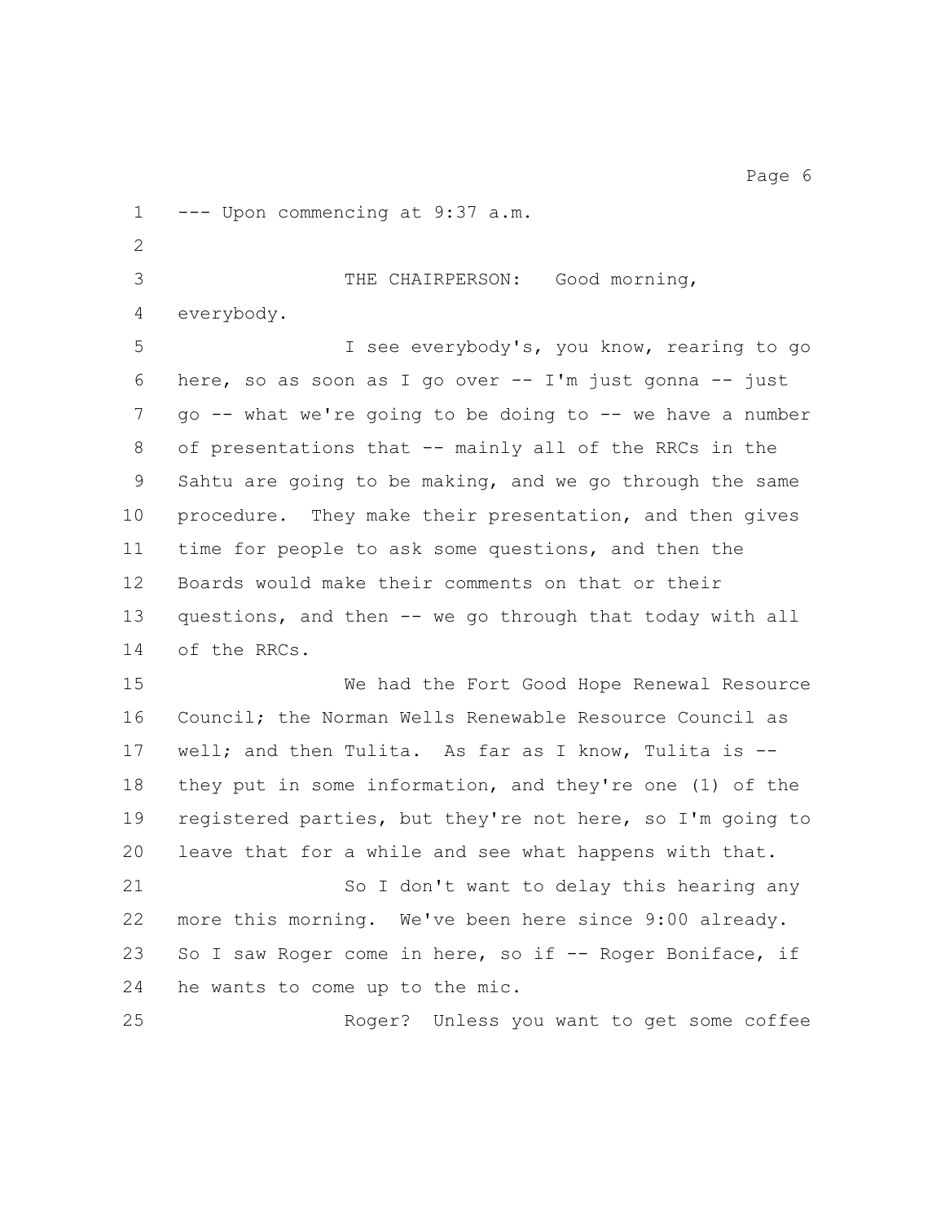--- Upon commencing at 9:37 a.m.

THE CHAIRPERSON: Good morning, everybody.

I see everybody's, you know, rearing to go here, so as soon as I go over -- I'm just gonna -- just go -- what we're going to be doing to -- we have a number of presentations that -- mainly all of the RRCs in the Sahtu are going to be making, and we go through the same procedure. They make their presentation, and then gives time for people to ask some questions, and then the Boards would make their comments on that or their questions, and then -- we go through that today with all of the RRCs.

We had the Fort Good Hope Renewal Resource Council; the Norman Wells Renewable Resource Council as well; and then Tulita. As far as I know, Tulita is -- they put in some information, and they're one (1) of the registered parties, but they're not here, so I'm going to leave that for a while and see what happens with that.

So I don't want to delay this hearing any more this morning. We've been here since 9:00 already. So I saw Roger come in here, so if -- Roger Boniface, if he wants to come up to the mic.

Roger? Unless you want to get some coffee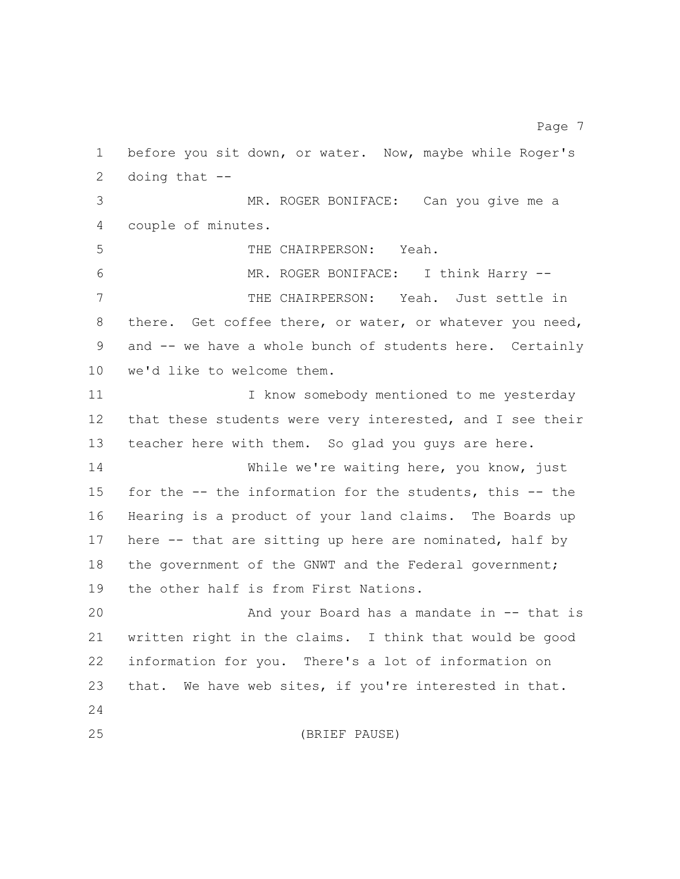before you sit down, or water. Now, maybe while Roger's doing that --

MR. ROGER BONIFACE: Can you give me a couple of minutes.

THE CHAIRPERSON: Yeah.

MR. ROGER BONIFACE: I think Harry --

THE CHAIRPERSON: Yeah. Just settle in there. Get coffee there, or water, or whatever you need, and -- we have a whole bunch of students here. Certainly we'd like to welcome them.

I know somebody mentioned to me yesterday that these students were very interested, and I see their teacher here with them. So glad you guys are here.

While we're waiting here, you know, just for the -- the information for the students, this -- the Hearing is a product of your land claims. The Boards up here -- that are sitting up here are nominated, half by the government of the GNWT and the Federal government; the other half is from First Nations.

And your Board has a mandate in -- that is written right in the claims. I think that would be good information for you. There's a lot of information on that. We have web sites, if you're interested in that.

(BRIEF PAUSE)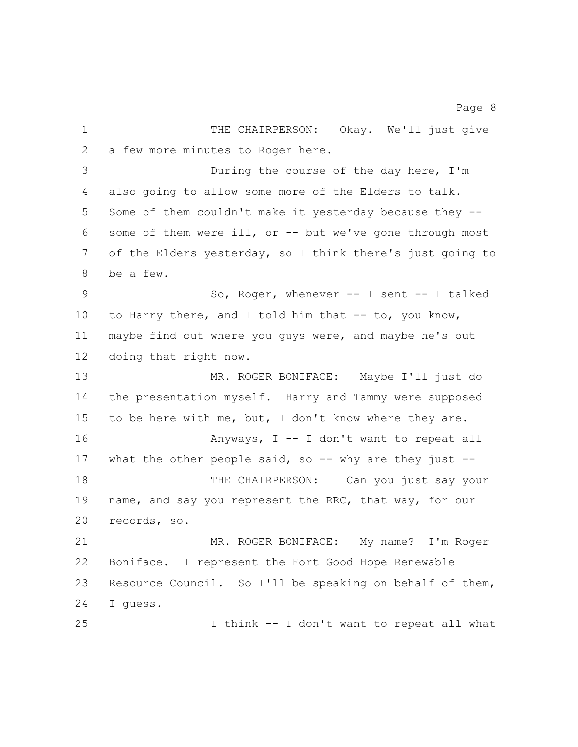THE CHAIRPERSON: Okay. We'll just give a few more minutes to Roger here.

During the course of the day here, I'm also going to allow some more of the Elders to talk. Some of them couldn't make it yesterday because they -- some of them were ill, or -- but we've gone through most of the Elders yesterday, so I think there's just going to be a few.

So, Roger, whenever -- I sent -- I talked to Harry there, and I told him that -- to, you know, maybe find out where you guys were, and maybe he's out doing that right now.

MR. ROGER BONIFACE: Maybe I'll just do the presentation myself. Harry and Tammy were supposed to be here with me, but, I don't know where they are.

Anyways, I -- I don't want to repeat all what the other people said, so -- why are they just --

THE CHAIRPERSON: Can you just say your name, and say you represent the RRC, that way, for our records, so.

MR. ROGER BONIFACE: My name? I'm Roger Boniface. I represent the Fort Good Hope Renewable Resource Council. So I'll be speaking on behalf of them, I guess.

I think -- I don't want to repeat all what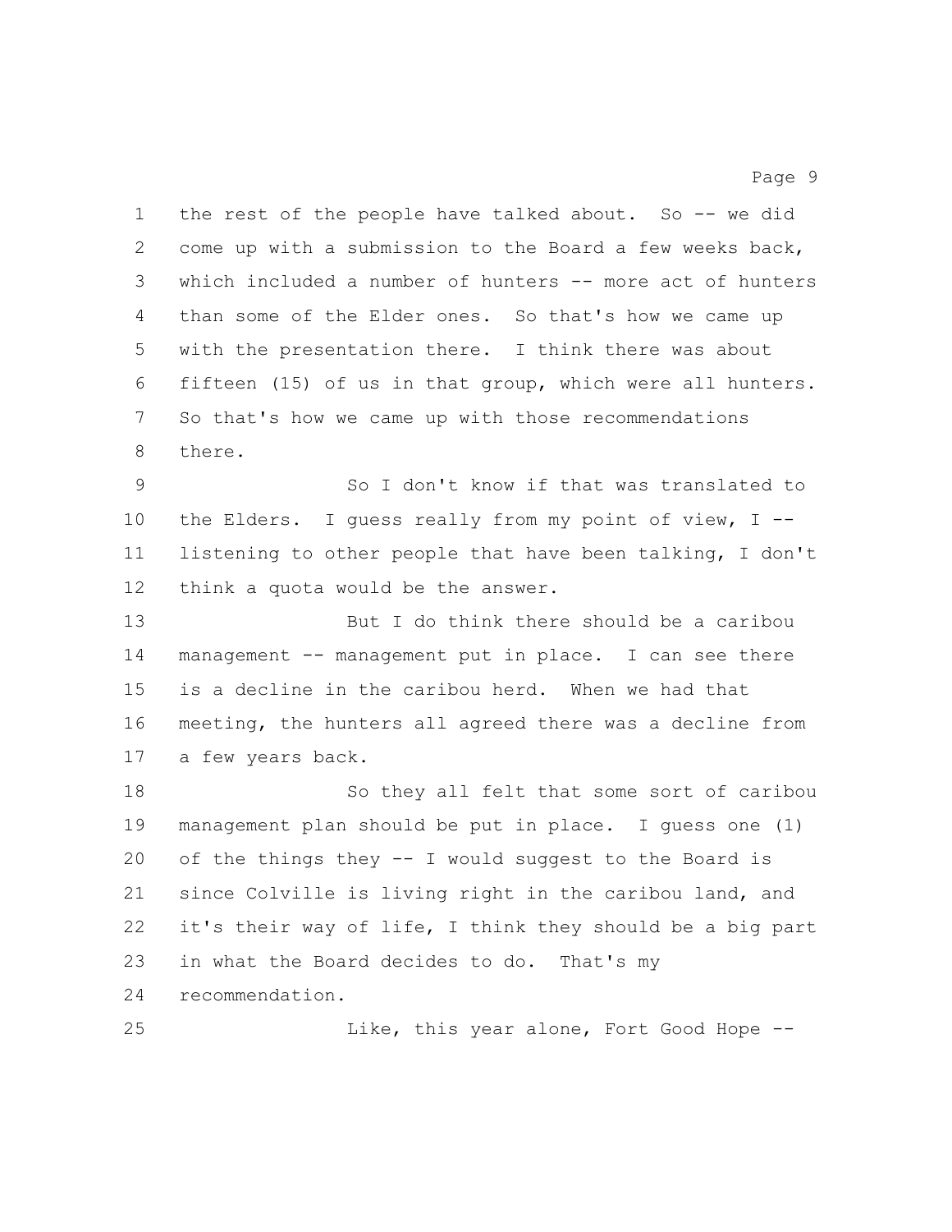the rest of the people have talked about. So -- we did come up with a submission to the Board a few weeks back, which included a number of hunters -- more act of hunters than some of the Elder ones. So that's how we came up with the presentation there. I think there was about fifteen (15) of us in that group, which were all hunters. So that's how we came up with those recommendations there.

So I don't know if that was translated to the Elders. I guess really from my point of view, I -- listening to other people that have been talking, I don't think a quota would be the answer.

But I do think there should be a caribou management -- management put in place. I can see there is a decline in the caribou herd. When we had that meeting, the hunters all agreed there was a decline from a few years back.

So they all felt that some sort of caribou management plan should be put in place. I guess one (1) of the things they -- I would suggest to the Board is since Colville is living right in the caribou land, and it's their way of life, I think they should be a big part in what the Board decides to do. That's my recommendation.

Like, this year alone, Fort Good Hope --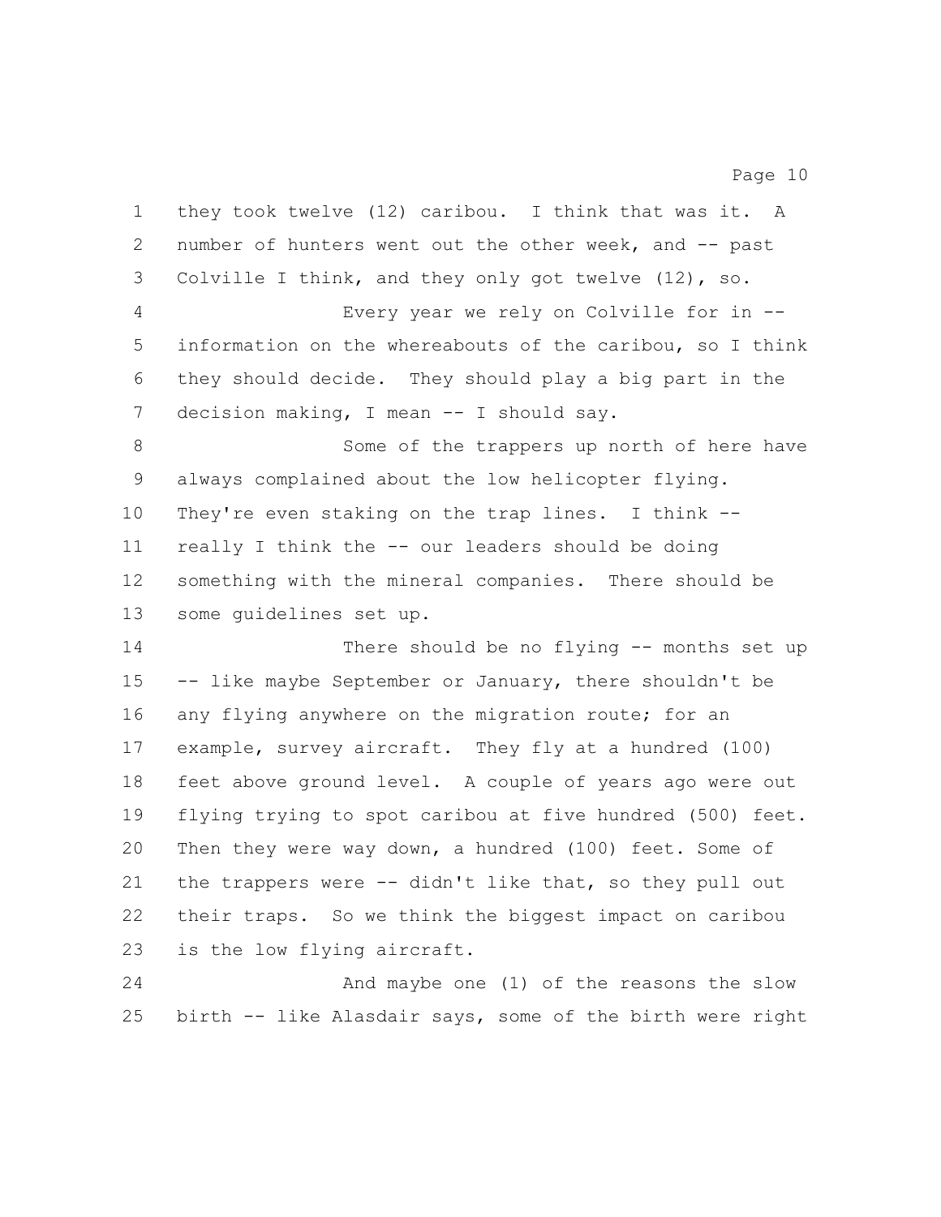they took twelve (12) caribou. I think that was it. A number of hunters went out the other week, and -- past Colville I think, and they only got twelve (12), so.

Every year we rely on Colville for in -- information on the whereabouts of the caribou, so I think they should decide. They should play a big part in the decision making, I mean -- I should say.

Some of the trappers up north of here have always complained about the low helicopter flying. They're even staking on the trap lines. I think -- really I think the -- our leaders should be doing something with the mineral companies. There should be some guidelines set up.

There should be no flying -- months set up -- like maybe September or January, there shouldn't be any flying anywhere on the migration route; for an example, survey aircraft. They fly at a hundred (100) feet above ground level. A couple of years ago were out flying trying to spot caribou at five hundred (500) feet. Then they were way down, a hundred (100) feet. Some of the trappers were -- didn't like that, so they pull out their traps. So we think the biggest impact on caribou is the low flying aircraft.

And maybe one (1) of the reasons the slow birth -- like Alasdair says, some of the birth were right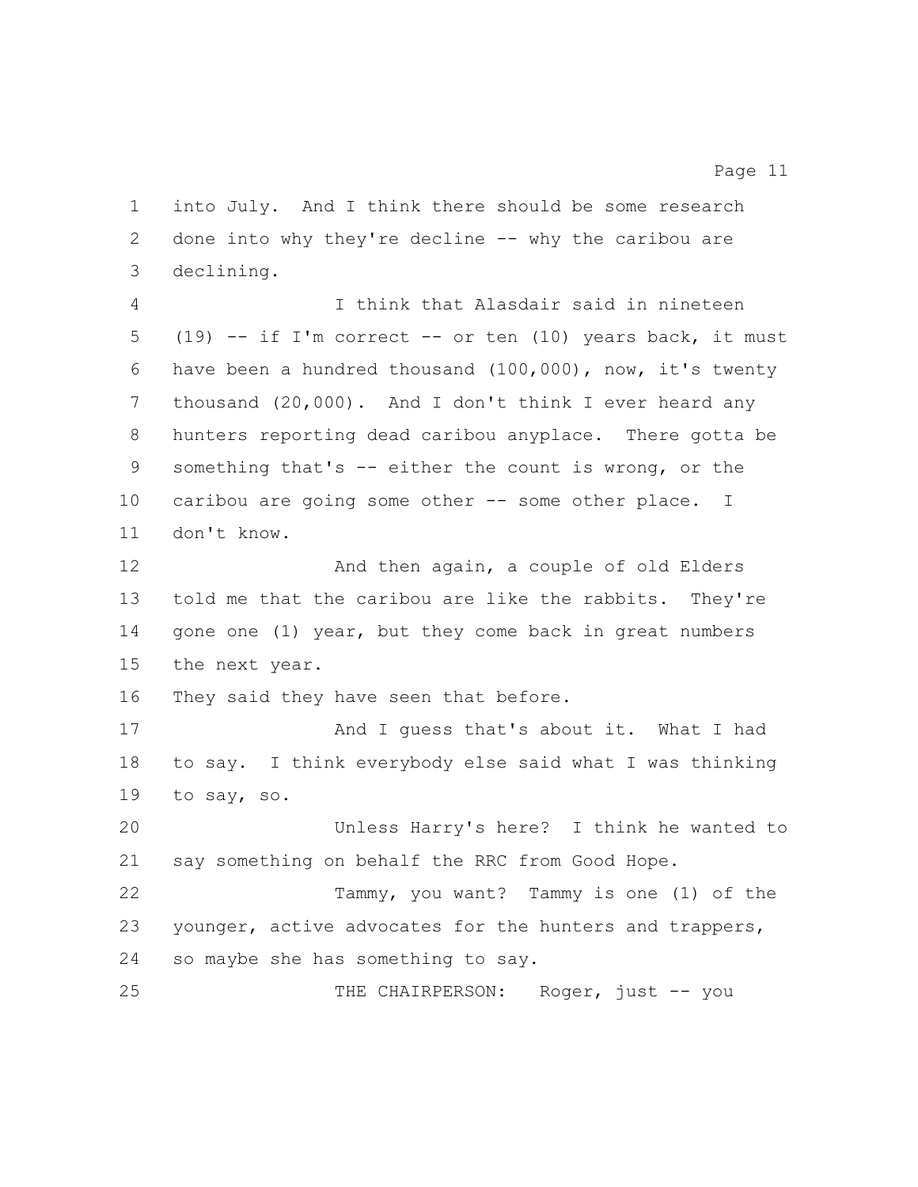into July. And I think there should be some research done into why they're decline -- why the caribou are declining.

I think that Alasdair said in nineteen (19) -- if I'm correct -- or ten (10) years back, it must have been a hundred thousand (100,000), now, it's twenty thousand (20,000). And I don't think I ever heard any hunters reporting dead caribou anyplace. There gotta be something that's -- either the count is wrong, or the caribou are going some other -- some other place. I don't know.

And then again, a couple of old Elders told me that the caribou are like the rabbits. They're gone one (1) year, but they come back in great numbers the next year.

They said they have seen that before.

And I guess that's about it. What I had to say. I think everybody else said what I was thinking to say, so.

Unless Harry's here? I think he wanted to say something on behalf the RRC from Good Hope.

Tammy, you want? Tammy is one (1) of the younger, active advocates for the hunters and trappers, so maybe she has something to say.

THE CHAIRPERSON: Roger, just -- you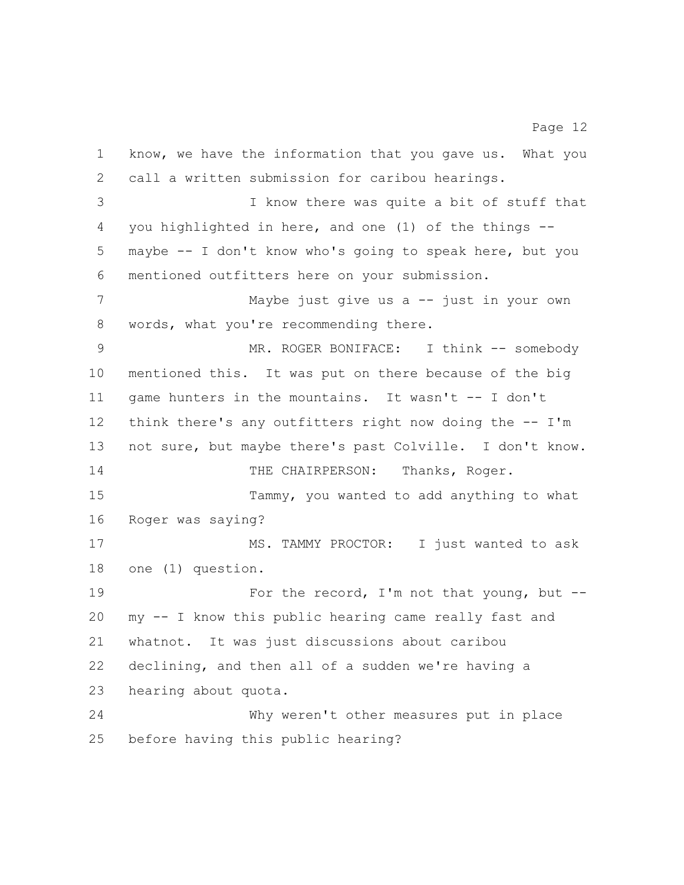know, we have the information that you gave us. What you call a written submission for caribou hearings.

I know there was quite a bit of stuff that you highlighted in here, and one (1) of the things -- maybe -- I don't know who's going to speak here, but you mentioned outfitters here on your submission.

Maybe just give us a -- just in your own words, what you're recommending there.

MR. ROGER BONIFACE: I think -- somebody mentioned this. It was put on there because of the big game hunters in the mountains. It wasn't -- I don't think there's any outfitters right now doing the -- I'm not sure, but maybe there's past Colville. I don't know.

THE CHAIRPERSON: Thanks, Roger.

Tammy, you wanted to add anything to what Roger was saying?

MS. TAMMY PROCTOR: I just wanted to ask one (1) question.

For the record, I'm not that young, but -- my -- I know this public hearing came really fast and whatnot. It was just discussions about caribou declining, and then all of a sudden we're having a hearing about quota.

Why weren't other measures put in place before having this public hearing?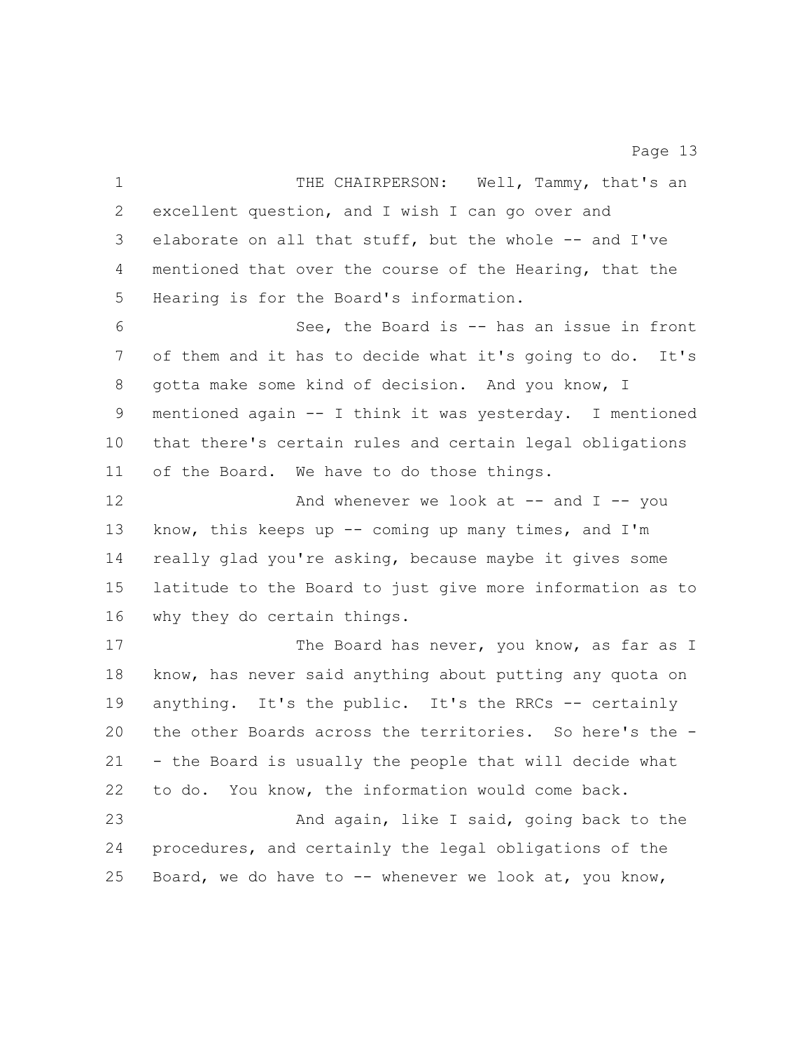THE CHAIRPERSON: Well, Tammy, that's an excellent question, and I wish I can go over and elaborate on all that stuff, but the whole -- and I've mentioned that over the course of the Hearing, that the Hearing is for the Board's information.

See, the Board is -- has an issue in front of them and it has to decide what it's going to do. It's gotta make some kind of decision. And you know, I mentioned again -- I think it was yesterday. I mentioned that there's certain rules and certain legal obligations of the Board. We have to do those things.

And whenever we look at -- and I -- you know, this keeps up -- coming up many times, and I'm really glad you're asking, because maybe it gives some latitude to the Board to just give more information as to why they do certain things.

The Board has never, you know, as far as I know, has never said anything about putting any quota on anything. It's the public. It's the RRCs -- certainly the other Boards across the territories. So here's the -- the Board is usually the people that will decide what to do. You know, the information would come back.

And again, like I said, going back to the procedures, and certainly the legal obligations of the Board, we do have to -- whenever we look at, you know,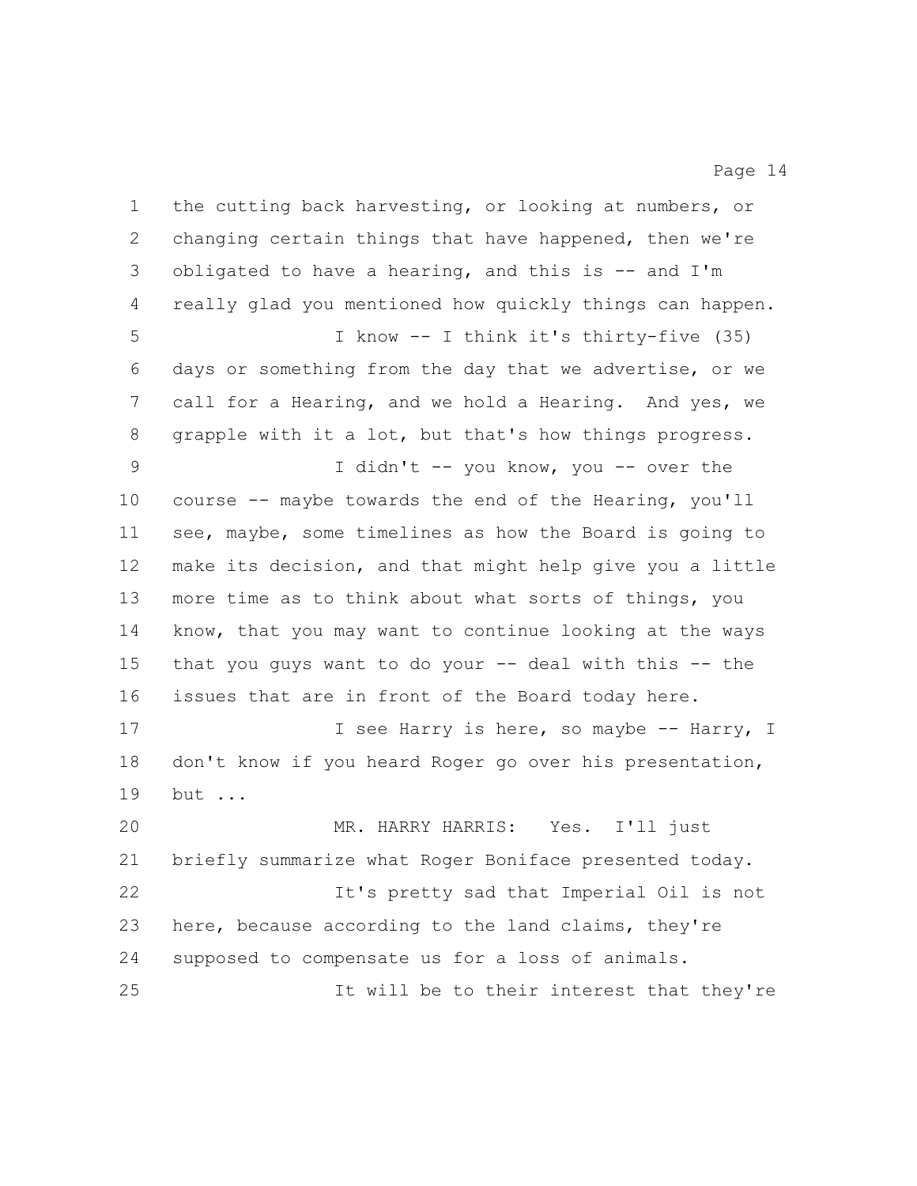the cutting back harvesting, or looking at numbers, or changing certain things that have happened, then we're obligated to have a hearing, and this is -- and I'm really glad you mentioned how quickly things can happen.

I know -- I think it's thirty-five (35) days or something from the day that we advertise, or we call for a Hearing, and we hold a Hearing. And yes, we grapple with it a lot, but that's how things progress.

I didn't -- you know, you -- over the course -- maybe towards the end of the Hearing, you'll see, maybe, some timelines as how the Board is going to make its decision, and that might help give you a little more time as to think about what sorts of things, you know, that you may want to continue looking at the ways that you guys want to do your -- deal with this -- the issues that are in front of the Board today here.

I see Harry is here, so maybe -- Harry, I don't know if you heard Roger go over his presentation, but ...

MR. HARRY HARRIS: Yes. I'll just briefly summarize what Roger Boniface presented today.

It's pretty sad that Imperial Oil is not here, because according to the land claims, they're supposed to compensate us for a loss of animals.

It will be to their interest that they're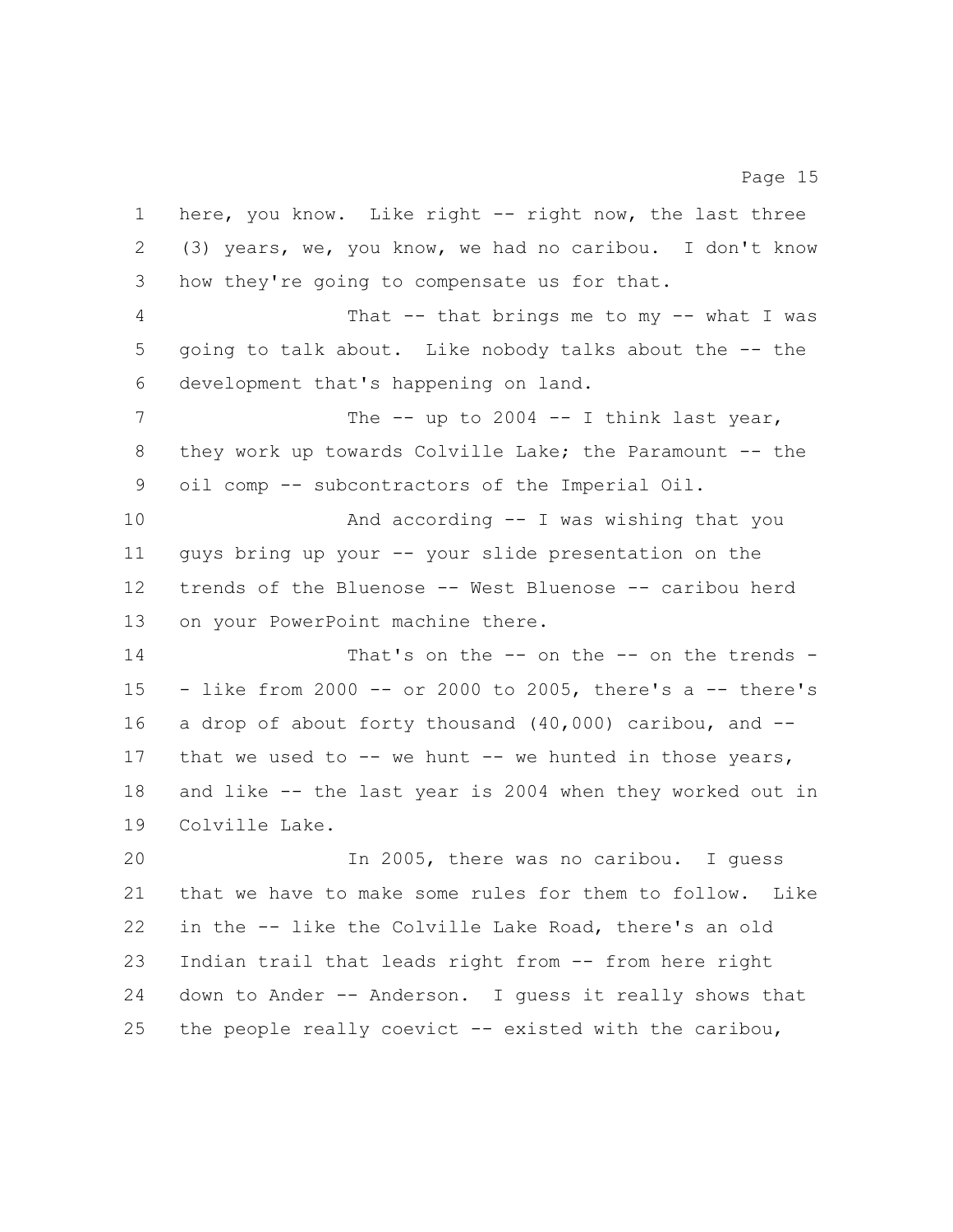here, you know. Like right -- right now, the last three (3) years, we, you know, we had no caribou. I don't know how they're going to compensate us for that.

That -- that brings me to my -- what I was going to talk about. Like nobody talks about the -- the development that's happening on land.

The -- up to 2004 -- I think last year, they work up towards Colville Lake; the Paramount -- the oil comp -- subcontractors of the Imperial Oil.

And according -- I was wishing that you guys bring up your -- your slide presentation on the trends of the Bluenose -- West Bluenose -- caribou herd on your PowerPoint machine there.

That's on the -- on the -- on the trends - - like from 2000 -- or 2000 to 2005, there's a -- there's a drop of about forty thousand (40,000) caribou, and -- that we used to -- we hunt -- we hunted in those years, and like -- the last year is 2004 when they worked out in Colville Lake.

In 2005, there was no caribou. I guess that we have to make some rules for them to follow. Like in the -- like the Colville Lake Road, there's an old Indian trail that leads right from -- from here right down to Ander -- Anderson. I guess it really shows that the people really coevict -- existed with the caribou,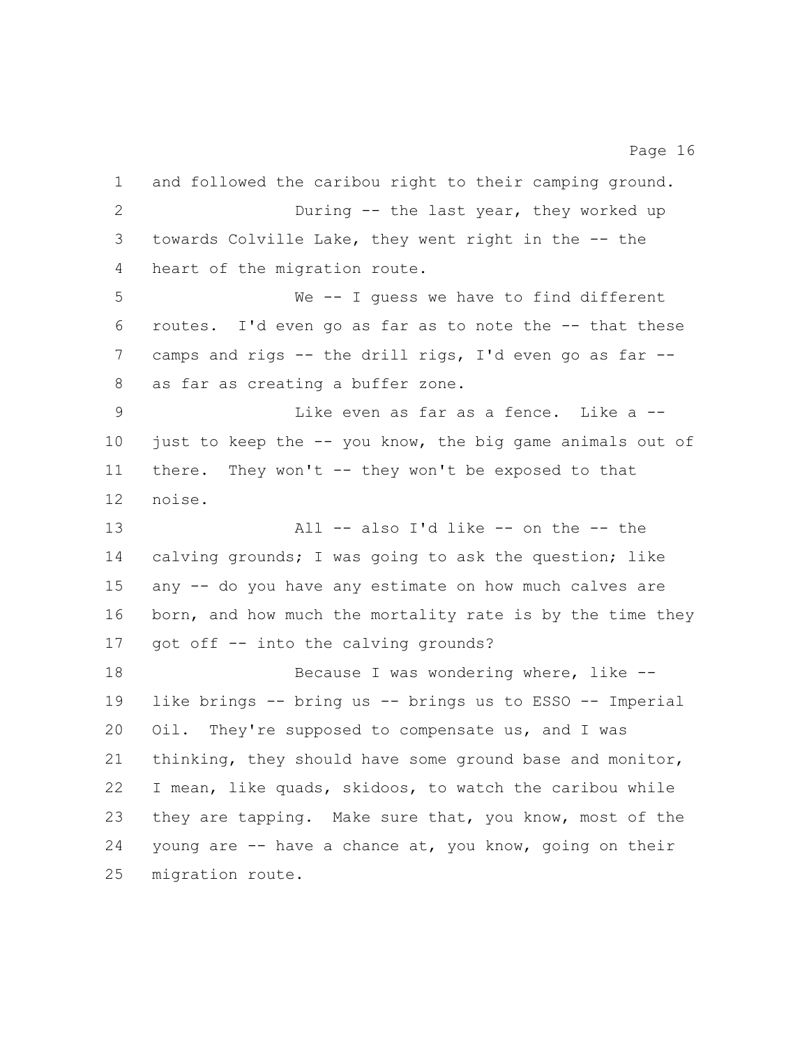and followed the caribou right to their camping ground.

During -- the last year, they worked up towards Colville Lake, they went right in the -- the heart of the migration route.

We -- I guess we have to find different routes. I'd even go as far as to note the -- that these camps and rigs -- the drill rigs, I'd even go as far -- as far as creating a buffer zone.

Like even as far as a fence. Like a -- just to keep the -- you know, the big game animals out of there. They won't -- they won't be exposed to that noise.

All -- also I'd like -- on the -- the calving grounds; I was going to ask the question; like any -- do you have any estimate on how much calves are born, and how much the mortality rate is by the time they got off -- into the calving grounds?

Because I was wondering where, like -- like brings -- bring us -- brings us to ESSO -- Imperial Oil. They're supposed to compensate us, and I was thinking, they should have some ground base and monitor, I mean, like quads, skidoos, to watch the caribou while they are tapping. Make sure that, you know, most of the young are -- have a chance at, you know, going on their migration route.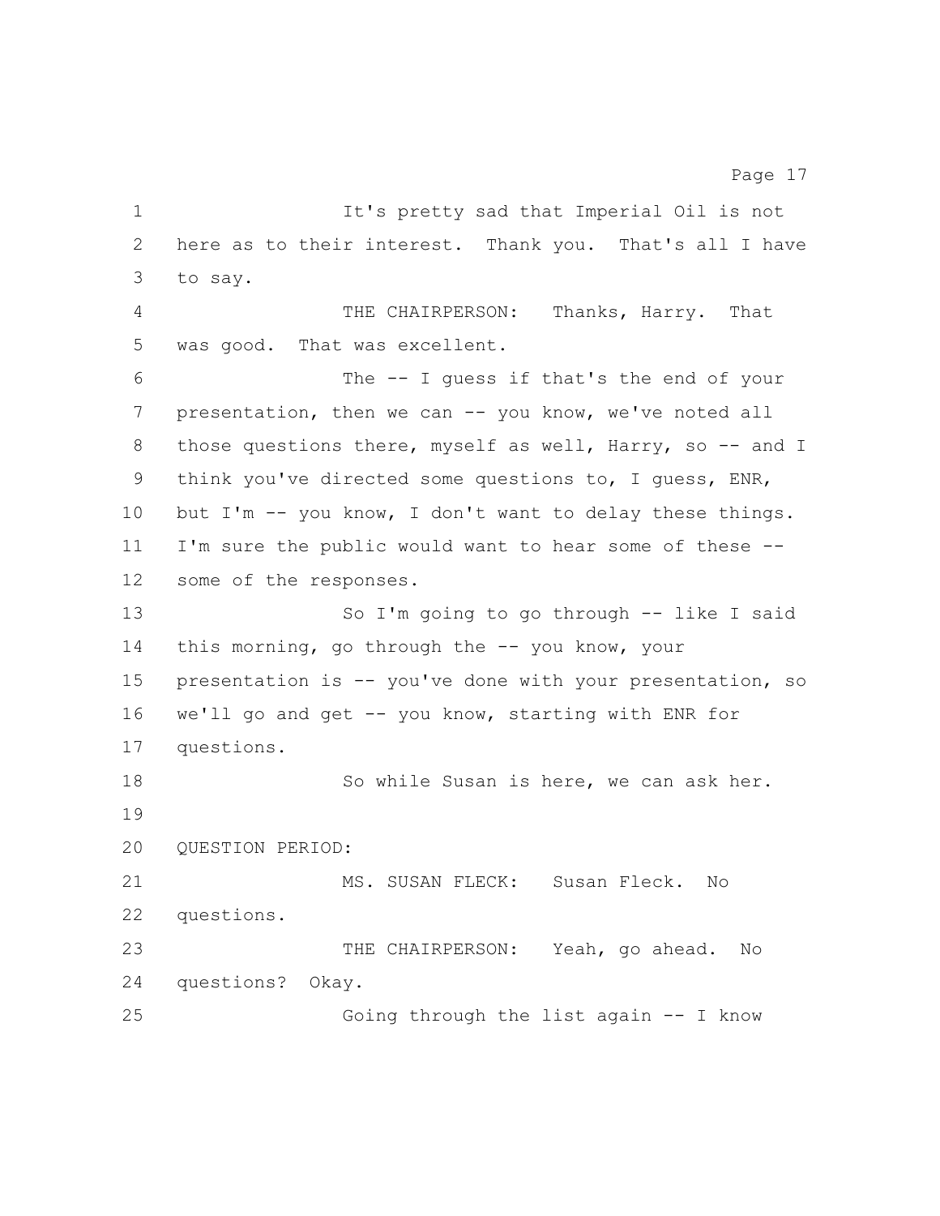It's pretty sad that Imperial Oil is not here as to their interest. Thank you. That's all I have to say.

THE CHAIRPERSON: Thanks, Harry. That was good. That was excellent.

The -- I guess if that's the end of your presentation, then we can -- you know, we've noted all those questions there, myself as well, Harry, so -- and I think you've directed some questions to, I guess, ENR, but I'm -- you know, I don't want to delay these things. I'm sure the public would want to hear some of these -- some of the responses.

So I'm going to go through -- like I said this morning, go through the -- you know, your presentation is -- you've done with your presentation, so we'll go and get -- you know, starting with ENR for questions.

So while Susan is here, we can ask her.

QUESTION PERIOD:

MS. SUSAN FLECK: Susan Fleck. No questions.

THE CHAIRPERSON: Yeah, go ahead. No questions? Okay.

Going through the list again -- I know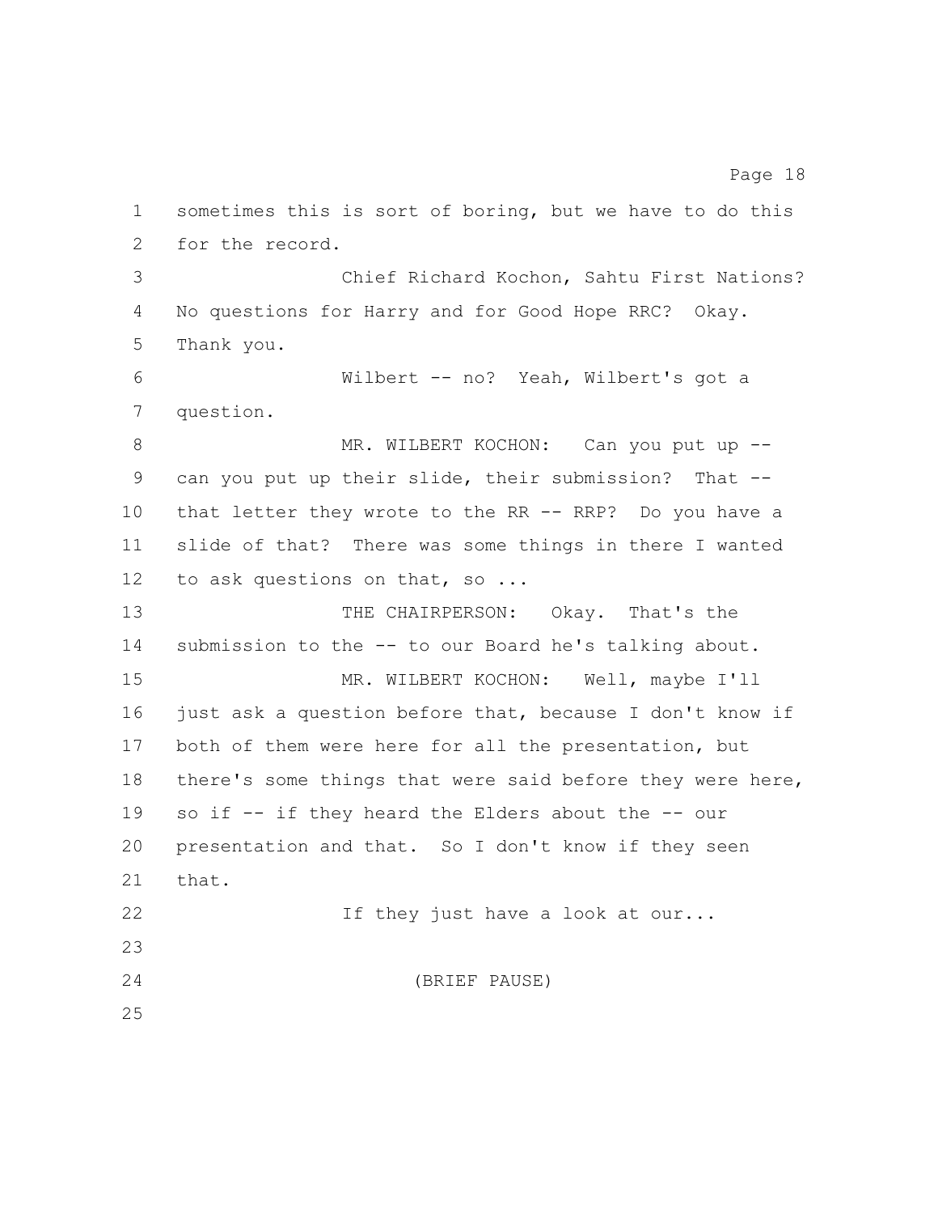sometimes this is sort of boring, but we have to do this for the record.

Chief Richard Kochon, Sahtu First Nations? No questions for Harry and for Good Hope RRC? Okay. Thank you.

Wilbert -- no? Yeah, Wilbert's got a question.

MR. WILBERT KOCHON: Can you put up -- can you put up their slide, their submission? That -- that letter they wrote to the RR -- RRP? Do you have a slide of that? There was some things in there I wanted to ask questions on that, so ...

THE CHAIRPERSON: Okay. That's the submission to the -- to our Board he's talking about.

MR. WILBERT KOCHON: Well, maybe I'll just ask a question before that, because I don't know if both of them were here for all the presentation, but there's some things that were said before they were here, so if -- if they heard the Elders about the -- our presentation and that. So I don't know if they seen that.

If they just have a look at our...

(BRIEF PAUSE)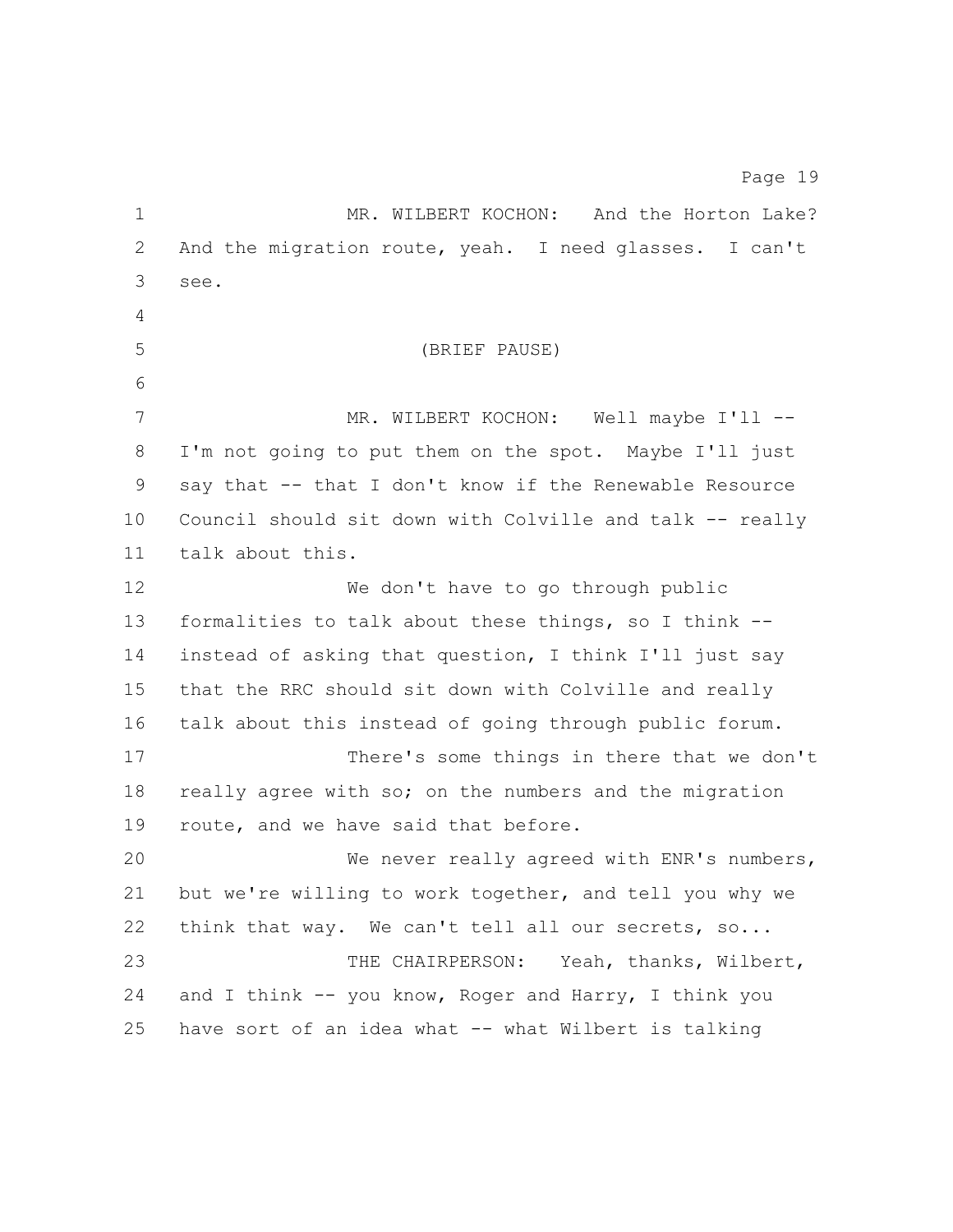MR. WILBERT KOCHON: And the Horton Lake? And the migration route, yeah. I need glasses. I can't see.

(BRIEF PAUSE)

MR. WILBERT KOCHON: Well maybe I'll -- I'm not going to put them on the spot. Maybe I'll just say that -- that I don't know if the Renewable Resource Council should sit down with Colville and talk -- really talk about this.

We don't have to go through public formalities to talk about these things, so I think -- instead of asking that question, I think I'll just say that the RRC should sit down with Colville and really talk about this instead of going through public forum.

There's some things in there that we don't really agree with so; on the numbers and the migration route, and we have said that before.

We never really agreed with ENR's numbers, but we're willing to work together, and tell you why we think that way. We can't tell all our secrets, so...

THE CHAIRPERSON: Yeah, thanks, Wilbert, and I think -- you know, Roger and Harry, I think you have sort of an idea what -- what Wilbert is talking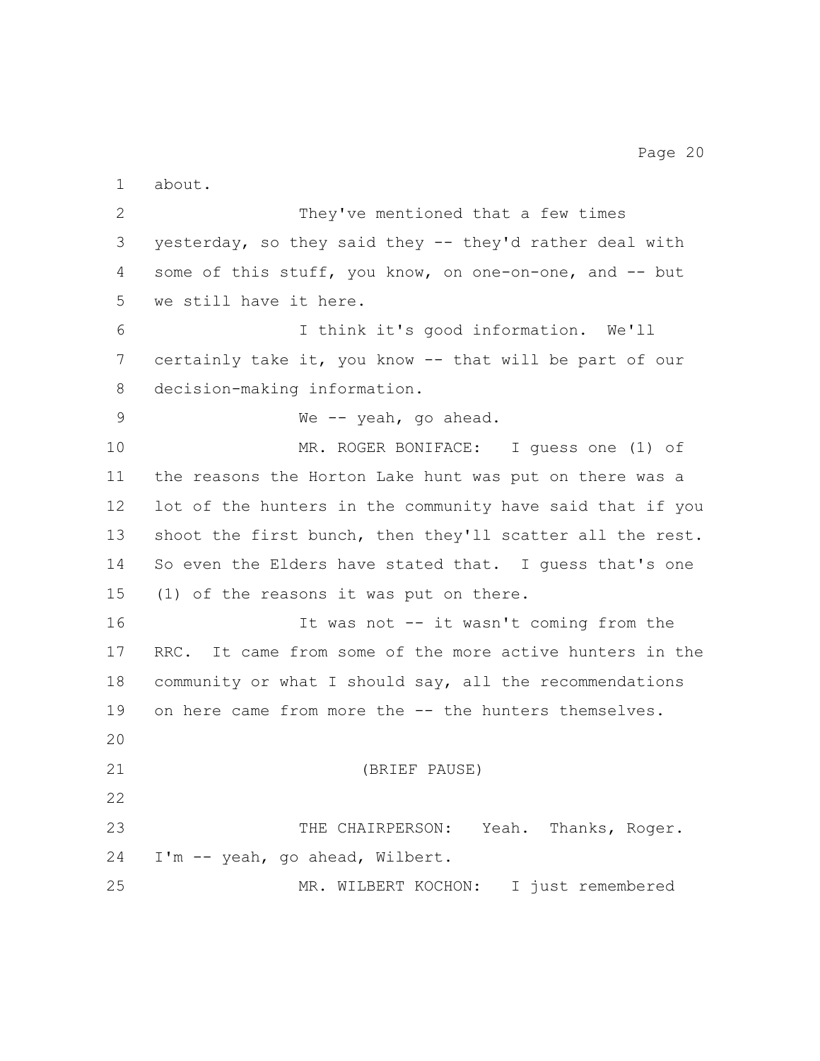about.

They've mentioned that a few times yesterday, so they said they -- they'd rather deal with some of this stuff, you know, on one-on-one, and -- but we still have it here.

I think it's good information. We'll certainly take it, you know -- that will be part of our decision-making information.

We -- yeah, go ahead.

MR. ROGER BONIFACE: I guess one (1) of the reasons the Horton Lake hunt was put on there was a lot of the hunters in the community have said that if you shoot the first bunch, then they'll scatter all the rest. So even the Elders have stated that. I guess that's one (1) of the reasons it was put on there.

It was not -- it wasn't coming from the RRC. It came from some of the more active hunters in the community or what I should say, all the recommendations on here came from more the -- the hunters themselves.

(BRIEF PAUSE)

THE CHAIRPERSON: Yeah. Thanks, Roger. I'm -- yeah, go ahead, Wilbert.

MR. WILBERT KOCHON: I just remembered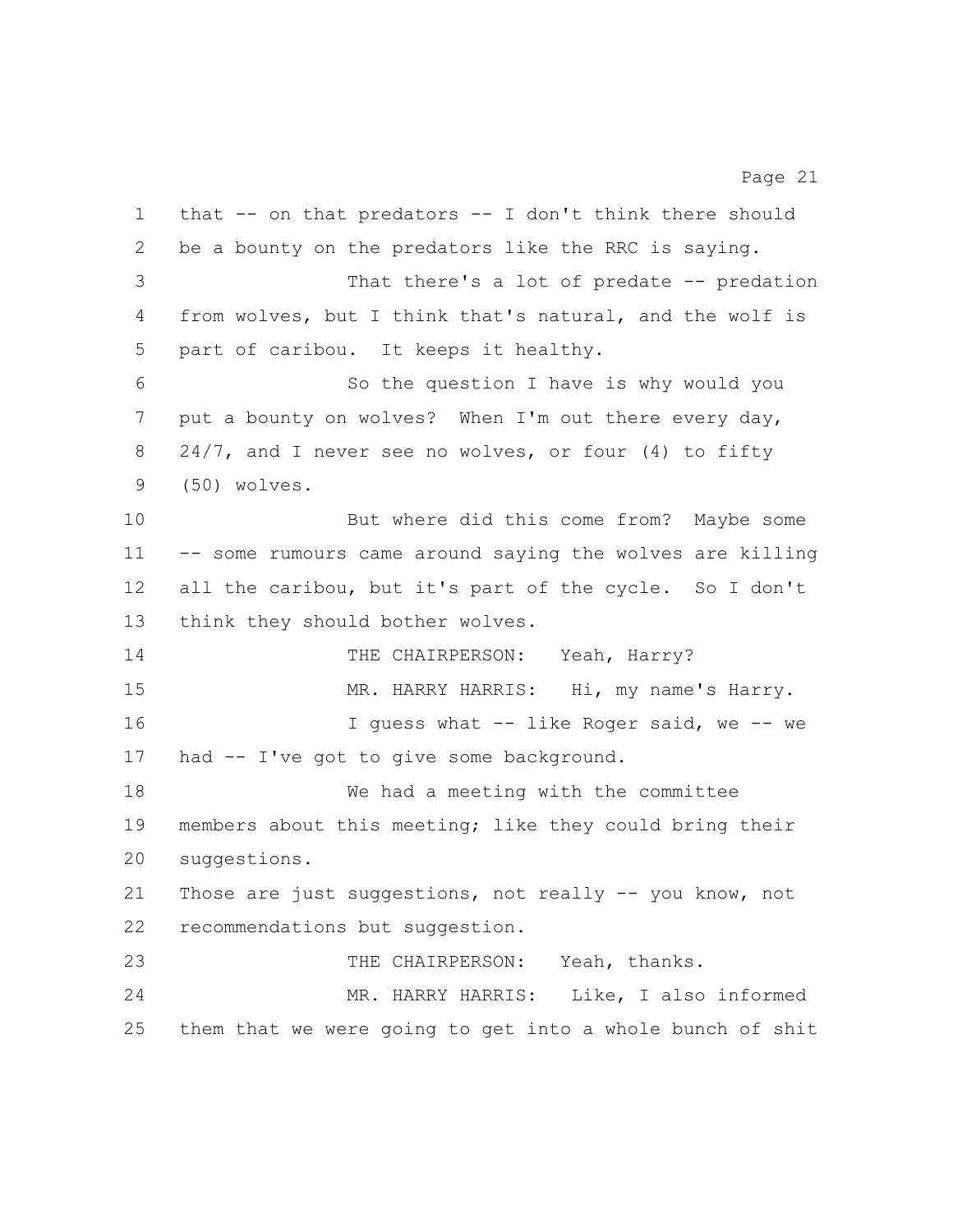that -- on that predators -- I don't think there should be a bounty on the predators like the RRC is saying.

That there's a lot of predate -- predation from wolves, but I think that's natural, and the wolf is part of caribou. It keeps it healthy.

So the question I have is why would you put a bounty on wolves? When I'm out there every day, 24/7, and I never see no wolves, or four (4) to fifty (50) wolves.

But where did this come from? Maybe some -- some rumours came around saying the wolves are killing all the caribou, but it's part of the cycle. So I don't think they should bother wolves.

THE CHAIRPERSON: Yeah, Harry?

MR. HARRY HARRIS: Hi, my name's Harry.

I guess what -- like Roger said, we -- we had -- I've got to give some background.

We had a meeting with the committee members about this meeting; like they could bring their suggestions.

Those are just suggestions, not really -- you know, not recommendations but suggestion.

THE CHAIRPERSON: Yeah, thanks.

MR. HARRY HARRIS: Like, I also informed them that we were going to get into a whole bunch of shit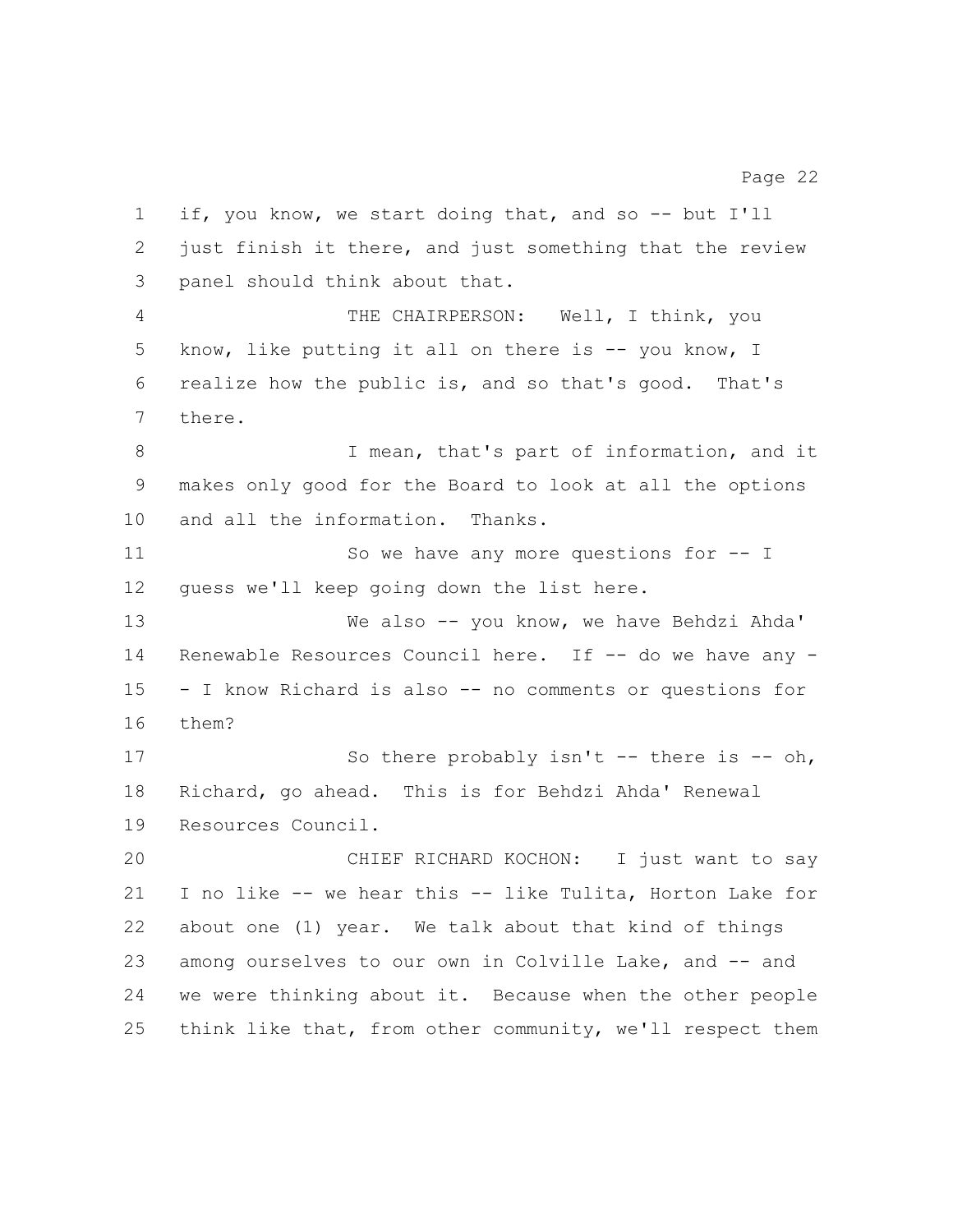if, you know, we start doing that, and so -- but I'll just finish it there, and just something that the review panel should think about that.

THE CHAIRPERSON: Well, I think, you know, like putting it all on there is -- you know, I realize how the public is, and so that's good. That's there.

I mean, that's part of information, and it makes only good for the Board to look at all the options and all the information. Thanks.

So we have any more questions for -- I guess we'll keep going down the list here.

We also -- you know, we have Behdzi Ahda' Renewable Resources Council here. If -- do we have any -- I know Richard is also -- no comments or questions for them?

So there probably isn't -- there is -- oh, Richard, go ahead. This is for Behdzi Ahda' Renewal Resources Council.

CHIEF RICHARD KOCHON: I just want to say I no like -- we hear this -- like Tulita, Horton Lake for about one (1) year. We talk about that kind of things among ourselves to our own in Colville Lake, and -- and we were thinking about it. Because when the other people think like that, from other community, we'll respect them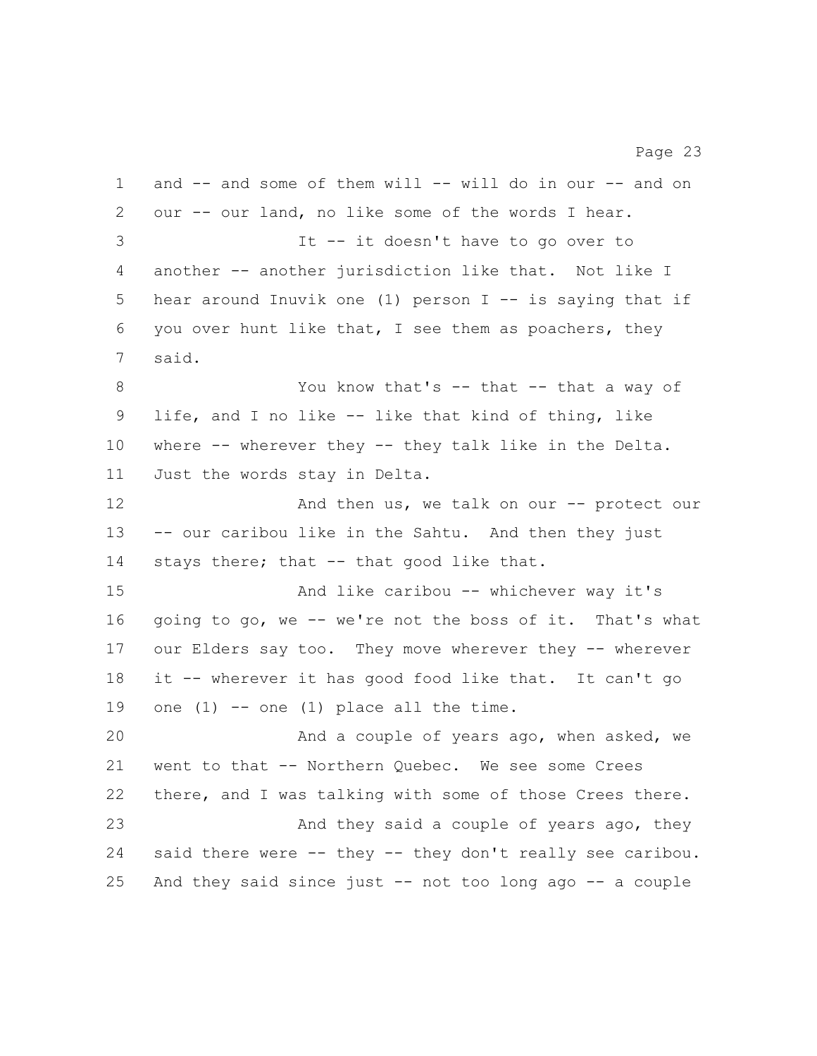and -- and some of them will -- will do in our -- and on our -- our land, no like some of the words I hear.

It -- it doesn't have to go over to another -- another jurisdiction like that. Not like I hear around Inuvik one (1) person I -- is saying that if you over hunt like that, I see them as poachers, they said.

You know that's -- that -- that a way of life, and I no like -- like that kind of thing, like where -- wherever they -- they talk like in the Delta. Just the words stay in Delta.

And then us, we talk on our -- protect our -- our caribou like in the Sahtu. And then they just stays there; that -- that good like that.

And like caribou -- whichever way it's going to go, we -- we're not the boss of it. That's what our Elders say too. They move wherever they -- wherever it -- wherever it has good food like that. It can't go one (1) -- one (1) place all the time.

And a couple of years ago, when asked, we went to that -- Northern Quebec. We see some Crees there, and I was talking with some of those Crees there.

And they said a couple of years ago, they said there were -- they -- they don't really see caribou. And they said since just -- not too long ago -- a couple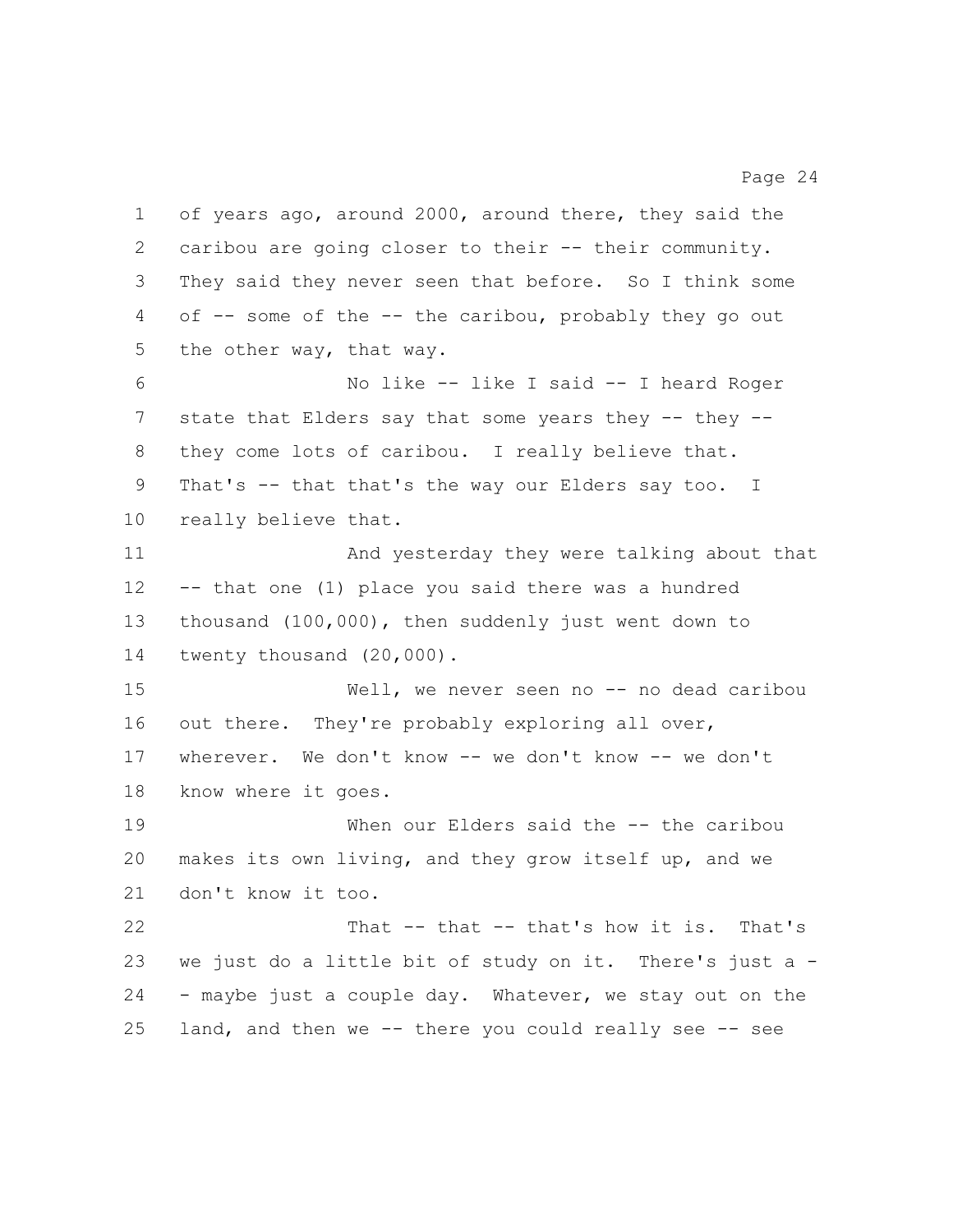of years ago, around 2000, around there, they said the caribou are going closer to their -- their community. They said they never seen that before. So I think some of -- some of the -- the caribou, probably they go out the other way, that way.

No like -- like I said -- I heard Roger state that Elders say that some years they -- they -- they come lots of caribou. I really believe that. That's -- that that's the way our Elders say too. I really believe that.

And yesterday they were talking about that -- that one (1) place you said there was a hundred thousand (100,000), then suddenly just went down to twenty thousand (20,000).

Well, we never seen no -- no dead caribou out there. They're probably exploring all over, wherever. We don't know -- we don't know -- we don't know where it goes.

When our Elders said the -- the caribou makes its own living, and they grow itself up, and we don't know it too.

That -- that -- that's how it is. That's we just do a little bit of study on it. There's just a -- maybe just a couple day. Whatever, we stay out on the land, and then we -- there you could really see -- see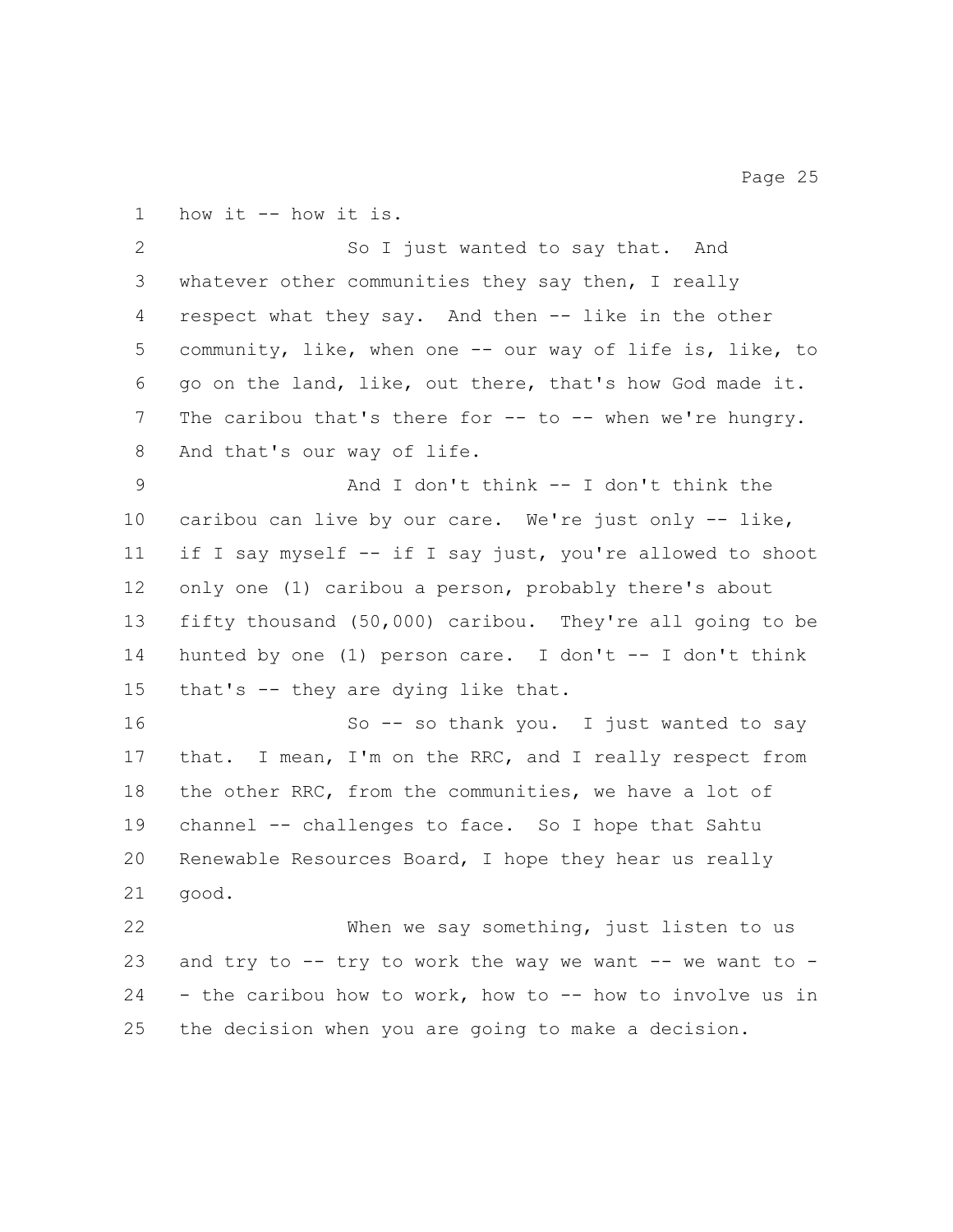how it -- how it is.

So I just wanted to say that. And whatever other communities they say then, I really respect what they say. And then -- like in the other community, like, when one -- our way of life is, like, to go on the land, like, out there, that's how God made it. The caribou that's there for -- to -- when we're hungry. And that's our way of life.

And I don't think -- I don't think the caribou can live by our care. We're just only -- like, if I say myself -- if I say just, you're allowed to shoot only one (1) caribou a person, probably there's about fifty thousand (50,000) caribou. They're all going to be hunted by one (1) person care. I don't -- I don't think that's -- they are dying like that.

So -- so thank you. I just wanted to say that. I mean, I'm on the RRC, and I really respect from the other RRC, from the communities, we have a lot of channel -- challenges to face. So I hope that Sahtu Renewable Resources Board, I hope they hear us really good.

When we say something, just listen to us and try to -- try to work the way we want -- we want to -- the caribou how to work, how to -- how to involve us in the decision when you are going to make a decision.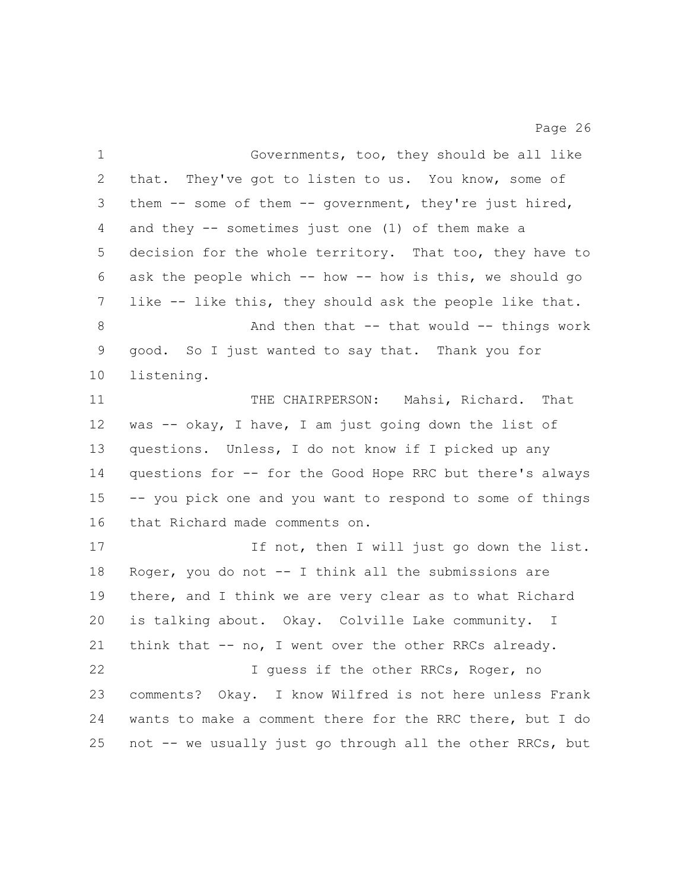Governments, too, they should be all like that. They've got to listen to us. You know, some of them -- some of them -- government, they're just hired, and they -- sometimes just one (1) of them make a decision for the whole territory. That too, they have to ask the people which -- how -- how is this, we should go like -- like this, they should ask the people like that.

And then that -- that would -- things work good. So I just wanted to say that. Thank you for listening.

THE CHAIRPERSON: Mahsi, Richard. That was -- okay, I have, I am just going down the list of questions. Unless, I do not know if I picked up any questions for -- for the Good Hope RRC but there's always -- you pick one and you want to respond to some of things that Richard made comments on.

If not, then I will just go down the list. Roger, you do not -- I think all the submissions are there, and I think we are very clear as to what Richard is talking about. Okay. Colville Lake community. I think that -- no, I went over the other RRCs already.

I guess if the other RRCs, Roger, no comments? Okay. I know Wilfred is not here unless Frank wants to make a comment there for the RRC there, but I do not -- we usually just go through all the other RRCs, but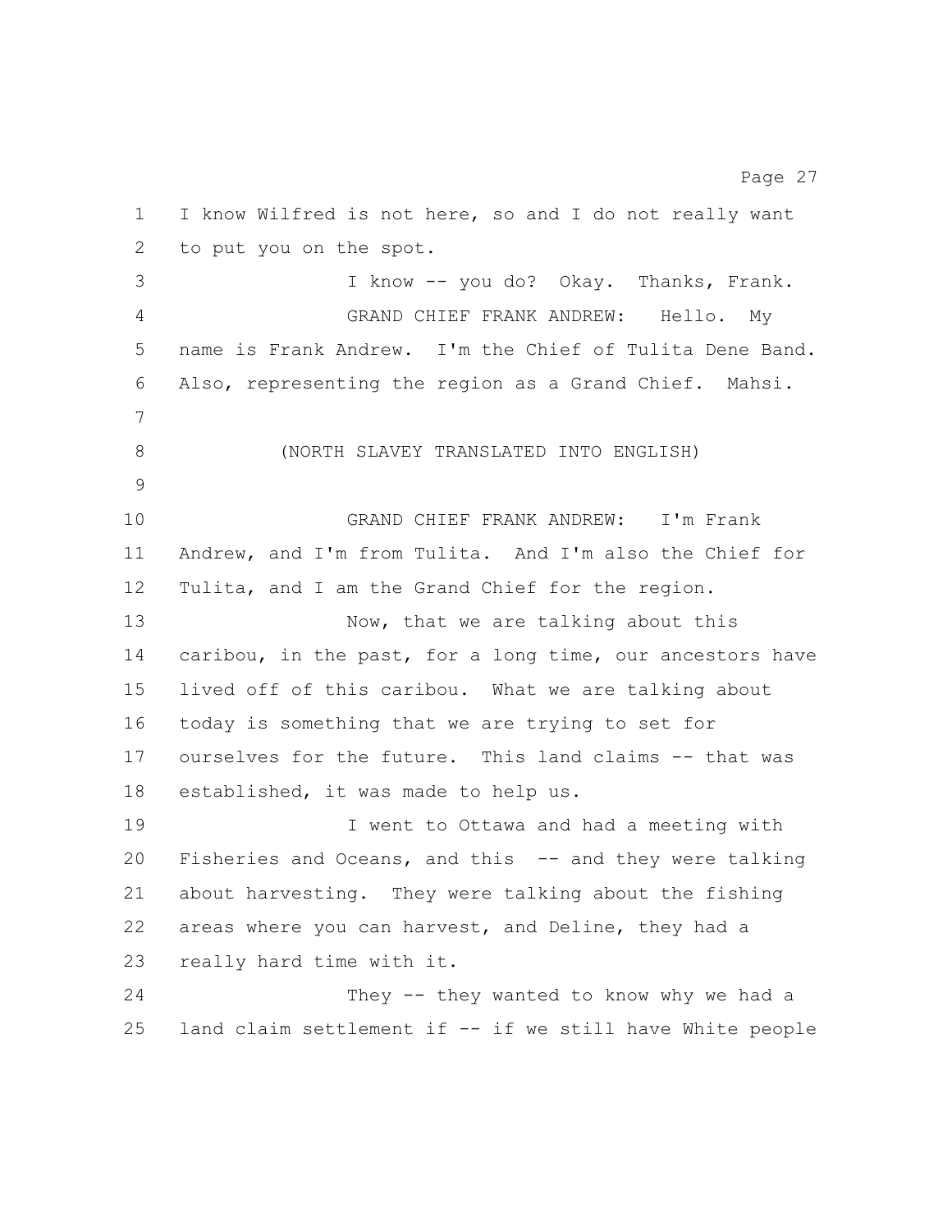I know Wilfred is not here, so and I do not really want to put you on the spot.

I know -- you do? Okay. Thanks, Frank.

GRAND CHIEF FRANK ANDREW: Hello. My name is Frank Andrew. I'm the Chief of Tulita Dene Band. Also, representing the region as a Grand Chief. Mahsi.

(NORTH SLAVEY TRANSLATED INTO ENGLISH)

GRAND CHIEF FRANK ANDREW: I'm Frank Andrew, and I'm from Tulita. And I'm also the Chief for Tulita, and I am the Grand Chief for the region.

Now, that we are talking about this caribou, in the past, for a long time, our ancestors have lived off of this caribou. What we are talking about today is something that we are trying to set for ourselves for the future. This land claims -- that was established, it was made to help us.

I went to Ottawa and had a meeting with Fisheries and Oceans, and this -- and they were talking about harvesting. They were talking about the fishing areas where you can harvest, and Deline, they had a really hard time with it.

They -- they wanted to know why we had a land claim settlement if -- if we still have White people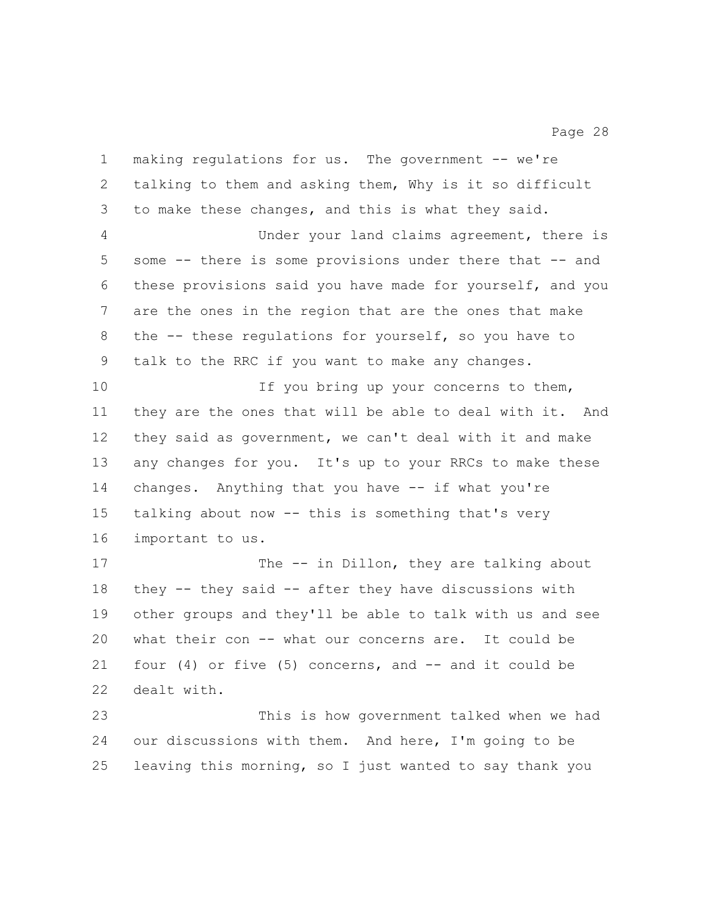making regulations for us. The government -- we're talking to them and asking them, Why is it so difficult to make these changes, and this is what they said.

Under your land claims agreement, there is some -- there is some provisions under there that -- and these provisions said you have made for yourself, and you are the ones in the region that are the ones that make the -- these regulations for yourself, so you have to talk to the RRC if you want to make any changes.

If you bring up your concerns to them, they are the ones that will be able to deal with it. And they said as government, we can't deal with it and make any changes for you. It's up to your RRCs to make these changes. Anything that you have -- if what you're talking about now -- this is something that's very important to us.

The -- in Dillon, they are talking about they -- they said -- after they have discussions with other groups and they'll be able to talk with us and see what their con -- what our concerns are. It could be four (4) or five (5) concerns, and -- and it could be dealt with.

This is how government talked when we had our discussions with them. And here, I'm going to be leaving this morning, so I just wanted to say thank you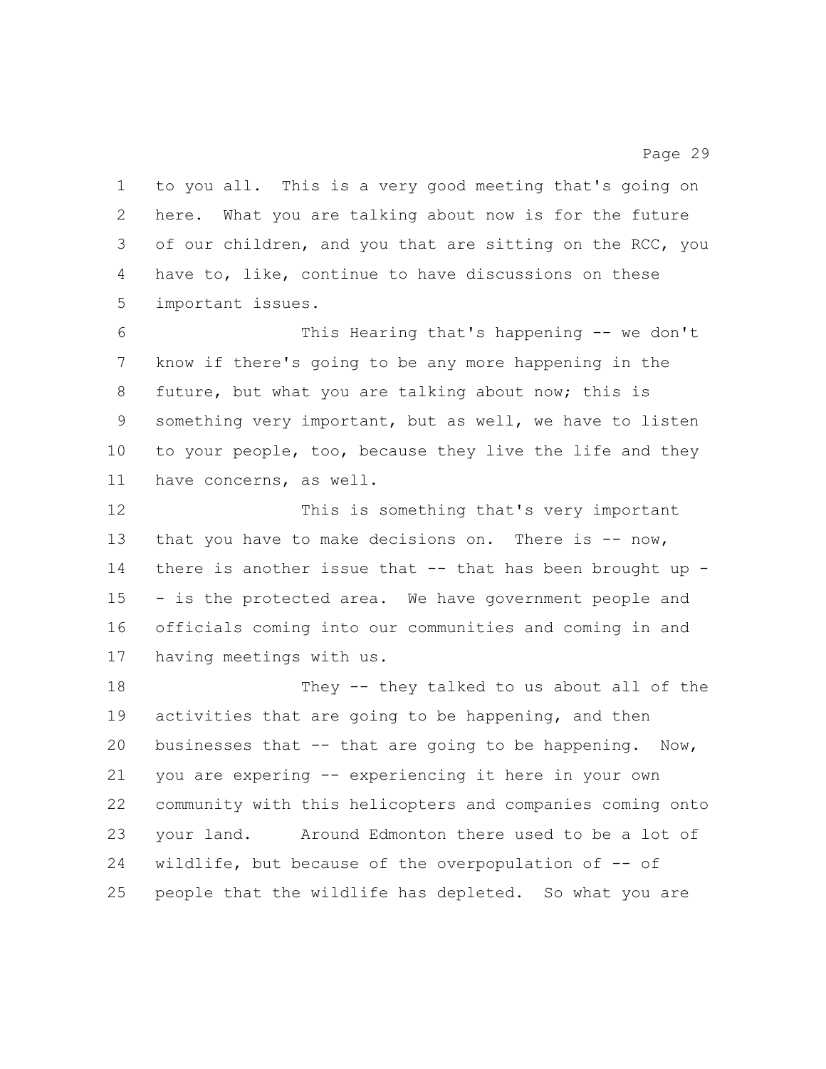to you all. This is a very good meeting that's going on here. What you are talking about now is for the future of our children, and you that are sitting on the RCC, you have to, like, continue to have discussions on these important issues.

This Hearing that's happening -- we don't know if there's going to be any more happening in the future, but what you are talking about now; this is something very important, but as well, we have to listen to your people, too, because they live the life and they have concerns, as well.

This is something that's very important that you have to make decisions on. There is -- now, there is another issue that -- that has been brought up -- is the protected area. We have government people and officials coming into our communities and coming in and having meetings with us.

They -- they talked to us about all of the activities that are going to be happening, and then businesses that -- that are going to be happening. Now, you are expering -- experiencing it here in your own community with this helicopters and companies coming onto your land. Around Edmonton there used to be a lot of wildlife, but because of the overpopulation of -- of people that the wildlife has depleted. So what you are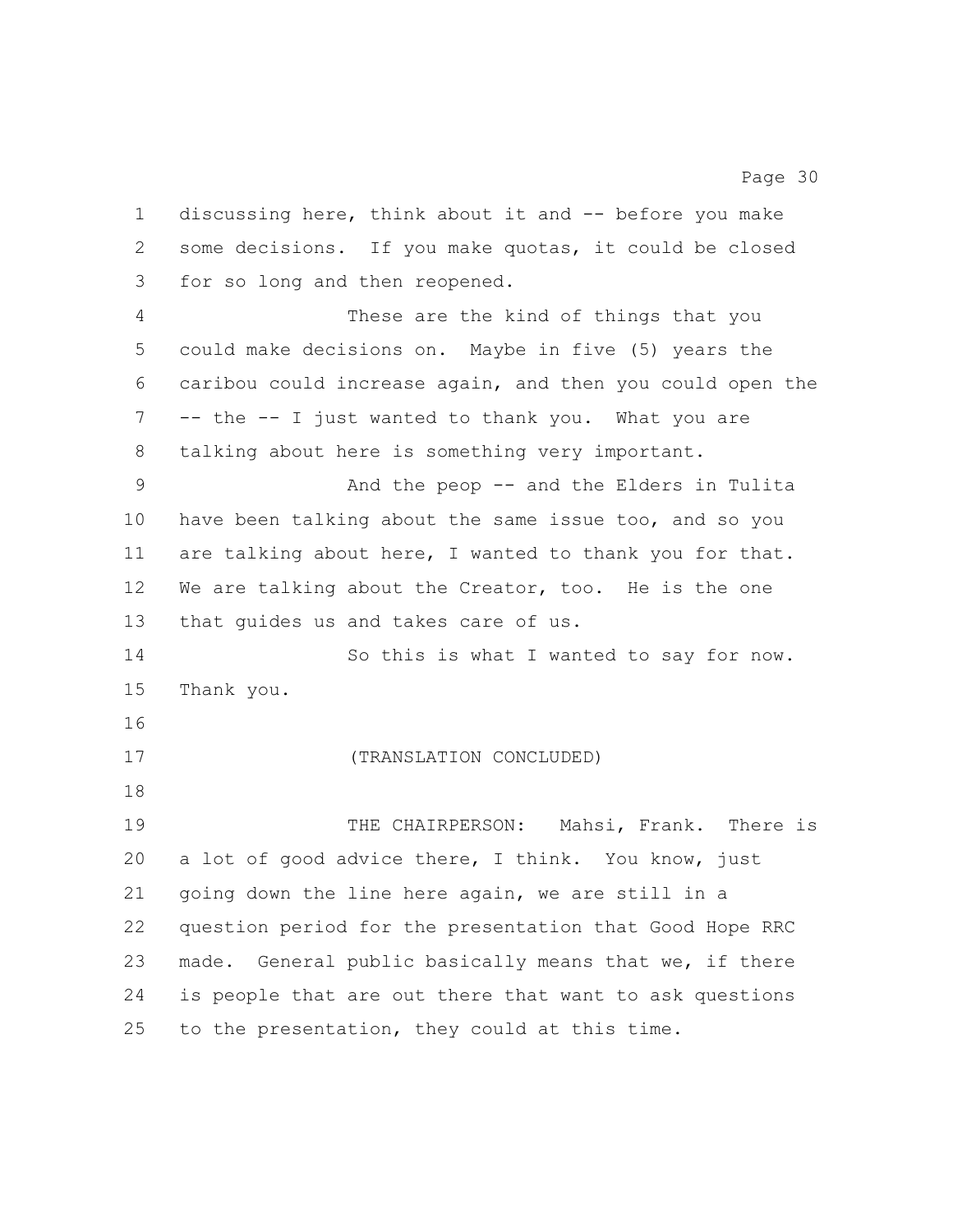discussing here, think about it and -- before you make some decisions. If you make quotas, it could be closed for so long and then reopened.

These are the kind of things that you could make decisions on. Maybe in five (5) years the caribou could increase again, and then you could open the -- the -- I just wanted to thank you. What you are talking about here is something very important.

And the peop -- and the Elders in Tulita have been talking about the same issue too, and so you are talking about here, I wanted to thank you for that. We are talking about the Creator, too. He is the one that guides us and takes care of us.

So this is what I wanted to say for now. Thank you.

(TRANSLATION CONCLUDED)

THE CHAIRPERSON: Mahsi, Frank. There is a lot of good advice there, I think. You know, just going down the line here again, we are still in a question period for the presentation that Good Hope RRC made. General public basically means that we, if there is people that are out there that want to ask questions to the presentation, they could at this time.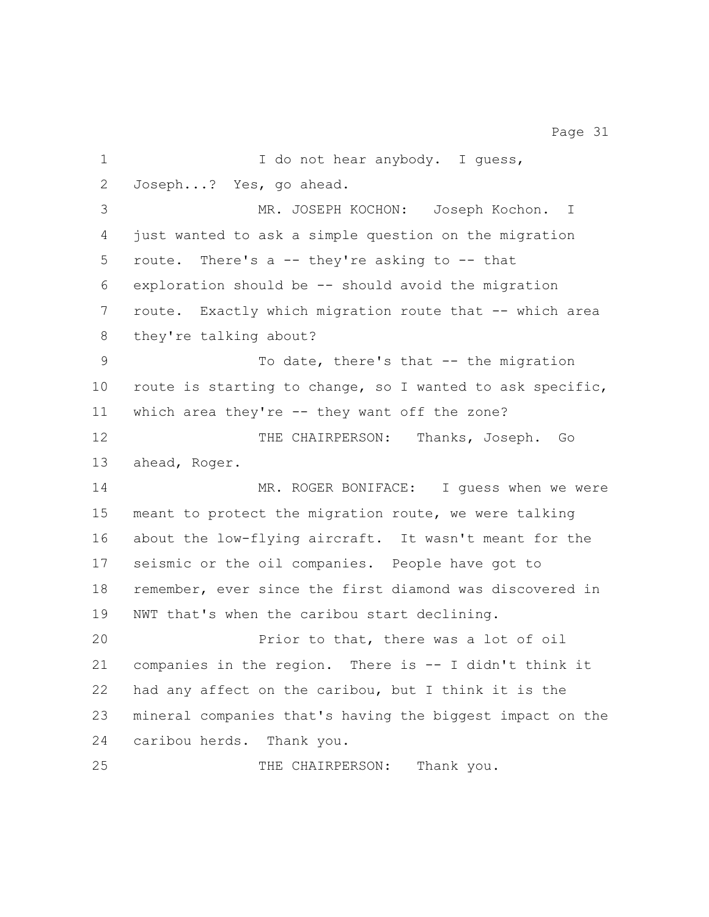I do not hear anybody. I guess, Joseph...? Yes, go ahead.

MR. JOSEPH KOCHON: Joseph Kochon. I just wanted to ask a simple question on the migration route. There's a -- they're asking to -- that exploration should be -- should avoid the migration route. Exactly which migration route that -- which area they're talking about?

To date, there's that -- the migration route is starting to change, so I wanted to ask specific, which area they're -- they want off the zone?

THE CHAIRPERSON: Thanks, Joseph. Go ahead, Roger.

MR. ROGER BONIFACE: I guess when we were meant to protect the migration route, we were talking about the low-flying aircraft. It wasn't meant for the seismic or the oil companies. People have got to remember, ever since the first diamond was discovered in NWT that's when the caribou start declining.

Prior to that, there was a lot of oil companies in the region. There is -- I didn't think it had any affect on the caribou, but I think it is the mineral companies that's having the biggest impact on the caribou herds. Thank you.

THE CHAIRPERSON: Thank you.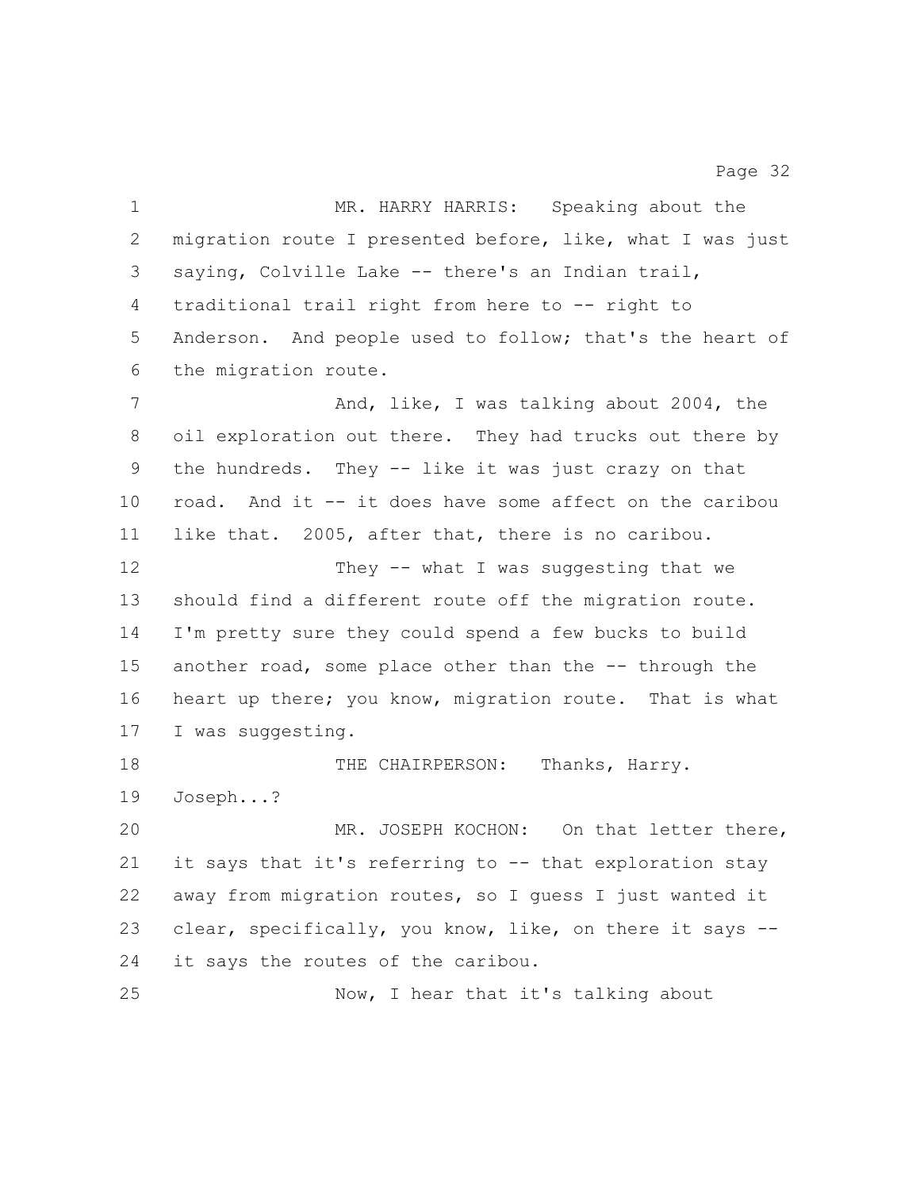MR. HARRY HARRIS: Speaking about the migration route I presented before, like, what I was just saying, Colville Lake -- there's an Indian trail, traditional trail right from here to -- right to Anderson. And people used to follow; that's the heart of the migration route.

And, like, I was talking about 2004, the oil exploration out there. They had trucks out there by the hundreds. They -- like it was just crazy on that road. And it -- it does have some affect on the caribou like that. 2005, after that, there is no caribou.

They -- what I was suggesting that we should find a different route off the migration route. I'm pretty sure they could spend a few bucks to build another road, some place other than the -- through the heart up there; you know, migration route. That is what I was suggesting.

THE CHAIRPERSON: Thanks, Harry. Joseph...?

MR. JOSEPH KOCHON: On that letter there, it says that it's referring to -- that exploration stay away from migration routes, so I guess I just wanted it clear, specifically, you know, like, on there it says -- it says the routes of the caribou.

Now, I hear that it's talking about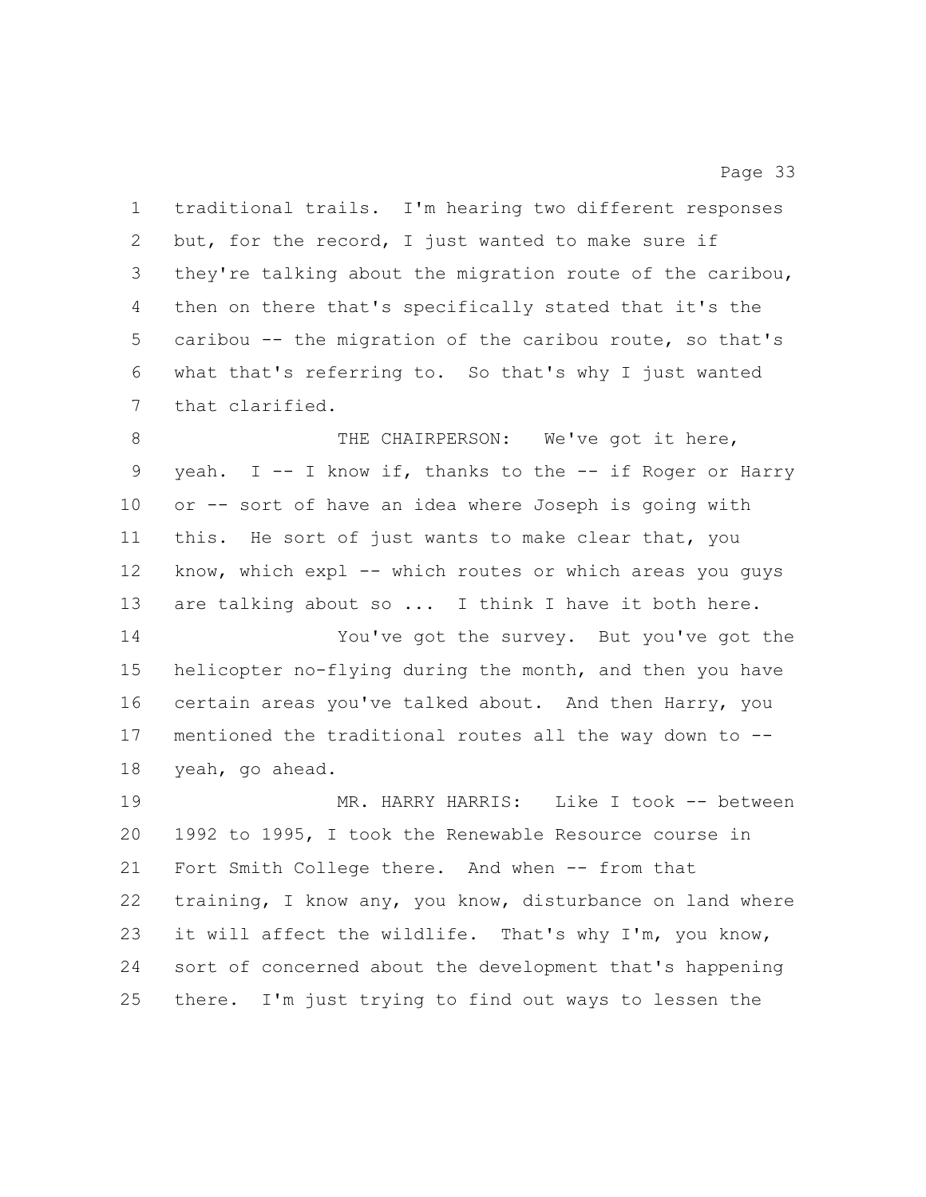traditional trails. I'm hearing two different responses but, for the record, I just wanted to make sure if they're talking about the migration route of the caribou, then on there that's specifically stated that it's the caribou -- the migration of the caribou route, so that's what that's referring to. So that's why I just wanted that clarified.

THE CHAIRPERSON: We've got it here, yeah. I -- I know if, thanks to the -- if Roger or Harry or -- sort of have an idea where Joseph is going with this. He sort of just wants to make clear that, you know, which expl -- which routes or which areas you guys are talking about so ... I think I have it both here.

You've got the survey. But you've got the helicopter no-flying during the month, and then you have certain areas you've talked about. And then Harry, you mentioned the traditional routes all the way down to -- yeah, go ahead.

MR. HARRY HARRIS: Like I took -- between 1992 to 1995, I took the Renewable Resource course in Fort Smith College there. And when -- from that training, I know any, you know, disturbance on land where it will affect the wildlife. That's why I'm, you know, sort of concerned about the development that's happening there. I'm just trying to find out ways to lessen the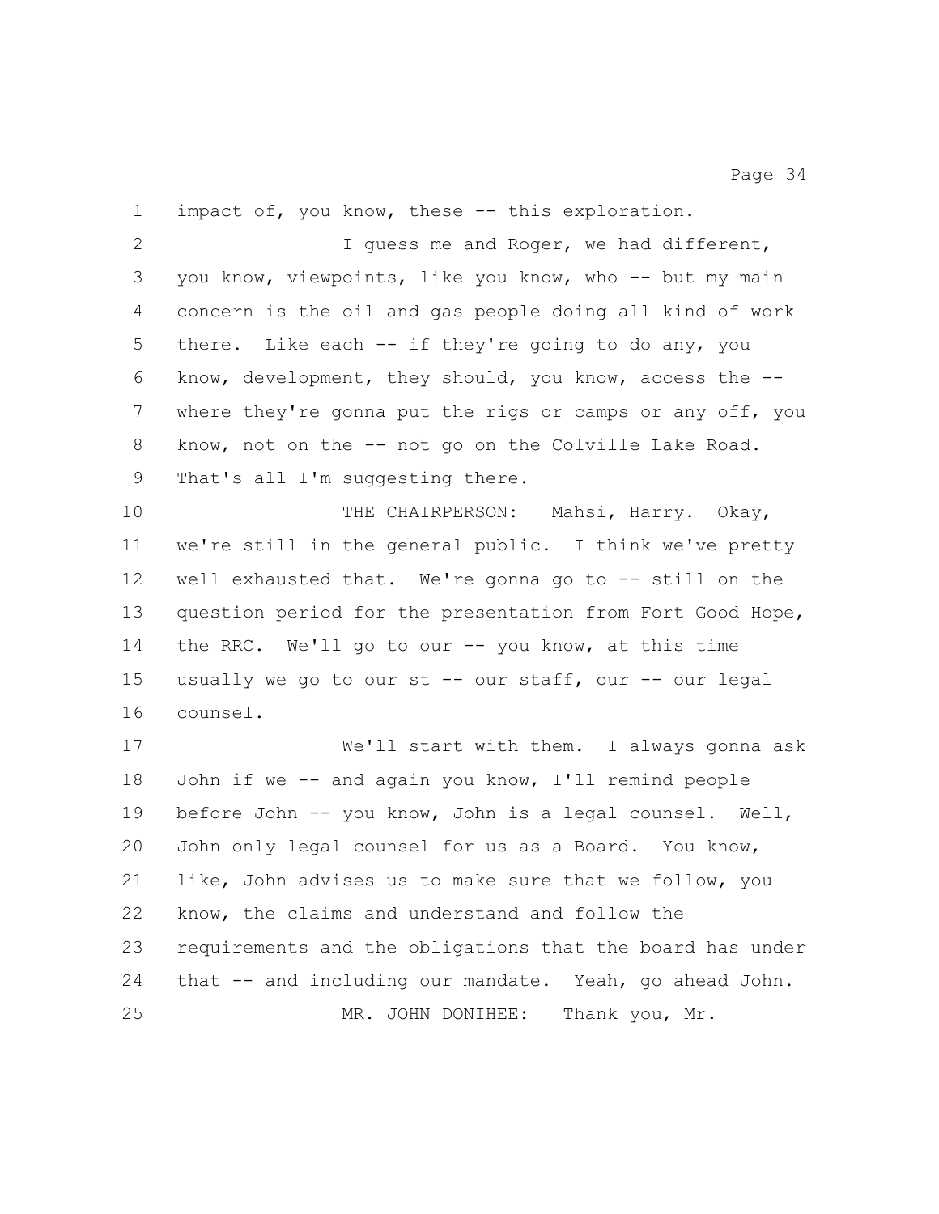impact of, you know, these -- this exploration.

I guess me and Roger, we had different, you know, viewpoints, like you know, who -- but my main concern is the oil and gas people doing all kind of work there. Like each -- if they're going to do any, you know, development, they should, you know, access the -- where they're gonna put the rigs or camps or any off, you know, not on the -- not go on the Colville Lake Road. That's all I'm suggesting there.

THE CHAIRPERSON: Mahsi, Harry. Okay, we're still in the general public. I think we've pretty well exhausted that. We're gonna go to -- still on the question period for the presentation from Fort Good Hope, the RRC. We'll go to our -- you know, at this time usually we go to our st -- our staff, our -- our legal counsel.

We'll start with them. I always gonna ask John if we -- and again you know, I'll remind people before John -- you know, John is a legal counsel. Well, John only legal counsel for us as a Board. You know, like, John advises us to make sure that we follow, you know, the claims and understand and follow the requirements and the obligations that the board has under that -- and including our mandate. Yeah, go ahead John.

MR. JOHN DONIHEE: Thank you, Mr.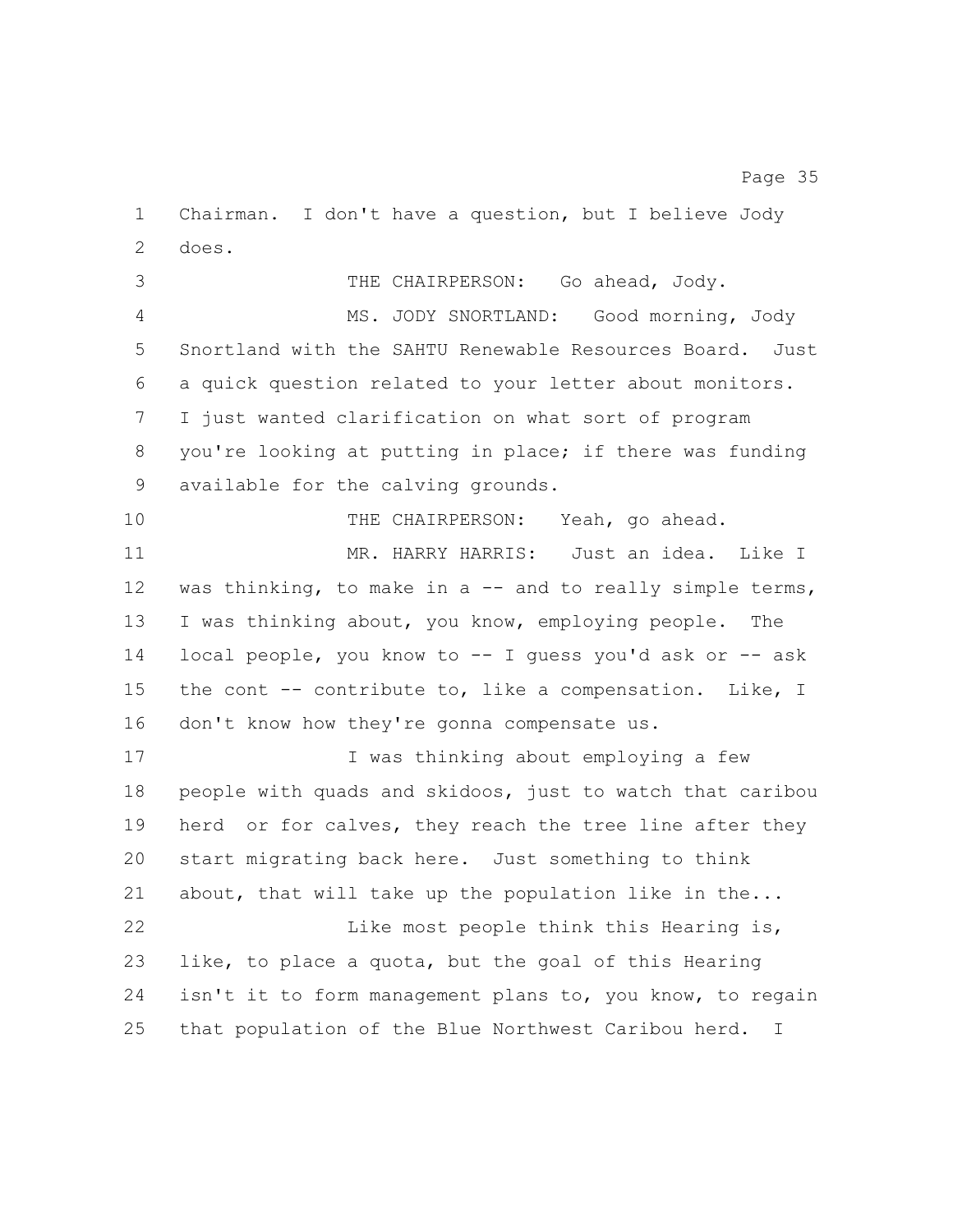Chairman. I don't have a question, but I believe Jody does.

THE CHAIRPERSON: Go ahead, Jody.

MS. JODY SNORTLAND: Good morning, Jody Snortland with the SAHTU Renewable Resources Board. Just a quick question related to your letter about monitors. I just wanted clarification on what sort of program you're looking at putting in place; if there was funding available for the calving grounds.

THE CHAIRPERSON: Yeah, go ahead.

MR. HARRY HARRIS: Just an idea. Like I was thinking, to make in a -- and to really simple terms, I was thinking about, you know, employing people. The local people, you know to -- I guess you'd ask or -- ask the cont -- contribute to, like a compensation. Like, I don't know how they're gonna compensate us.

I was thinking about employing a few people with quads and skidoos, just to watch that caribou herd or for calves, they reach the tree line after they start migrating back here. Just something to think about, that will take up the population like in the...

Like most people think this Hearing is, like, to place a quota, but the goal of this Hearing isn't it to form management plans to, you know, to regain that population of the Blue Northwest Caribou herd. I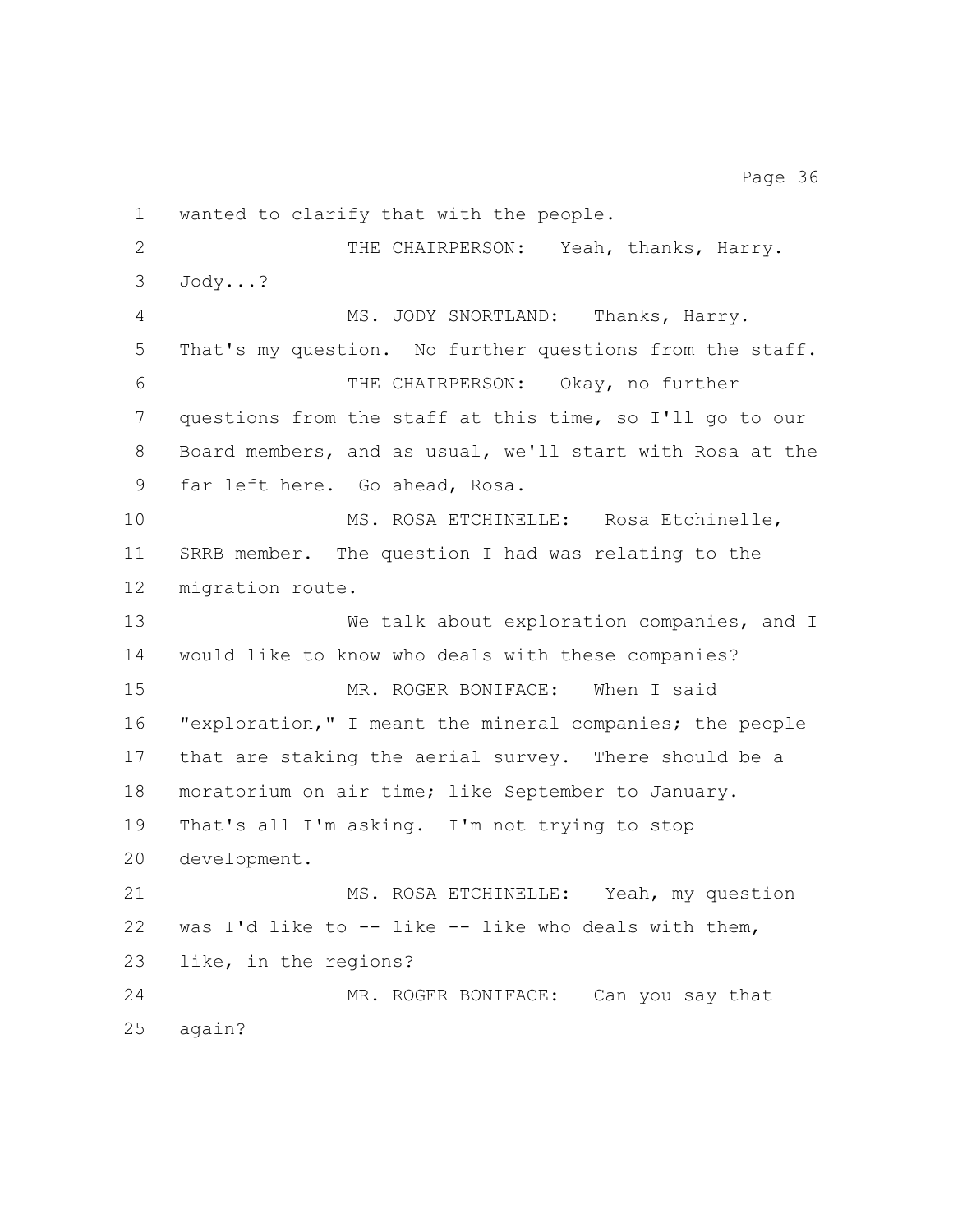wanted to clarify that with the people.

THE CHAIRPERSON: Yeah, thanks, Harry. Jody...?

MS. JODY SNORTLAND: Thanks, Harry. That's my question. No further questions from the staff.

THE CHAIRPERSON: Okay, no further questions from the staff at this time, so I'll go to our Board members, and as usual, we'll start with Rosa at the far left here. Go ahead, Rosa.

MS. ROSA ETCHINELLE: Rosa Etchinelle, SRRB member. The question I had was relating to the migration route.

We talk about exploration companies, and I would like to know who deals with these companies?

MR. ROGER BONIFACE: When I said "exploration," I meant the mineral companies; the people that are staking the aerial survey. There should be a moratorium on air time; like September to January. That's all I'm asking. I'm not trying to stop development.

MS. ROSA ETCHINELLE: Yeah, my question was I'd like to -- like -- like who deals with them, like, in the regions?

MR. ROGER BONIFACE: Can you say that again?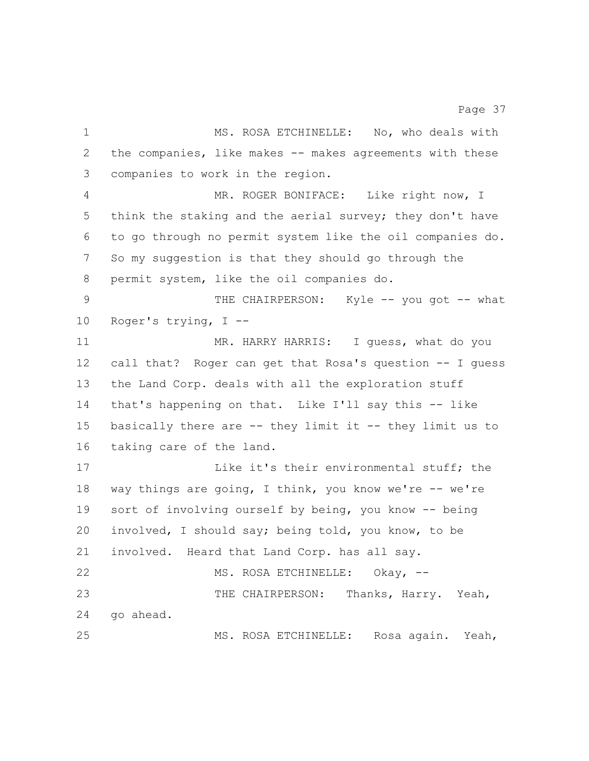MS. ROSA ETCHINELLE: No, who deals with the companies, like makes -- makes agreements with these companies to work in the region.

MR. ROGER BONIFACE: Like right now, I think the staking and the aerial survey; they don't have to go through no permit system like the oil companies do. So my suggestion is that they should go through the permit system, like the oil companies do.

THE CHAIRPERSON: Kyle -- you got -- what Roger's trying, I --

MR. HARRY HARRIS: I guess, what do you call that? Roger can get that Rosa's question -- I guess the Land Corp. deals with all the exploration stuff that's happening on that. Like I'll say this -- like basically there are -- they limit it -- they limit us to taking care of the land.

Like it's their environmental stuff; the way things are going, I think, you know we're -- we're sort of involving ourself by being, you know -- being involved, I should say; being told, you know, to be involved. Heard that Land Corp. has all say.

MS. ROSA ETCHINELLE: Okay, --

THE CHAIRPERSON: Thanks, Harry. Yeah, go ahead.

MS. ROSA ETCHINELLE: Rosa again. Yeah,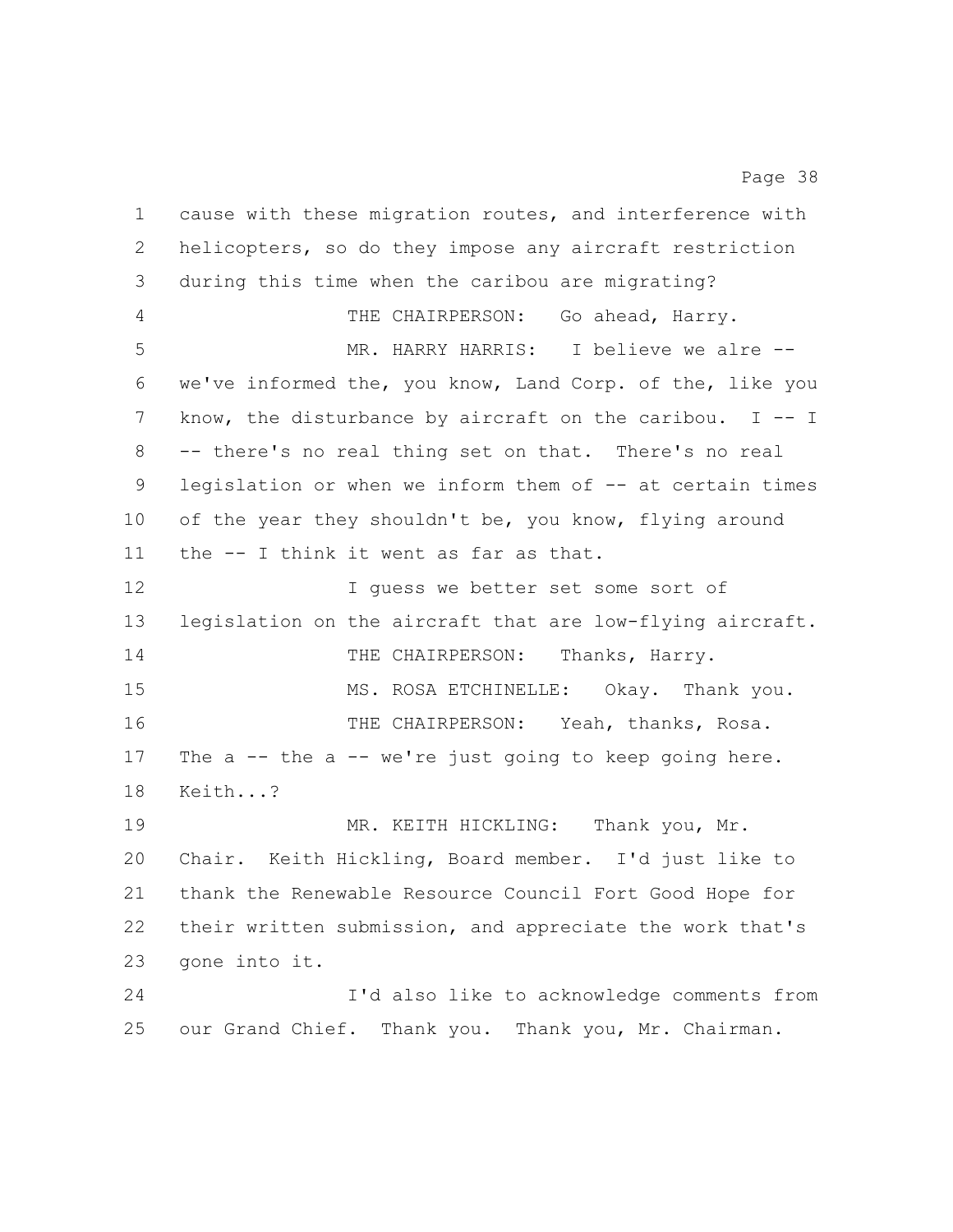cause with these migration routes, and interference with helicopters, so do they impose any aircraft restriction during this time when the caribou are migrating?

THE CHAIRPERSON: Go ahead, Harry.

MR. HARRY HARRIS: I believe we alre -- we've informed the, you know, Land Corp. of the, like you know, the disturbance by aircraft on the caribou. I -- I -- there's no real thing set on that. There's no real legislation or when we inform them of -- at certain times of the year they shouldn't be, you know, flying around the -- I think it went as far as that.

I guess we better set some sort of legislation on the aircraft that are low-flying aircraft.

THE CHAIRPERSON: Thanks, Harry.

MS. ROSA ETCHINELLE: Okay. Thank you.

THE CHAIRPERSON: Yeah, thanks, Rosa. The a -- the a -- we're just going to keep going here. Keith...?

MR. KEITH HICKLING: Thank you, Mr. Chair. Keith Hickling, Board member. I'd just like to thank the Renewable Resource Council Fort Good Hope for their written submission, and appreciate the work that's gone into it.

I'd also like to acknowledge comments from our Grand Chief. Thank you. Thank you, Mr. Chairman.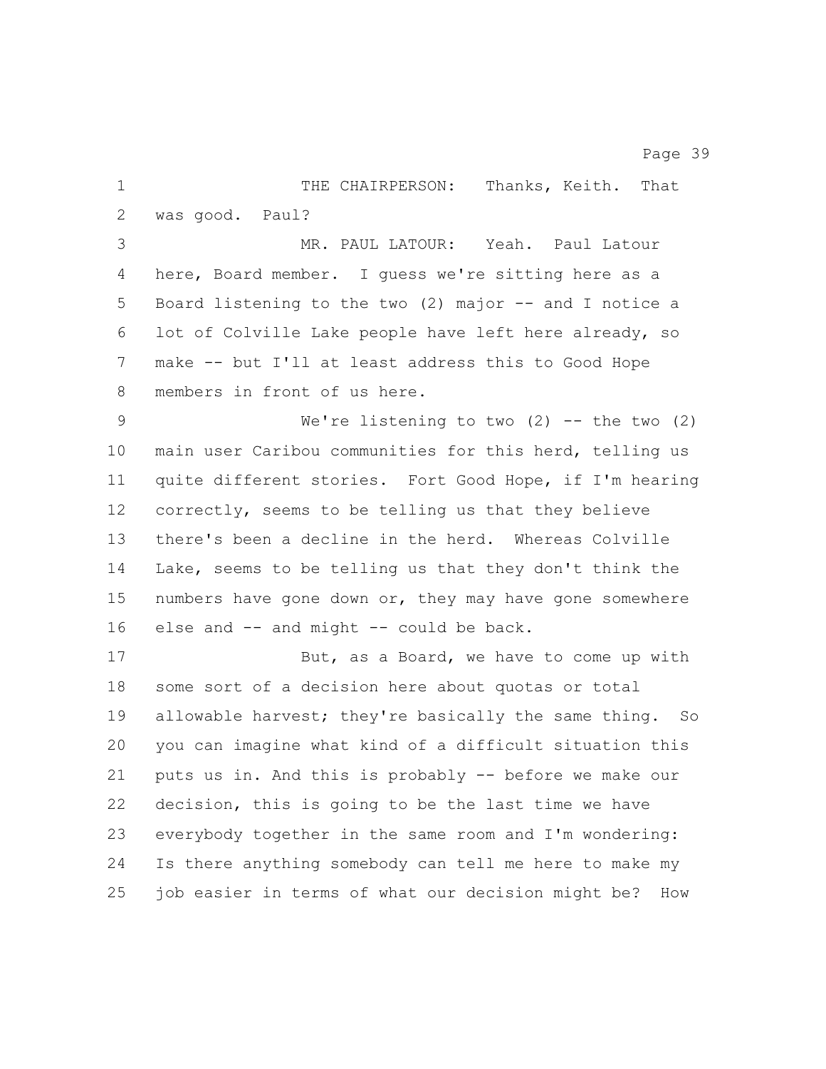THE CHAIRPERSON: Thanks, Keith. That was good. Paul?

MR. PAUL LATOUR: Yeah. Paul Latour here, Board member. I guess we're sitting here as a Board listening to the two (2) major -- and I notice a lot of Colville Lake people have left here already, so make -- but I'll at least address this to Good Hope members in front of us here.

We're listening to two (2) -- the two (2) main user Caribou communities for this herd, telling us quite different stories. Fort Good Hope, if I'm hearing correctly, seems to be telling us that they believe there's been a decline in the herd. Whereas Colville Lake, seems to be telling us that they don't think the numbers have gone down or, they may have gone somewhere else and -- and might -- could be back.

But, as a Board, we have to come up with some sort of a decision here about quotas or total allowable harvest; they're basically the same thing. So you can imagine what kind of a difficult situation this puts us in. And this is probably -- before we make our decision, this is going to be the last time we have everybody together in the same room and I'm wondering: Is there anything somebody can tell me here to make my job easier in terms of what our decision might be? How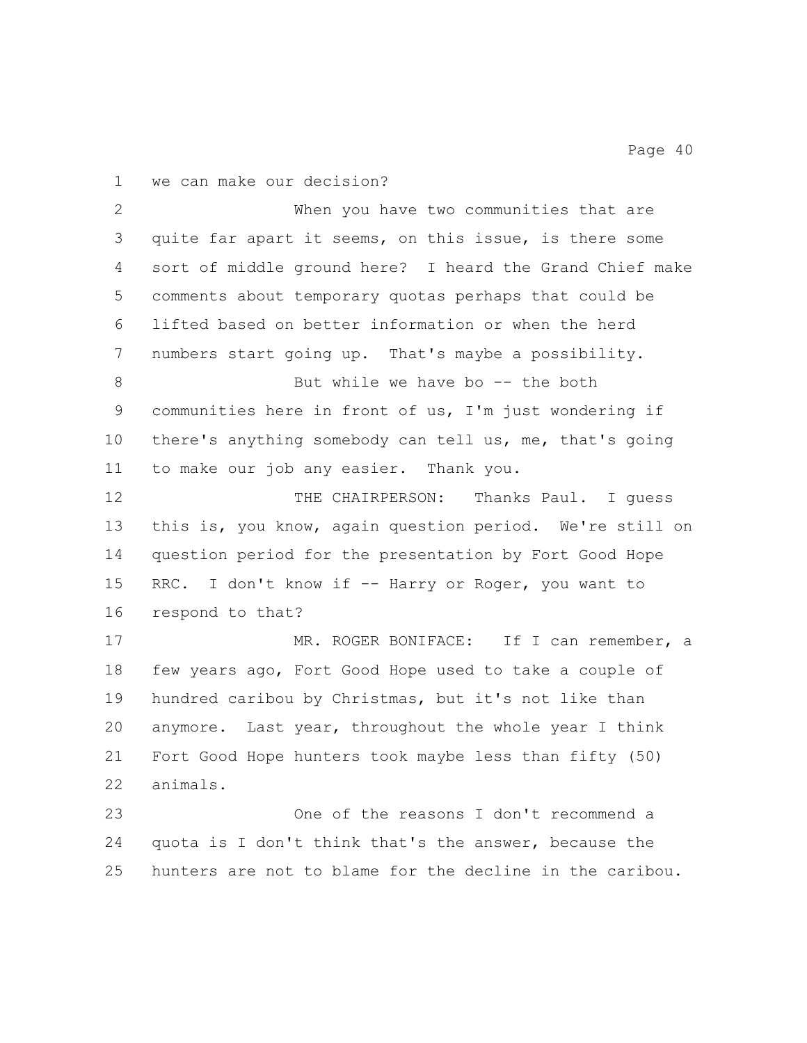we can make our decision?

When you have two communities that are quite far apart it seems, on this issue, is there some sort of middle ground here? I heard the Grand Chief make comments about temporary quotas perhaps that could be lifted based on better information or when the herd numbers start going up. That's maybe a possibility.

But while we have bo -- the both communities here in front of us, I'm just wondering if there's anything somebody can tell us, me, that's going to make our job any easier. Thank you.

THE CHAIRPERSON: Thanks Paul. I guess this is, you know, again question period. We're still on question period for the presentation by Fort Good Hope RRC. I don't know if -- Harry or Roger, you want to respond to that?

MR. ROGER BONIFACE: If I can remember, a few years ago, Fort Good Hope used to take a couple of hundred caribou by Christmas, but it's not like than anymore. Last year, throughout the whole year I think Fort Good Hope hunters took maybe less than fifty (50) animals.

One of the reasons I don't recommend a quota is I don't think that's the answer, because the hunters are not to blame for the decline in the caribou.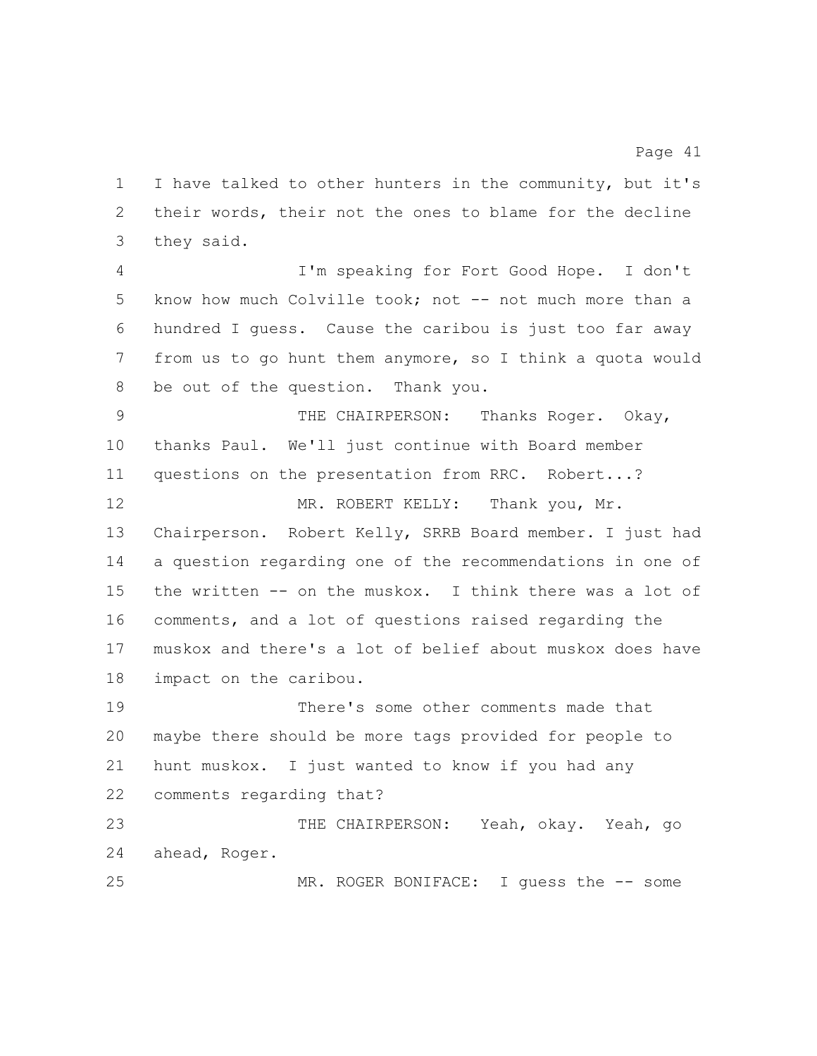I have talked to other hunters in the community, but it's their words, their not the ones to blame for the decline they said.

I'm speaking for Fort Good Hope. I don't know how much Colville took; not -- not much more than a hundred I guess. Cause the caribou is just too far away from us to go hunt them anymore, so I think a quota would be out of the question. Thank you.

THE CHAIRPERSON: Thanks Roger. Okay, thanks Paul. We'll just continue with Board member questions on the presentation from RRC. Robert...?

MR. ROBERT KELLY: Thank you, Mr. Chairperson. Robert Kelly, SRRB Board member. I just had a question regarding one of the recommendations in one of the written -- on the muskox. I think there was a lot of comments, and a lot of questions raised regarding the muskox and there's a lot of belief about muskox does have impact on the caribou.

There's some other comments made that maybe there should be more tags provided for people to hunt muskox. I just wanted to know if you had any comments regarding that?

THE CHAIRPERSON: Yeah, okay. Yeah, go ahead, Roger.

MR. ROGER BONIFACE: I guess the -- some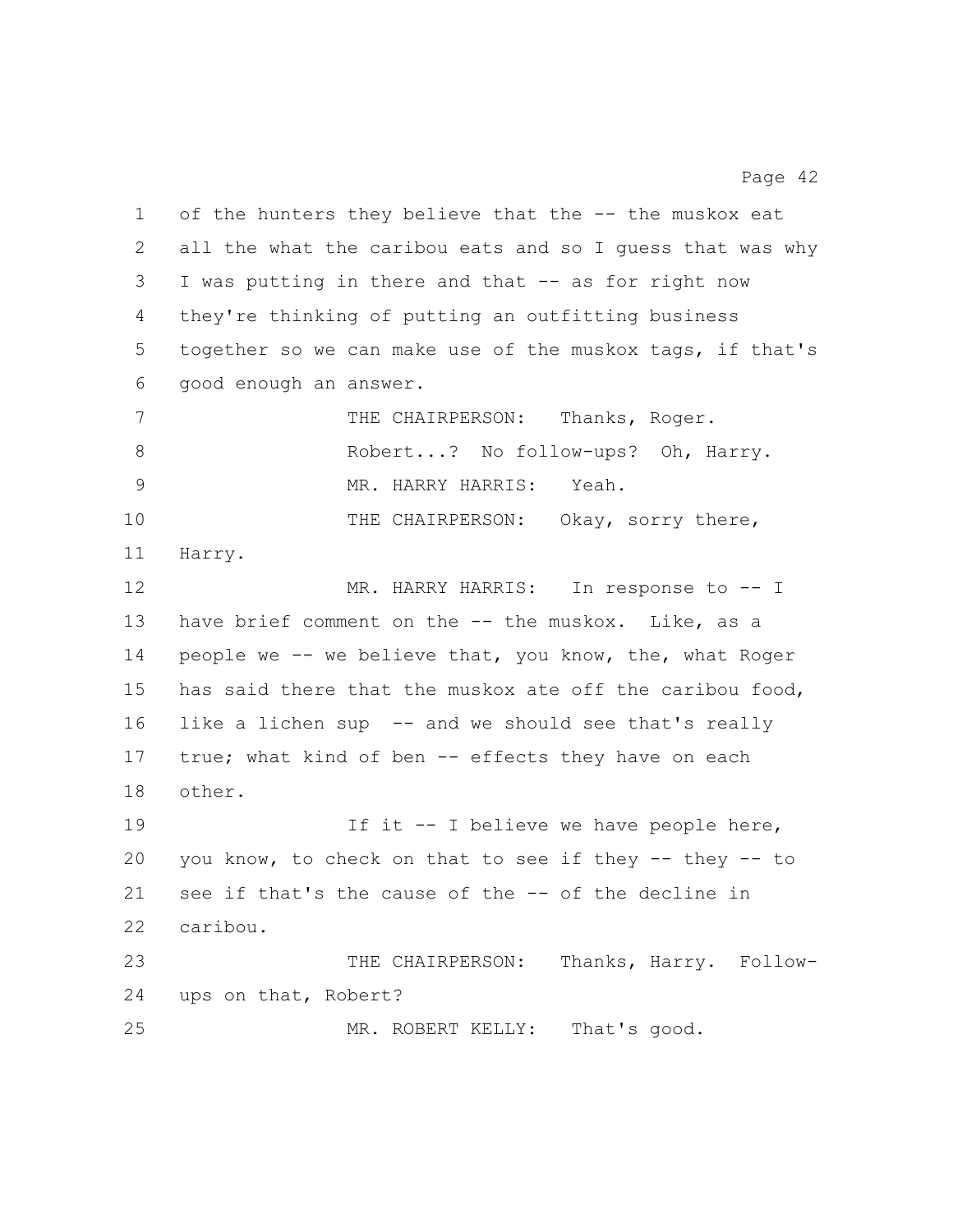of the hunters they believe that the -- the muskox eat all the what the caribou eats and so I guess that was why I was putting in there and that -- as for right now they're thinking of putting an outfitting business together so we can make use of the muskox tags, if that's good enough an answer.

THE CHAIRPERSON: Thanks, Roger. Robert...? No follow-ups? Oh, Harry.

MR. HARRY HARRIS: Yeah.

THE CHAIRPERSON: Okay, sorry there, Harry.

MR. HARRY HARRIS: In response to -- I have brief comment on the -- the muskox. Like, as a people we -- we believe that, you know, the, what Roger has said there that the muskox ate off the caribou food, like a lichen sup -- and we should see that's really true; what kind of ben -- effects they have on each other.

If it -- I believe we have people here, you know, to check on that to see if they -- they -- to see if that's the cause of the -- of the decline in caribou.

THE CHAIRPERSON: Thanks, Harry. Follow-ups on that, Robert?

MR. ROBERT KELLY: That's good.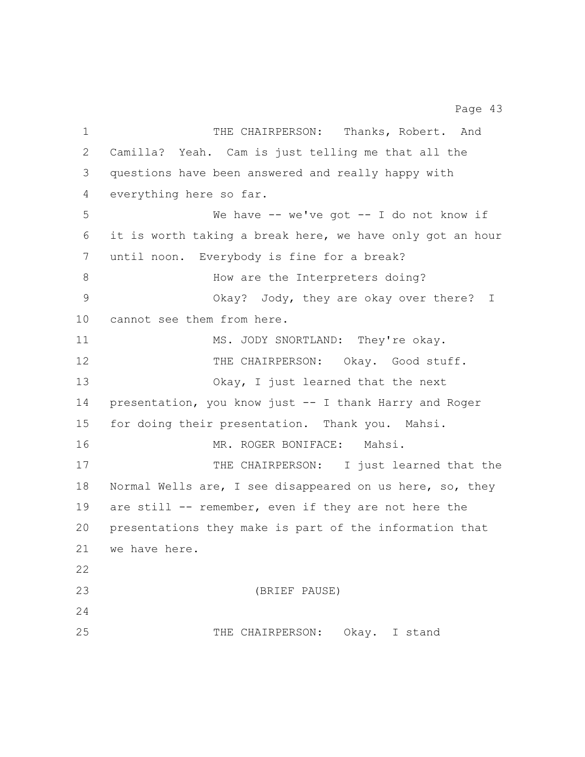THE CHAIRPERSON: Thanks, Robert. And Camilla? Yeah. Cam is just telling me that all the questions have been answered and really happy with everything here so far.

We have -- we've got -- I do not know if it is worth taking a break here, we have only got an hour until noon. Everybody is fine for a break?

How are the Interpreters doing?

Okay? Jody, they are okay over there? I cannot see them from here.

MS. JODY SNORTLAND: They're okay.

THE CHAIRPERSON: Okay. Good stuff.

Okay, I just learned that the next presentation, you know just -- I thank Harry and Roger for doing their presentation. Thank you. Mahsi.

MR. ROGER BONIFACE: Mahsi.

THE CHAIRPERSON: I just learned that the Normal Wells are, I see disappeared on us here, so, they are still -- remember, even if they are not here the presentations they make is part of the information that we have here.

(BRIEF PAUSE)

THE CHAIRPERSON: Okay. I stand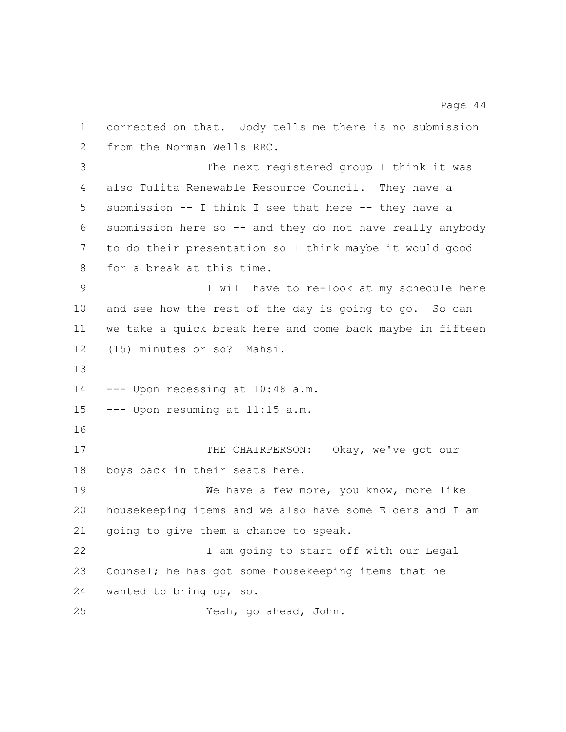corrected on that. Jody tells me there is no submission from the Norman Wells RRC.

The next registered group I think it was also Tulita Renewable Resource Council. They have a submission -- I think I see that here -- they have a submission here so -- and they do not have really anybody to do their presentation so I think maybe it would good for a break at this time.

I will have to re-look at my schedule here and see how the rest of the day is going to go. So can we take a quick break here and come back maybe in fifteen (15) minutes or so? Mahsi.

--- Upon recessing at 10:48 a.m.
--- Upon resuming at 11:15 a.m.

THE CHAIRPERSON: Okay, we've got our boys back in their seats here.

We have a few more, you know, more like housekeeping items and we also have some Elders and I am going to give them a chance to speak.

I am going to start off with our Legal Counsel; he has got some housekeeping items that he wanted to bring up, so.

Yeah, go ahead, John.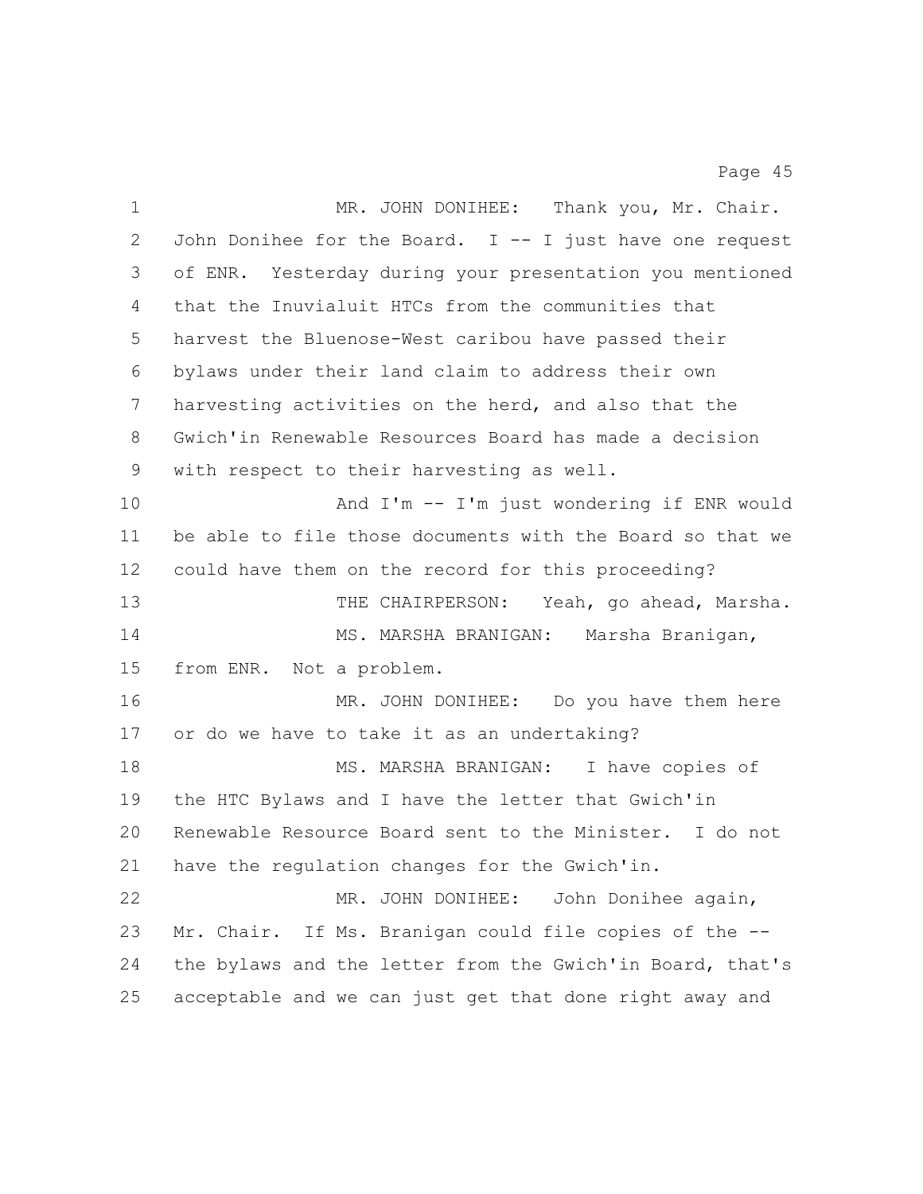MR. JOHN DONIHEE: Thank you, Mr. Chair. John Donihee for the Board. I -- I just have one request of ENR. Yesterday during your presentation you mentioned that the Inuvialuit HTCs from the communities that harvest the Bluenose-West caribou have passed their bylaws under their land claim to address their own harvesting activities on the herd, and also that the Gwich'in Renewable Resources Board has made a decision with respect to their harvesting as well.

And I'm -- I'm just wondering if ENR would be able to file those documents with the Board so that we could have them on the record for this proceeding?

THE CHAIRPERSON: Yeah, go ahead, Marsha.

MS. MARSHA BRANIGAN: Marsha Branigan, from ENR. Not a problem.

MR. JOHN DONIHEE: Do you have them here or do we have to take it as an undertaking?

MS. MARSHA BRANIGAN: I have copies of the HTC Bylaws and I have the letter that Gwich'in Renewable Resource Board sent to the Minister. I do not have the regulation changes for the Gwich'in.

MR. JOHN DONIHEE: John Donihee again, Mr. Chair. If Ms. Branigan could file copies of the -- the bylaws and the letter from the Gwich'in Board, that's acceptable and we can just get that done right away and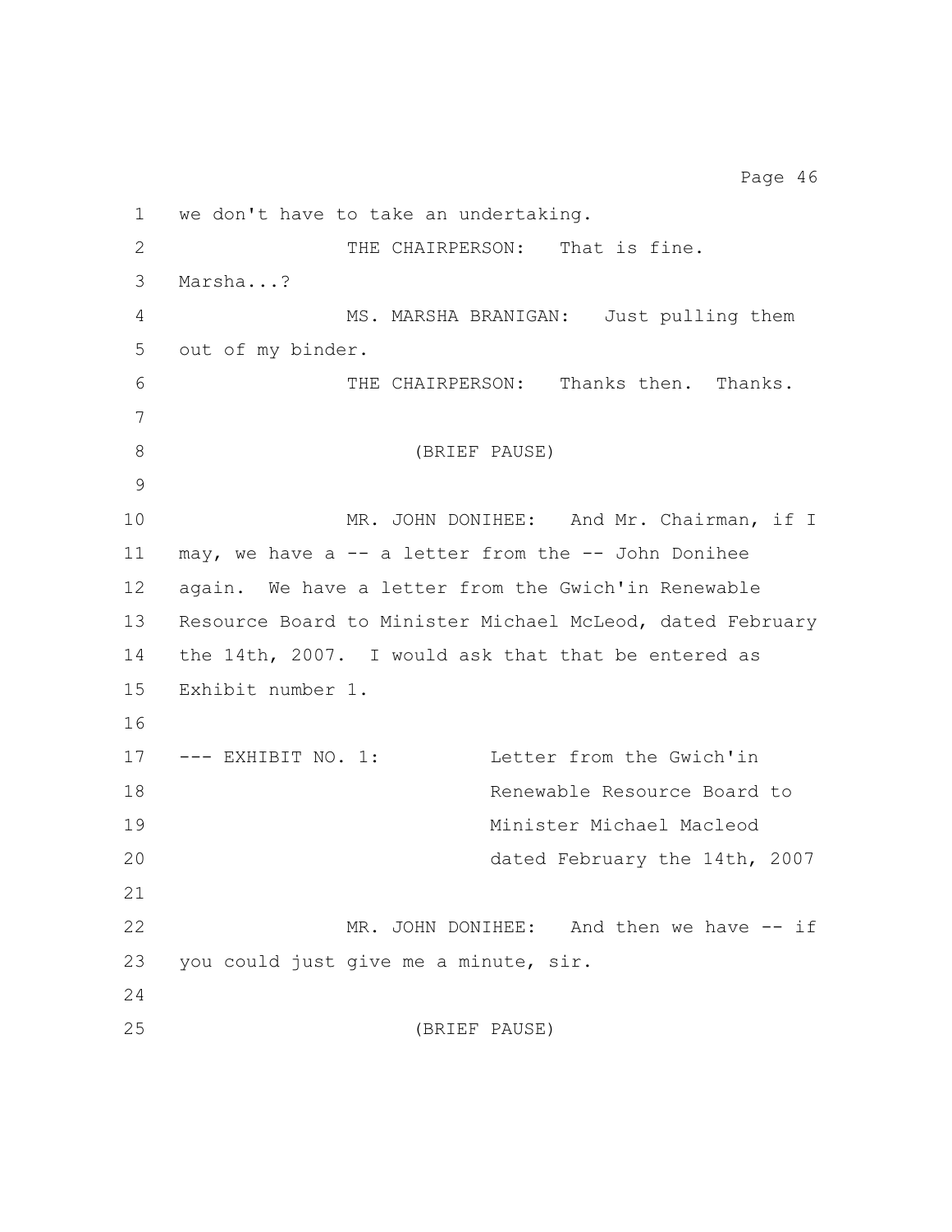we don't have to take an undertaking.

THE CHAIRPERSON: That is fine. Marsha...?

MS. MARSHA BRANIGAN: Just pulling them out of my binder.

THE CHAIRPERSON: Thanks then. Thanks.

(BRIEF PAUSE)

MR. JOHN DONIHEE: And Mr. Chairman, if I may, we have a -- a letter from the -- John Donihee again. We have a letter from the Gwich'in Renewable Resource Board to Minister Michael McLeod, dated February the 14th, 2007. I would ask that that be entered as Exhibit number 1.

--- EXHIBIT NO. 1: Letter from the Gwich'in Renewable Resource Board to Minister Michael Macleod dated February the 14th, 2007

MR. JOHN DONIHEE: And then we have -- if you could just give me a minute, sir.

(BRIEF PAUSE)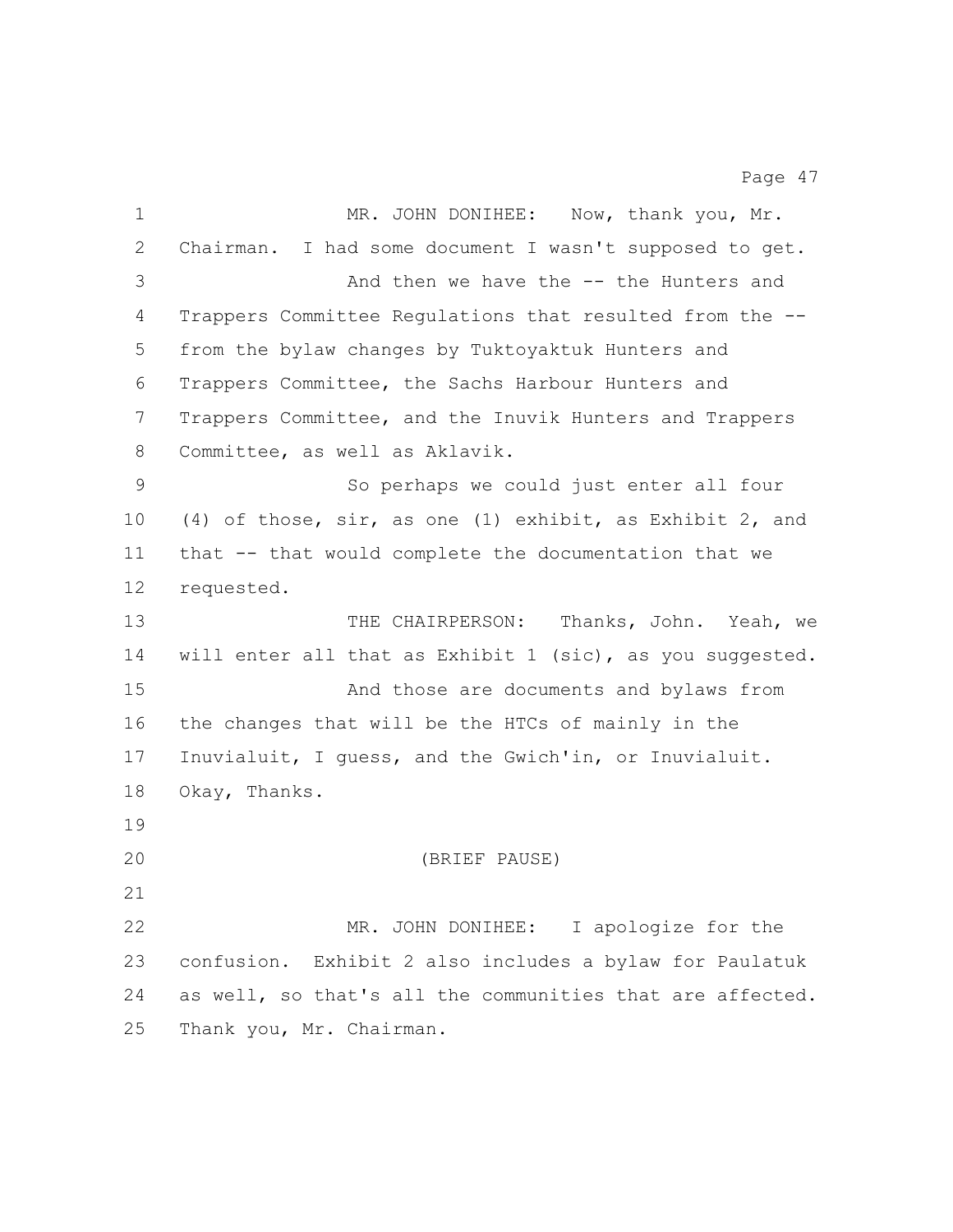MR. JOHN DONIHEE: Now, thank you, Mr. Chairman. I had some document I wasn't supposed to get.

And then we have the -- the Hunters and Trappers Committee Regulations that resulted from the -- from the bylaw changes by Tuktoyaktuk Hunters and Trappers Committee, the Sachs Harbour Hunters and Trappers Committee, and the Inuvik Hunters and Trappers Committee, as well as Aklavik.

So perhaps we could just enter all four (4) of those, sir, as one (1) exhibit, as Exhibit 2, and that -- that would complete the documentation that we requested.

THE CHAIRPERSON: Thanks, John. Yeah, we will enter all that as Exhibit 1 (sic), as you suggested.

And those are documents and bylaws from the changes that will be the HTCs of mainly in the Inuvialuit, I guess, and the Gwich'in, or Inuvialuit. Okay, Thanks.

(BRIEF PAUSE)

MR. JOHN DONIHEE: I apologize for the confusion. Exhibit 2 also includes a bylaw for Paulatuk as well, so that's all the communities that are affected. Thank you, Mr. Chairman.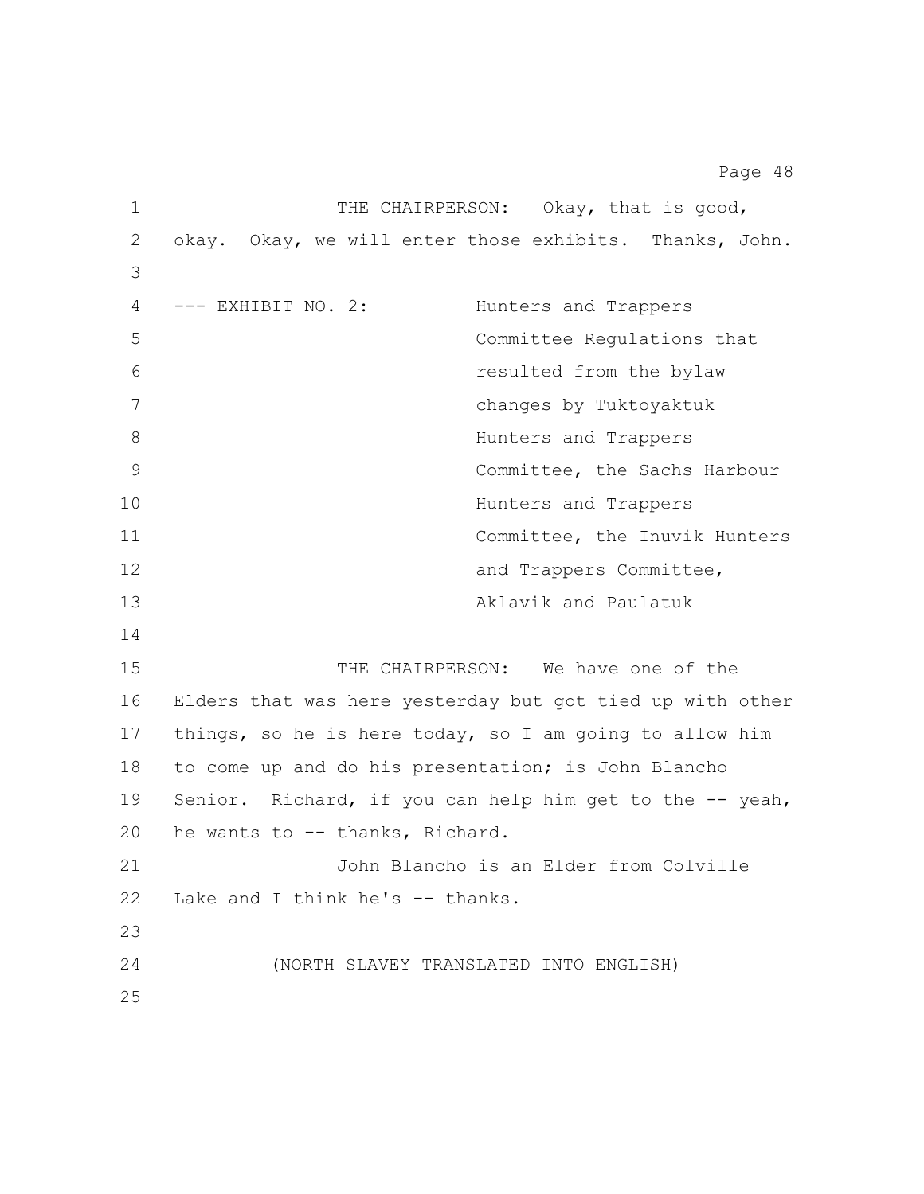THE CHAIRPERSON: Okay, that is good, okay. Okay, we will enter those exhibits. Thanks, John.

--- EXHIBIT NO. 2: Hunters and Trappers Committee Regulations that resulted from the bylaw changes by Tuktoyaktuk Hunters and Trappers Committee, the Sachs Harbour Hunters and Trappers Committee, the Inuvik Hunters and Trappers Committee, Aklavik and Paulatuk

THE CHAIRPERSON: We have one of the Elders that was here yesterday but got tied up with other things, so he is here today, so I am going to allow him to come up and do his presentation; is John Blancho Senior. Richard, if you can help him get to the -- yeah, he wants to -- thanks, Richard.

John Blancho is an Elder from Colville Lake and I think he's -- thanks.

(NORTH SLAVEY TRANSLATED INTO ENGLISH)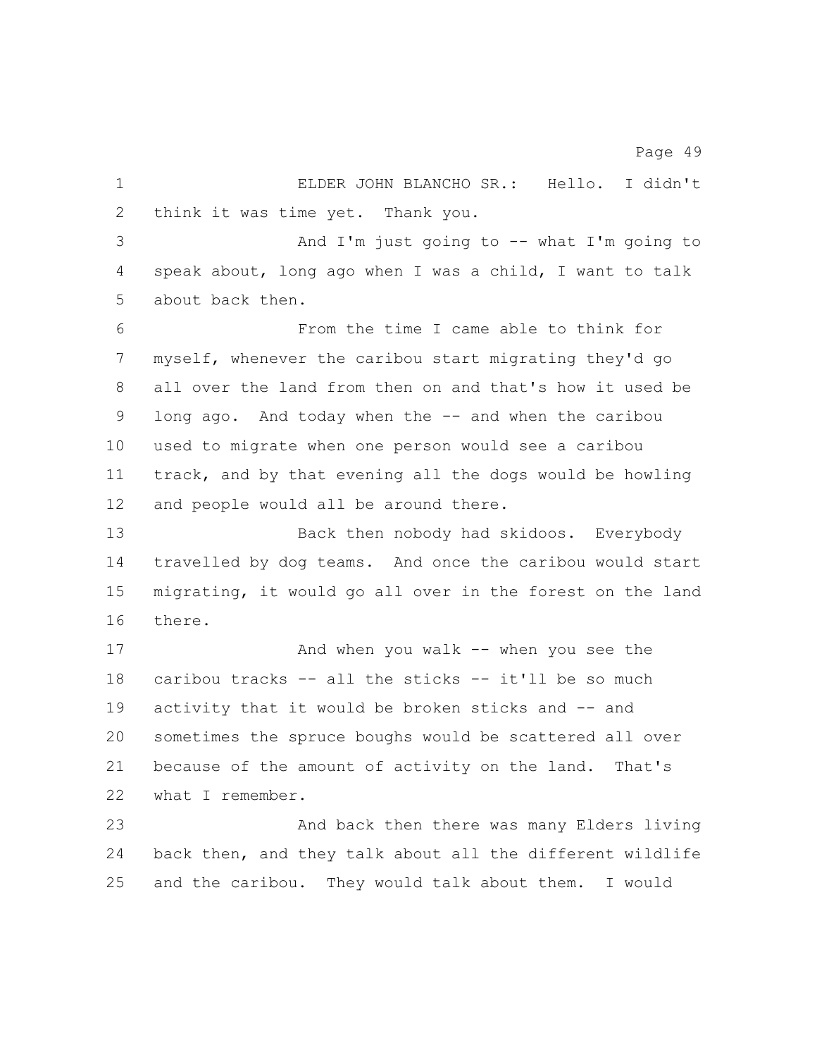ELDER JOHN BLANCHO SR.: Hello. I didn't think it was time yet. Thank you.

And I'm just going to -- what I'm going to speak about, long ago when I was a child, I want to talk about back then.

From the time I came able to think for myself, whenever the caribou start migrating they'd go all over the land from then on and that's how it used be long ago. And today when the -- and when the caribou used to migrate when one person would see a caribou track, and by that evening all the dogs would be howling and people would all be around there.

Back then nobody had skidoos. Everybody travelled by dog teams. And once the caribou would start migrating, it would go all over in the forest on the land there.

And when you walk -- when you see the caribou tracks -- all the sticks -- it'll be so much activity that it would be broken sticks and -- and sometimes the spruce boughs would be scattered all over because of the amount of activity on the land. That's what I remember.

And back then there was many Elders living back then, and they talk about all the different wildlife and the caribou. They would talk about them. I would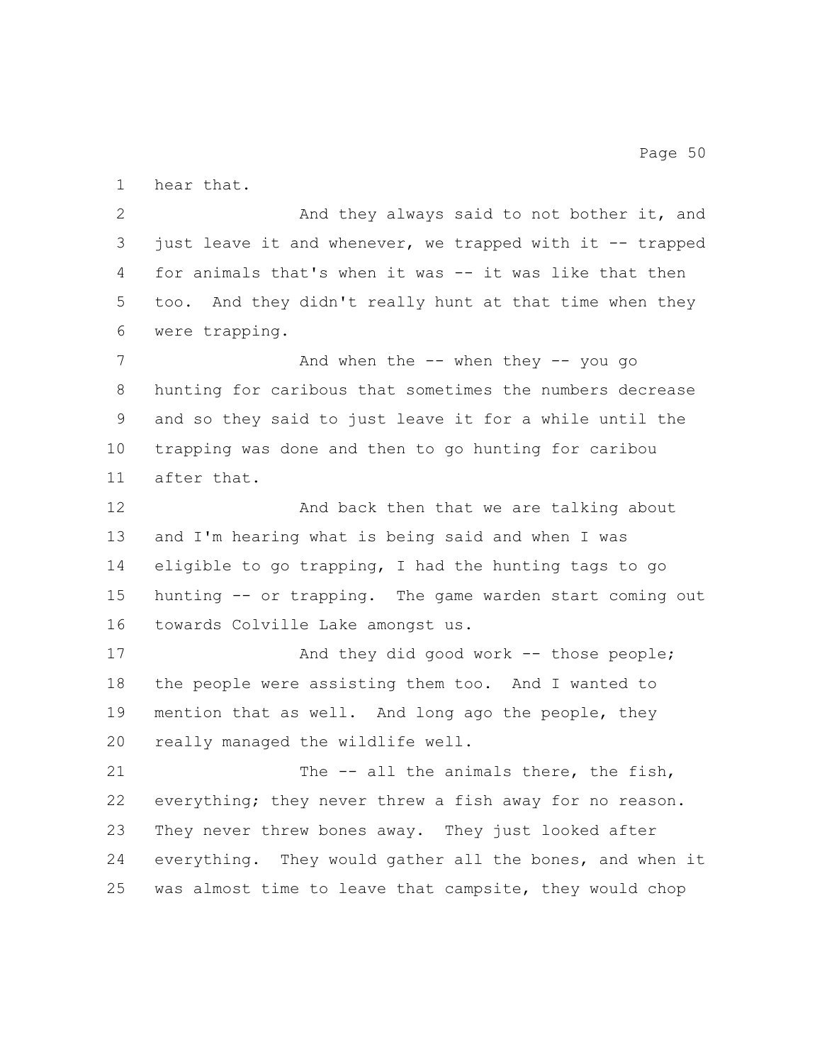hear that.

And they always said to not bother it, and just leave it and whenever, we trapped with it -- trapped for animals that's when it was -- it was like that then too. And they didn't really hunt at that time when they were trapping.

And when the -- when they -- you go hunting for caribous that sometimes the numbers decrease and so they said to just leave it for a while until the trapping was done and then to go hunting for caribou after that.

And back then that we are talking about and I'm hearing what is being said and when I was eligible to go trapping, I had the hunting tags to go hunting -- or trapping. The game warden start coming out towards Colville Lake amongst us.

And they did good work -- those people; the people were assisting them too. And I wanted to mention that as well. And long ago the people, they really managed the wildlife well.

The -- all the animals there, the fish, everything; they never threw a fish away for no reason. They never threw bones away. They just looked after everything. They would gather all the bones, and when it was almost time to leave that campsite, they would chop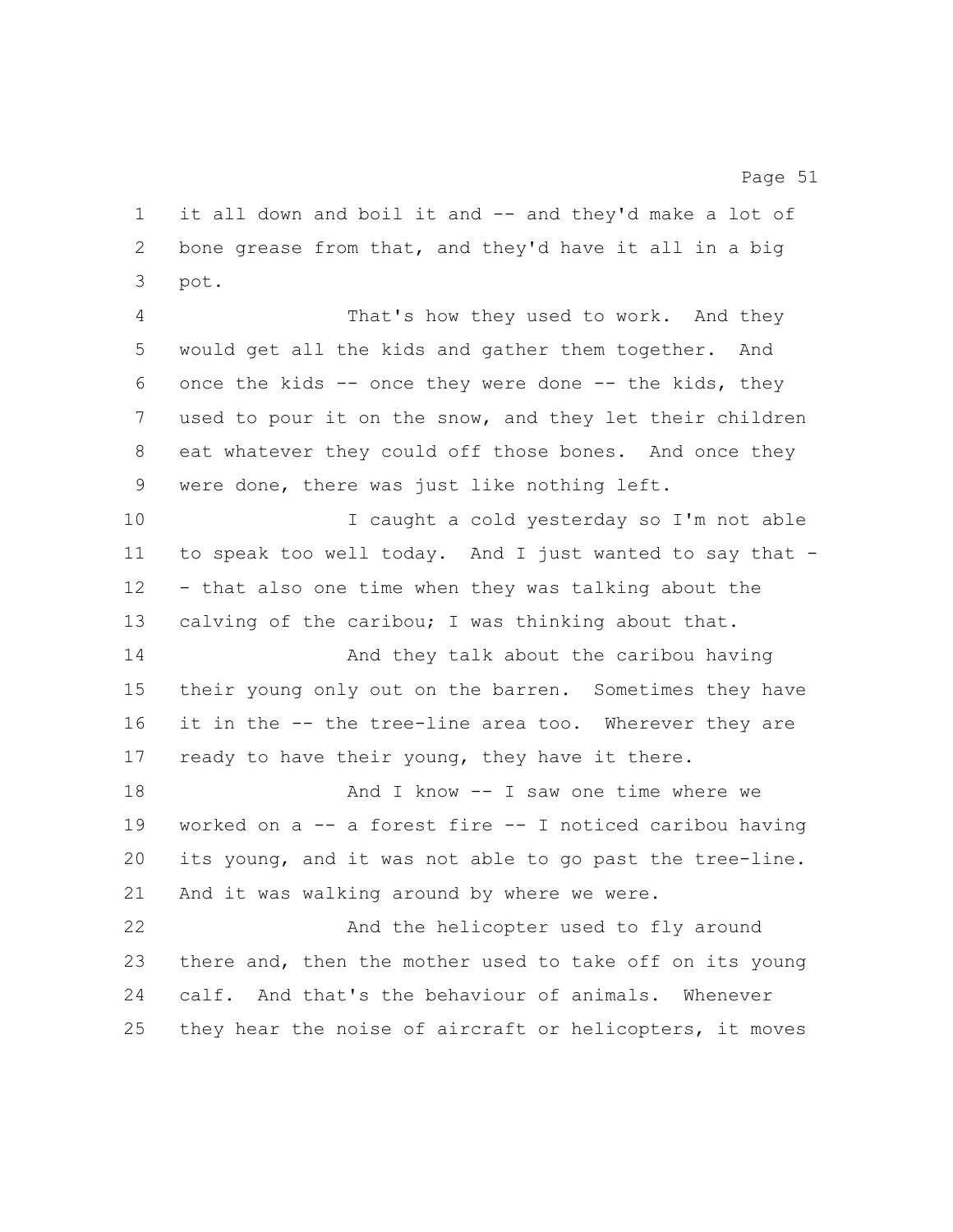it all down and boil it and -- and they'd make a lot of bone grease from that, and they'd have it all in a big pot.

That's how they used to work. And they would get all the kids and gather them together. And once the kids -- once they were done -- the kids, they used to pour it on the snow, and they let their children eat whatever they could off those bones. And once they were done, there was just like nothing left.

I caught a cold yesterday so I'm not able to speak too well today. And I just wanted to say that -- that also one time when they was talking about the calving of the caribou; I was thinking about that.

And they talk about the caribou having their young only out on the barren. Sometimes they have it in the -- the tree-line area too. Wherever they are ready to have their young, they have it there.

And I know -- I saw one time where we worked on a -- a forest fire -- I noticed caribou having its young, and it was not able to go past the tree-line. And it was walking around by where we were.

And the helicopter used to fly around there and, then the mother used to take off on its young calf. And that's the behaviour of animals. Whenever they hear the noise of aircraft or helicopters, it moves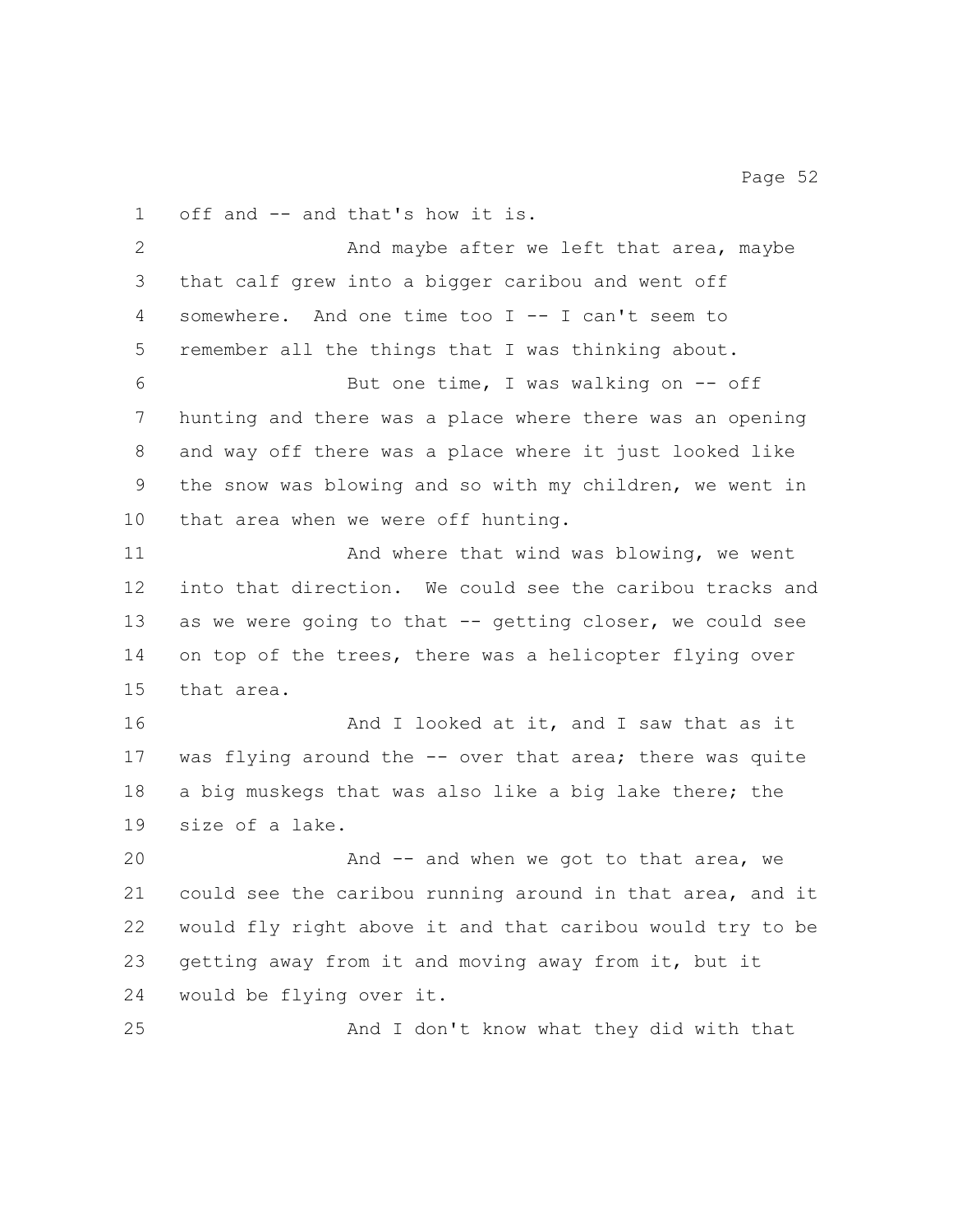off and -- and that's how it is.

And maybe after we left that area, maybe that calf grew into a bigger caribou and went off somewhere. And one time too I -- I can't seem to remember all the things that I was thinking about.

But one time, I was walking on -- off hunting and there was a place where there was an opening and way off there was a place where it just looked like the snow was blowing and so with my children, we went in that area when we were off hunting.

And where that wind was blowing, we went into that direction. We could see the caribou tracks and as we were going to that -- getting closer, we could see on top of the trees, there was a helicopter flying over that area.

And I looked at it, and I saw that as it was flying around the -- over that area; there was quite a big muskegs that was also like a big lake there; the size of a lake.

And -- and when we got to that area, we could see the caribou running around in that area, and it would fly right above it and that caribou would try to be getting away from it and moving away from it, but it would be flying over it.

And I don't know what they did with that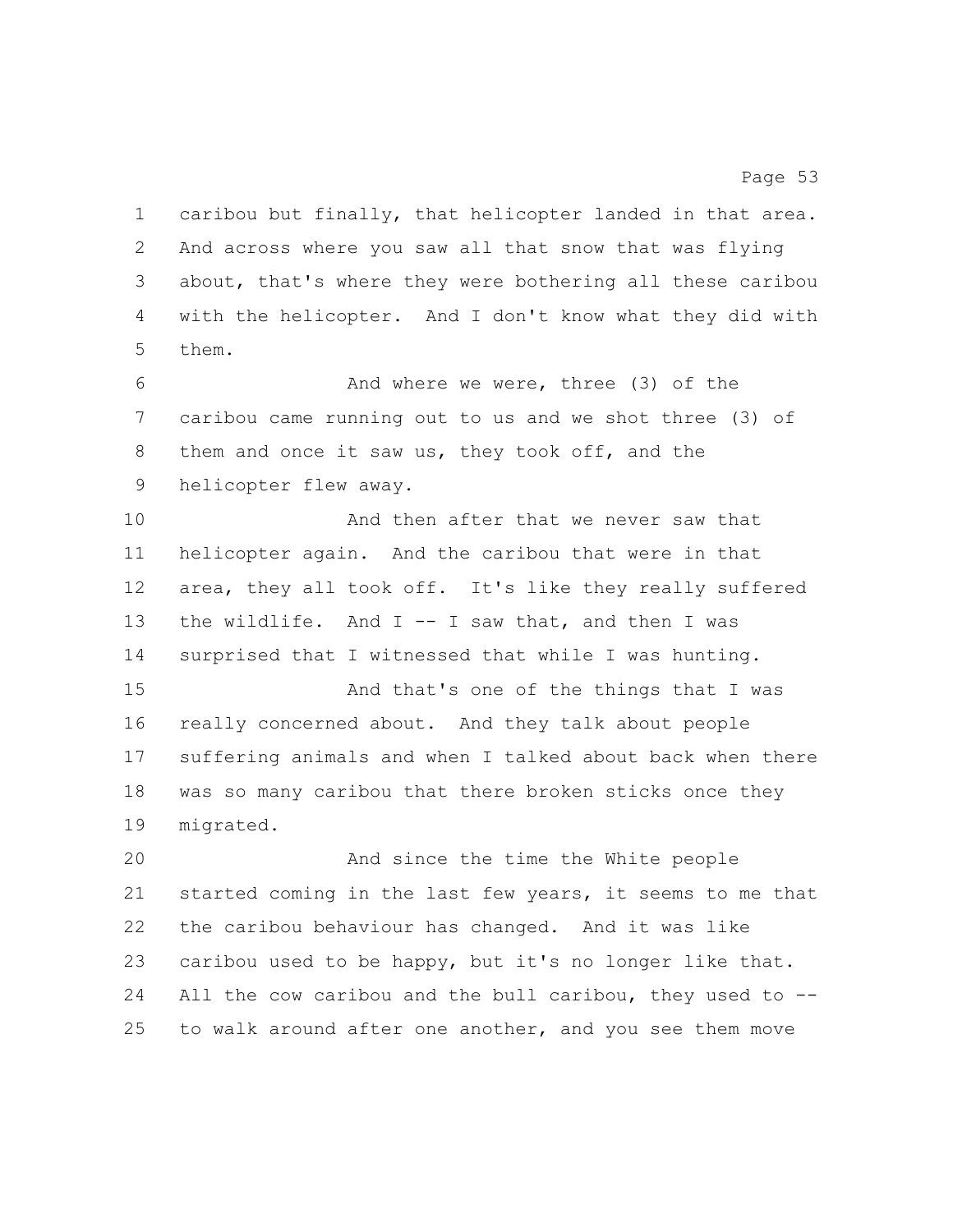caribou but finally, that helicopter landed in that area. And across where you saw all that snow that was flying about, that's where they were bothering all these caribou with the helicopter. And I don't know what they did with them.

And where we were, three (3) of the caribou came running out to us and we shot three (3) of them and once it saw us, they took off, and the helicopter flew away.

And then after that we never saw that helicopter again. And the caribou that were in that area, they all took off. It's like they really suffered the wildlife. And I -- I saw that, and then I was surprised that I witnessed that while I was hunting.

And that's one of the things that I was really concerned about. And they talk about people suffering animals and when I talked about back when there was so many caribou that there broken sticks once they migrated.

And since the time the White people started coming in the last few years, it seems to me that the caribou behaviour has changed. And it was like caribou used to be happy, but it's no longer like that. All the cow caribou and the bull caribou, they used to -- to walk around after one another, and you see them move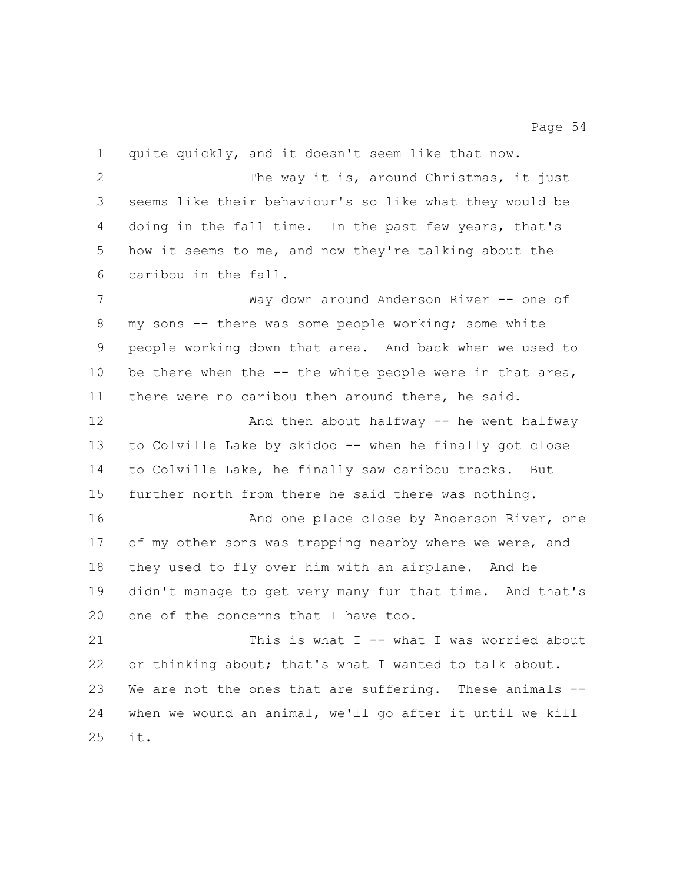quite quickly, and it doesn't seem like that now.

The way it is, around Christmas, it just seems like their behaviour's so like what they would be doing in the fall time. In the past few years, that's how it seems to me, and now they're talking about the caribou in the fall.

Way down around Anderson River -- one of my sons -- there was some people working; some white people working down that area. And back when we used to be there when the -- the white people were in that area, there were no caribou then around there, he said.

And then about halfway -- he went halfway to Colville Lake by skidoo -- when he finally got close to Colville Lake, he finally saw caribou tracks. But further north from there he said there was nothing.

And one place close by Anderson River, one of my other sons was trapping nearby where we were, and they used to fly over him with an airplane. And he didn't manage to get very many fur that time. And that's one of the concerns that I have too.

This is what I -- what I was worried about or thinking about; that's what I wanted to talk about. We are not the ones that are suffering. These animals -- when we wound an animal, we'll go after it until we kill it.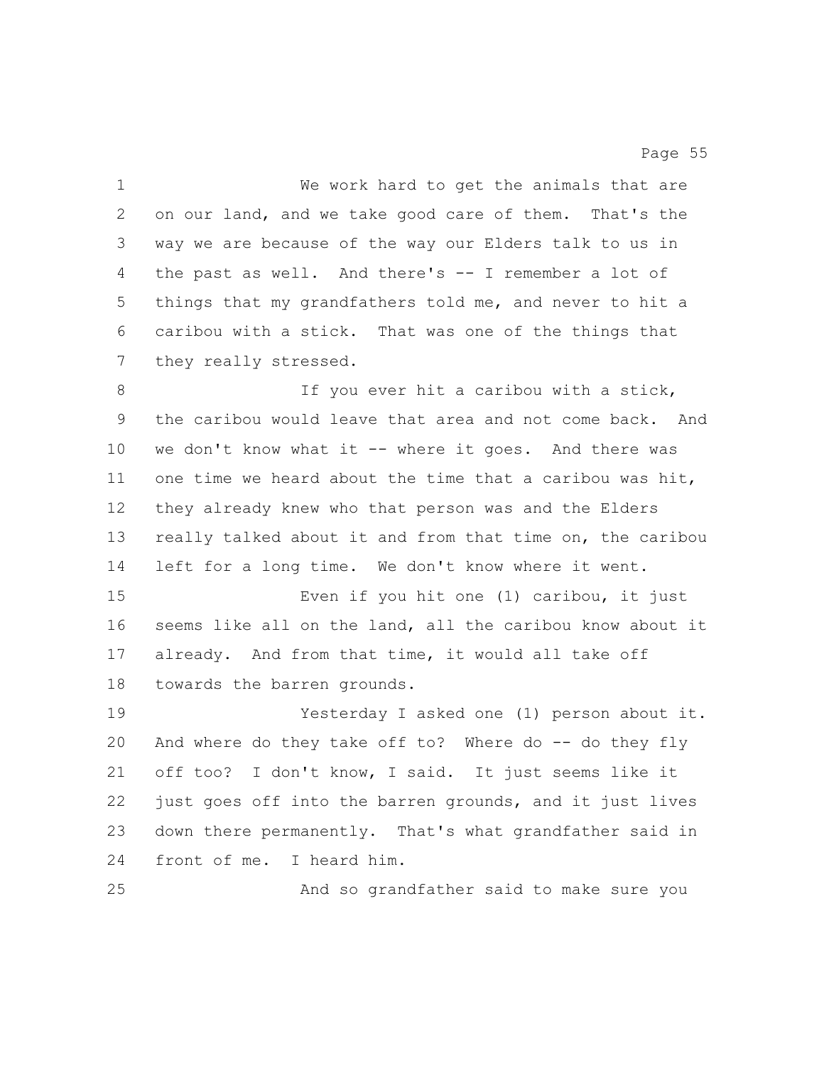We work hard to get the animals that are on our land, and we take good care of them. That's the way we are because of the way our Elders talk to us in the past as well. And there's -- I remember a lot of things that my grandfathers told me, and never to hit a caribou with a stick. That was one of the things that they really stressed.

If you ever hit a caribou with a stick, the caribou would leave that area and not come back. And we don't know what it -- where it goes. And there was one time we heard about the time that a caribou was hit, they already knew who that person was and the Elders really talked about it and from that time on, the caribou left for a long time. We don't know where it went.

Even if you hit one (1) caribou, it just seems like all on the land, all the caribou know about it already. And from that time, it would all take off towards the barren grounds.

Yesterday I asked one (1) person about it. And where do they take off to? Where do -- do they fly off too? I don't know, I said. It just seems like it just goes off into the barren grounds, and it just lives down there permanently. That's what grandfather said in front of me. I heard him.

And so grandfather said to make sure you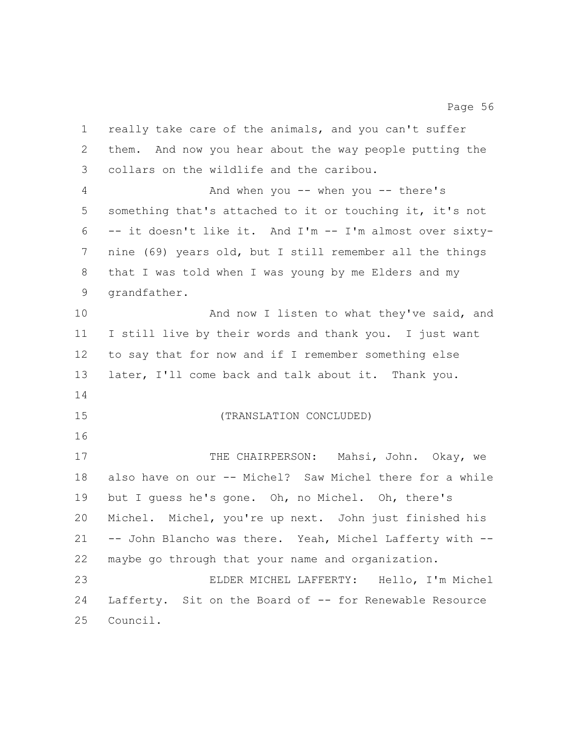really take care of the animals, and you can't suffer them. And now you hear about the way people putting the collars on the wildlife and the caribou.

And when you -- when you -- there's something that's attached to it or touching it, it's not -- it doesn't like it. And I'm -- I'm almost over sixty-nine (69) years old, but I still remember all the things that I was told when I was young by me Elders and my grandfather.

And now I listen to what they've said, and I still live by their words and thank you. I just want to say that for now and if I remember something else later, I'll come back and talk about it. Thank you.

(TRANSLATION CONCLUDED)

THE CHAIRPERSON: Mahsi, John. Okay, we also have on our -- Michel? Saw Michel there for a while but I guess he's gone. Oh, no Michel. Oh, there's Michel. Michel, you're up next. John just finished his -- John Blancho was there. Yeah, Michel Lafferty with -- maybe go through that your name and organization.

ELDER MICHEL LAFFERTY: Hello, I'm Michel Lafferty. Sit on the Board of -- for Renewable Resource Council.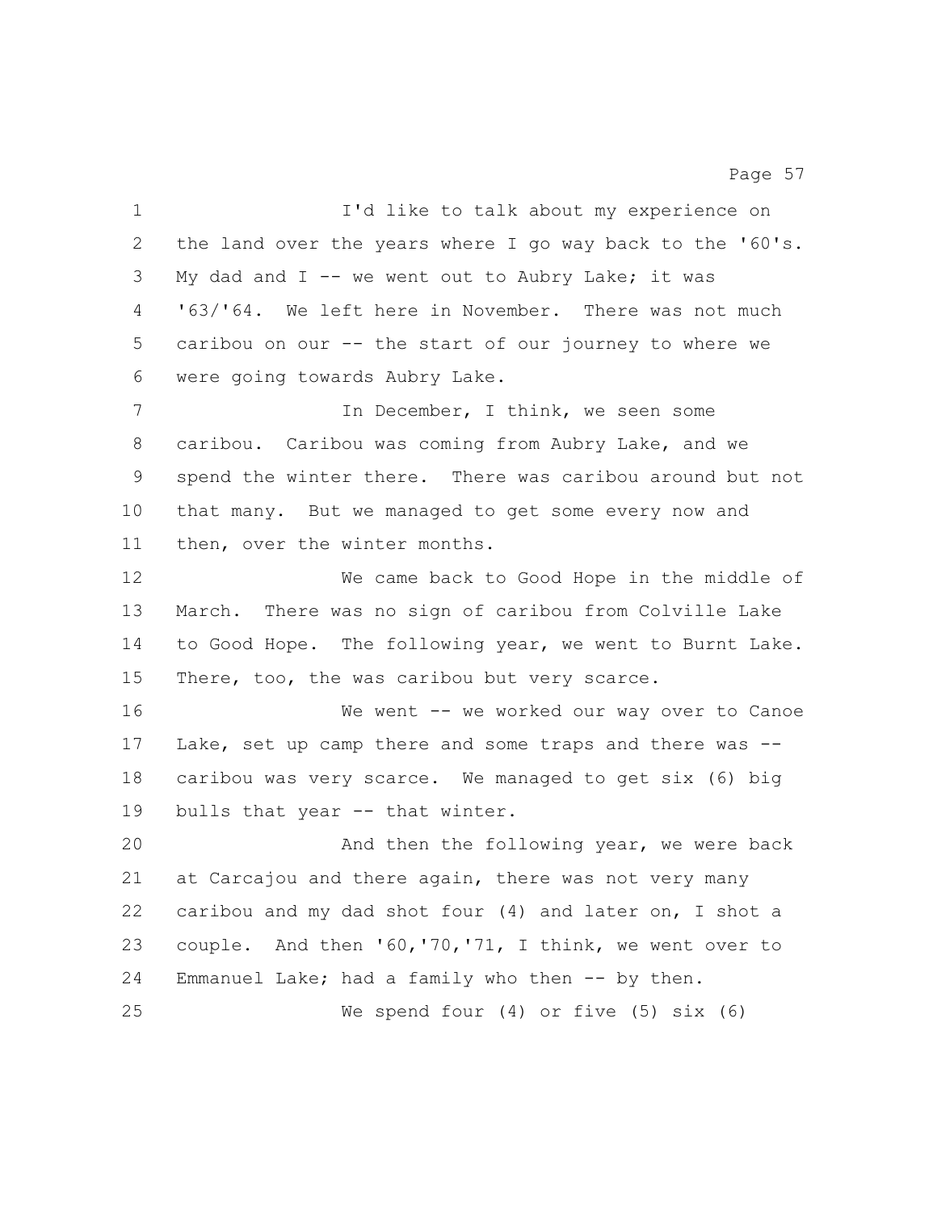I'd like to talk about my experience on the land over the years where I go way back to the '60's. My dad and I -- we went out to Aubry Lake; it was '63/'64. We left here in November. There was not much caribou on our -- the start of our journey to where we were going towards Aubry Lake.

In December, I think, we seen some caribou. Caribou was coming from Aubry Lake, and we spend the winter there. There was caribou around but not that many. But we managed to get some every now and then, over the winter months.

We came back to Good Hope in the middle of March. There was no sign of caribou from Colville Lake to Good Hope. The following year, we went to Burnt Lake. There, too, the was caribou but very scarce.

We went -- we worked our way over to Canoe Lake, set up camp there and some traps and there was -- caribou was very scarce. We managed to get six (6) big bulls that year -- that winter.

And then the following year, we were back at Carcajou and there again, there was not very many caribou and my dad shot four (4) and later on, I shot a couple. And then '60,'70,'71, I think, we went over to Emmanuel Lake; had a family who then -- by then.

We spend four (4) or five (5) six (6)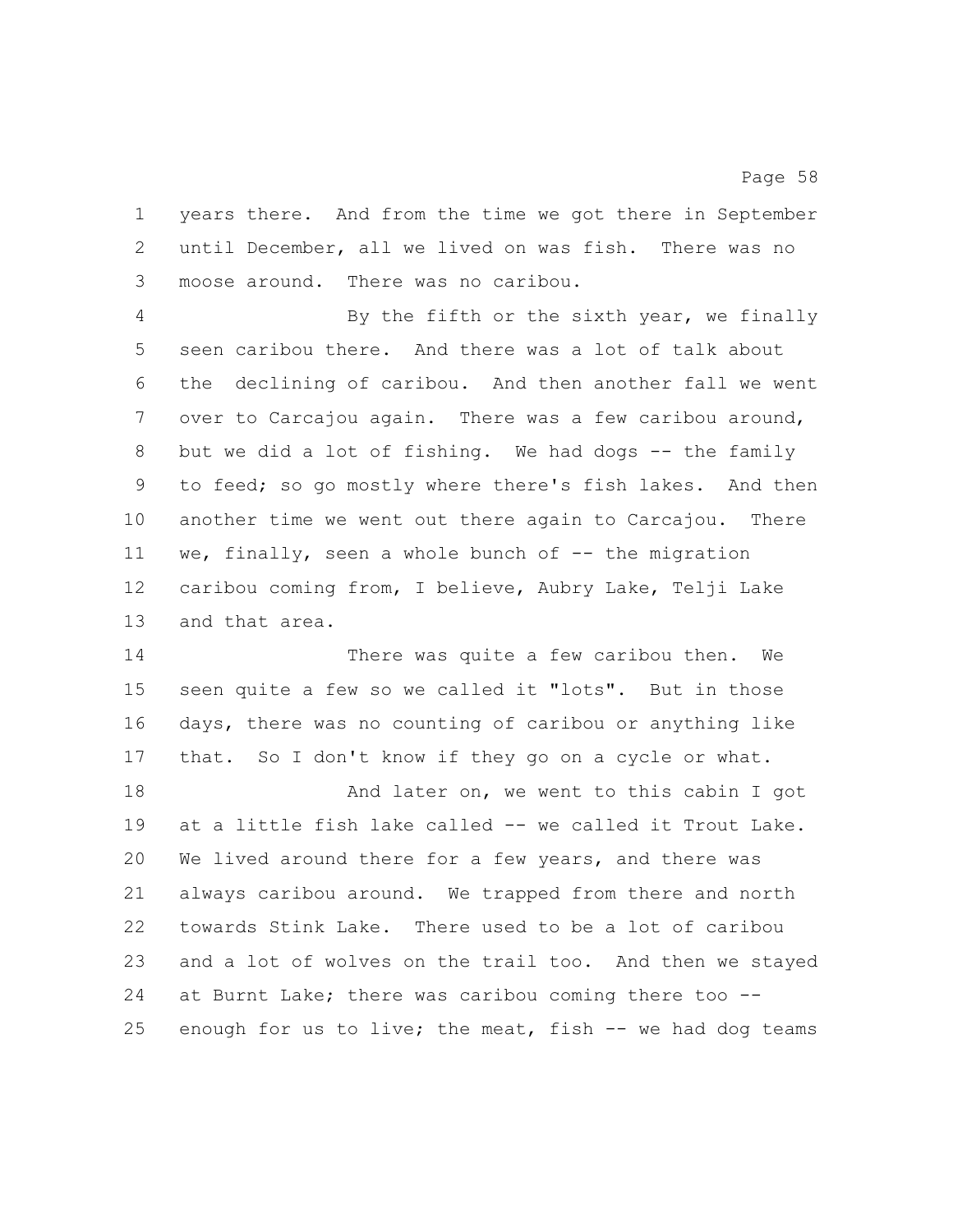years there. And from the time we got there in September until December, all we lived on was fish. There was no moose around. There was no caribou.

By the fifth or the sixth year, we finally seen caribou there. And there was a lot of talk about the declining of caribou. And then another fall we went over to Carcajou again. There was a few caribou around, but we did a lot of fishing. We had dogs -- the family to feed; so go mostly where there's fish lakes. And then another time we went out there again to Carcajou. There we, finally, seen a whole bunch of -- the migration caribou coming from, I believe, Aubry Lake, Telji Lake and that area.

There was quite a few caribou then. We seen quite a few so we called it "lots". But in those days, there was no counting of caribou or anything like that. So I don't know if they go on a cycle or what.

And later on, we went to this cabin I got at a little fish lake called -- we called it Trout Lake. We lived around there for a few years, and there was always caribou around. We trapped from there and north towards Stink Lake. There used to be a lot of caribou and a lot of wolves on the trail too. And then we stayed at Burnt Lake; there was caribou coming there too -- enough for us to live; the meat, fish -- we had dog teams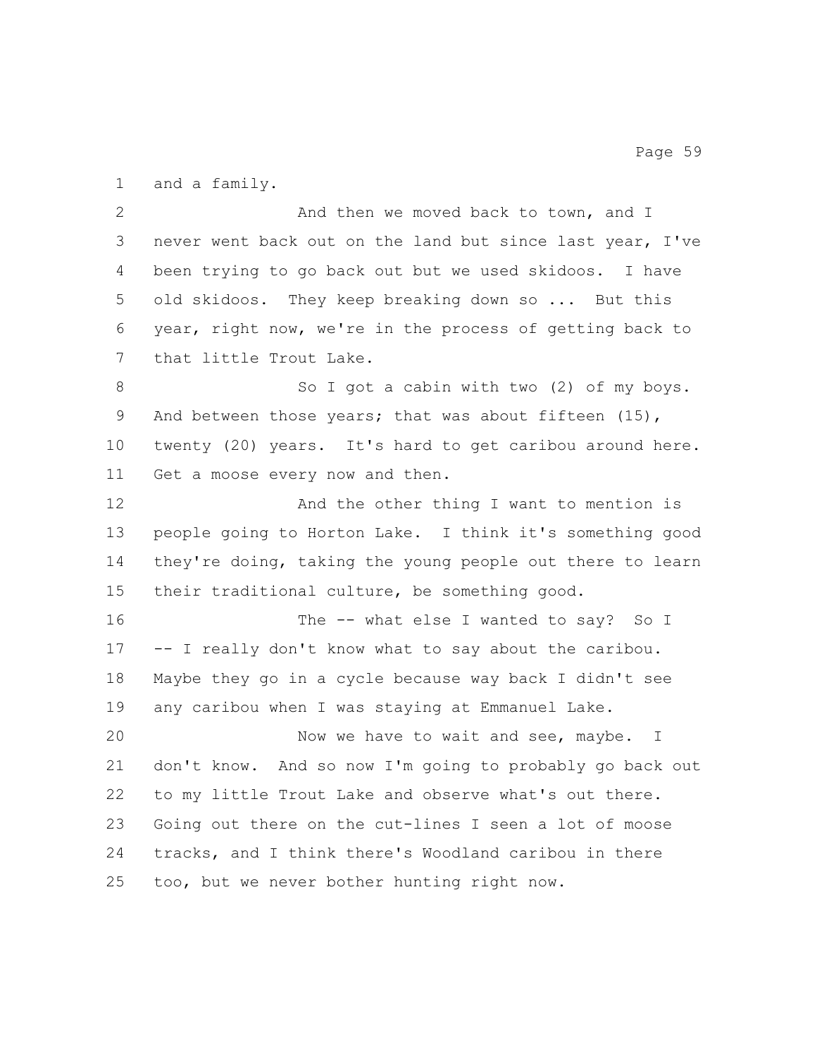and a family.

And then we moved back to town, and I never went back out on the land but since last year, I've been trying to go back out but we used skidoos. I have old skidoos. They keep breaking down so ... But this year, right now, we're in the process of getting back to that little Trout Lake.

So I got a cabin with two (2) of my boys. And between those years; that was about fifteen (15), twenty (20) years. It's hard to get caribou around here. Get a moose every now and then.

And the other thing I want to mention is people going to Horton Lake. I think it's something good they're doing, taking the young people out there to learn their traditional culture, be something good.

The -- what else I wanted to say? So I -- I really don't know what to say about the caribou. Maybe they go in a cycle because way back I didn't see any caribou when I was staying at Emmanuel Lake.

Now we have to wait and see, maybe. I don't know. And so now I'm going to probably go back out to my little Trout Lake and observe what's out there. Going out there on the cut-lines I seen a lot of moose tracks, and I think there's Woodland caribou in there too, but we never bother hunting right now.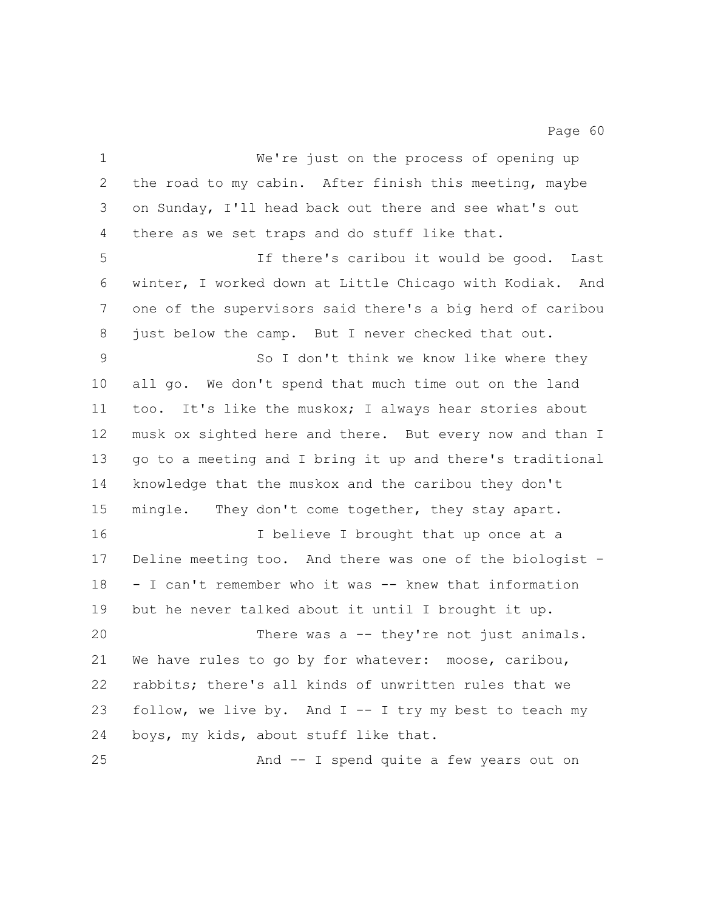We're just on the process of opening up the road to my cabin. After finish this meeting, maybe on Sunday, I'll head back out there and see what's out there as we set traps and do stuff like that.

If there's caribou it would be good. Last winter, I worked down at Little Chicago with Kodiak. And one of the supervisors said there's a big herd of caribou just below the camp. But I never checked that out.

So I don't think we know like where they all go. We don't spend that much time out on the land too. It's like the muskox; I always hear stories about musk ox sighted here and there. But every now and than I go to a meeting and I bring it up and there's traditional knowledge that the muskox and the caribou they don't mingle. They don't come together, they stay apart.

I believe I brought that up once at a Deline meeting too. And there was one of the biologist -- I can't remember who it was -- knew that information but he never talked about it until I brought it up.

There was a -- they're not just animals. We have rules to go by for whatever: moose, caribou, rabbits; there's all kinds of unwritten rules that we follow, we live by. And I -- I try my best to teach my boys, my kids, about stuff like that.

And -- I spend quite a few years out on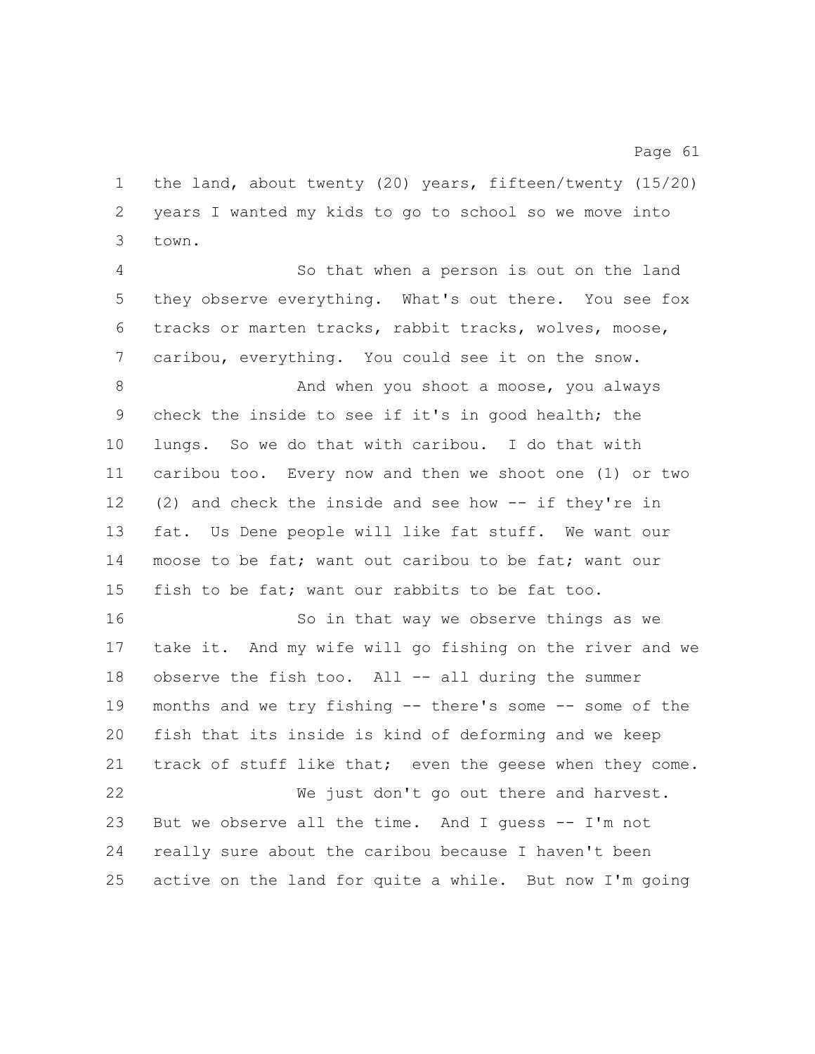the land, about twenty (20) years, fifteen/twenty (15/20) years I wanted my kids to go to school so we move into town.

So that when a person is out on the land they observe everything. What's out there. You see fox tracks or marten tracks, rabbit tracks, wolves, moose, caribou, everything. You could see it on the snow.

And when you shoot a moose, you always check the inside to see if it's in good health; the lungs. So we do that with caribou. I do that with caribou too. Every now and then we shoot one (1) or two (2) and check the inside and see how -- if they're in fat. Us Dene people will like fat stuff. We want our moose to be fat; want out caribou to be fat; want our fish to be fat; want our rabbits to be fat too.

So in that way we observe things as we take it. And my wife will go fishing on the river and we observe the fish too. All -- all during the summer months and we try fishing -- there's some -- some of the fish that its inside is kind of deforming and we keep track of stuff like that; even the geese when they come.

We just don't go out there and harvest. But we observe all the time. And I guess -- I'm not really sure about the caribou because I haven't been active on the land for quite a while. But now I'm going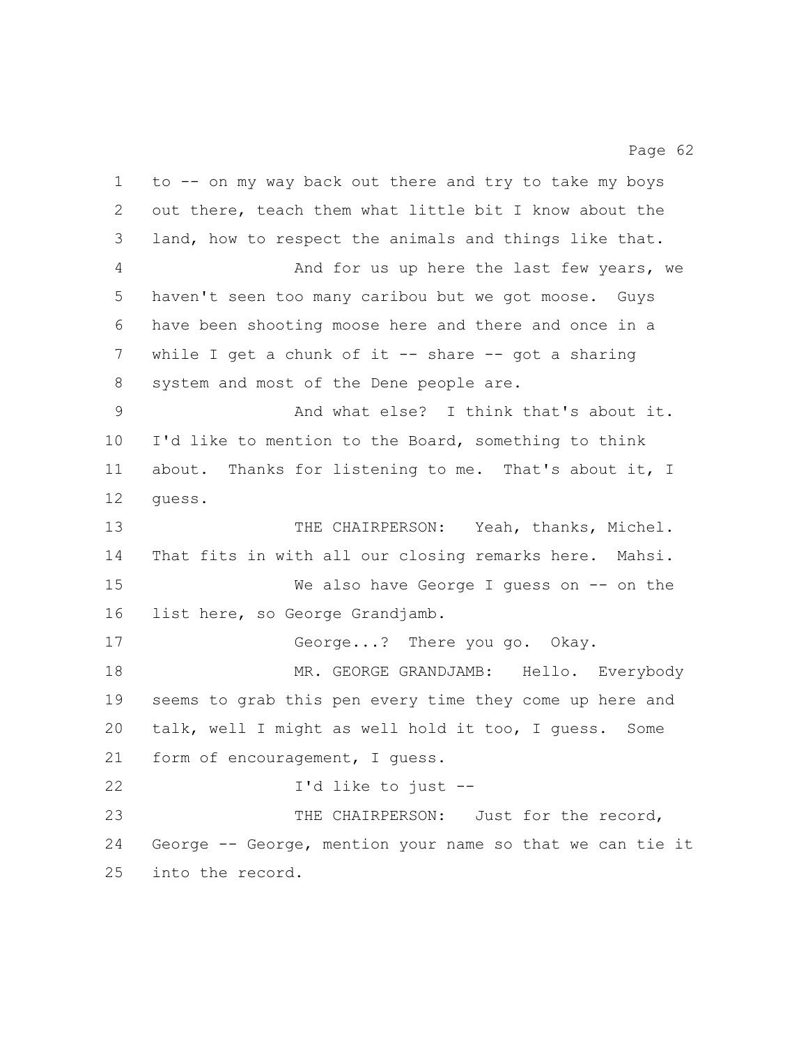to -- on my way back out there and try to take my boys out there, teach them what little bit I know about the land, how to respect the animals and things like that.

And for us up here the last few years, we haven't seen too many caribou but we got moose. Guys have been shooting moose here and there and once in a while I get a chunk of it -- share -- got a sharing system and most of the Dene people are.

And what else? I think that's about it. I'd like to mention to the Board, something to think about. Thanks for listening to me. That's about it, I guess.

THE CHAIRPERSON: Yeah, thanks, Michel. That fits in with all our closing remarks here. Mahsi.

We also have George I guess on -- on the list here, so George Grandjamb.

George...? There you go. Okay.

MR. GEORGE GRANDJAMB: Hello. Everybody seems to grab this pen every time they come up here and talk, well I might as well hold it too, I guess. Some form of encouragement, I guess.

I'd like to just --

THE CHAIRPERSON: Just for the record, George -- George, mention your name so that we can tie it into the record.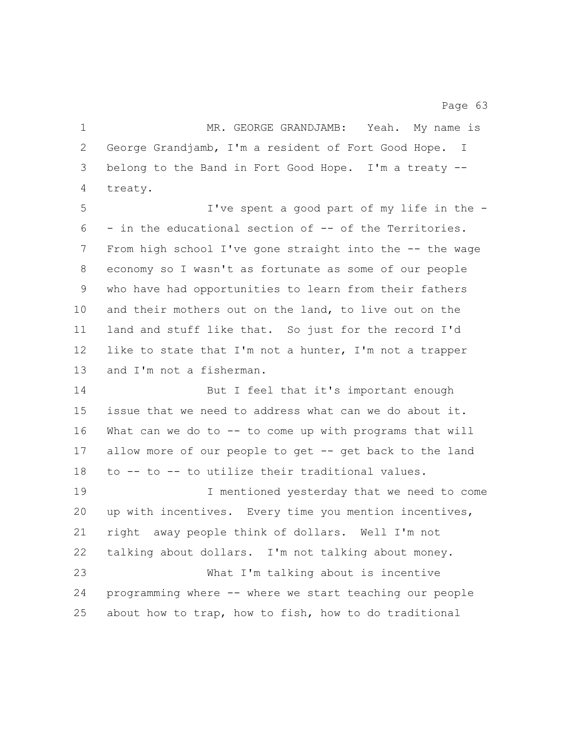MR. GEORGE GRANDJAMB: Yeah. My name is George Grandjamb, I'm a resident of Fort Good Hope. I belong to the Band in Fort Good Hope. I'm a treaty -- treaty.

I've spent a good part of my life in the -- in the educational section of -- of the Territories. From high school I've gone straight into the -- the wage economy so I wasn't as fortunate as some of our people who have had opportunities to learn from their fathers and their mothers out on the land, to live out on the land and stuff like that. So just for the record I'd like to state that I'm not a hunter, I'm not a trapper and I'm not a fisherman.

But I feel that it's important enough issue that we need to address what can we do about it. What can we do to -- to come up with programs that will allow more of our people to get -- get back to the land to -- to -- to utilize their traditional values.

I mentioned yesterday that we need to come up with incentives. Every time you mention incentives, right away people think of dollars. Well I'm not talking about dollars. I'm not talking about money.

What I'm talking about is incentive programming where -- where we start teaching our people about how to trap, how to fish, how to do traditional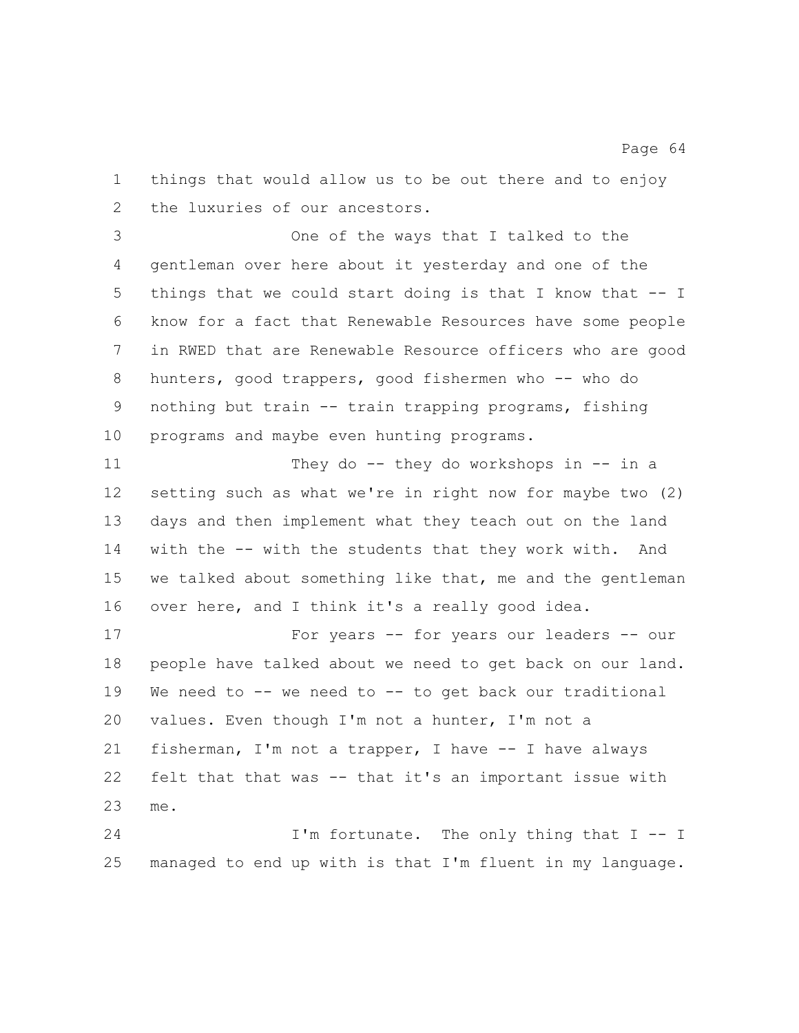things that would allow us to be out there and to enjoy the luxuries of our ancestors.

One of the ways that I talked to the gentleman over here about it yesterday and one of the things that we could start doing is that I know that -- I know for a fact that Renewable Resources have some people in RWED that are Renewable Resource officers who are good hunters, good trappers, good fishermen who -- who do nothing but train -- train trapping programs, fishing programs and maybe even hunting programs.

They do -- they do workshops in -- in a setting such as what we're in right now for maybe two (2) days and then implement what they teach out on the land with the -- with the students that they work with. And we talked about something like that, me and the gentleman over here, and I think it's a really good idea.

For years -- for years our leaders -- our people have talked about we need to get back on our land. We need to -- we need to -- to get back our traditional values. Even though I'm not a hunter, I'm not a fisherman, I'm not a trapper, I have -- I have always felt that that was -- that it's an important issue with me.

I'm fortunate. The only thing that I -- I managed to end up with is that I'm fluent in my language.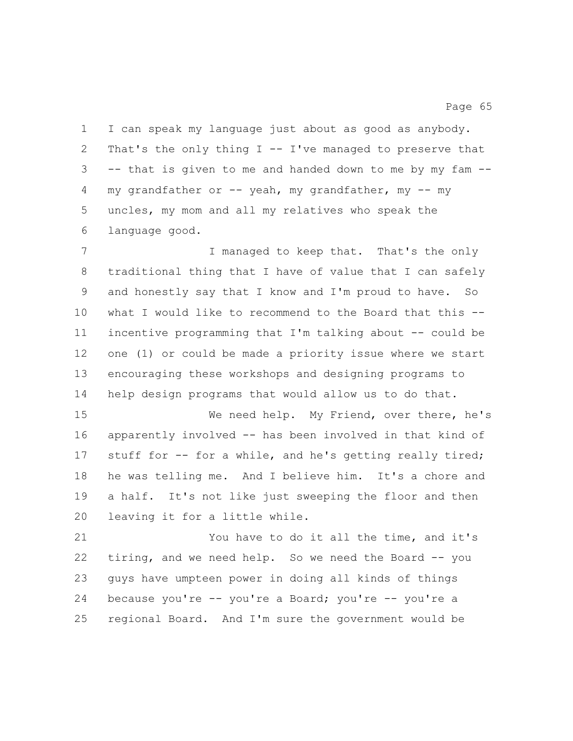I can speak my language just about as good as anybody. That's the only thing I -- I've managed to preserve that -- that is given to me and handed down to me by my fam -- my grandfather or -- yeah, my grandfather, my -- my uncles, my mom and all my relatives who speak the language good.

I managed to keep that. That's the only traditional thing that I have of value that I can safely and honestly say that I know and I'm proud to have. So what I would like to recommend to the Board that this -- incentive programming that I'm talking about -- could be one (1) or could be made a priority issue where we start encouraging these workshops and designing programs to help design programs that would allow us to do that.

We need help. My Friend, over there, he's apparently involved -- has been involved in that kind of stuff for -- for a while, and he's getting really tired; he was telling me. And I believe him. It's a chore and a half. It's not like just sweeping the floor and then leaving it for a little while.

You have to do it all the time, and it's tiring, and we need help. So we need the Board -- you guys have umpteen power in doing all kinds of things because you're -- you're a Board; you're -- you're a regional Board. And I'm sure the government would be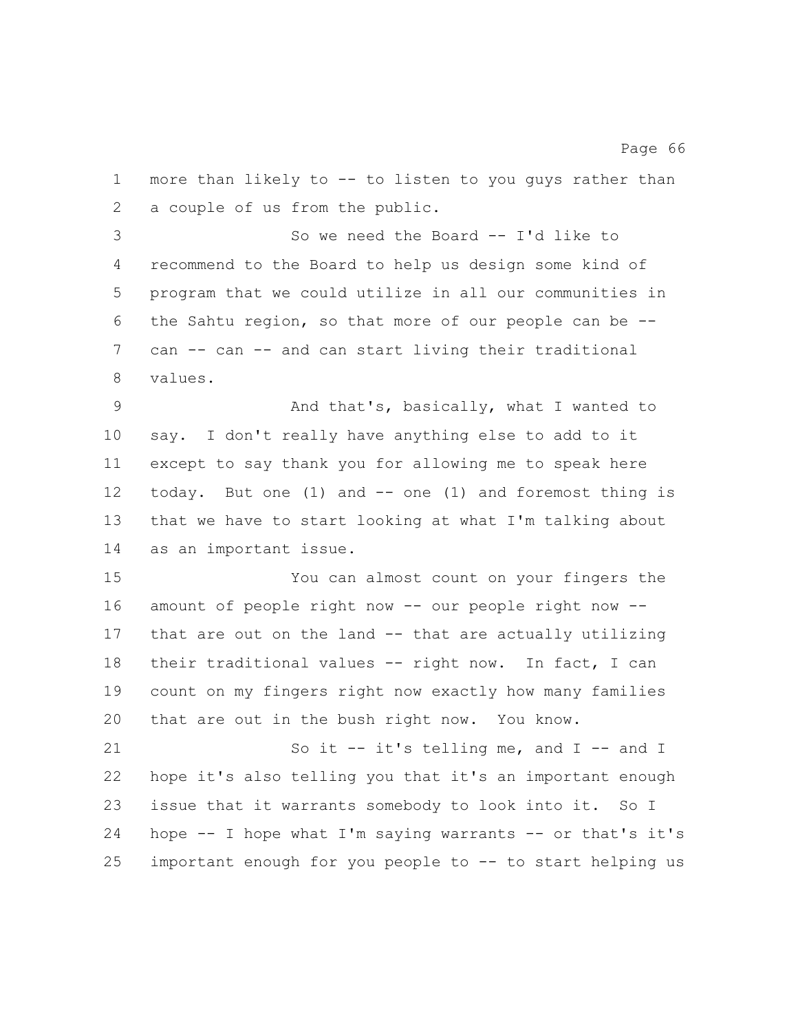more than likely to -- to listen to you guys rather than a couple of us from the public.

So we need the Board -- I'd like to recommend to the Board to help us design some kind of program that we could utilize in all our communities in the Sahtu region, so that more of our people can be -- can -- can -- and can start living their traditional values.

And that's, basically, what I wanted to say. I don't really have anything else to add to it except to say thank you for allowing me to speak here today. But one (1) and -- one (1) and foremost thing is that we have to start looking at what I'm talking about as an important issue.

You can almost count on your fingers the amount of people right now -- our people right now -- that are out on the land -- that are actually utilizing their traditional values -- right now. In fact, I can count on my fingers right now exactly how many families that are out in the bush right now. You know.

So it -- it's telling me, and I -- and I hope it's also telling you that it's an important enough issue that it warrants somebody to look into it. So I hope -- I hope what I'm saying warrants -- or that's it's important enough for you people to -- to start helping us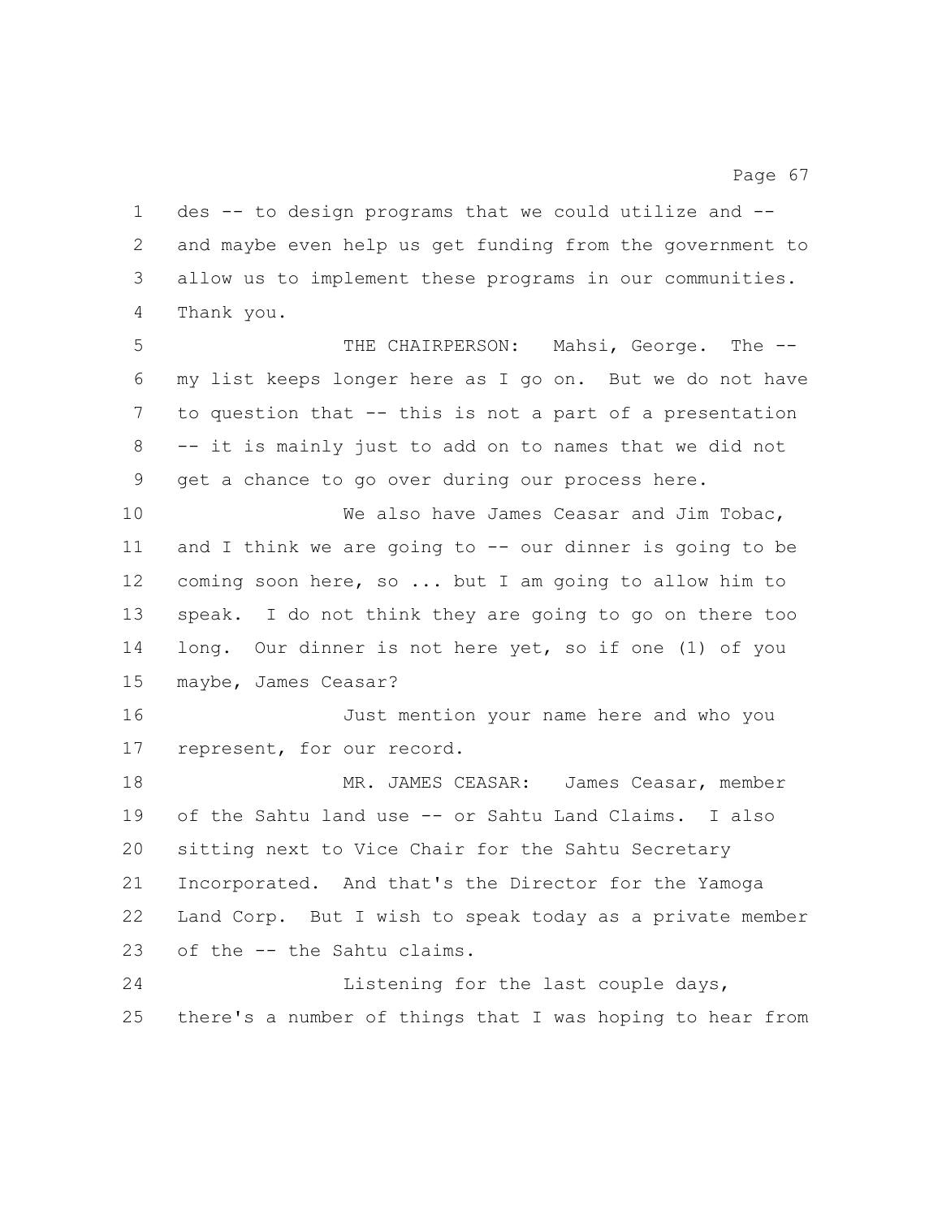des -- to design programs that we could utilize and -- and maybe even help us get funding from the government to allow us to implement these programs in our communities. Thank you.

THE CHAIRPERSON: Mahsi, George. The -- my list keeps longer here as I go on. But we do not have to question that -- this is not a part of a presentation -- it is mainly just to add on to names that we did not get a chance to go over during our process here.

We also have James Ceasar and Jim Tobac, and I think we are going to -- our dinner is going to be coming soon here, so ... but I am going to allow him to speak. I do not think they are going to go on there too long. Our dinner is not here yet, so if one (1) of you maybe, James Ceasar?

Just mention your name here and who you represent, for our record.

MR. JAMES CEASAR: James Ceasar, member of the Sahtu land use -- or Sahtu Land Claims. I also sitting next to Vice Chair for the Sahtu Secretary Incorporated. And that's the Director for the Yamoga Land Corp. But I wish to speak today as a private member of the -- the Sahtu claims.

Listening for the last couple days, there's a number of things that I was hoping to hear from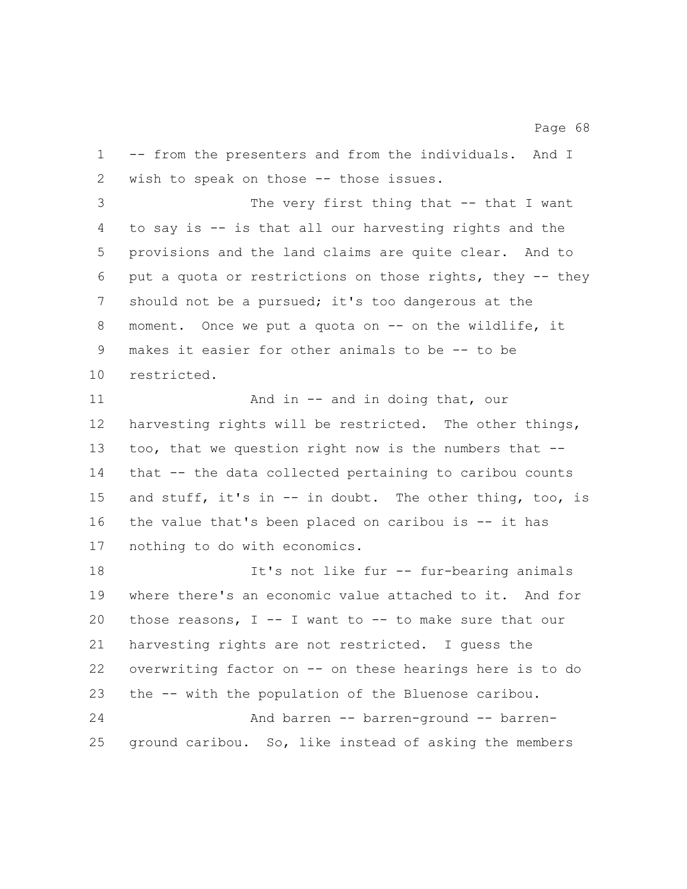-- from the presenters and from the individuals. And I wish to speak on those -- those issues.

The very first thing that -- that I want to say is -- is that all our harvesting rights and the provisions and the land claims are quite clear. And to put a quota or restrictions on those rights, they -- they should not be a pursued; it's too dangerous at the moment. Once we put a quota on -- on the wildlife, it makes it easier for other animals to be -- to be restricted.

And in -- and in doing that, our harvesting rights will be restricted. The other things, too, that we question right now is the numbers that -- that -- the data collected pertaining to caribou counts and stuff, it's in -- in doubt. The other thing, too, is the value that's been placed on caribou is -- it has nothing to do with economics.

It's not like fur -- fur-bearing animals where there's an economic value attached to it. And for those reasons, I -- I want to -- to make sure that our harvesting rights are not restricted. I guess the overwriting factor on -- on these hearings here is to do the -- with the population of the Bluenose caribou.

And barren -- barren-ground -- barren-ground caribou. So, like instead of asking the members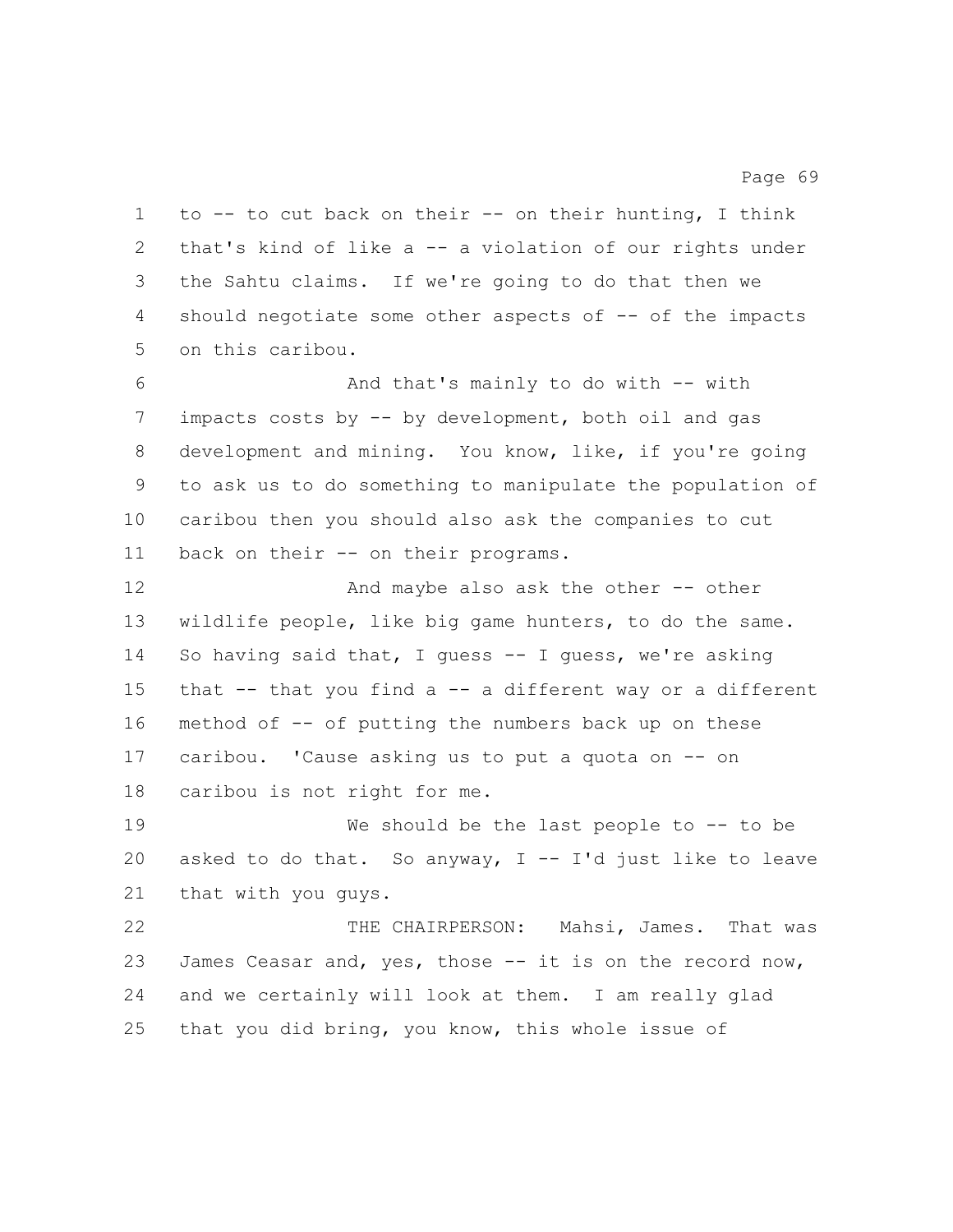to -- to cut back on their -- on their hunting, I think that's kind of like a -- a violation of our rights under the Sahtu claims. If we're going to do that then we should negotiate some other aspects of -- of the impacts on this caribou.

And that's mainly to do with -- with impacts costs by -- by development, both oil and gas development and mining. You know, like, if you're going to ask us to do something to manipulate the population of caribou then you should also ask the companies to cut back on their -- on their programs.

And maybe also ask the other -- other wildlife people, like big game hunters, to do the same. So having said that, I guess -- I guess, we're asking that -- that you find a -- a different way or a different method of -- of putting the numbers back up on these caribou. 'Cause asking us to put a quota on -- on caribou is not right for me.

We should be the last people to -- to be asked to do that. So anyway, I -- I'd just like to leave that with you guys.

THE CHAIRPERSON: Mahsi, James. That was James Ceasar and, yes, those -- it is on the record now, and we certainly will look at them. I am really glad that you did bring, you know, this whole issue of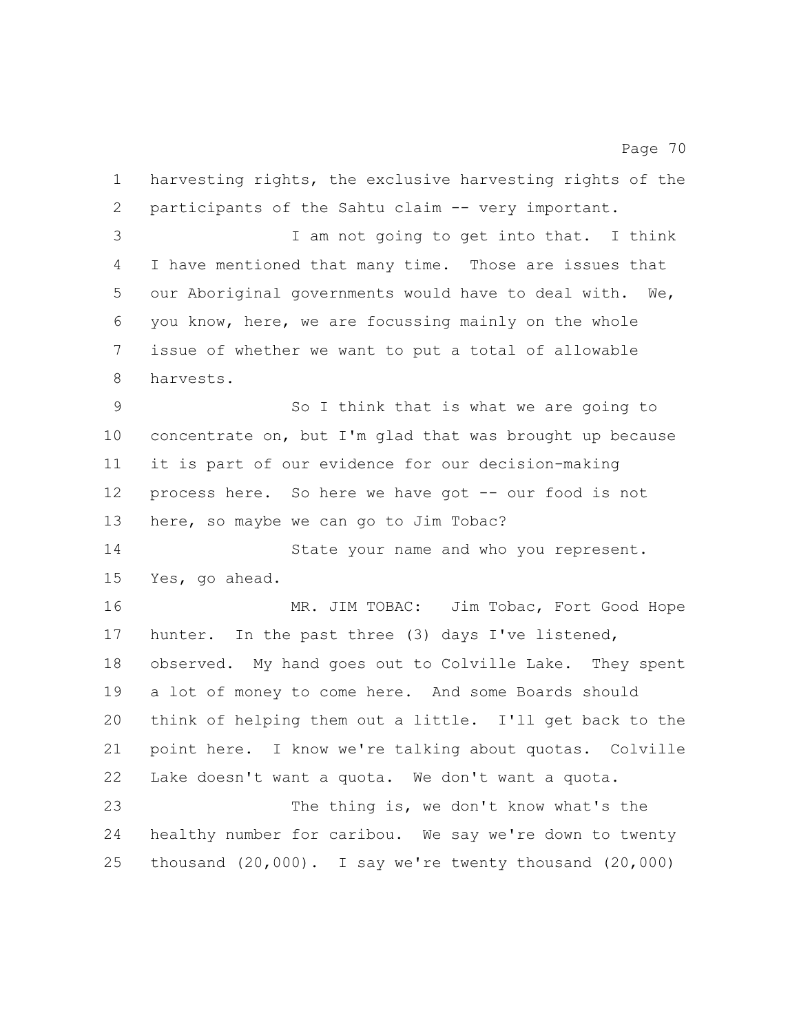harvesting rights, the exclusive harvesting rights of the participants of the Sahtu claim -- very important.

I am not going to get into that. I think I have mentioned that many time. Those are issues that our Aboriginal governments would have to deal with. We, you know, here, we are focussing mainly on the whole issue of whether we want to put a total of allowable harvests.

So I think that is what we are going to concentrate on, but I'm glad that was brought up because it is part of our evidence for our decision-making process here. So here we have got -- our food is not here, so maybe we can go to Jim Tobac?

State your name and who you represent. Yes, go ahead.

MR. JIM TOBAC: Jim Tobac, Fort Good Hope hunter. In the past three (3) days I've listened, observed. My hand goes out to Colville Lake. They spent a lot of money to come here. And some Boards should think of helping them out a little. I'll get back to the point here. I know we're talking about quotas. Colville Lake doesn't want a quota. We don't want a quota.

The thing is, we don't know what's the healthy number for caribou. We say we're down to twenty thousand (20,000). I say we're twenty thousand (20,000)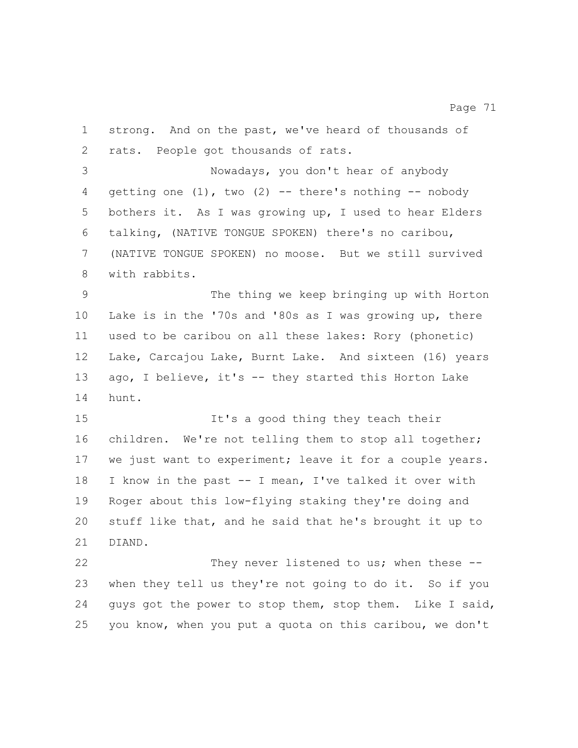strong. And on the past, we've heard of thousands of rats. People got thousands of rats.

Nowadays, you don't hear of anybody getting one (1), two (2) -- there's nothing -- nobody bothers it. As I was growing up, I used to hear Elders talking, (NATIVE TONGUE SPOKEN) there's no caribou, (NATIVE TONGUE SPOKEN) no moose. But we still survived with rabbits.

The thing we keep bringing up with Horton Lake is in the '70s and '80s as I was growing up, there used to be caribou on all these lakes: Rory (phonetic) Lake, Carcajou Lake, Burnt Lake. And sixteen (16) years ago, I believe, it's -- they started this Horton Lake hunt.

It's a good thing they teach their children. We're not telling them to stop all together; we just want to experiment; leave it for a couple years. I know in the past -- I mean, I've talked it over with Roger about this low-flying staking they're doing and stuff like that, and he said that he's brought it up to DIAND.

They never listened to us; when these -- when they tell us they're not going to do it. So if you guys got the power to stop them, stop them. Like I said, you know, when you put a quota on this caribou, we don't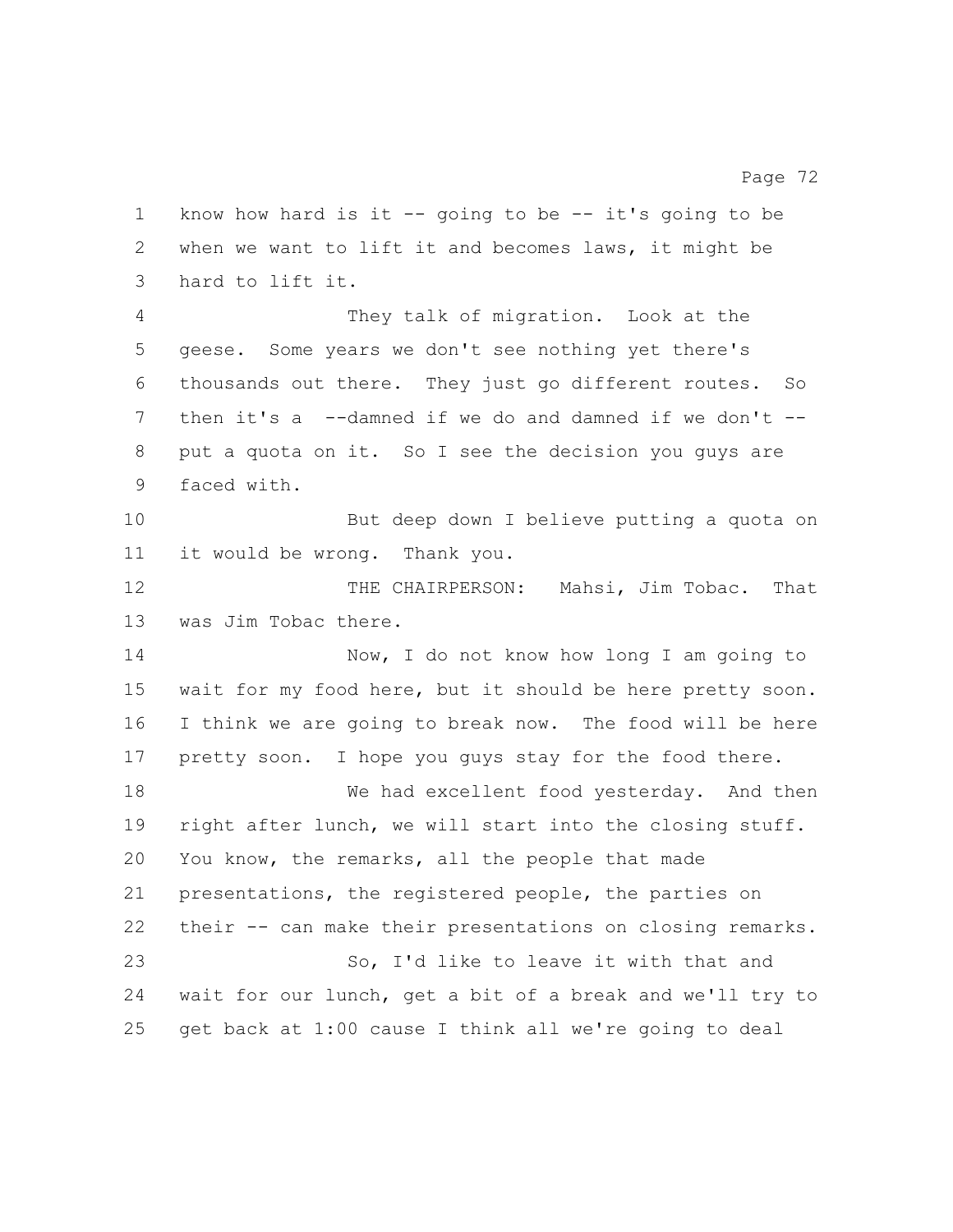know how hard is it -- going to be -- it's going to be when we want to lift it and becomes laws, it might be hard to lift it.

They talk of migration. Look at the geese. Some years we don't see nothing yet there's thousands out there. They just go different routes. So then it's a --damned if we do and damned if we don't -- put a quota on it. So I see the decision you guys are faced with.

But deep down I believe putting a quota on it would be wrong. Thank you.

THE CHAIRPERSON: Mahsi, Jim Tobac. That was Jim Tobac there.

Now, I do not know how long I am going to wait for my food here, but it should be here pretty soon. I think we are going to break now. The food will be here pretty soon. I hope you guys stay for the food there.

We had excellent food yesterday. And then right after lunch, we will start into the closing stuff. You know, the remarks, all the people that made presentations, the registered people, the parties on their -- can make their presentations on closing remarks.

So, I'd like to leave it with that and wait for our lunch, get a bit of a break and we'll try to get back at 1:00 cause I think all we're going to deal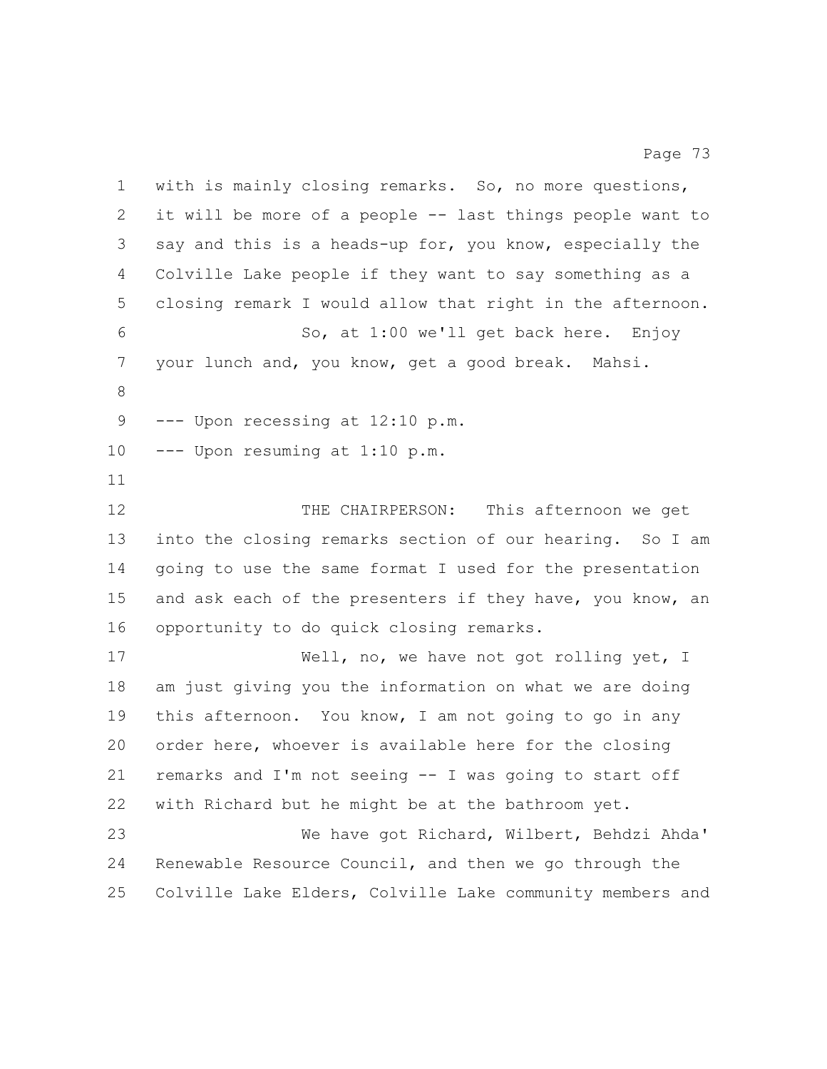with is mainly closing remarks. So, no more questions, it will be more of a people -- last things people want to say and this is a heads-up for, you know, especially the Colville Lake people if they want to say something as a closing remark I would allow that right in the afternoon.

So, at 1:00 we'll get back here. Enjoy your lunch and, you know, get a good break. Mahsi.

--- Upon recessing at 12:10 p.m.

--- Upon resuming at 1:10 p.m.

THE CHAIRPERSON: This afternoon we get into the closing remarks section of our hearing. So I am going to use the same format I used for the presentation and ask each of the presenters if they have, you know, an opportunity to do quick closing remarks.

Well, no, we have not got rolling yet, I am just giving you the information on what we are doing this afternoon. You know, I am not going to go in any order here, whoever is available here for the closing remarks and I'm not seeing -- I was going to start off with Richard but he might be at the bathroom yet.

We have got Richard, Wilbert, Behdzi Ahda' Renewable Resource Council, and then we go through the Colville Lake Elders, Colville Lake community members and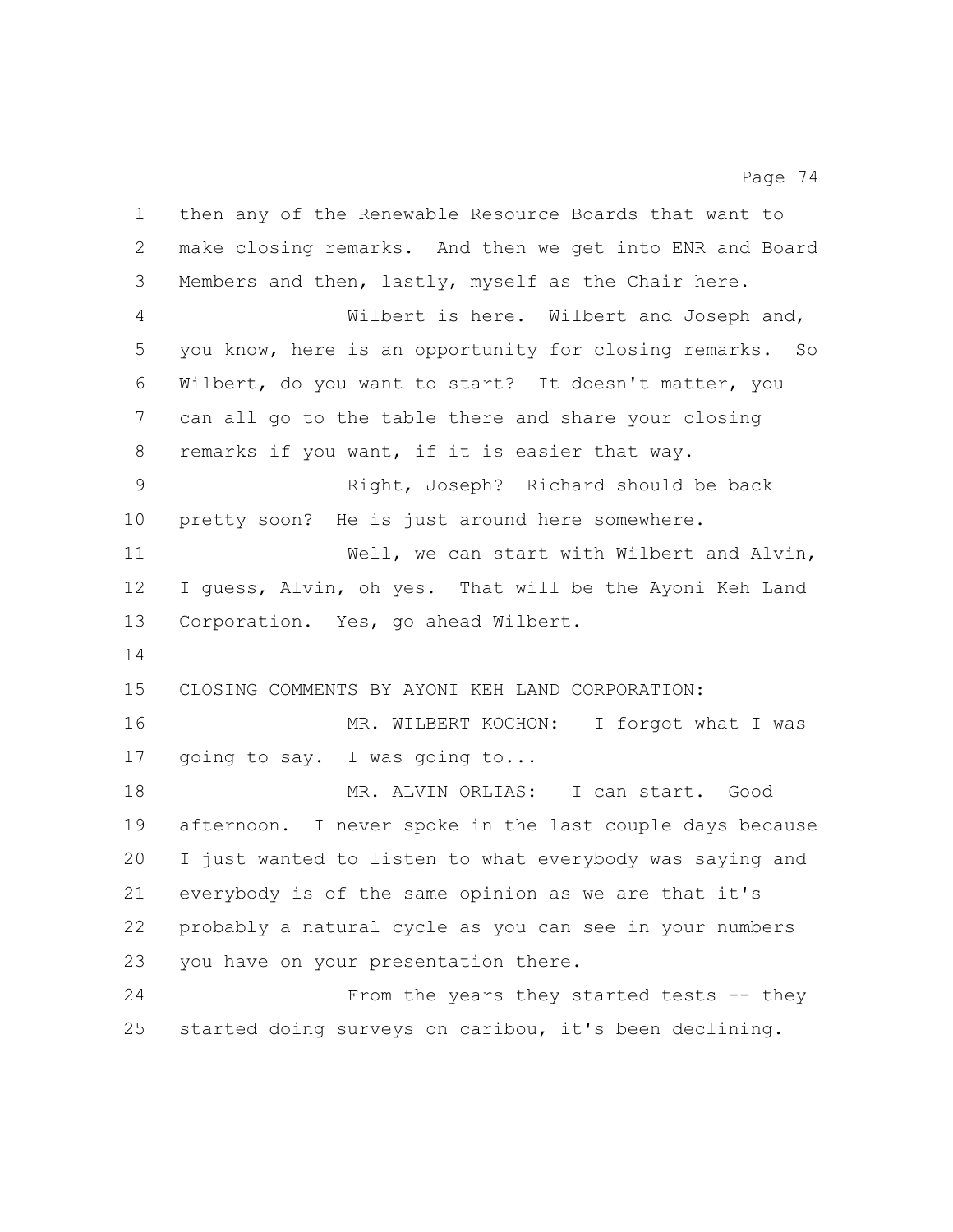then any of the Renewable Resource Boards that want to make closing remarks. And then we get into ENR and Board Members and then, lastly, myself as the Chair here.

Wilbert is here. Wilbert and Joseph and, you know, here is an opportunity for closing remarks. So Wilbert, do you want to start? It doesn't matter, you can all go to the table there and share your closing remarks if you want, if it is easier that way.

Right, Joseph? Richard should be back pretty soon? He is just around here somewhere.

Well, we can start with Wilbert and Alvin, I guess, Alvin, oh yes. That will be the Ayoni Keh Land Corporation. Yes, go ahead Wilbert.

CLOSING COMMENTS BY AYONI KEH LAND CORPORATION:

MR. WILBERT KOCHON: I forgot what I was going to say. I was going to...

MR. ALVIN ORLIAS: I can start. Good afternoon. I never spoke in the last couple days because I just wanted to listen to what everybody was saying and everybody is of the same opinion as we are that it's probably a natural cycle as you can see in your numbers you have on your presentation there.

From the years they started tests -- they started doing surveys on caribou, it's been declining.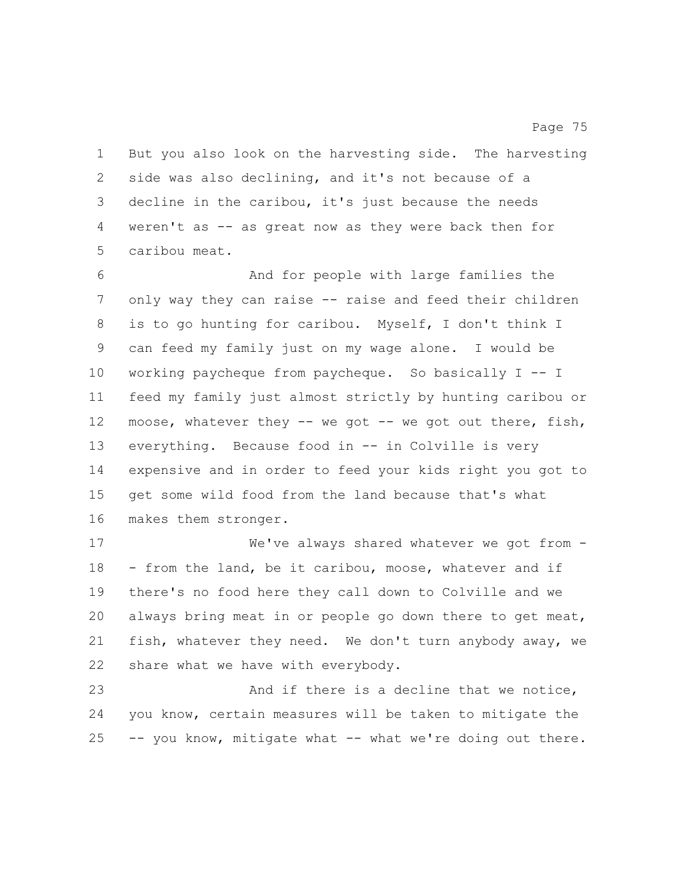But you also look on the harvesting side. The harvesting side was also declining, and it's not because of a decline in the caribou, it's just because the needs weren't as -- as great now as they were back then for caribou meat.

And for people with large families the only way they can raise -- raise and feed their children is to go hunting for caribou. Myself, I don't think I can feed my family just on my wage alone. I would be working paycheque from paycheque. So basically I -- I feed my family just almost strictly by hunting caribou or moose, whatever they -- we got -- we got out there, fish, everything. Because food in -- in Colville is very expensive and in order to feed your kids right you got to get some wild food from the land because that's what makes them stronger.

We've always shared whatever we got from -- from the land, be it caribou, moose, whatever and if there's no food here they call down to Colville and we always bring meat in or people go down there to get meat, fish, whatever they need. We don't turn anybody away, we share what we have with everybody.

And if there is a decline that we notice, you know, certain measures will be taken to mitigate the -- you know, mitigate what -- what we're doing out there.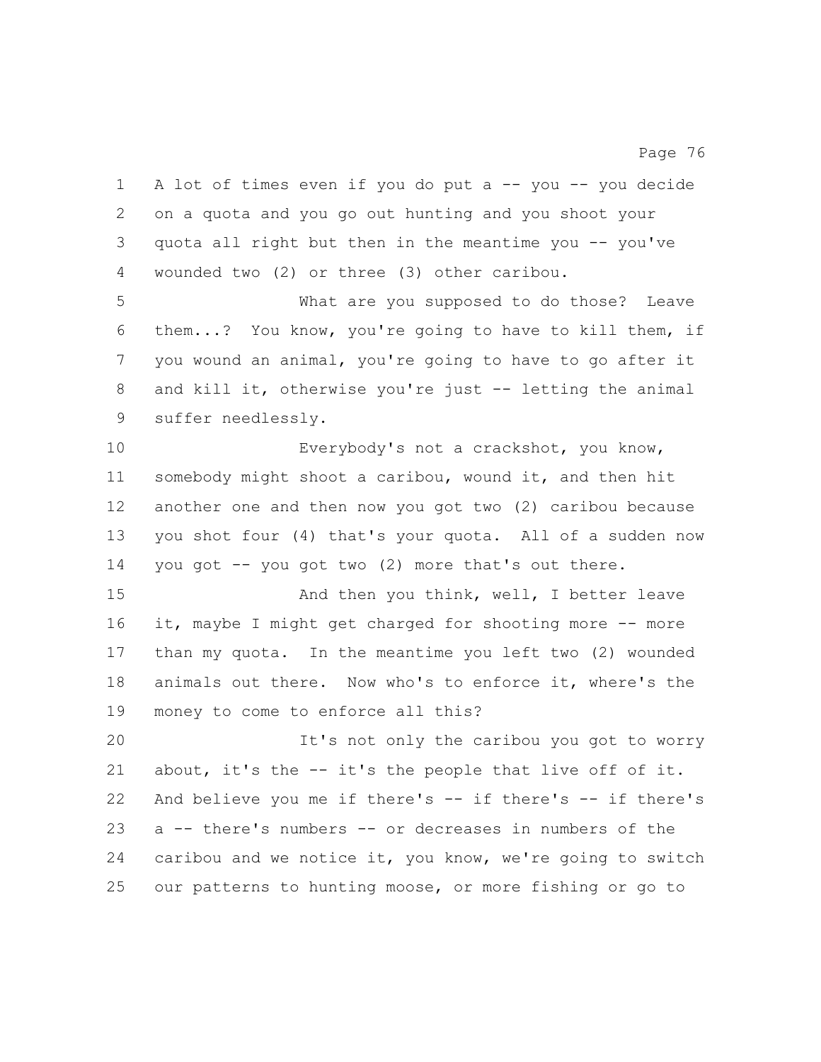A lot of times even if you do put a -- you -- you decide on a quota and you go out hunting and you shoot your quota all right but then in the meantime you -- you've wounded two (2) or three (3) other caribou.

What are you supposed to do those? Leave them...? You know, you're going to have to kill them, if you wound an animal, you're going to have to go after it and kill it, otherwise you're just -- letting the animal suffer needlessly.

Everybody's not a crackshot, you know, somebody might shoot a caribou, wound it, and then hit another one and then now you got two (2) caribou because you shot four (4) that's your quota. All of a sudden now you got -- you got two (2) more that's out there.

And then you think, well, I better leave it, maybe I might get charged for shooting more -- more than my quota. In the meantime you left two (2) wounded animals out there. Now who's to enforce it, where's the money to come to enforce all this?

It's not only the caribou you got to worry about, it's the -- it's the people that live off of it. And believe you me if there's -- if there's -- if there's a -- there's numbers -- or decreases in numbers of the caribou and we notice it, you know, we're going to switch our patterns to hunting moose, or more fishing or go to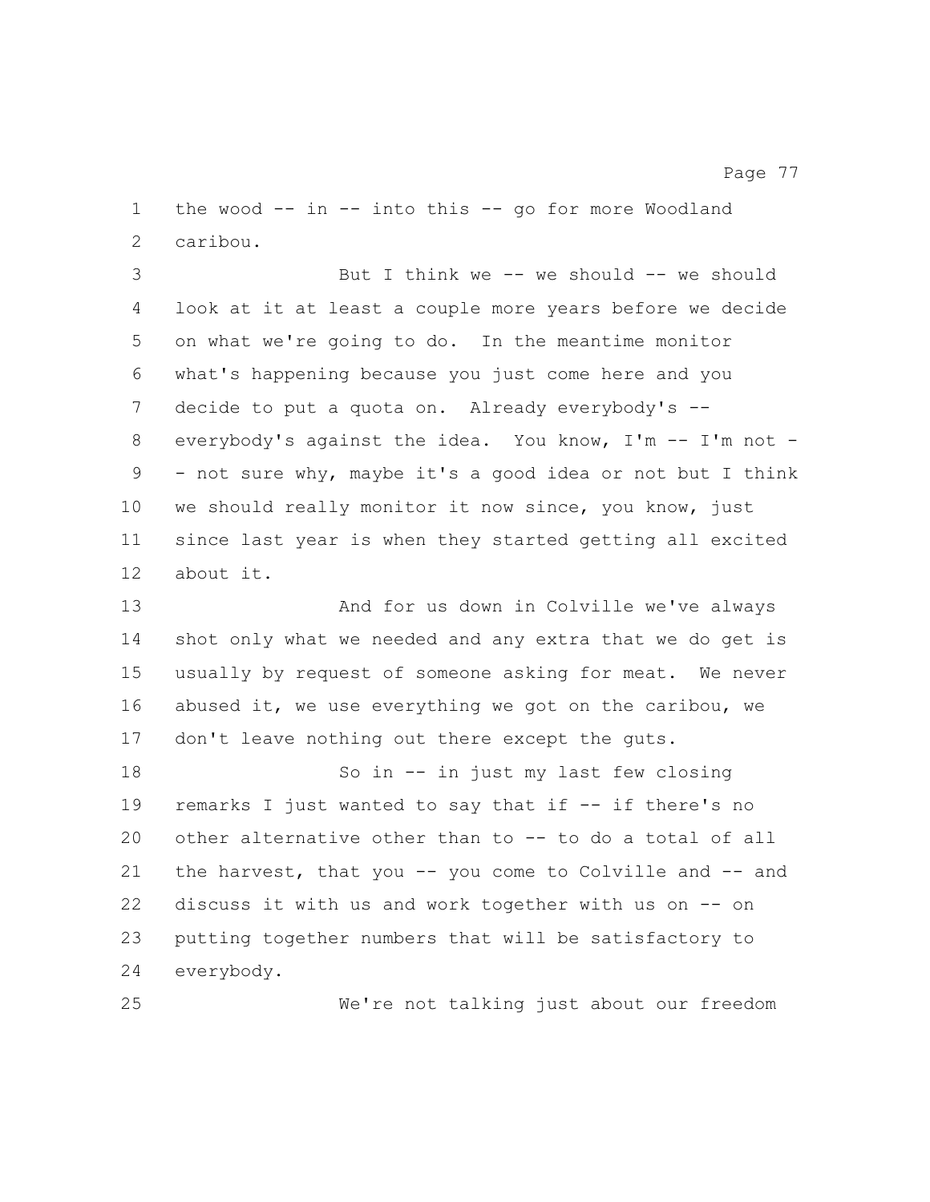the wood -- in -- into this -- go for more Woodland caribou.

But I think we -- we should -- we should look at it at least a couple more years before we decide on what we're going to do. In the meantime monitor what's happening because you just come here and you decide to put a quota on. Already everybody's -- everybody's against the idea. You know, I'm -- I'm not -- not sure why, maybe it's a good idea or not but I think we should really monitor it now since, you know, just since last year is when they started getting all excited about it.

And for us down in Colville we've always shot only what we needed and any extra that we do get is usually by request of someone asking for meat. We never abused it, we use everything we got on the caribou, we don't leave nothing out there except the guts.

So in -- in just my last few closing remarks I just wanted to say that if -- if there's no other alternative other than to -- to do a total of all the harvest, that you -- you come to Colville and -- and discuss it with us and work together with us on -- on putting together numbers that will be satisfactory to everybody.

We're not talking just about our freedom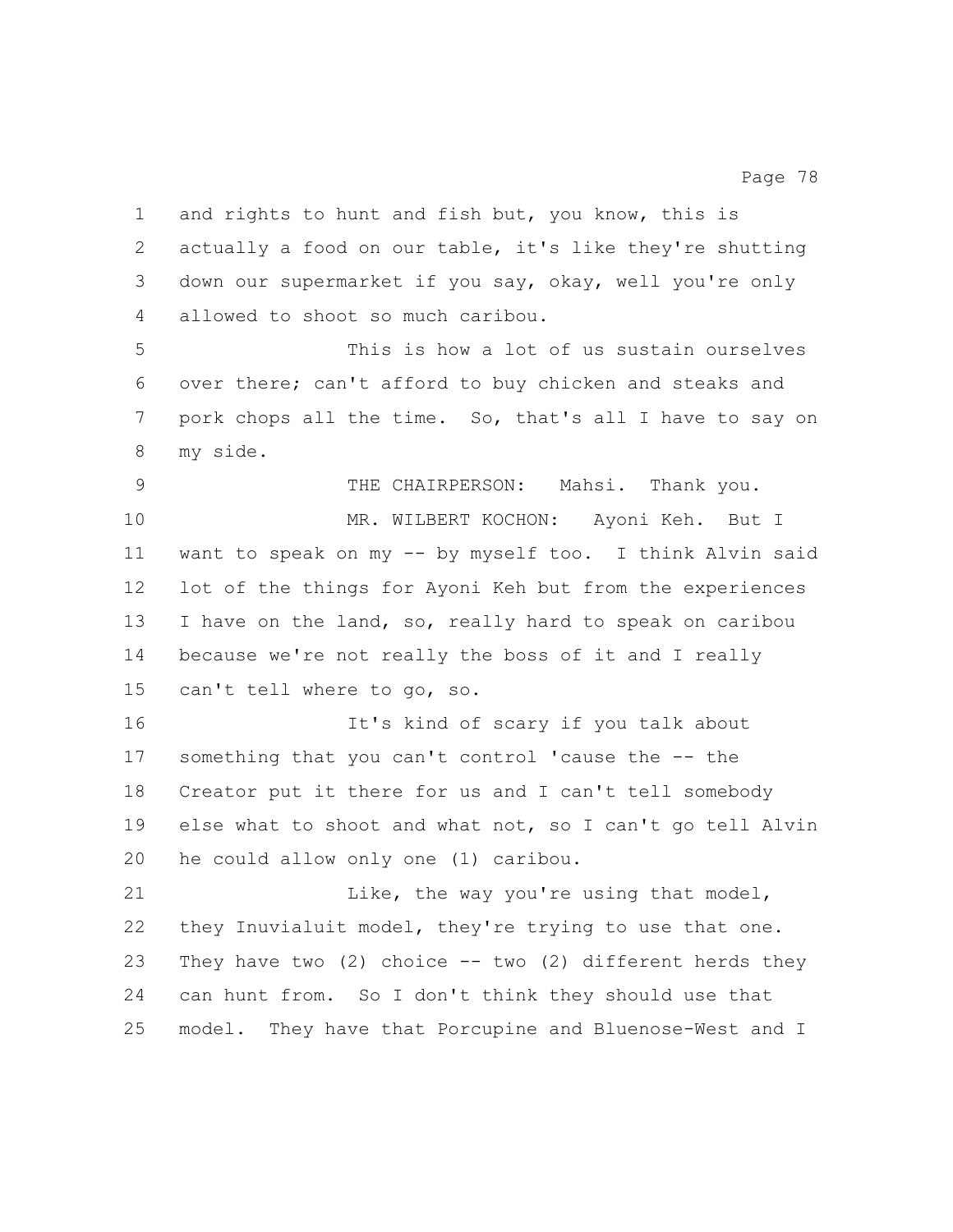and rights to hunt and fish but, you know, this is actually a food on our table, it's like they're shutting down our supermarket if you say, okay, well you're only allowed to shoot so much caribou.

This is how a lot of us sustain ourselves over there; can't afford to buy chicken and steaks and pork chops all the time. So, that's all I have to say on my side.

THE CHAIRPERSON: Mahsi. Thank you.

MR. WILBERT KOCHON: Ayoni Keh. But I want to speak on my -- by myself too. I think Alvin said lot of the things for Ayoni Keh but from the experiences I have on the land, so, really hard to speak on caribou because we're not really the boss of it and I really can't tell where to go, so.

It's kind of scary if you talk about something that you can't control 'cause the -- the Creator put it there for us and I can't tell somebody else what to shoot and what not, so I can't go tell Alvin he could allow only one (1) caribou.

Like, the way you're using that model, they Inuvialuit model, they're trying to use that one. They have two (2) choice -- two (2) different herds they can hunt from. So I don't think they should use that model. They have that Porcupine and Bluenose-West and I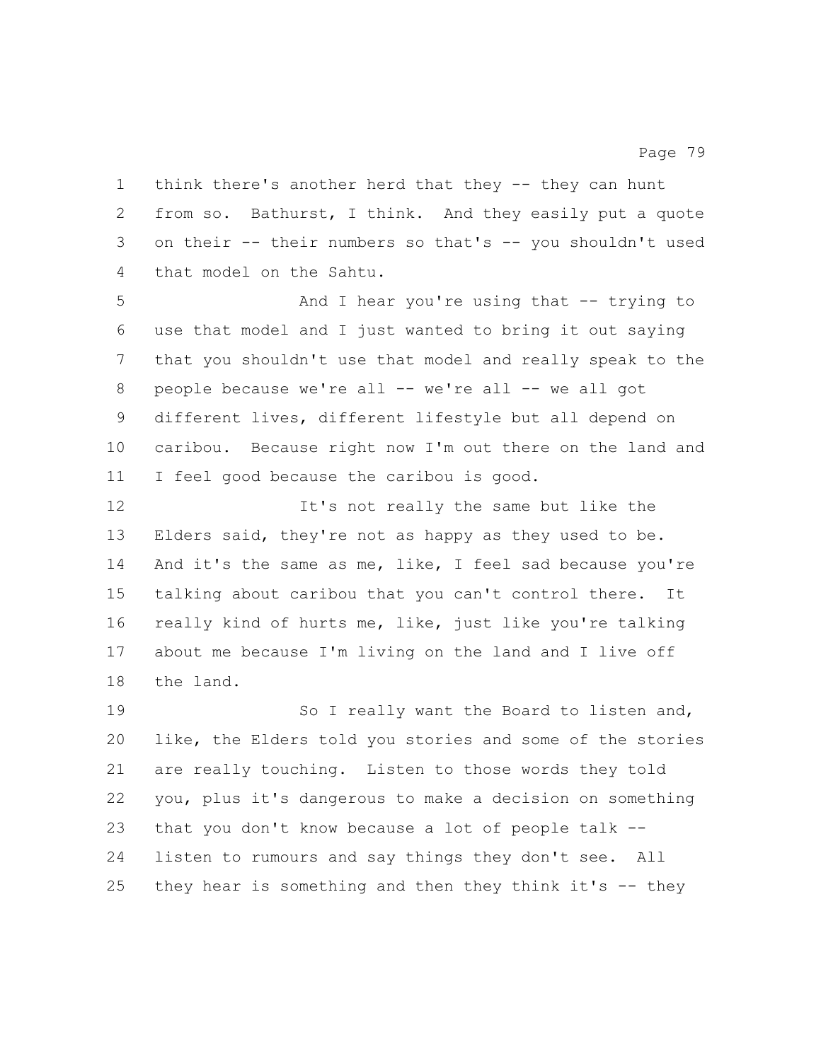think there's another herd that they -- they can hunt from so. Bathurst, I think. And they easily put a quote on their -- their numbers so that's -- you shouldn't used that model on the Sahtu.

And I hear you're using that -- trying to use that model and I just wanted to bring it out saying that you shouldn't use that model and really speak to the people because we're all -- we're all -- we all got different lives, different lifestyle but all depend on caribou. Because right now I'm out there on the land and I feel good because the caribou is good.

It's not really the same but like the Elders said, they're not as happy as they used to be. And it's the same as me, like, I feel sad because you're talking about caribou that you can't control there. It really kind of hurts me, like, just like you're talking about me because I'm living on the land and I live off the land.

So I really want the Board to listen and, like, the Elders told you stories and some of the stories are really touching. Listen to those words they told you, plus it's dangerous to make a decision on something that you don't know because a lot of people talk -- listen to rumours and say things they don't see. All they hear is something and then they think it's -- they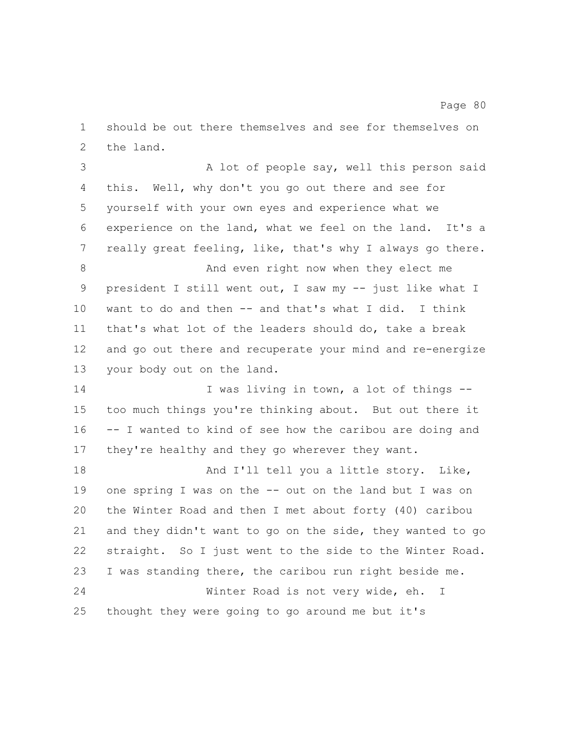should be out there themselves and see for themselves on the land.

A lot of people say, well this person said this. Well, why don't you go out there and see for yourself with your own eyes and experience what we experience on the land, what we feel on the land. It's a really great feeling, like, that's why I always go there.

And even right now when they elect me president I still went out, I saw my -- just like what I want to do and then -- and that's what I did. I think that's what lot of the leaders should do, take a break and go out there and recuperate your mind and re-energize your body out on the land.

I was living in town, a lot of things -- too much things you're thinking about. But out there it -- I wanted to kind of see how the caribou are doing and they're healthy and they go wherever they want.

And I'll tell you a little story. Like, one spring I was on the -- out on the land but I was on the Winter Road and then I met about forty (40) caribou and they didn't want to go on the side, they wanted to go straight. So I just went to the side to the Winter Road. I was standing there, the caribou run right beside me.

Winter Road is not very wide, eh. I thought they were going to go around me but it's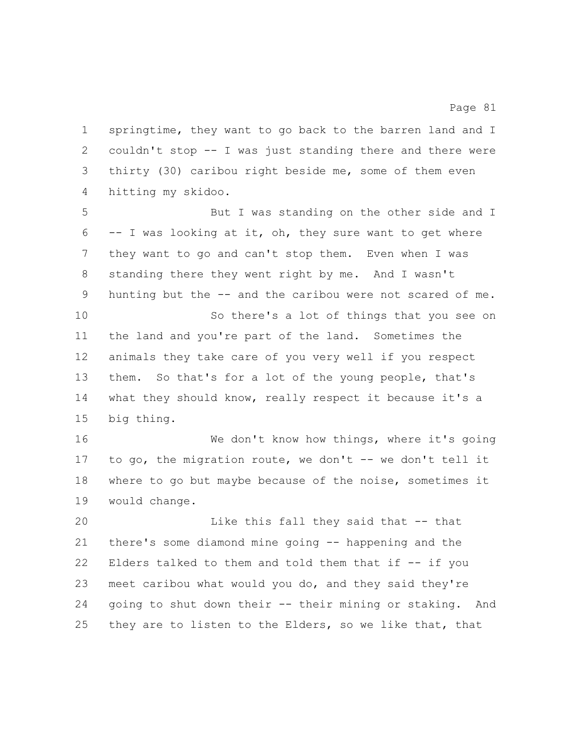springtime, they want to go back to the barren land and I couldn't stop -- I was just standing there and there were thirty (30) caribou right beside me, some of them even hitting my skidoo.

But I was standing on the other side and I -- I was looking at it, oh, they sure want to get where they want to go and can't stop them. Even when I was standing there they went right by me. And I wasn't hunting but the -- and the caribou were not scared of me.

So there's a lot of things that you see on the land and you're part of the land. Sometimes the animals they take care of you very well if you respect them. So that's for a lot of the young people, that's what they should know, really respect it because it's a big thing.

We don't know how things, where it's going to go, the migration route, we don't -- we don't tell it where to go but maybe because of the noise, sometimes it would change.

Like this fall they said that -- that there's some diamond mine going -- happening and the Elders talked to them and told them that if -- if you meet caribou what would you do, and they said they're going to shut down their -- their mining or staking. And they are to listen to the Elders, so we like that, that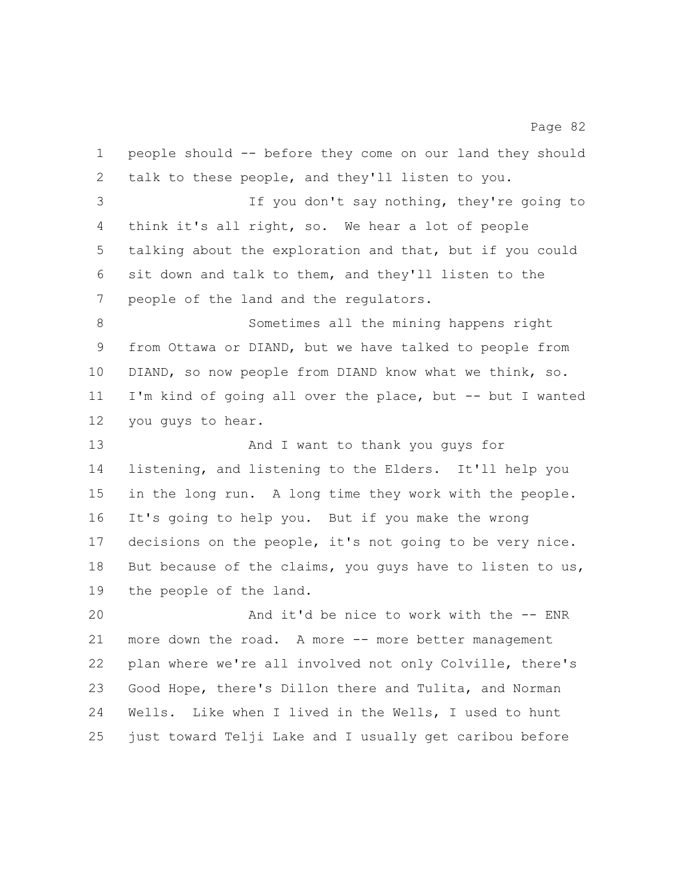people should -- before they come on our land they should talk to these people, and they'll listen to you.

If you don't say nothing, they're going to think it's all right, so. We hear a lot of people talking about the exploration and that, but if you could sit down and talk to them, and they'll listen to the people of the land and the regulators.

Sometimes all the mining happens right from Ottawa or DIAND, but we have talked to people from DIAND, so now people from DIAND know what we think, so. I'm kind of going all over the place, but -- but I wanted you guys to hear.

And I want to thank you guys for listening, and listening to the Elders. It'll help you in the long run. A long time they work with the people. It's going to help you. But if you make the wrong decisions on the people, it's not going to be very nice. But because of the claims, you guys have to listen to us, the people of the land.

And it'd be nice to work with the -- ENR more down the road. A more -- more better management plan where we're all involved not only Colville, there's Good Hope, there's Dillon there and Tulita, and Norman Wells. Like when I lived in the Wells, I used to hunt just toward Telji Lake and I usually get caribou before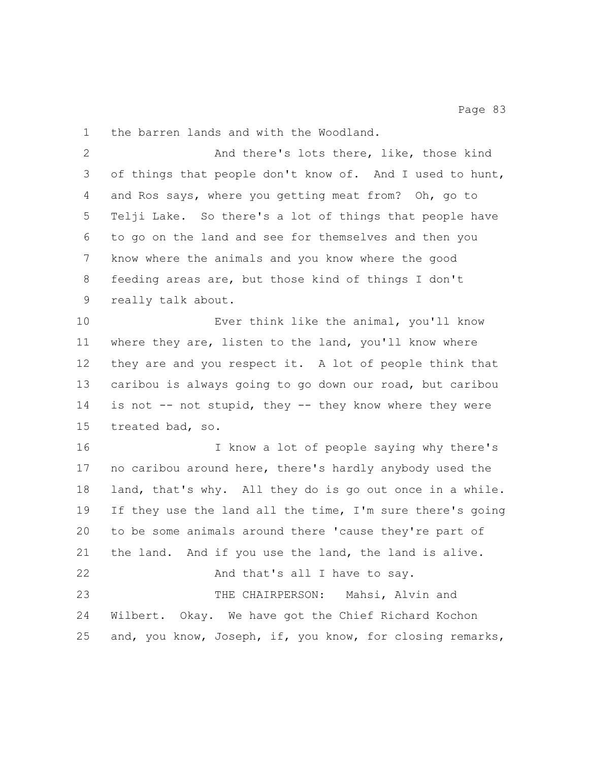the barren lands and with the Woodland.

And there's lots there, like, those kind of things that people don't know of. And I used to hunt, and Ros says, where you getting meat from? Oh, go to Telji Lake. So there's a lot of things that people have to go on the land and see for themselves and then you know where the animals and you know where the good feeding areas are, but those kind of things I don't really talk about.

Ever think like the animal, you'll know where they are, listen to the land, you'll know where they are and you respect it. A lot of people think that caribou is always going to go down our road, but caribou is not -- not stupid, they -- they know where they were treated bad, so.

I know a lot of people saying why there's no caribou around here, there's hardly anybody used the land, that's why. All they do is go out once in a while. If they use the land all the time, I'm sure there's going to be some animals around there 'cause they're part of the land. And if you use the land, the land is alive.

And that's all I have to say.

THE CHAIRPERSON: Mahsi, Alvin and Wilbert. Okay. We have got the Chief Richard Kochon and, you know, Joseph, if, you know, for closing remarks,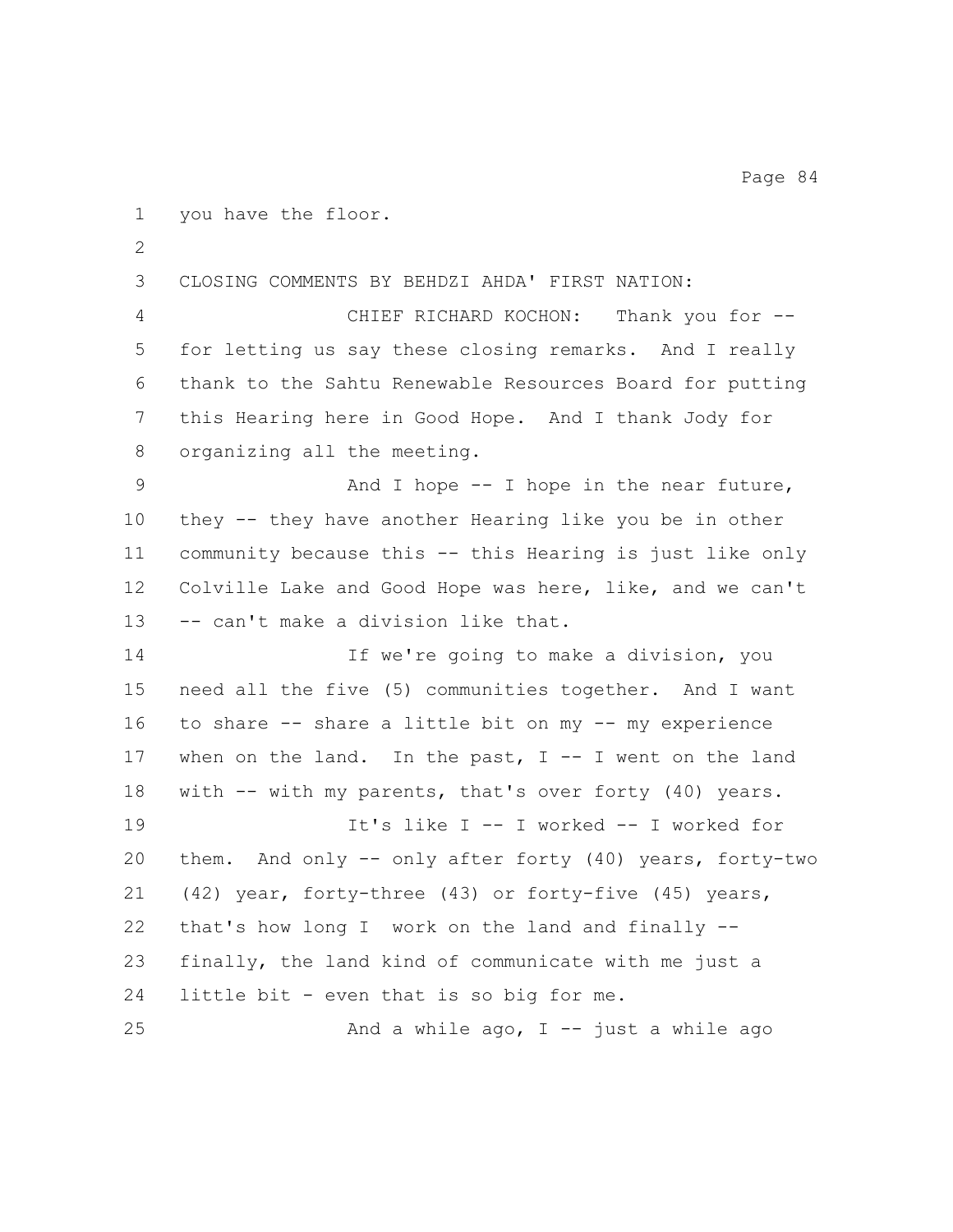you have the floor.

CLOSING COMMENTS BY BEHDZI AHDA' FIRST NATION:

CHIEF RICHARD KOCHON: Thank you for -- for letting us say these closing remarks. And I really thank to the Sahtu Renewable Resources Board for putting this Hearing here in Good Hope. And I thank Jody for organizing all the meeting.

And I hope -- I hope in the near future, they -- they have another Hearing like you be in other community because this -- this Hearing is just like only Colville Lake and Good Hope was here, like, and we can't -- can't make a division like that.

If we're going to make a division, you need all the five (5) communities together. And I want to share -- share a little bit on my -- my experience when on the land. In the past, I -- I went on the land with -- with my parents, that's over forty (40) years.

It's like I -- I worked -- I worked for them. And only -- only after forty (40) years, forty-two (42) year, forty-three (43) or forty-five (45) years, that's how long I work on the land and finally -- finally, the land kind of communicate with me just a little bit - even that is so big for me.

And a while ago, I -- just a while ago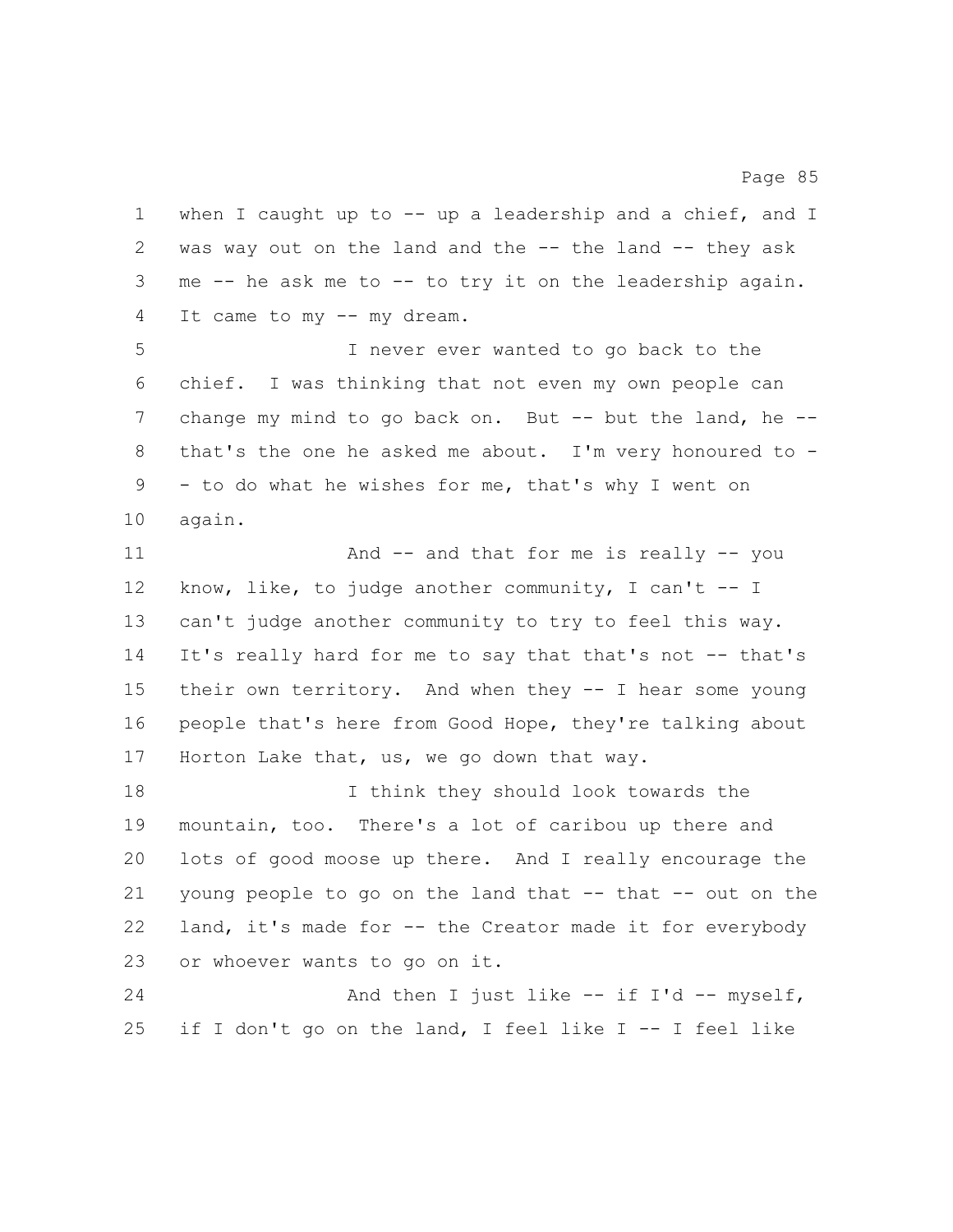when I caught up to -- up a leadership and a chief, and I was way out on the land and the -- the land -- they ask me -- he ask me to -- to try it on the leadership again. It came to my -- my dream.

I never ever wanted to go back to the chief. I was thinking that not even my own people can change my mind to go back on. But -- but the land, he -- that's the one he asked me about. I'm very honoured to -- to do what he wishes for me, that's why I went on again.

And -- and that for me is really -- you know, like, to judge another community, I can't -- I can't judge another community to try to feel this way. It's really hard for me to say that that's not -- that's their own territory. And when they -- I hear some young people that's here from Good Hope, they're talking about Horton Lake that, us, we go down that way.

I think they should look towards the mountain, too. There's a lot of caribou up there and lots of good moose up there. And I really encourage the young people to go on the land that -- that -- out on the land, it's made for -- the Creator made it for everybody or whoever wants to go on it.

And then I just like -- if I'd -- myself, if I don't go on the land, I feel like I -- I feel like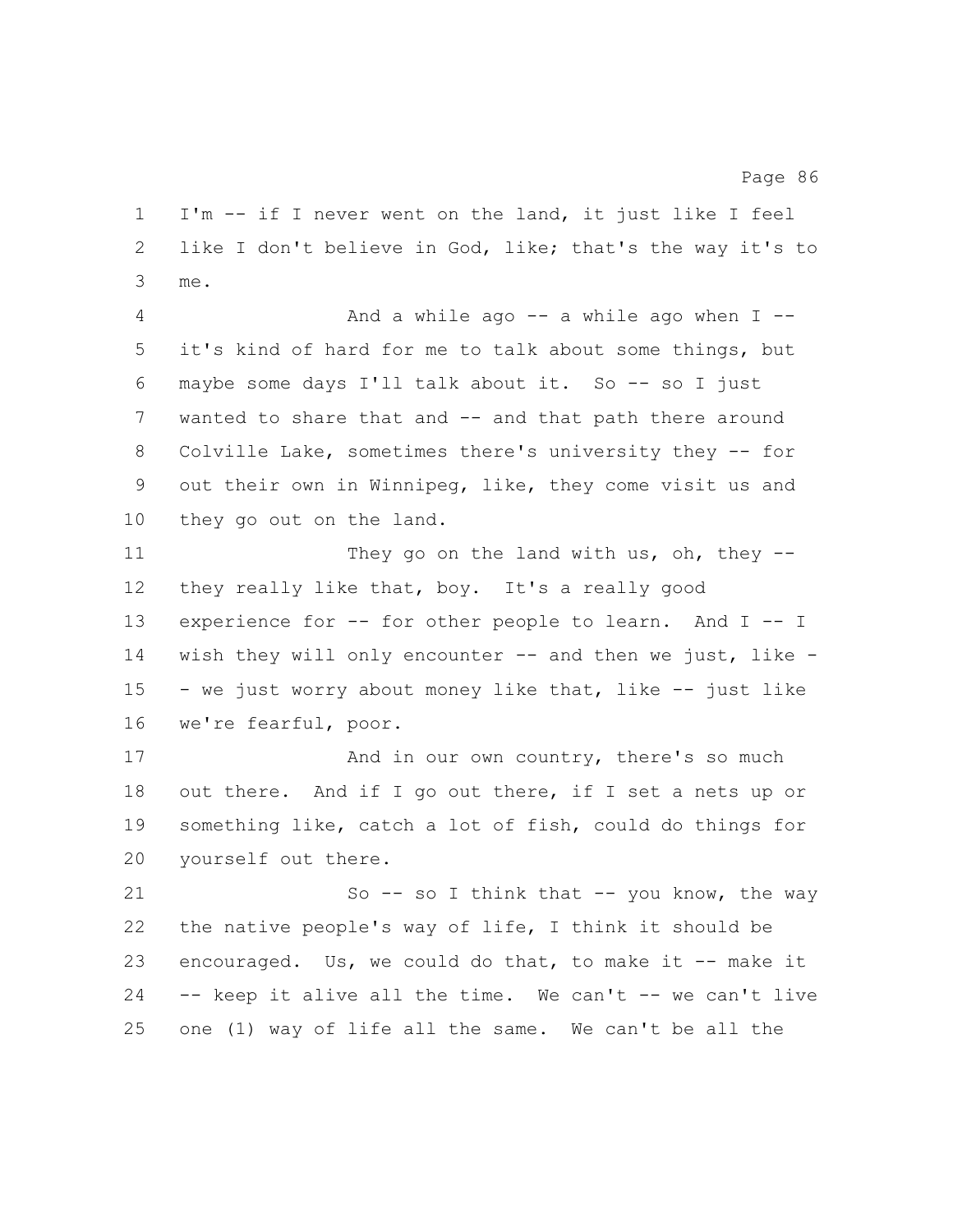I'm -- if I never went on the land, it just like I feel like I don't believe in God, like; that's the way it's to me.

And a while ago -- a while ago when I -- it's kind of hard for me to talk about some things, but maybe some days I'll talk about it. So -- so I just wanted to share that and -- and that path there around Colville Lake, sometimes there's university they -- for out their own in Winnipeg, like, they come visit us and they go out on the land.

They go on the land with us, oh, they -- they really like that, boy. It's a really good experience for -- for other people to learn. And I -- I wish they will only encounter -- and then we just, like -- we just worry about money like that, like -- just like we're fearful, poor.

And in our own country, there's so much out there. And if I go out there, if I set a nets up or something like, catch a lot of fish, could do things for yourself out there.

So -- so I think that -- you know, the way the native people's way of life, I think it should be encouraged. Us, we could do that, to make it -- make it -- keep it alive all the time. We can't -- we can't live one (1) way of life all the same. We can't be all the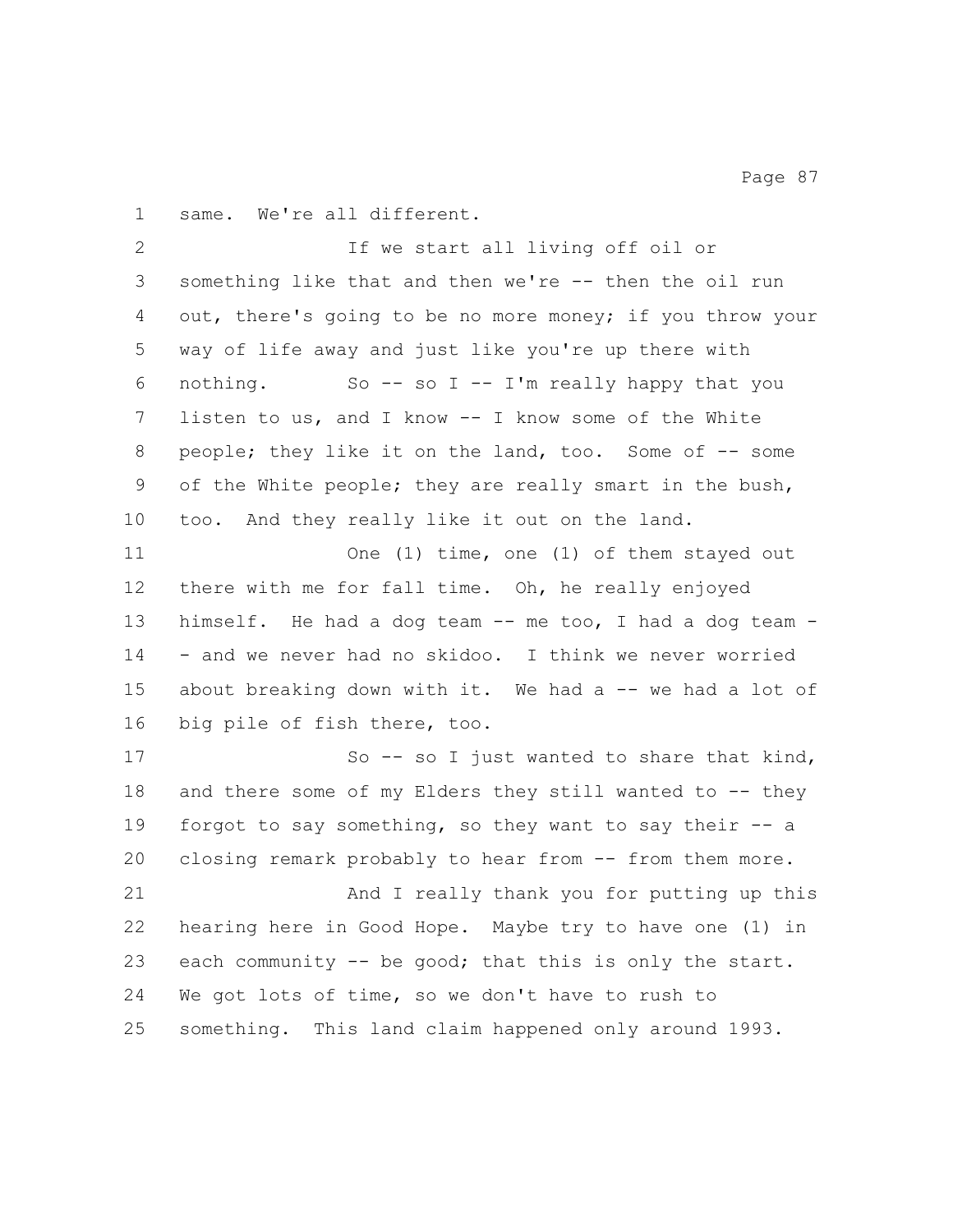same. We're all different.

If we start all living off oil or something like that and then we're -- then the oil run out, there's going to be no more money; if you throw your way of life away and just like you're up there with nothing. So -- so I -- I'm really happy that you listen to us, and I know -- I know some of the White people; they like it on the land, too. Some of -- some of the White people; they are really smart in the bush, too. And they really like it out on the land.

One (1) time, one (1) of them stayed out there with me for fall time. Oh, he really enjoyed himself. He had a dog team -- me too, I had a dog team -- and we never had no skidoo. I think we never worried about breaking down with it. We had a -- we had a lot of big pile of fish there, too.

So -- so I just wanted to share that kind, and there some of my Elders they still wanted to -- they forgot to say something, so they want to say their -- a closing remark probably to hear from -- from them more.

And I really thank you for putting up this hearing here in Good Hope. Maybe try to have one (1) in each community -- be good; that this is only the start. We got lots of time, so we don't have to rush to something. This land claim happened only around 1993.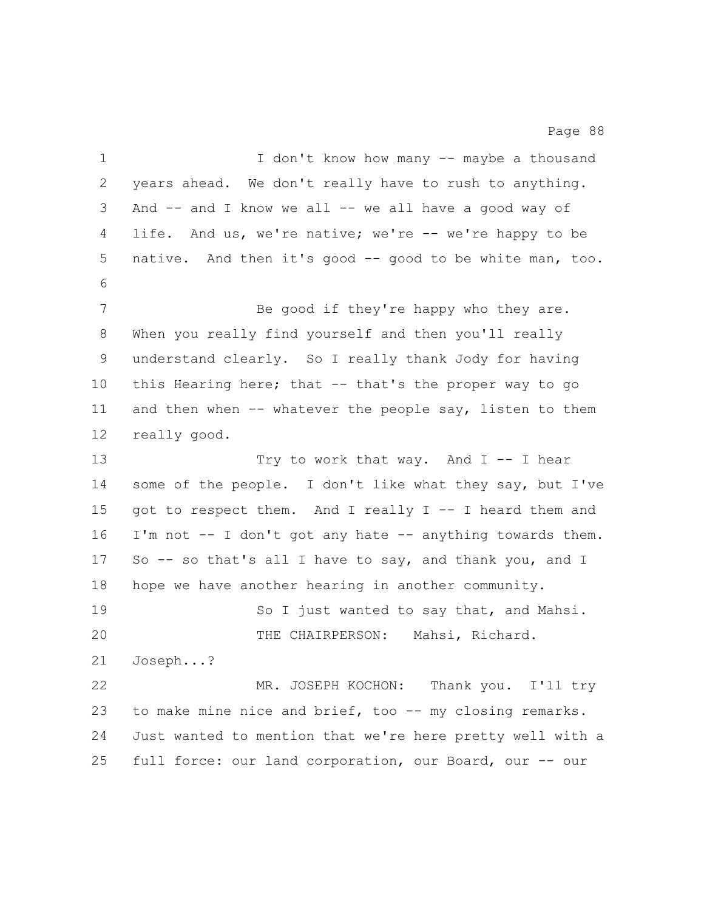I don't know how many -- maybe a thousand years ahead. We don't really have to rush to anything. And -- and I know we all -- we all have a good way of life. And us, we're native; we're -- we're happy to be native. And then it's good -- good to be white man, too.

Be good if they're happy who they are. When you really find yourself and then you'll really understand clearly. So I really thank Jody for having this Hearing here; that -- that's the proper way to go and then when -- whatever the people say, listen to them really good.

Try to work that way. And I -- I hear some of the people. I don't like what they say, but I've got to respect them. And I really I -- I heard them and I'm not -- I don't got any hate -- anything towards them. So -- so that's all I have to say, and thank you, and I hope we have another hearing in another community.

So I just wanted to say that, and Mahsi.

THE CHAIRPERSON: Mahsi, Richard. Joseph...?

MR. JOSEPH KOCHON: Thank you. I'll try to make mine nice and brief, too -- my closing remarks. Just wanted to mention that we're here pretty well with a full force: our land corporation, our Board, our -- our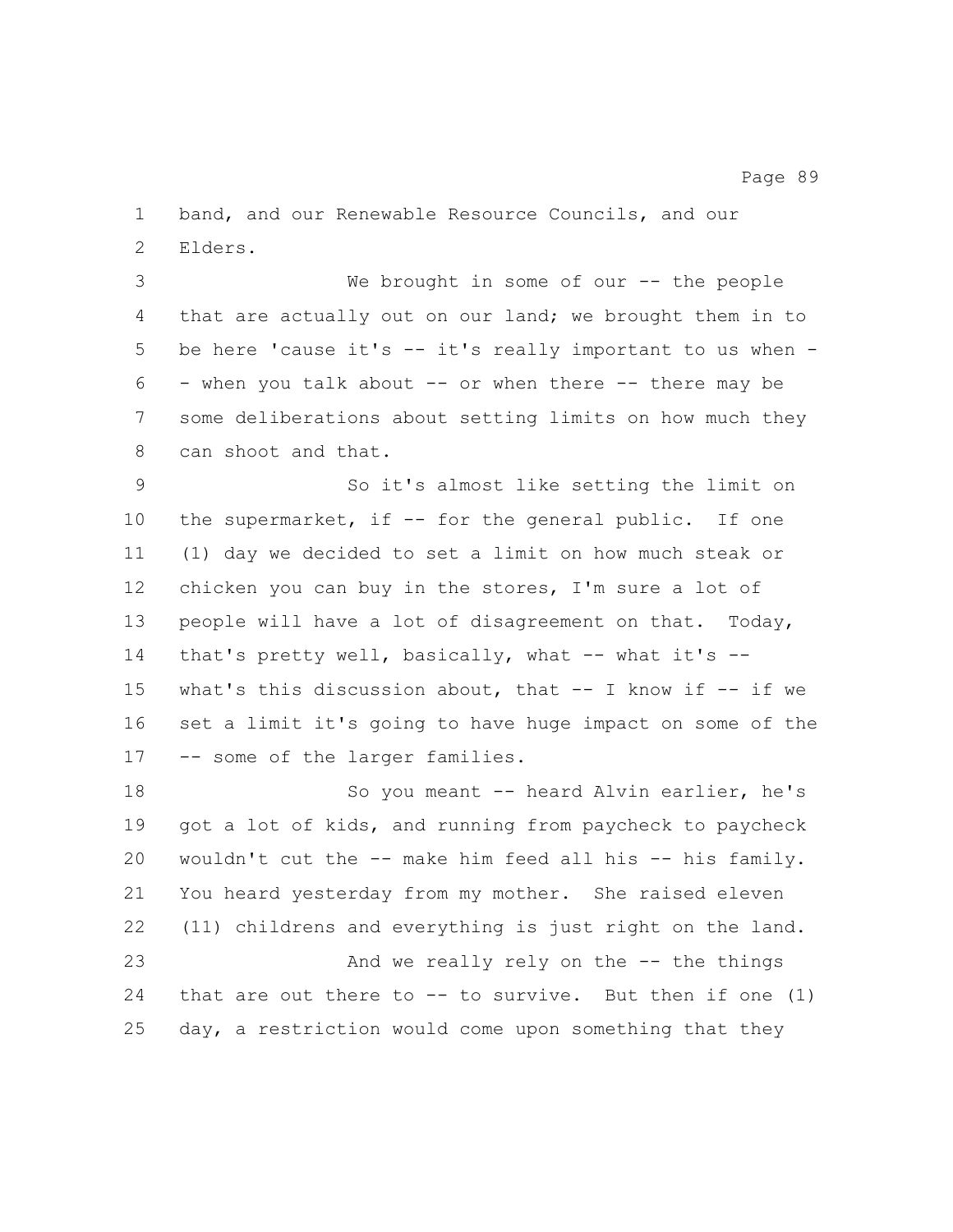band, and our Renewable Resource Councils, and our Elders.

We brought in some of our -- the people that are actually out on our land; we brought them in to be here 'cause it's -- it's really important to us when -- when you talk about -- or when there -- there may be some deliberations about setting limits on how much they can shoot and that.

So it's almost like setting the limit on the supermarket, if -- for the general public. If one (1) day we decided to set a limit on how much steak or chicken you can buy in the stores, I'm sure a lot of people will have a lot of disagreement on that. Today, that's pretty well, basically, what -- what it's -- what's this discussion about, that -- I know if -- if we set a limit it's going to have huge impact on some of the -- some of the larger families.

So you meant -- heard Alvin earlier, he's got a lot of kids, and running from paycheck to paycheck wouldn't cut the -- make him feed all his -- his family. You heard yesterday from my mother. She raised eleven (11) childrens and everything is just right on the land.

And we really rely on the -- the things that are out there to -- to survive. But then if one (1) day, a restriction would come upon something that they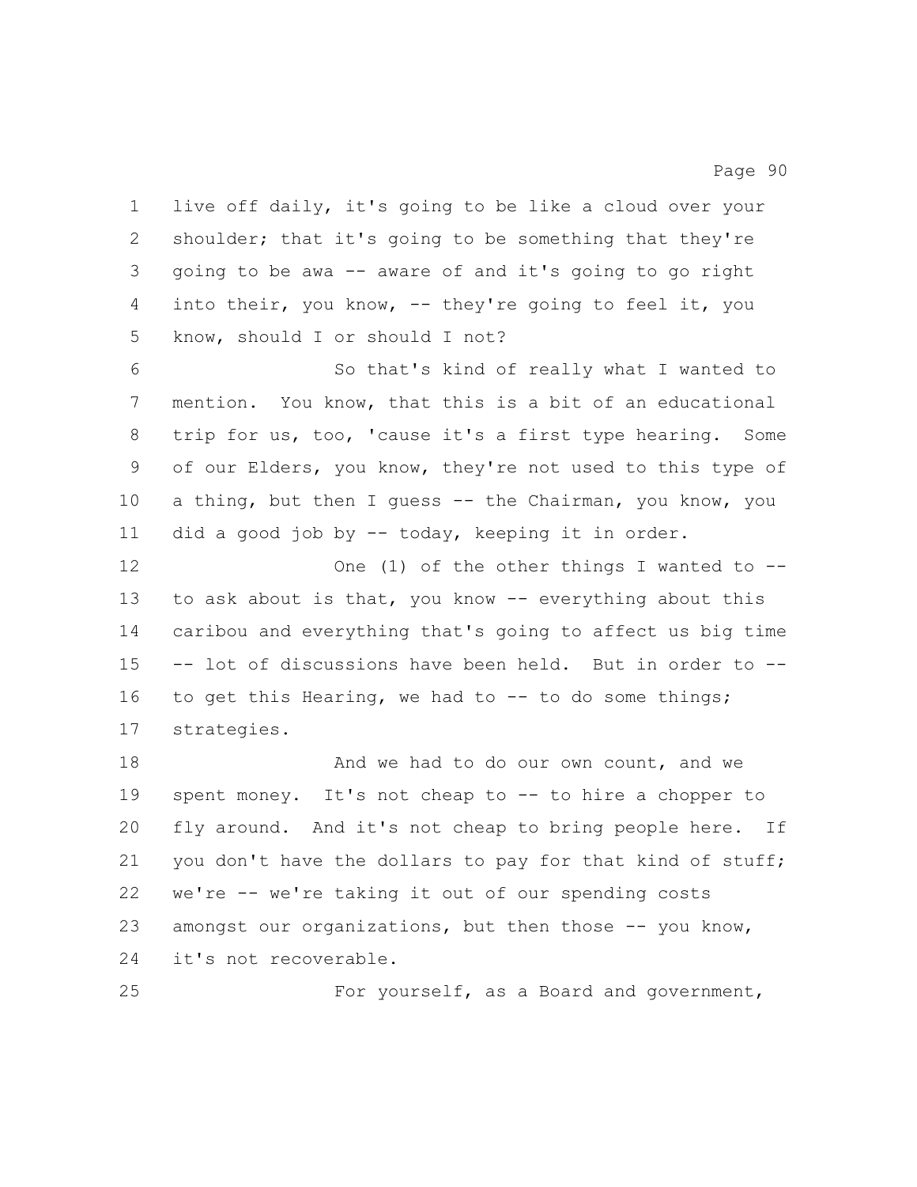live off daily, it's going to be like a cloud over your shoulder; that it's going to be something that they're going to be awa -- aware of and it's going to go right into their, you know, -- they're going to feel it, you know, should I or should I not?

So that's kind of really what I wanted to mention. You know, that this is a bit of an educational trip for us, too, 'cause it's a first type hearing. Some of our Elders, you know, they're not used to this type of a thing, but then I guess -- the Chairman, you know, you did a good job by -- today, keeping it in order.

One (1) of the other things I wanted to -- to ask about is that, you know -- everything about this caribou and everything that's going to affect us big time -- lot of discussions have been held. But in order to -- to get this Hearing, we had to -- to do some things; strategies.

And we had to do our own count, and we spent money. It's not cheap to -- to hire a chopper to fly around. And it's not cheap to bring people here. If you don't have the dollars to pay for that kind of stuff; we're -- we're taking it out of our spending costs amongst our organizations, but then those -- you know, it's not recoverable.

For yourself, as a Board and government,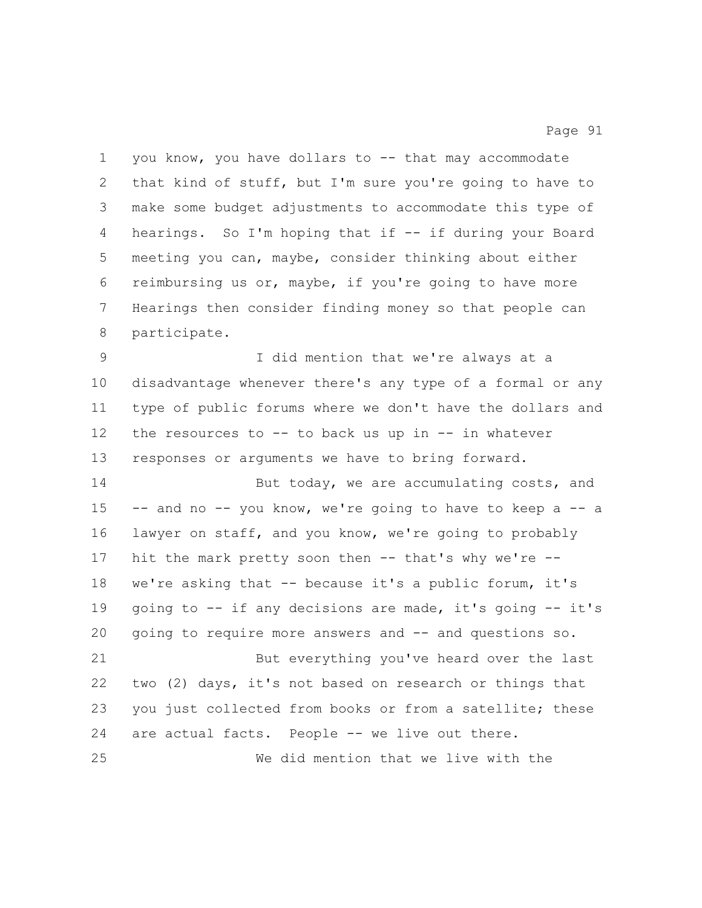you know, you have dollars to -- that may accommodate that kind of stuff, but I'm sure you're going to have to make some budget adjustments to accommodate this type of hearings. So I'm hoping that if -- if during your Board meeting you can, maybe, consider thinking about either reimbursing us or, maybe, if you're going to have more Hearings then consider finding money so that people can participate.

I did mention that we're always at a disadvantage whenever there's any type of a formal or any type of public forums where we don't have the dollars and the resources to -- to back us up in -- in whatever responses or arguments we have to bring forward.

But today, we are accumulating costs, and -- and no -- you know, we're going to have to keep a -- a lawyer on staff, and you know, we're going to probably hit the mark pretty soon then -- that's why we're -- we're asking that -- because it's a public forum, it's going to -- if any decisions are made, it's going -- it's going to require more answers and -- and questions so.

But everything you've heard over the last two (2) days, it's not based on research or things that you just collected from books or from a satellite; these are actual facts. People -- we live out there.

We did mention that we live with the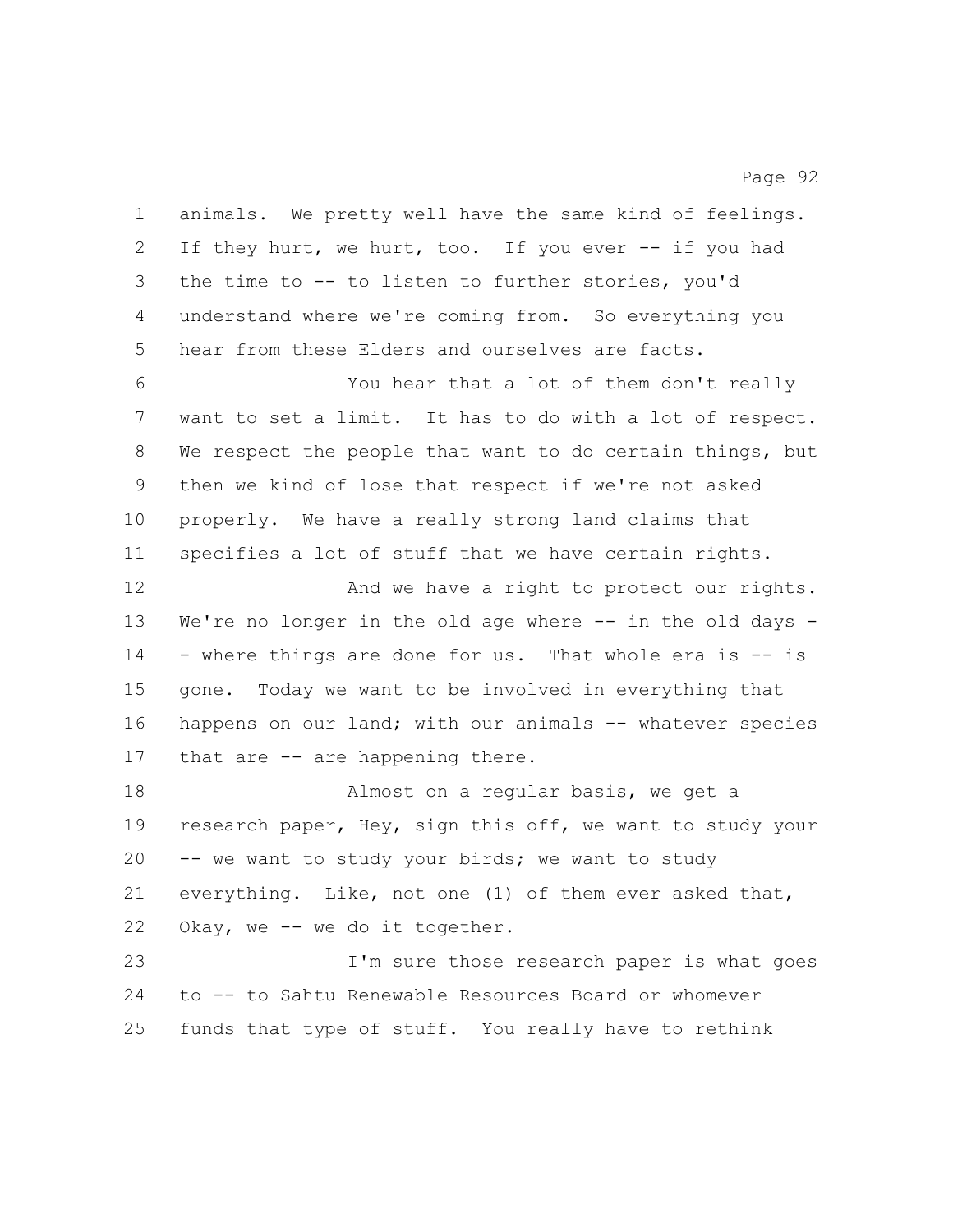animals. We pretty well have the same kind of feelings. If they hurt, we hurt, too. If you ever -- if you had the time to -- to listen to further stories, you'd understand where we're coming from. So everything you hear from these Elders and ourselves are facts.

You hear that a lot of them don't really want to set a limit. It has to do with a lot of respect. We respect the people that want to do certain things, but then we kind of lose that respect if we're not asked properly. We have a really strong land claims that specifies a lot of stuff that we have certain rights.

And we have a right to protect our rights. We're no longer in the old age where -- in the old days -- where things are done for us. That whole era is -- is gone. Today we want to be involved in everything that happens on our land; with our animals -- whatever species that are -- are happening there.

Almost on a regular basis, we get a research paper, Hey, sign this off, we want to study your -- we want to study your birds; we want to study everything. Like, not one (1) of them ever asked that, Okay, we -- we do it together.

I'm sure those research paper is what goes to -- to Sahtu Renewable Resources Board or whomever funds that type of stuff. You really have to rethink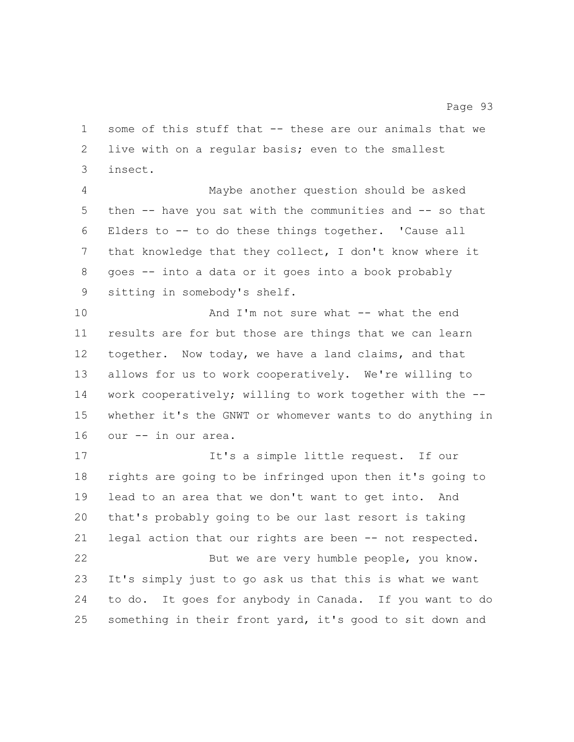some of this stuff that -- these are our animals that we live with on a regular basis; even to the smallest insect.

Maybe another question should be asked then -- have you sat with the communities and -- so that Elders to -- to do these things together. 'Cause all that knowledge that they collect, I don't know where it goes -- into a data or it goes into a book probably sitting in somebody's shelf.

And I'm not sure what -- what the end results are for but those are things that we can learn together. Now today, we have a land claims, and that allows for us to work cooperatively. We're willing to work cooperatively; willing to work together with the -- whether it's the GNWT or whomever wants to do anything in our -- in our area.

It's a simple little request. If our rights are going to be infringed upon then it's going to lead to an area that we don't want to get into. And that's probably going to be our last resort is taking legal action that our rights are been -- not respected.

But we are very humble people, you know. It's simply just to go ask us that this is what we want to do. It goes for anybody in Canada. If you want to do something in their front yard, it's good to sit down and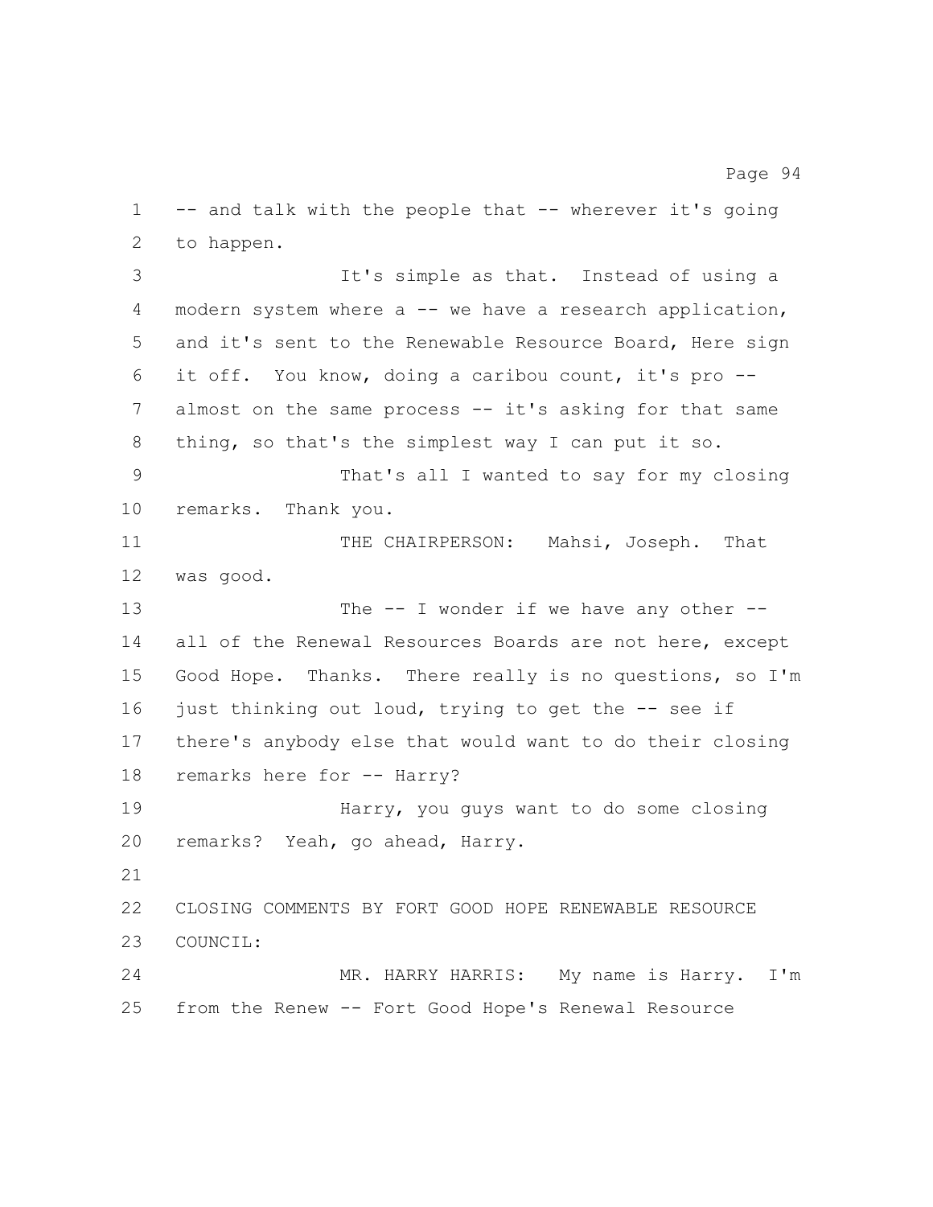-- and talk with the people that -- wherever it's going to happen.

It's simple as that. Instead of using a modern system where a -- we have a research application, and it's sent to the Renewable Resource Board, Here sign it off. You know, doing a caribou count, it's pro -- almost on the same process -- it's asking for that same thing, so that's the simplest way I can put it so.

That's all I wanted to say for my closing remarks. Thank you.

THE CHAIRPERSON: Mahsi, Joseph. That was good.

The -- I wonder if we have any other -- all of the Renewal Resources Boards are not here, except Good Hope. Thanks. There really is no questions, so I'm just thinking out loud, trying to get the -- see if there's anybody else that would want to do their closing remarks here for -- Harry?

Harry, you guys want to do some closing remarks? Yeah, go ahead, Harry.

CLOSING COMMENTS BY FORT GOOD HOPE RENEWABLE RESOURCE COUNCIL:

MR. HARRY HARRIS: My name is Harry. I'm from the Renew -- Fort Good Hope's Renewal Resource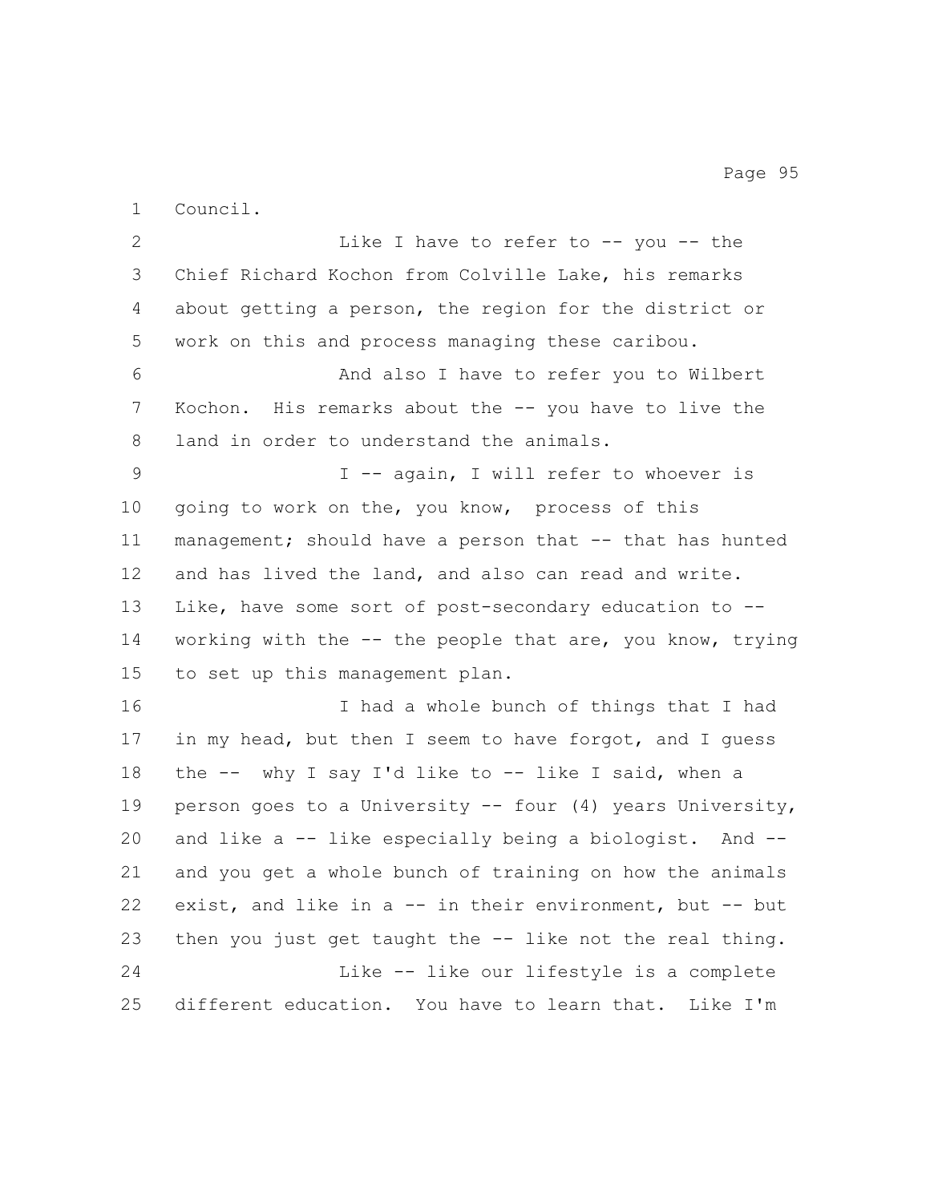Council.

Like I have to refer to -- you -- the Chief Richard Kochon from Colville Lake, his remarks about getting a person, the region for the district or work on this and process managing these caribou.

And also I have to refer you to Wilbert Kochon. His remarks about the -- you have to live the land in order to understand the animals.

I -- again, I will refer to whoever is going to work on the, you know, process of this management; should have a person that -- that has hunted and has lived the land, and also can read and write. Like, have some sort of post-secondary education to -- working with the -- the people that are, you know, trying to set up this management plan.

I had a whole bunch of things that I had in my head, but then I seem to have forgot, and I guess the -- why I say I'd like to -- like I said, when a person goes to a University -- four (4) years University, and like a -- like especially being a biologist. And -- and you get a whole bunch of training on how the animals exist, and like in a -- in their environment, but -- but then you just get taught the -- like not the real thing.

Like -- like our lifestyle is a complete different education. You have to learn that. Like I'm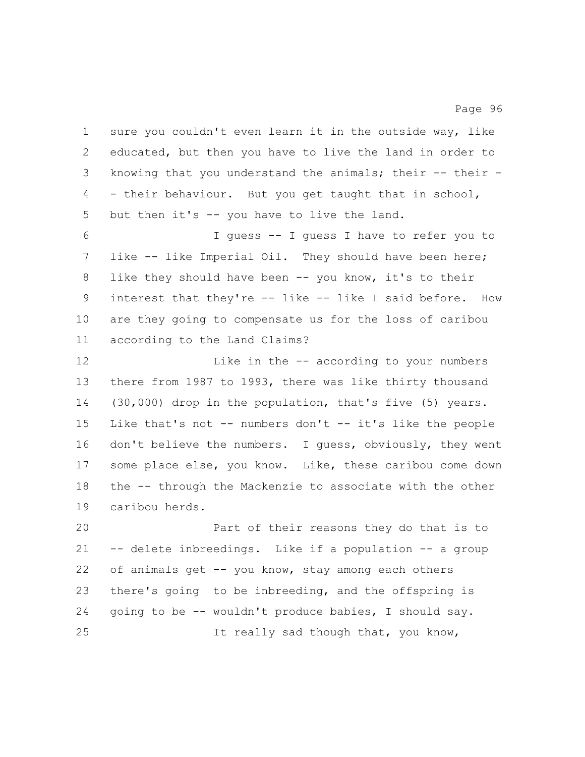sure you couldn't even learn it in the outside way, like educated, but then you have to live the land in order to knowing that you understand the animals; their -- their -- their behaviour. But you get taught that in school, but then it's -- you have to live the land.

I guess -- I guess I have to refer you to like -- like Imperial Oil. They should have been here; like they should have been -- you know, it's to their interest that they're -- like -- like I said before. How are they going to compensate us for the loss of caribou according to the Land Claims?

Like in the -- according to your numbers there from 1987 to 1993, there was like thirty thousand (30,000) drop in the population, that's five (5) years. Like that's not -- numbers don't -- it's like the people don't believe the numbers. I guess, obviously, they went some place else, you know. Like, these caribou come down the -- through the Mackenzie to associate with the other caribou herds.

Part of their reasons they do that is to -- delete inbreedings. Like if a population -- a group of animals get -- you know, stay among each others there's going to be inbreeding, and the offspring is going to be -- wouldn't produce babies, I should say.

It really sad though that, you know,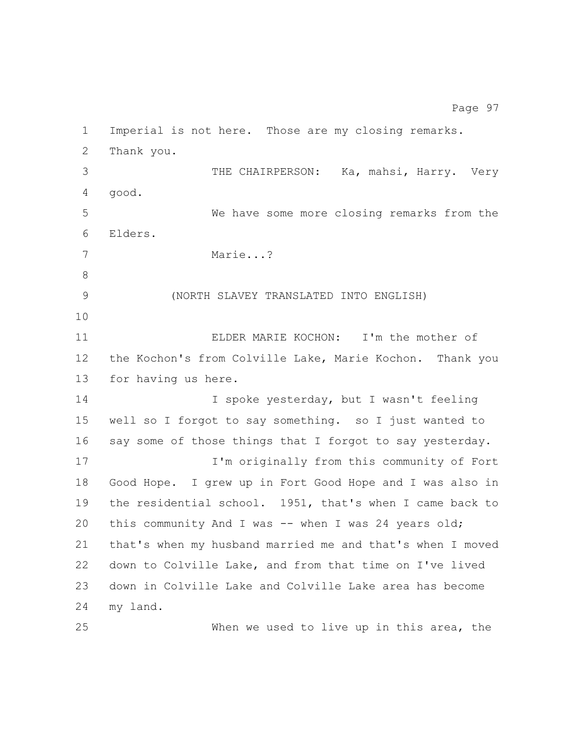Imperial is not here. Those are my closing remarks. Thank you.

THE CHAIRPERSON: Ka, mahsi, Harry. Very good.

We have some more closing remarks from the Elders.

Marie...?

(NORTH SLAVEY TRANSLATED INTO ENGLISH)

ELDER MARIE KOCHON: I'm the mother of the Kochon's from Colville Lake, Marie Kochon. Thank you for having us here.

I spoke yesterday, but I wasn't feeling well so I forgot to say something. so I just wanted to say some of those things that I forgot to say yesterday.

I'm originally from this community of Fort Good Hope. I grew up in Fort Good Hope and I was also in the residential school. 1951, that's when I came back to this community And I was -- when I was 24 years old; that's when my husband married me and that's when I moved down to Colville Lake, and from that time on I've lived down in Colville Lake and Colville Lake area has become my land.

When we used to live up in this area, the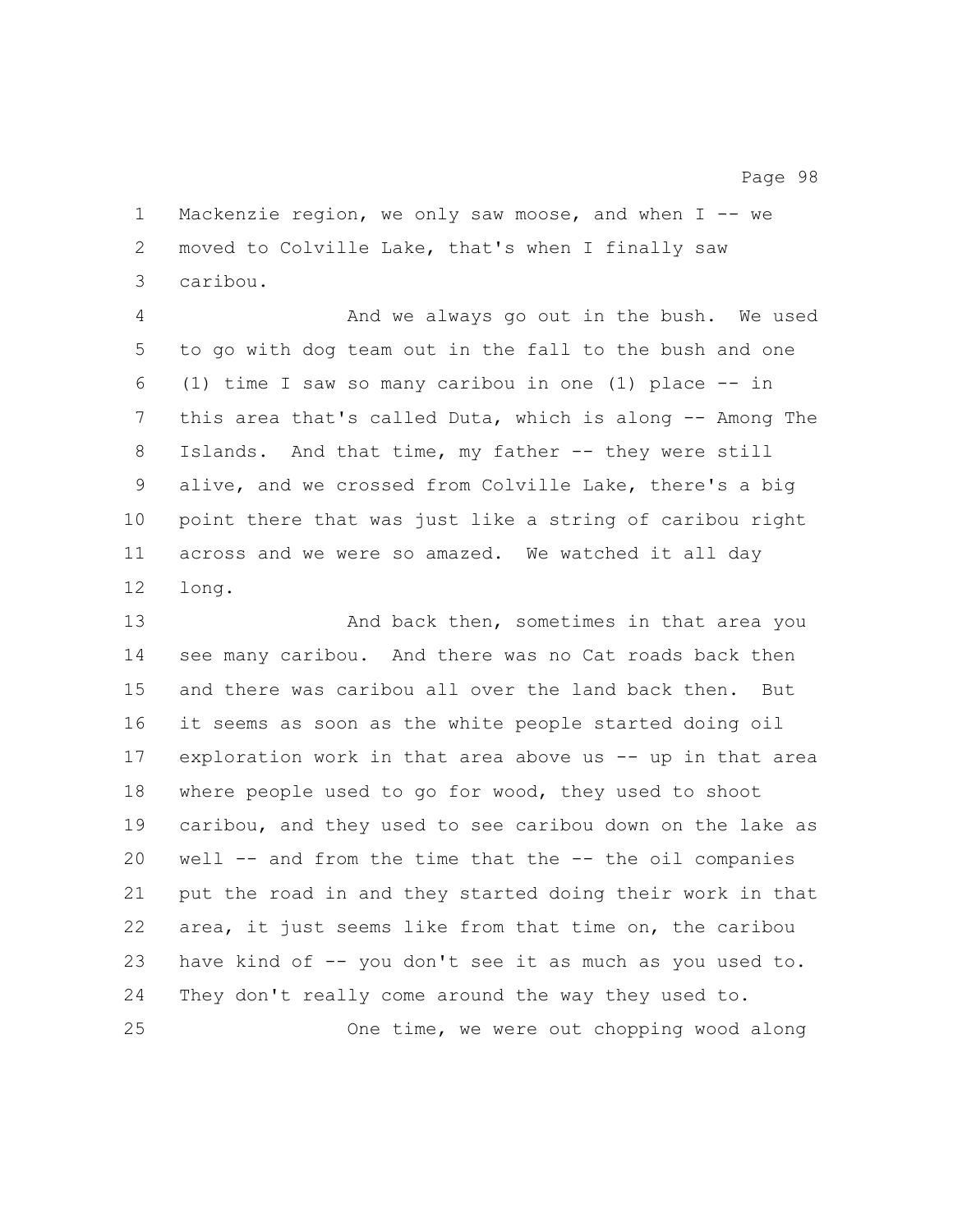Mackenzie region, we only saw moose, and when I -- we moved to Colville Lake, that's when I finally saw caribou.

And we always go out in the bush. We used to go with dog team out in the fall to the bush and one (1) time I saw so many caribou in one (1) place -- in this area that's called Duta, which is along -- Among The Islands. And that time, my father -- they were still alive, and we crossed from Colville Lake, there's a big point there that was just like a string of caribou right across and we were so amazed. We watched it all day long.

And back then, sometimes in that area you see many caribou. And there was no Cat roads back then and there was caribou all over the land back then. But it seems as soon as the white people started doing oil exploration work in that area above us -- up in that area where people used to go for wood, they used to shoot caribou, and they used to see caribou down on the lake as well -- and from the time that the -- the oil companies put the road in and they started doing their work in that area, it just seems like from that time on, the caribou have kind of -- you don't see it as much as you used to. They don't really come around the way they used to.

One time, we were out chopping wood along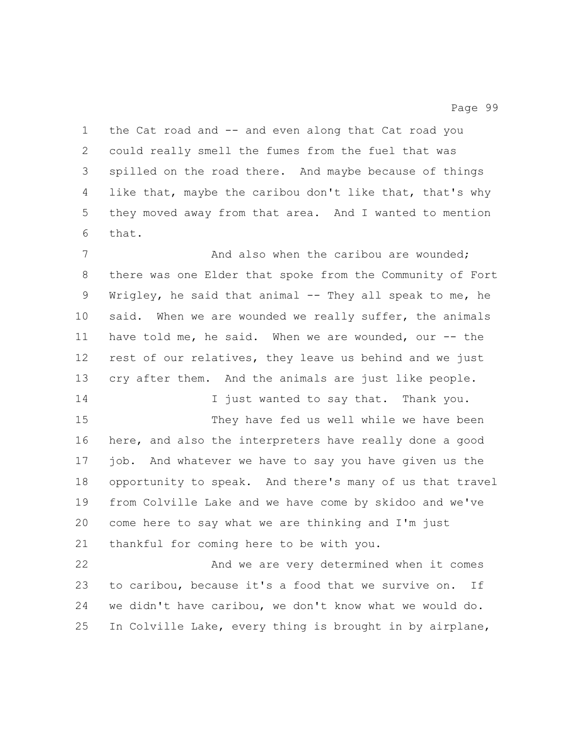the Cat road and -- and even along that Cat road you could really smell the fumes from the fuel that was spilled on the road there. And maybe because of things like that, maybe the caribou don't like that, that's why they moved away from that area. And I wanted to mention that.

And also when the caribou are wounded; there was one Elder that spoke from the Community of Fort Wrigley, he said that animal -- They all speak to me, he said. When we are wounded we really suffer, the animals have told me, he said. When we are wounded, our -- the rest of our relatives, they leave us behind and we just cry after them. And the animals are just like people.

I just wanted to say that. Thank you.

They have fed us well while we have been here, and also the interpreters have really done a good job. And whatever we have to say you have given us the opportunity to speak. And there's many of us that travel from Colville Lake and we have come by skidoo and we've come here to say what we are thinking and I'm just thankful for coming here to be with you.

And we are very determined when it comes to caribou, because it's a food that we survive on. If we didn't have caribou, we don't know what we would do. In Colville Lake, every thing is brought in by airplane,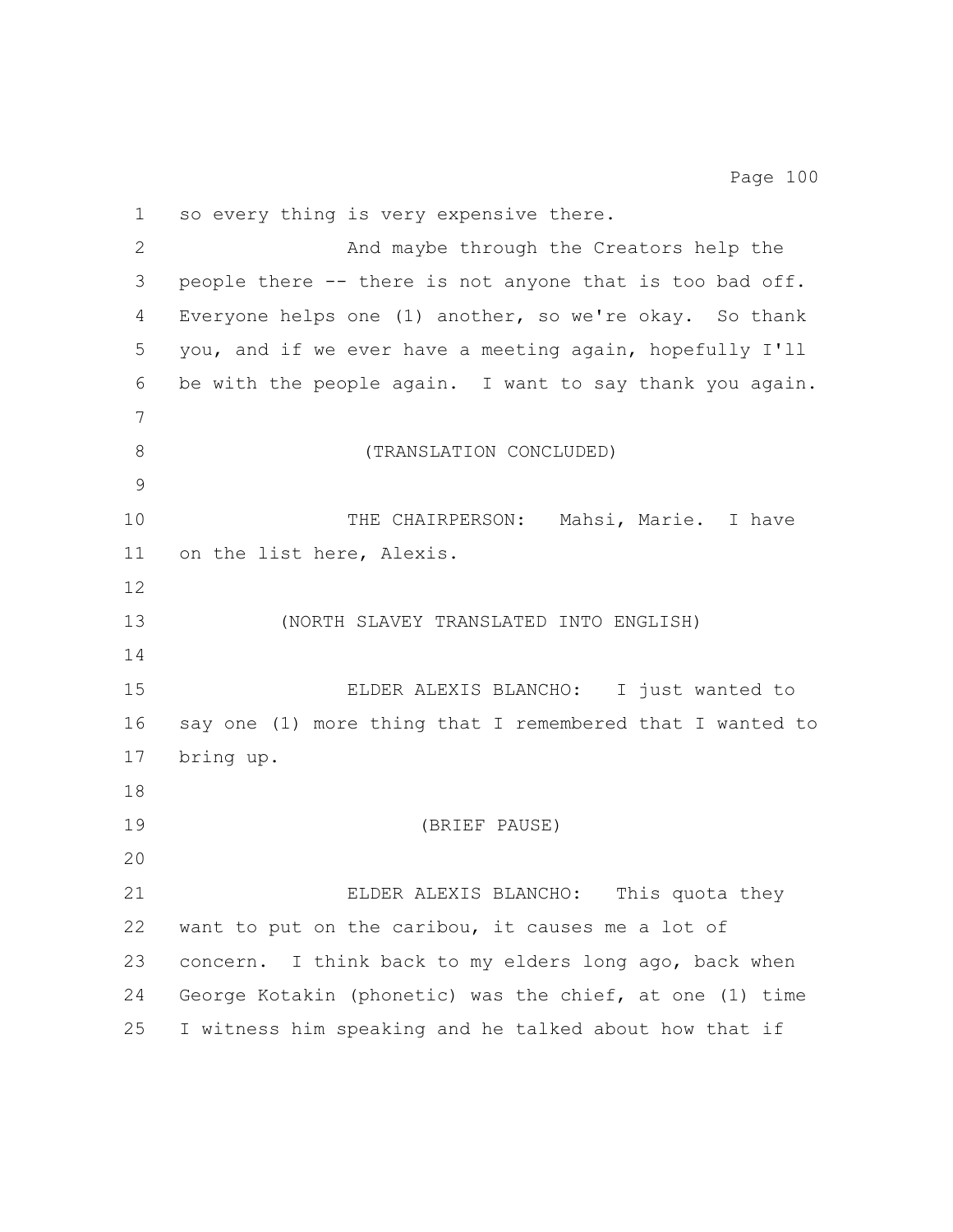so every thing is very expensive there.

And maybe through the Creators help the people there -- there is not anyone that is too bad off. Everyone helps one (1) another, so we're okay. So thank you, and if we ever have a meeting again, hopefully I'll be with the people again. I want to say thank you again.

(TRANSLATION CONCLUDED)

THE CHAIRPERSON: Mahsi, Marie. I have on the list here, Alexis.

(NORTH SLAVEY TRANSLATED INTO ENGLISH)

ELDER ALEXIS BLANCHO: I just wanted to say one (1) more thing that I remembered that I wanted to bring up.

(BRIEF PAUSE)

ELDER ALEXIS BLANCHO: This quota they want to put on the caribou, it causes me a lot of concern. I think back to my elders long ago, back when George Kotakin (phonetic) was the chief, at one (1) time I witness him speaking and he talked about how that if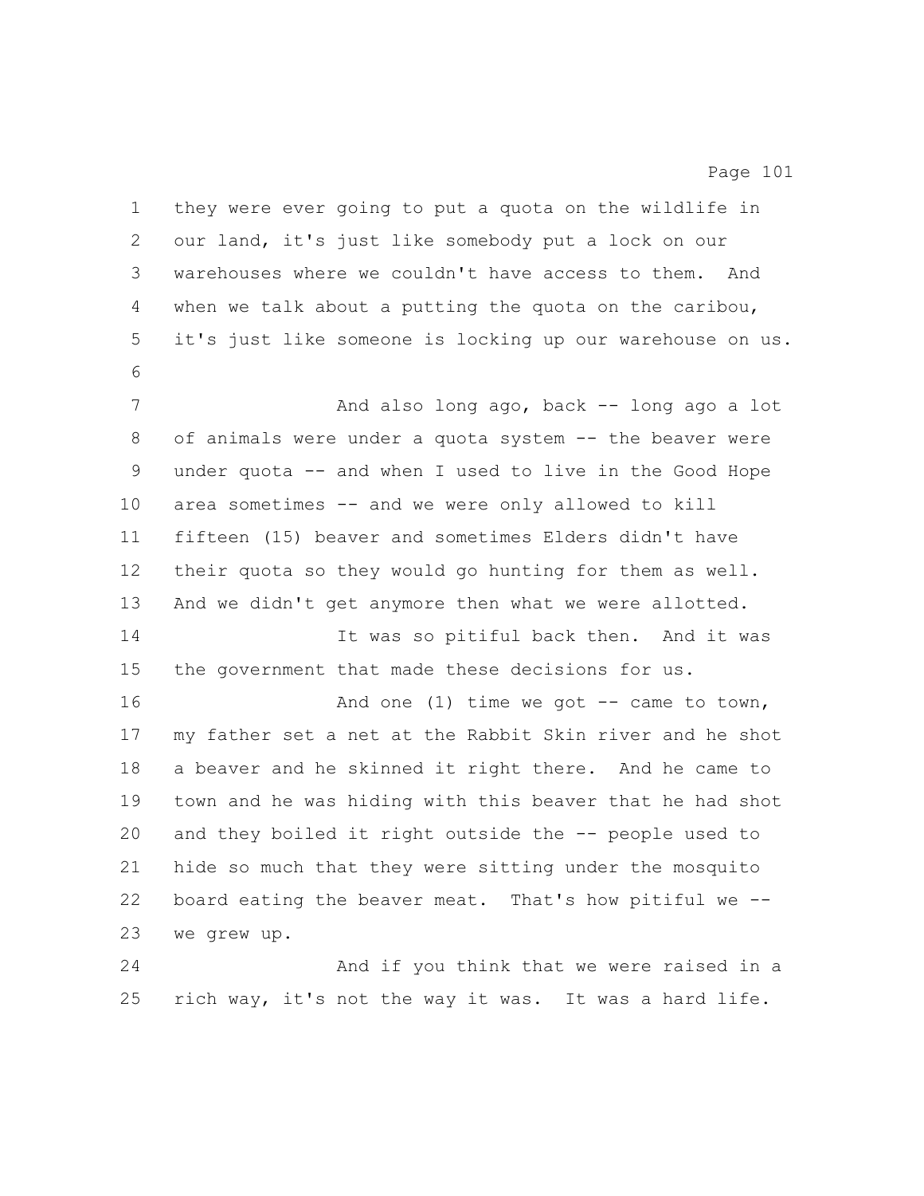they were ever going to put a quota on the wildlife in our land, it's just like somebody put a lock on our warehouses where we couldn't have access to them. And when we talk about a putting the quota on the caribou, it's just like someone is locking up our warehouse on us.

And also long ago, back -- long ago a lot of animals were under a quota system -- the beaver were under quota -- and when I used to live in the Good Hope area sometimes -- and we were only allowed to kill fifteen (15) beaver and sometimes Elders didn't have their quota so they would go hunting for them as well. And we didn't get anymore then what we were allotted.

It was so pitiful back then. And it was the government that made these decisions for us.

And one (1) time we got -- came to town, my father set a net at the Rabbit Skin river and he shot a beaver and he skinned it right there. And he came to town and he was hiding with this beaver that he had shot and they boiled it right outside the -- people used to hide so much that they were sitting under the mosquito board eating the beaver meat. That's how pitiful we -- we grew up.

And if you think that we were raised in a rich way, it's not the way it was. It was a hard life.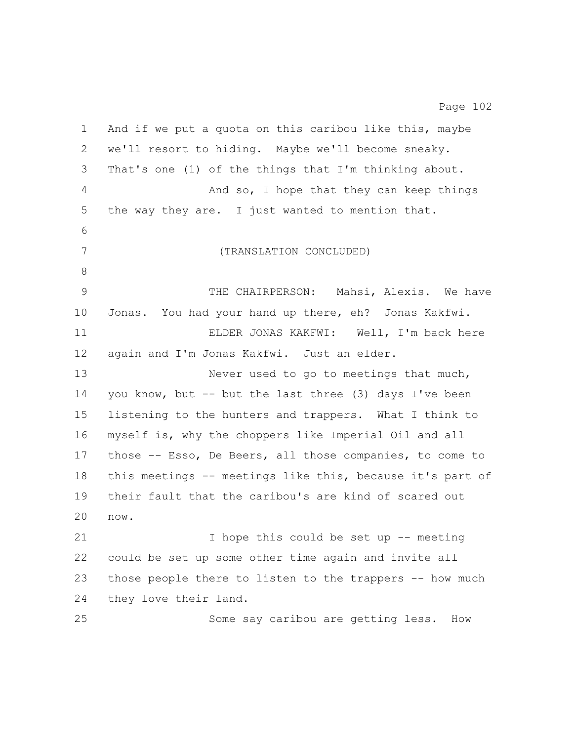And if we put a quota on this caribou like this, maybe we'll resort to hiding. Maybe we'll become sneaky. That's one (1) of the things that I'm thinking about.

And so, I hope that they can keep things the way they are. I just wanted to mention that.

(TRANSLATION CONCLUDED)

THE CHAIRPERSON: Mahsi, Alexis. We have Jonas. You had your hand up there, eh? Jonas Kakfwi.

ELDER JONAS KAKFWI: Well, I'm back here again and I'm Jonas Kakfwi. Just an elder.

Never used to go to meetings that much, you know, but -- but the last three (3) days I've been listening to the hunters and trappers. What I think to myself is, why the choppers like Imperial Oil and all those -- Esso, De Beers, all those companies, to come to this meetings -- meetings like this, because it's part of their fault that the caribou's are kind of scared out now.

I hope this could be set up -- meeting could be set up some other time again and invite all those people there to listen to the trappers -- how much they love their land.

Some say caribou are getting less. How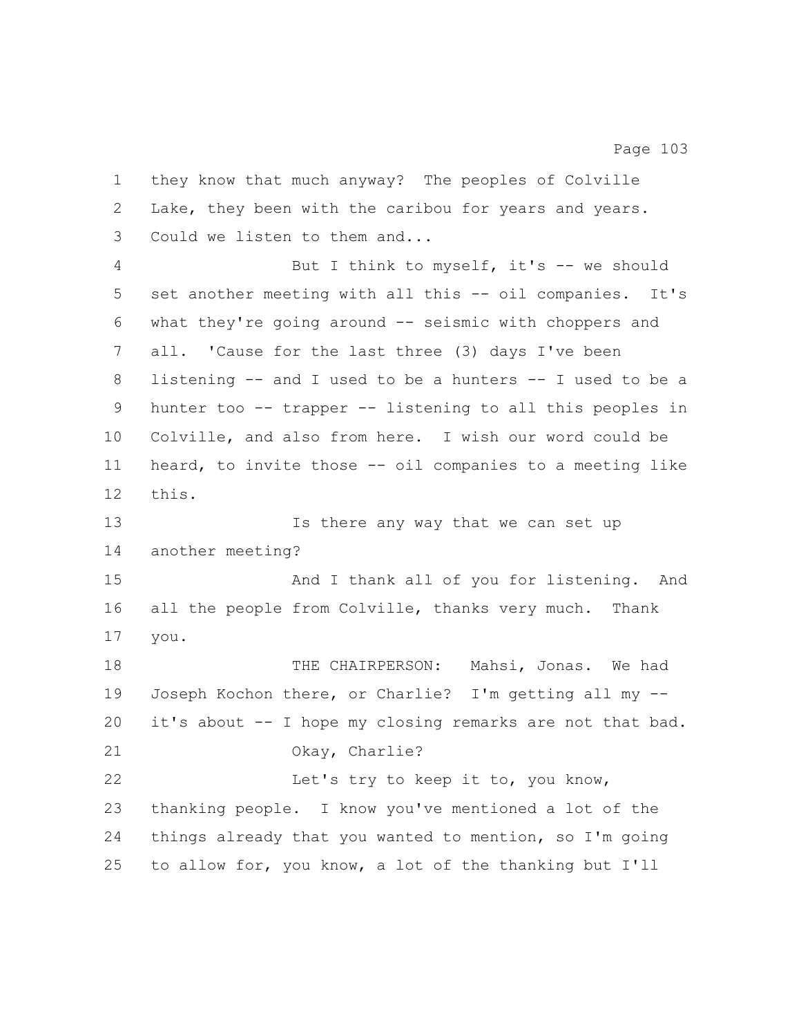they know that much anyway? The peoples of Colville Lake, they been with the caribou for years and years. Could we listen to them and...

But I think to myself, it's -- we should set another meeting with all this -- oil companies. It's what they're going around -- seismic with choppers and all. 'Cause for the last three (3) days I've been listening -- and I used to be a hunters -- I used to be a hunter too -- trapper -- listening to all this peoples in Colville, and also from here. I wish our word could be heard, to invite those -- oil companies to a meeting like this.

Is there any way that we can set up another meeting?

And I thank all of you for listening. And all the people from Colville, thanks very much. Thank you.

THE CHAIRPERSON: Mahsi, Jonas. We had Joseph Kochon there, or Charlie? I'm getting all my -- it's about -- I hope my closing remarks are not that bad.

Okay, Charlie?

Let's try to keep it to, you know, thanking people. I know you've mentioned a lot of the things already that you wanted to mention, so I'm going to allow for, you know, a lot of the thanking but I'll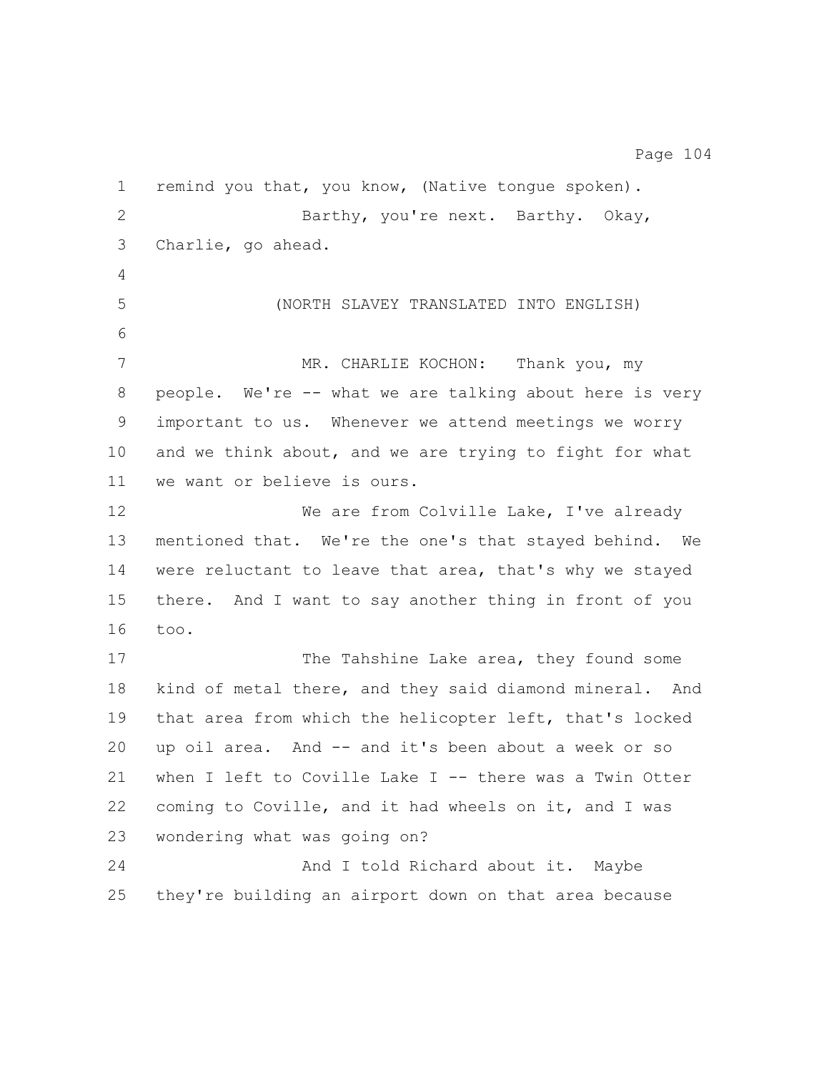remind you that, you know, (Native tongue spoken).

Barthy, you're next. Barthy. Okay, Charlie, go ahead.

(NORTH SLAVEY TRANSLATED INTO ENGLISH)

MR. CHARLIE KOCHON: Thank you, my people. We're -- what we are talking about here is very important to us. Whenever we attend meetings we worry and we think about, and we are trying to fight for what we want or believe is ours.

We are from Colville Lake, I've already mentioned that. We're the one's that stayed behind. We were reluctant to leave that area, that's why we stayed there. And I want to say another thing in front of you too.

The Tahshine Lake area, they found some kind of metal there, and they said diamond mineral. And that area from which the helicopter left, that's locked up oil area. And -- and it's been about a week or so when I left to Coville Lake I -- there was a Twin Otter coming to Coville, and it had wheels on it, and I was wondering what was going on?

And I told Richard about it. Maybe they're building an airport down on that area because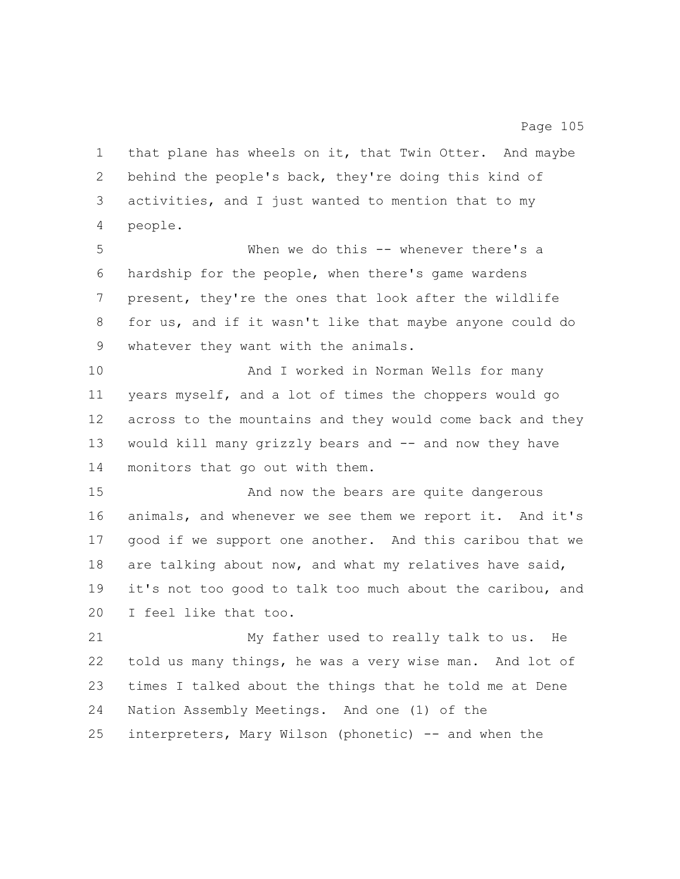that plane has wheels on it, that Twin Otter. And maybe behind the people's back, they're doing this kind of activities, and I just wanted to mention that to my people.

When we do this -- whenever there's a hardship for the people, when there's game wardens present, they're the ones that look after the wildlife for us, and if it wasn't like that maybe anyone could do whatever they want with the animals.

And I worked in Norman Wells for many years myself, and a lot of times the choppers would go across to the mountains and they would come back and they would kill many grizzly bears and -- and now they have monitors that go out with them.

And now the bears are quite dangerous animals, and whenever we see them we report it. And it's good if we support one another. And this caribou that we are talking about now, and what my relatives have said, it's not too good to talk too much about the caribou, and I feel like that too.

My father used to really talk to us. He told us many things, he was a very wise man. And lot of times I talked about the things that he told me at Dene Nation Assembly Meetings. And one (1) of the interpreters, Mary Wilson (phonetic) -- and when the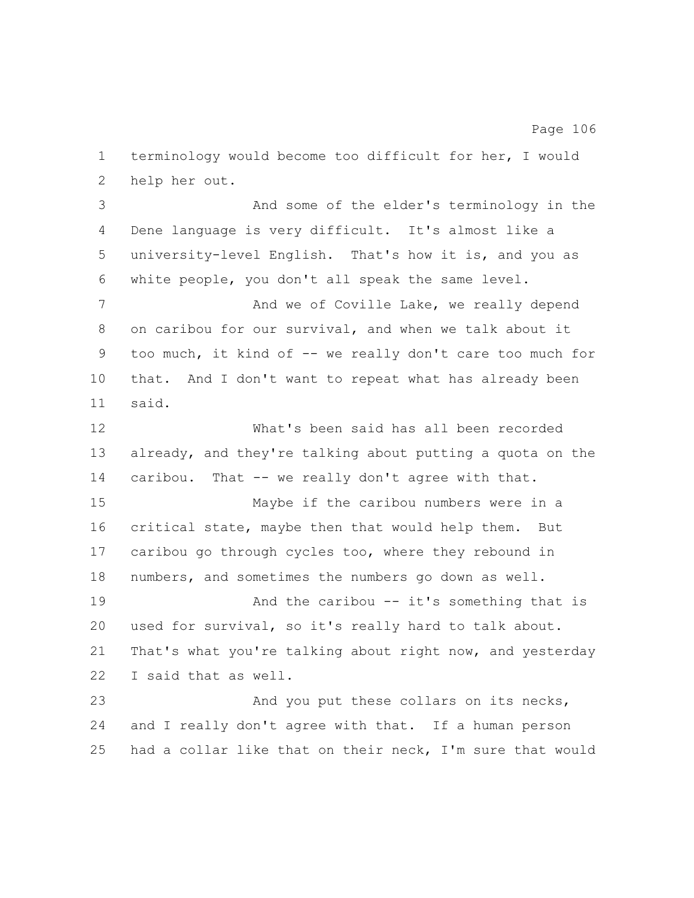terminology would become too difficult for her, I would help her out.

And some of the elder's terminology in the Dene language is very difficult. It's almost like a university-level English. That's how it is, and you as white people, you don't all speak the same level.

And we of Coville Lake, we really depend on caribou for our survival, and when we talk about it too much, it kind of -- we really don't care too much for that. And I don't want to repeat what has already been said.

What's been said has all been recorded already, and they're talking about putting a quota on the caribou. That -- we really don't agree with that.

Maybe if the caribou numbers were in a critical state, maybe then that would help them. But caribou go through cycles too, where they rebound in numbers, and sometimes the numbers go down as well.

And the caribou -- it's something that is used for survival, so it's really hard to talk about. That's what you're talking about right now, and yesterday I said that as well.

And you put these collars on its necks, and I really don't agree with that. If a human person had a collar like that on their neck, I'm sure that would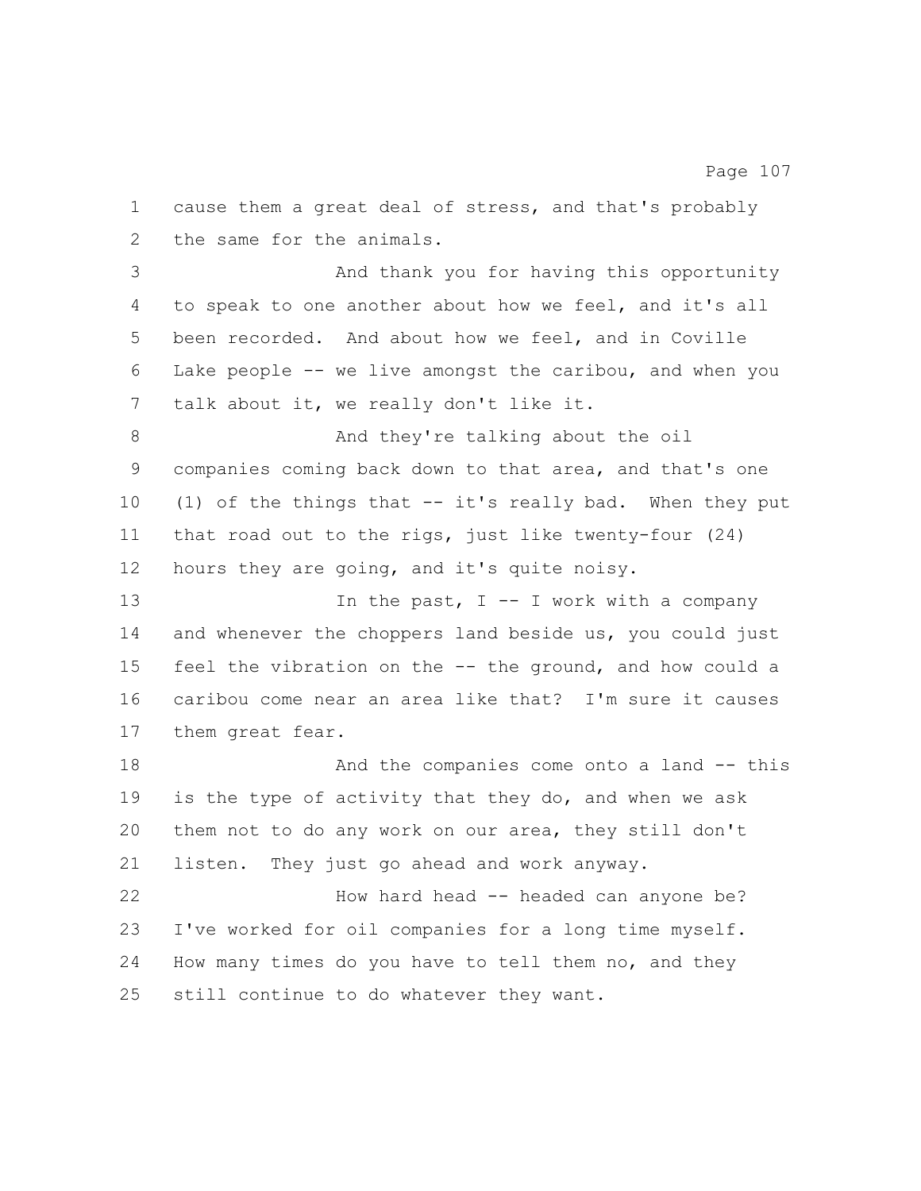cause them a great deal of stress, and that's probably the same for the animals.

And thank you for having this opportunity to speak to one another about how we feel, and it's all been recorded. And about how we feel, and in Coville Lake people -- we live amongst the caribou, and when you talk about it, we really don't like it.

And they're talking about the oil companies coming back down to that area, and that's one (1) of the things that -- it's really bad. When they put that road out to the rigs, just like twenty-four (24) hours they are going, and it's quite noisy.

In the past, I -- I work with a company and whenever the choppers land beside us, you could just feel the vibration on the -- the ground, and how could a caribou come near an area like that? I'm sure it causes them great fear.

And the companies come onto a land -- this is the type of activity that they do, and when we ask them not to do any work on our area, they still don't listen. They just go ahead and work anyway.

How hard head -- headed can anyone be? I've worked for oil companies for a long time myself. How many times do you have to tell them no, and they still continue to do whatever they want.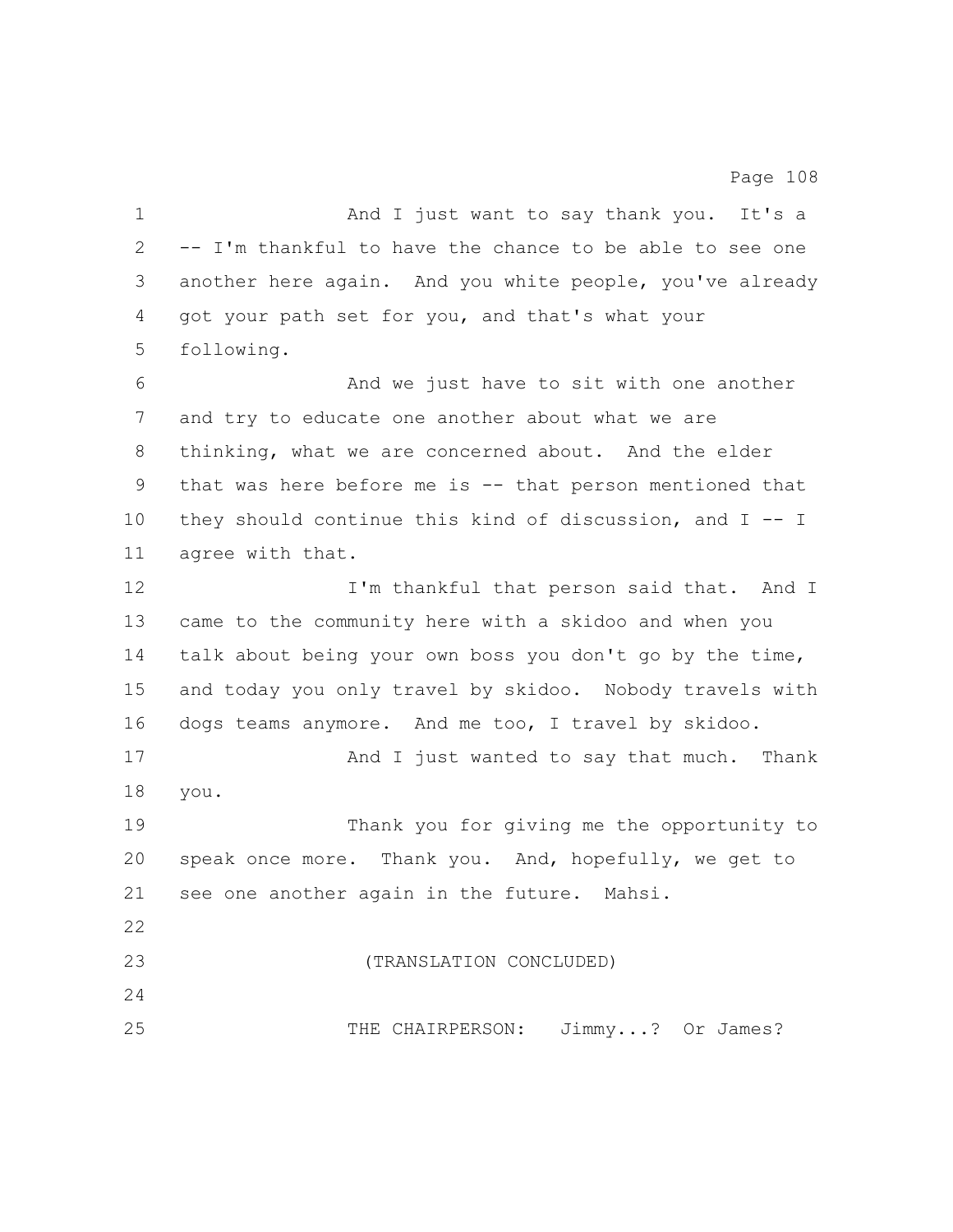And I just want to say thank you. It's a -- I'm thankful to have the chance to be able to see one another here again. And you white people, you've already got your path set for you, and that's what your following.

And we just have to sit with one another and try to educate one another about what we are thinking, what we are concerned about. And the elder that was here before me is -- that person mentioned that they should continue this kind of discussion, and I -- I agree with that.

I'm thankful that person said that. And I came to the community here with a skidoo and when you talk about being your own boss you don't go by the time, and today you only travel by skidoo. Nobody travels with dogs teams anymore. And me too, I travel by skidoo.

And I just wanted to say that much. Thank you.

Thank you for giving me the opportunity to speak once more. Thank you. And, hopefully, we get to see one another again in the future. Mahsi.

(TRANSLATION CONCLUDED)

THE CHAIRPERSON: Jimmy...? Or James?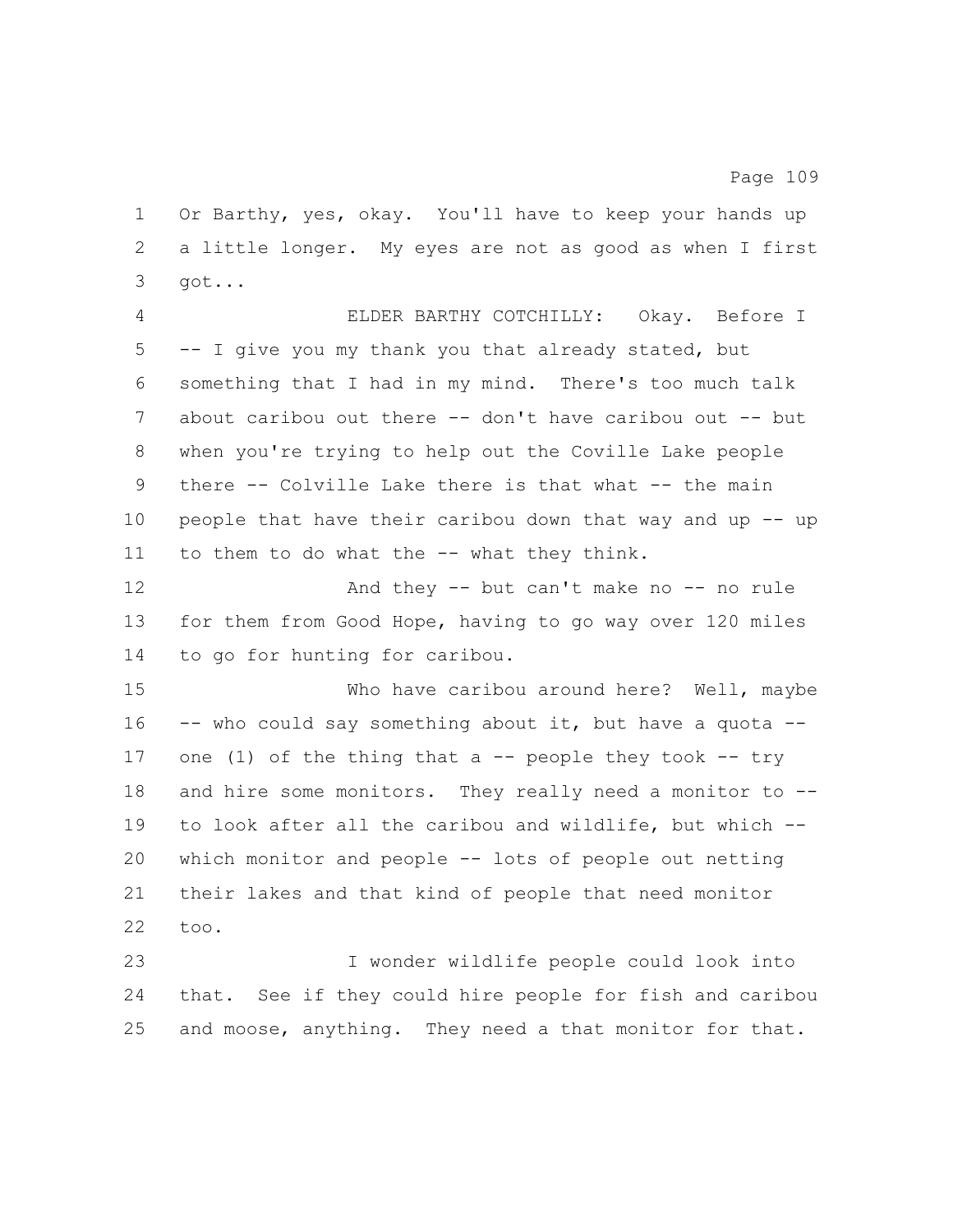Or Barthy, yes, okay. You'll have to keep your hands up a little longer. My eyes are not as good as when I first got...

ELDER BARTHY COTCHILLY: Okay. Before I -- I give you my thank you that already stated, but something that I had in my mind. There's too much talk about caribou out there -- don't have caribou out -- but when you're trying to help out the Coville Lake people there -- Colville Lake there is that what -- the main people that have their caribou down that way and up -- up to them to do what the -- what they think.

And they -- but can't make no -- no rule for them from Good Hope, having to go way over 120 miles to go for hunting for caribou.

Who have caribou around here? Well, maybe -- who could say something about it, but have a quota -- one (1) of the thing that a -- people they took -- try and hire some monitors. They really need a monitor to -- to look after all the caribou and wildlife, but which -- which monitor and people -- lots of people out netting their lakes and that kind of people that need monitor too.

I wonder wildlife people could look into that. See if they could hire people for fish and caribou and moose, anything. They need a that monitor for that.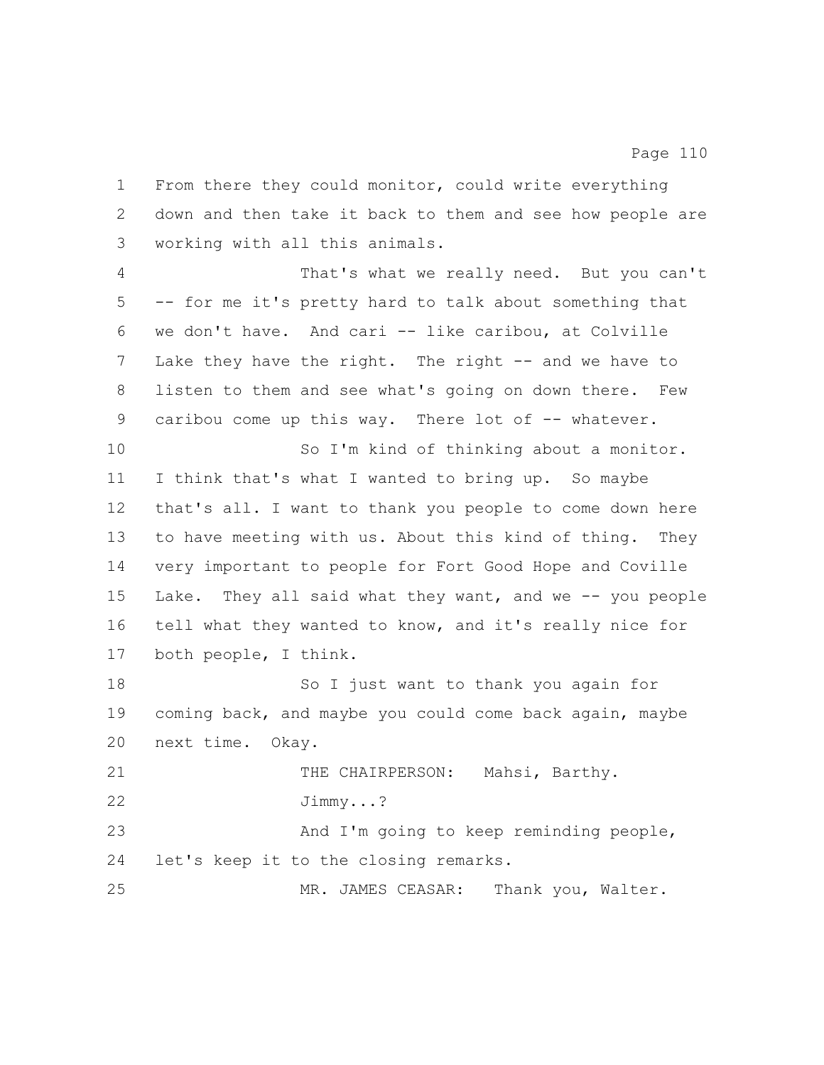From there they could monitor, could write everything down and then take it back to them and see how people are working with all this animals.

That's what we really need. But you can't -- for me it's pretty hard to talk about something that we don't have. And cari -- like caribou, at Colville Lake they have the right. The right -- and we have to listen to them and see what's going on down there. Few caribou come up this way. There lot of -- whatever.

So I'm kind of thinking about a monitor. I think that's what I wanted to bring up. So maybe that's all. I want to thank you people to come down here to have meeting with us. About this kind of thing. They very important to people for Fort Good Hope and Coville Lake. They all said what they want, and we -- you people tell what they wanted to know, and it's really nice for both people, I think.

So I just want to thank you again for coming back, and maybe you could come back again, maybe next time. Okay.

THE CHAIRPERSON: Mahsi, Barthy.

Jimmy...?

And I'm going to keep reminding people, let's keep it to the closing remarks.

MR. JAMES CEASAR: Thank you, Walter.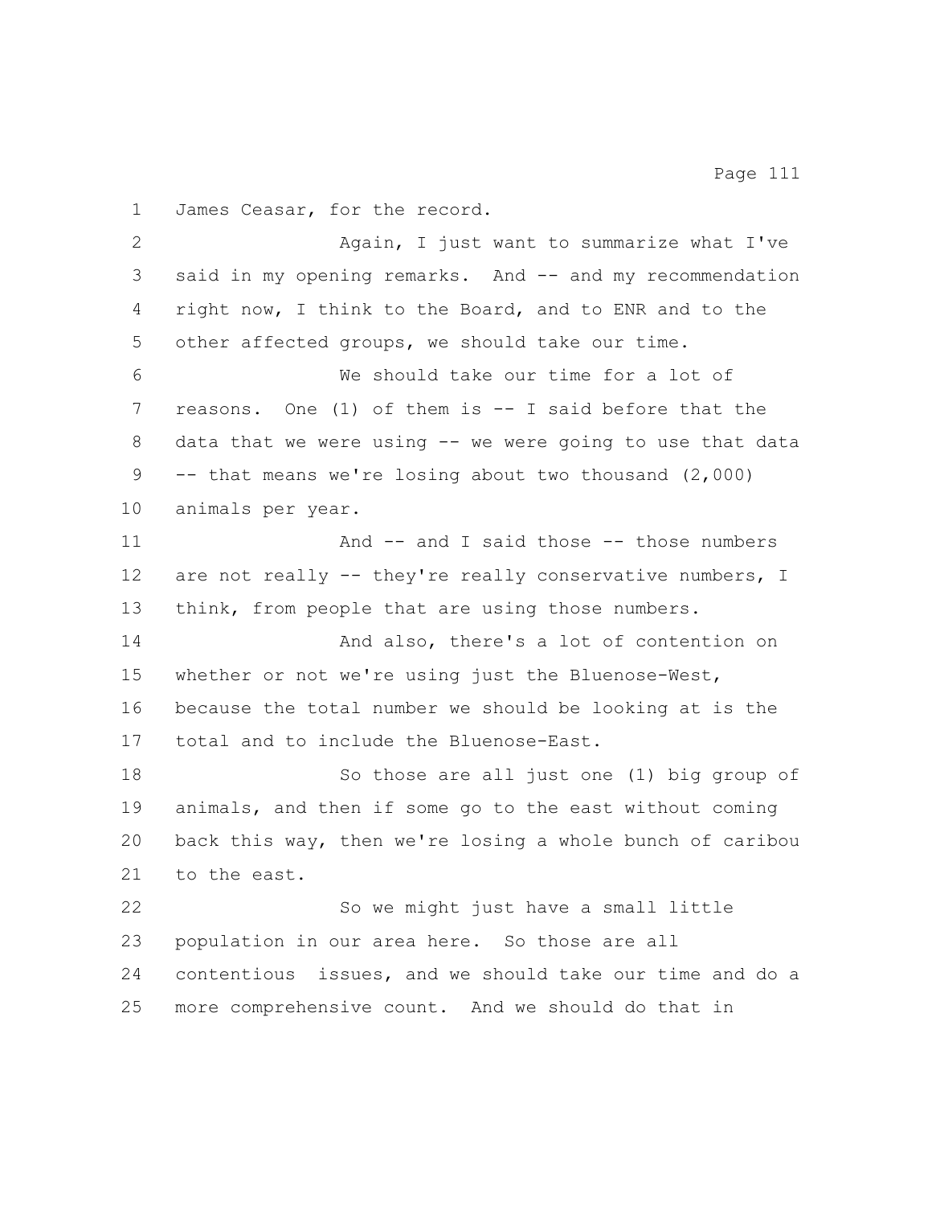James Ceasar, for the record.

Again, I just want to summarize what I've said in my opening remarks. And -- and my recommendation right now, I think to the Board, and to ENR and to the other affected groups, we should take our time.

We should take our time for a lot of reasons. One (1) of them is -- I said before that the data that we were using -- we were going to use that data -- that means we're losing about two thousand (2,000) animals per year.

And -- and I said those -- those numbers are not really -- they're really conservative numbers, I think, from people that are using those numbers.

And also, there's a lot of contention on whether or not we're using just the Bluenose-West, because the total number we should be looking at is the total and to include the Bluenose-East.

So those are all just one (1) big group of animals, and then if some go to the east without coming back this way, then we're losing a whole bunch of caribou to the east.

So we might just have a small little population in our area here. So those are all contentious issues, and we should take our time and do a more comprehensive count. And we should do that in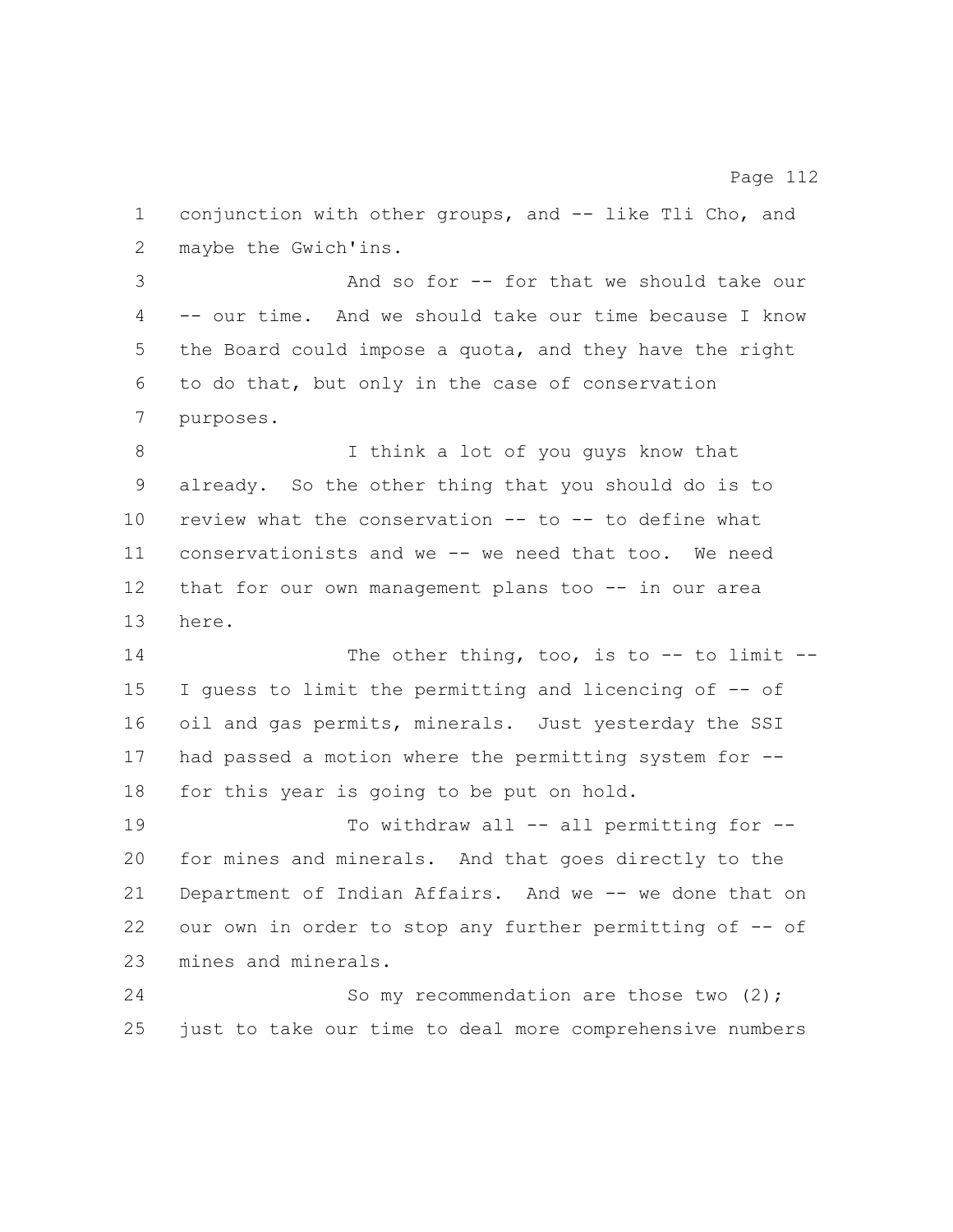conjunction with other groups, and -- like Tli Cho, and maybe the Gwich'ins.

And so for -- for that we should take our -- our time. And we should take our time because I know the Board could impose a quota, and they have the right to do that, but only in the case of conservation purposes.

I think a lot of you guys know that already. So the other thing that you should do is to review what the conservation -- to -- to define what conservationists and we -- we need that too. We need that for our own management plans too -- in our area here.

The other thing, too, is to -- to limit -- I guess to limit the permitting and licencing of -- of oil and gas permits, minerals. Just yesterday the SSI had passed a motion where the permitting system for -- for this year is going to be put on hold.

To withdraw all -- all permitting for -- for mines and minerals. And that goes directly to the Department of Indian Affairs. And we -- we done that on our own in order to stop any further permitting of -- of mines and minerals.

So my recommendation are those two (2); just to take our time to deal more comprehensive numbers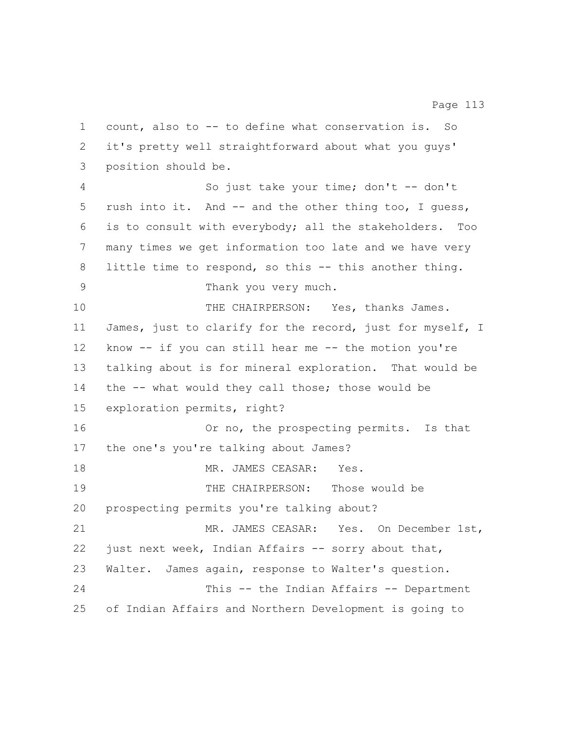count, also to -- to define what conservation is. So it's pretty well straightforward about what you guys' position should be.

So just take your time; don't -- don't rush into it. And -- and the other thing too, I guess, is to consult with everybody; all the stakeholders. Too many times we get information too late and we have very little time to respond, so this -- this another thing.

Thank you very much.

THE CHAIRPERSON: Yes, thanks James. James, just to clarify for the record, just for myself, I know -- if you can still hear me -- the motion you're talking about is for mineral exploration. That would be the -- what would they call those; those would be exploration permits, right?

Or no, the prospecting permits. Is that the one's you're talking about James?

MR. JAMES CEASAR: Yes.

THE CHAIRPERSON: Those would be prospecting permits you're talking about?

MR. JAMES CEASAR: Yes. On December 1st, just next week, Indian Affairs -- sorry about that, Walter. James again, response to Walter's question.

This -- the Indian Affairs -- Department of Indian Affairs and Northern Development is going to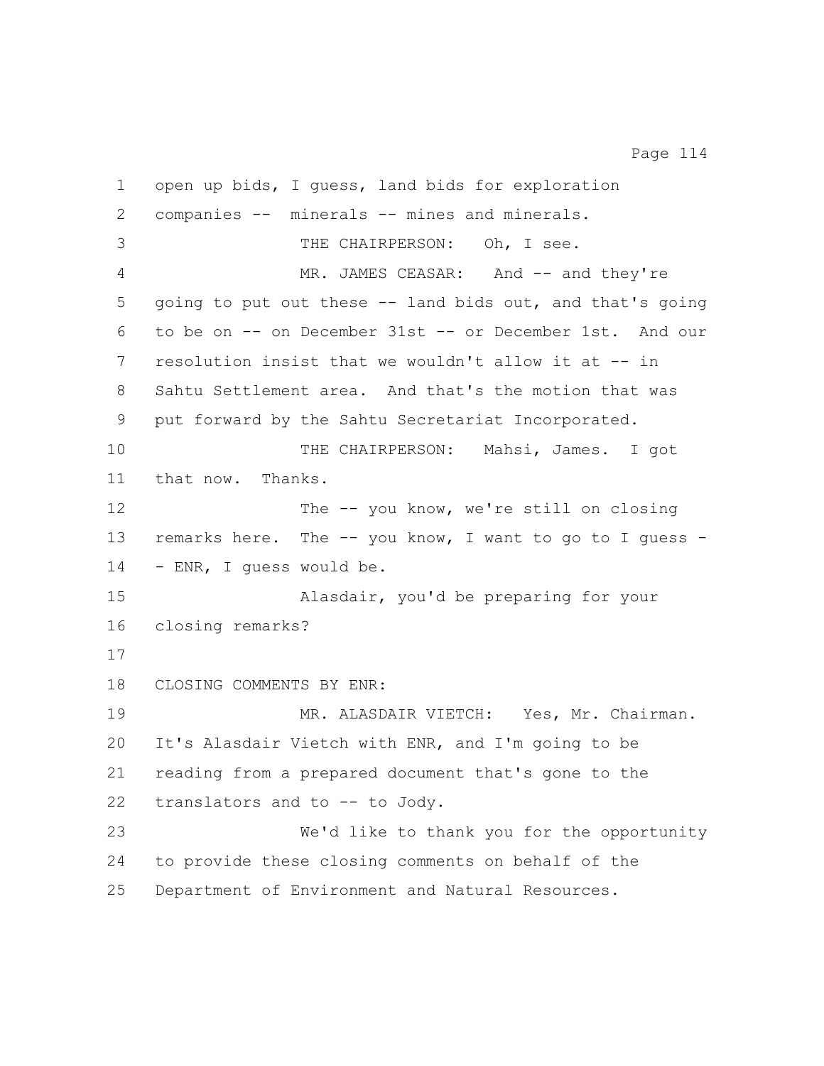open up bids, I guess, land bids for exploration companies -- minerals -- mines and minerals.

THE CHAIRPERSON: Oh, I see.

MR. JAMES CEASAR: And -- and they're going to put out these -- land bids out, and that's going to be on -- on December 31st -- or December 1st. And our resolution insist that we wouldn't allow it at -- in Sahtu Settlement area. And that's the motion that was put forward by the Sahtu Secretariat Incorporated.

THE CHAIRPERSON: Mahsi, James. I got that now. Thanks.

The -- you know, we're still on closing remarks here. The -- you know, I want to go to I guess -- ENR, I guess would be.

Alasdair, you'd be preparing for your closing remarks?

CLOSING COMMENTS BY ENR:

MR. ALASDAIR VIETCH: Yes, Mr. Chairman. It's Alasdair Vietch with ENR, and I'm going to be reading from a prepared document that's gone to the translators and to -- to Jody.

We'd like to thank you for the opportunity to provide these closing comments on behalf of the Department of Environment and Natural Resources.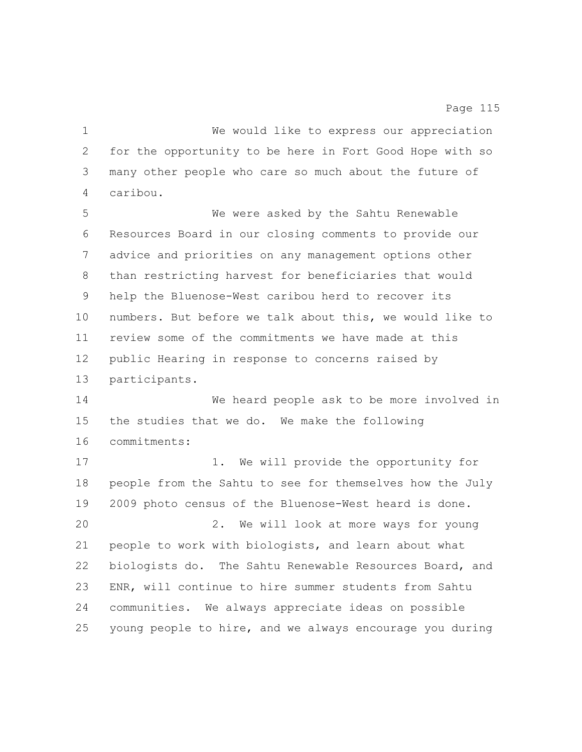We would like to express our appreciation for the opportunity to be here in Fort Good Hope with so many other people who care so much about the future of caribou.

We were asked by the Sahtu Renewable Resources Board in our closing comments to provide our advice and priorities on any management options other than restricting harvest for beneficiaries that would help the Bluenose-West caribou herd to recover its numbers. But before we talk about this, we would like to review some of the commitments we have made at this public Hearing in response to concerns raised by participants.

We heard people ask to be more involved in the studies that we do. We make the following commitments:

1. We will provide the opportunity for people from the Sahtu to see for themselves how the July 2009 photo census of the Bluenose-West heard is done.

2. We will look at more ways for young people to work with biologists, and learn about what biologists do. The Sahtu Renewable Resources Board, and ENR, will continue to hire summer students from Sahtu communities. We always appreciate ideas on possible young people to hire, and we always encourage you during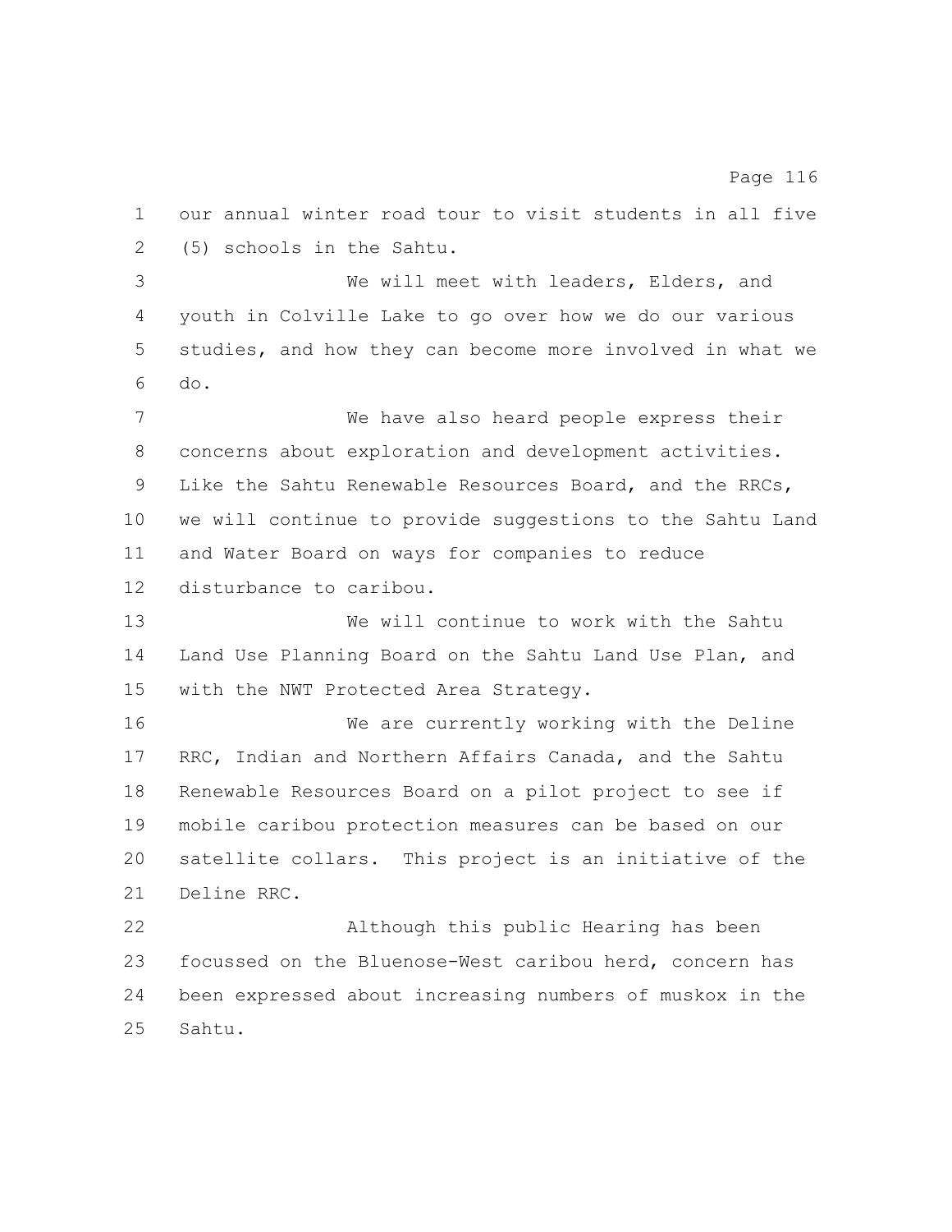our annual winter road tour to visit students in all five (5) schools in the Sahtu.

We will meet with leaders, Elders, and youth in Colville Lake to go over how we do our various studies, and how they can become more involved in what we do.

We have also heard people express their concerns about exploration and development activities. Like the Sahtu Renewable Resources Board, and the RRCs, we will continue to provide suggestions to the Sahtu Land and Water Board on ways for companies to reduce disturbance to caribou.

We will continue to work with the Sahtu Land Use Planning Board on the Sahtu Land Use Plan, and with the NWT Protected Area Strategy.

We are currently working with the Deline RRC, Indian and Northern Affairs Canada, and the Sahtu Renewable Resources Board on a pilot project to see if mobile caribou protection measures can be based on our satellite collars. This project is an initiative of the Deline RRC.

Although this public Hearing has been focussed on the Bluenose-West caribou herd, concern has been expressed about increasing numbers of muskox in the Sahtu.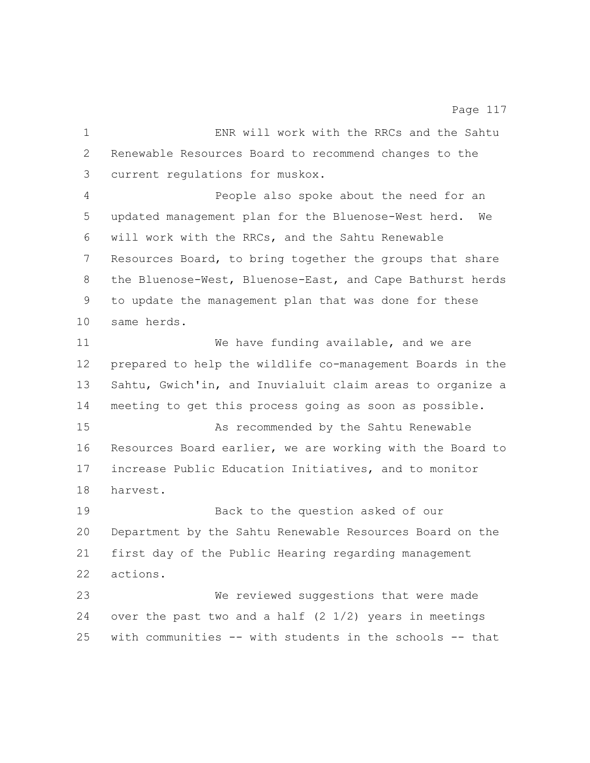ENR will work with the RRCs and the Sahtu Renewable Resources Board to recommend changes to the current regulations for muskox.

People also spoke about the need for an updated management plan for the Bluenose-West herd. We will work with the RRCs, and the Sahtu Renewable Resources Board, to bring together the groups that share the Bluenose-West, Bluenose-East, and Cape Bathurst herds to update the management plan that was done for these same herds.

We have funding available, and we are prepared to help the wildlife co-management Boards in the Sahtu, Gwich'in, and Inuvialuit claim areas to organize a meeting to get this process going as soon as possible.

As recommended by the Sahtu Renewable Resources Board earlier, we are working with the Board to increase Public Education Initiatives, and to monitor harvest.

Back to the question asked of our Department by the Sahtu Renewable Resources Board on the first day of the Public Hearing regarding management actions.

We reviewed suggestions that were made over the past two and a half (2 1/2) years in meetings with communities -- with students in the schools -- that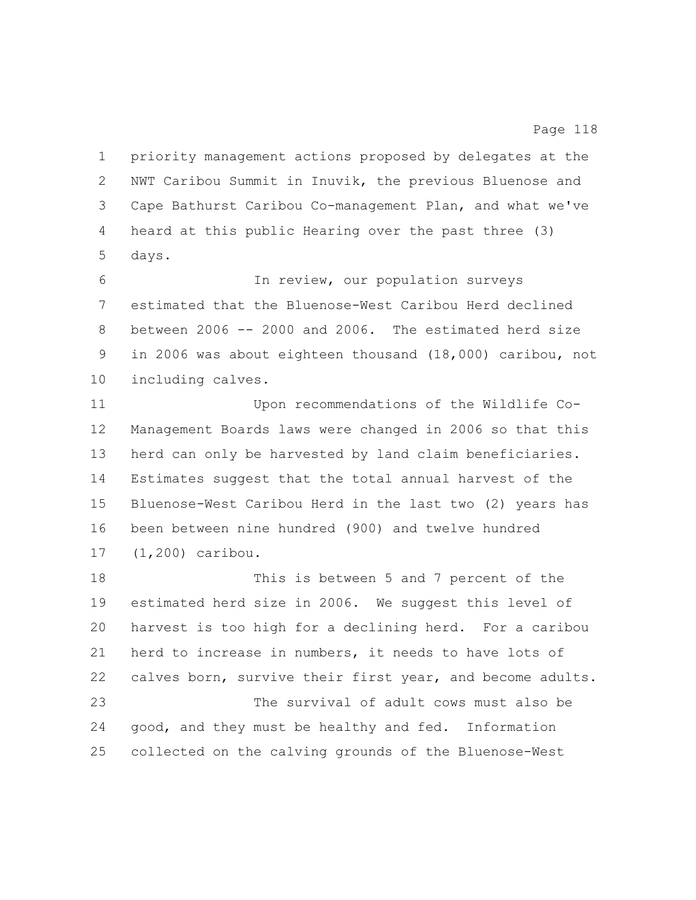priority management actions proposed by delegates at the NWT Caribou Summit in Inuvik, the previous Bluenose and Cape Bathurst Caribou Co-management Plan, and what we've heard at this public Hearing over the past three (3) days.

In review, our population surveys estimated that the Bluenose-West Caribou Herd declined between 2006 -- 2000 and 2006. The estimated herd size in 2006 was about eighteen thousand (18,000) caribou, not including calves.

Upon recommendations of the Wildlife Co-Management Boards laws were changed in 2006 so that this herd can only be harvested by land claim beneficiaries. Estimates suggest that the total annual harvest of the Bluenose-West Caribou Herd in the last two (2) years has been between nine hundred (900) and twelve hundred (1,200) caribou.

This is between 5 and 7 percent of the estimated herd size in 2006. We suggest this level of harvest is too high for a declining herd. For a caribou herd to increase in numbers, it needs to have lots of calves born, survive their first year, and become adults.

The survival of adult cows must also be good, and they must be healthy and fed. Information collected on the calving grounds of the Bluenose-West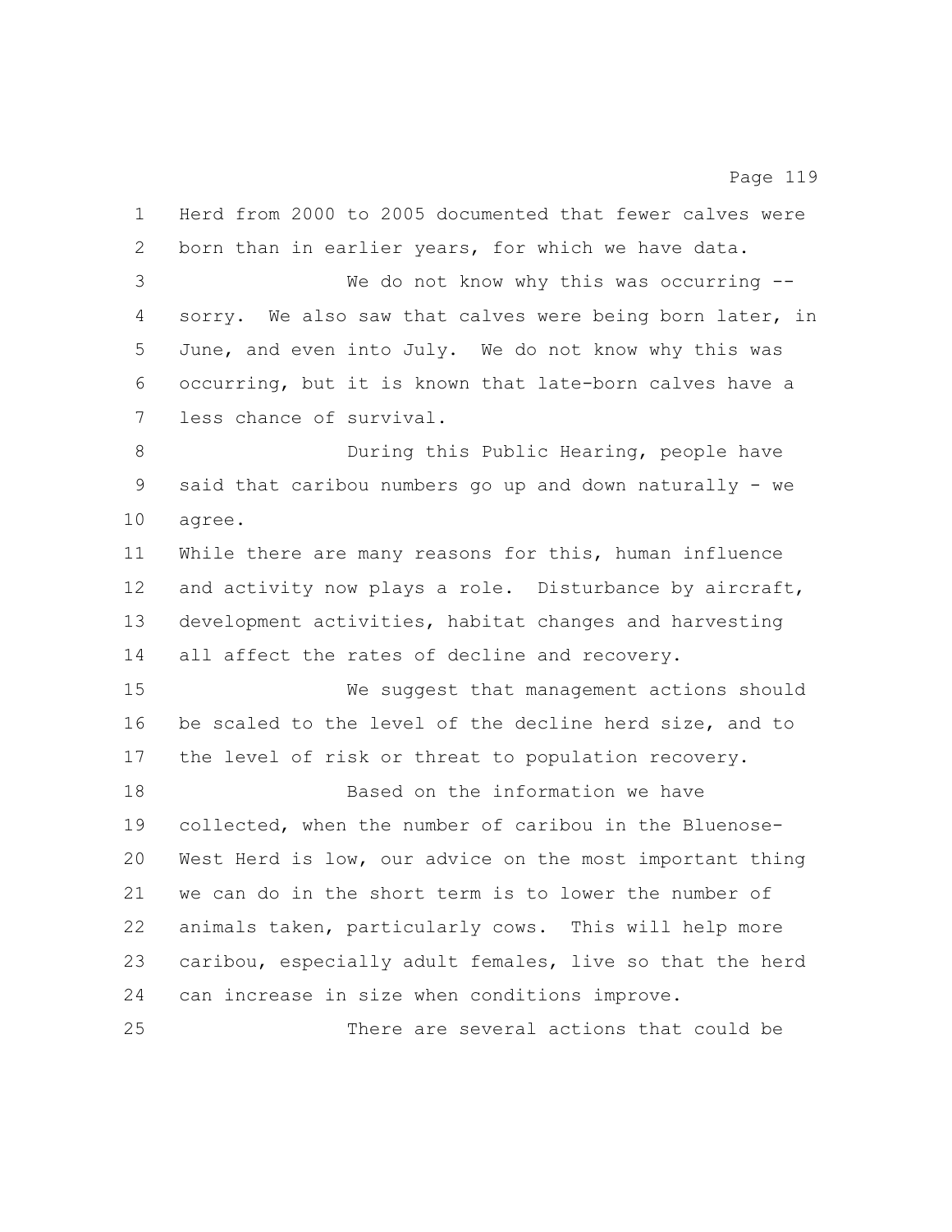Herd from 2000 to 2005 documented that fewer calves were born than in earlier years, for which we have data.

We do not know why this was occurring -- sorry. We also saw that calves were being born later, in June, and even into July. We do not know why this was occurring, but it is known that late-born calves have a less chance of survival.

During this Public Hearing, people have said that caribou numbers go up and down naturally - we agree.

While there are many reasons for this, human influence and activity now plays a role. Disturbance by aircraft, development activities, habitat changes and harvesting all affect the rates of decline and recovery.

We suggest that management actions should be scaled to the level of the decline herd size, and to the level of risk or threat to population recovery.

Based on the information we have collected, when the number of caribou in the Bluenose-West Herd is low, our advice on the most important thing we can do in the short term is to lower the number of animals taken, particularly cows. This will help more caribou, especially adult females, live so that the herd can increase in size when conditions improve.

There are several actions that could be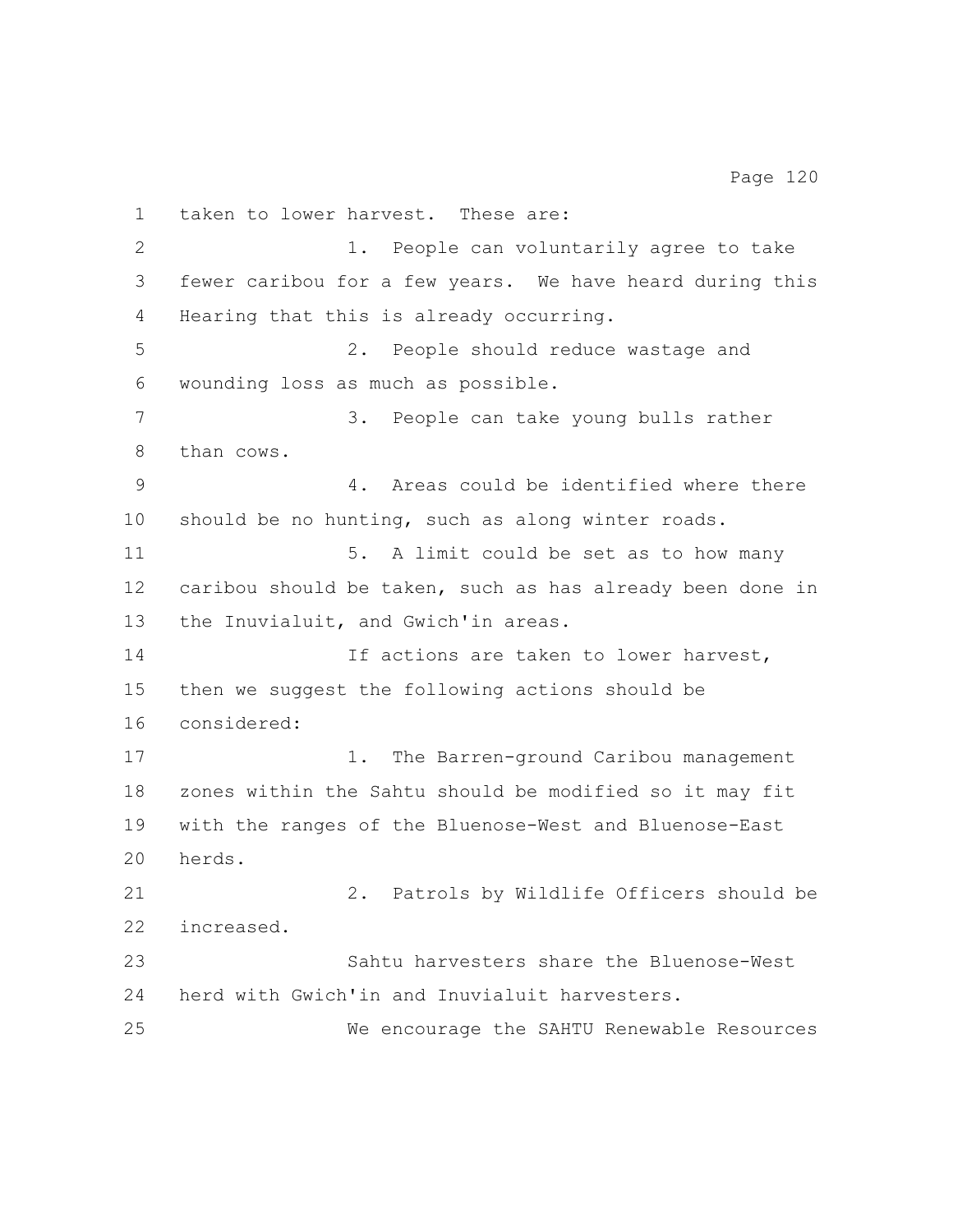taken to lower harvest. These are:

1. People can voluntarily agree to take fewer caribou for a few years. We have heard during this Hearing that this is already occurring.

2. People should reduce wastage and wounding loss as much as possible.

3. People can take young bulls rather than cows.

4. Areas could be identified where there should be no hunting, such as along winter roads.

5. A limit could be set as to how many caribou should be taken, such as has already been done in the Inuvialuit, and Gwich'in areas.

If actions are taken to lower harvest, then we suggest the following actions should be considered:

1. The Barren-ground Caribou management zones within the Sahtu should be modified so it may fit with the ranges of the Bluenose-West and Bluenose-East herds.

2. Patrols by Wildlife Officers should be increased.

Sahtu harvesters share the Bluenose-West herd with Gwich'in and Inuvialuit harvesters.

We encourage the SAHTU Renewable Resources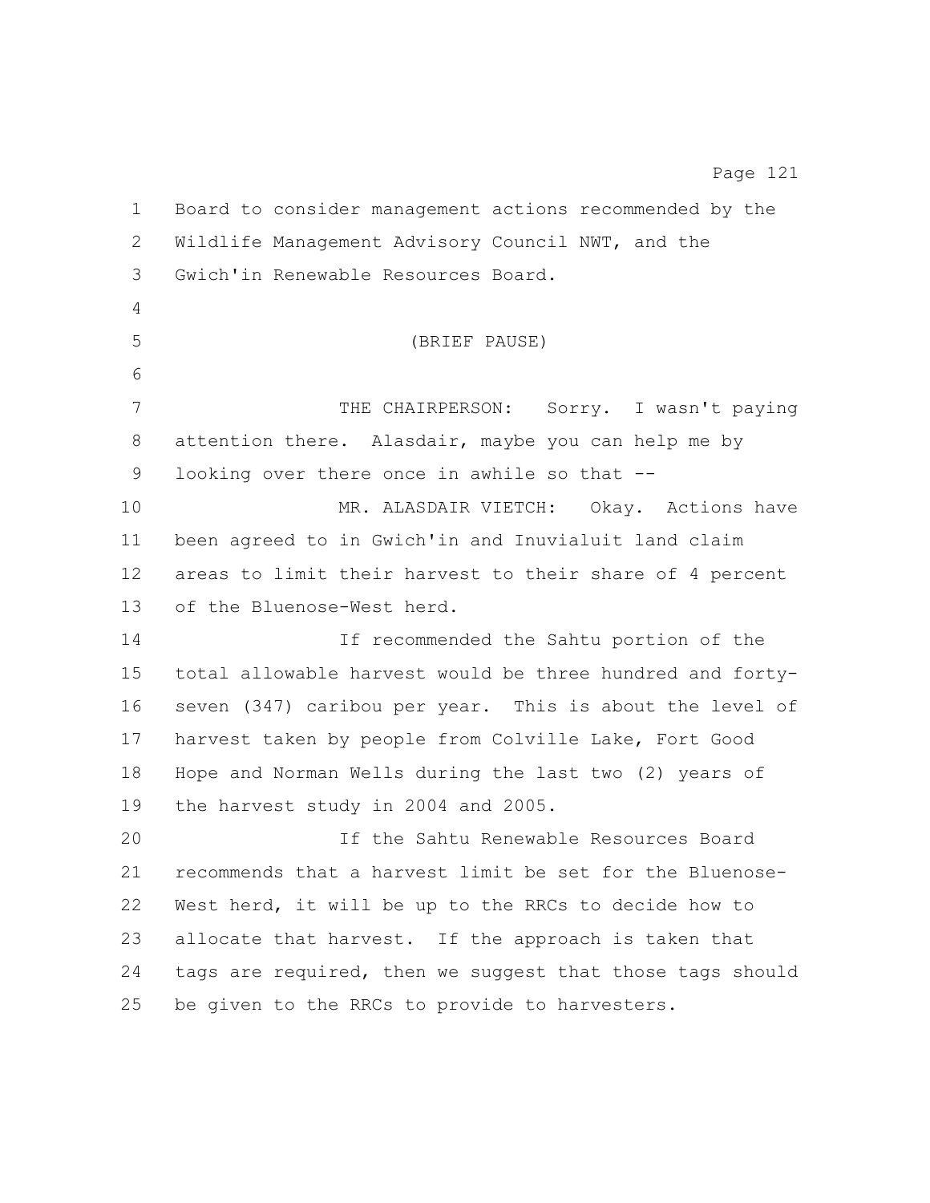Board to consider management actions recommended by the Wildlife Management Advisory Council NWT, and the Gwich'in Renewable Resources Board.

(BRIEF PAUSE)

THE CHAIRPERSON: Sorry. I wasn't paying attention there. Alasdair, maybe you can help me by looking over there once in awhile so that --

MR. ALASDAIR VIETCH: Okay. Actions have been agreed to in Gwich'in and Inuvialuit land claim areas to limit their harvest to their share of 4 percent of the Bluenose-West herd.

If recommended the Sahtu portion of the total allowable harvest would be three hundred and forty-seven (347) caribou per year. This is about the level of harvest taken by people from Colville Lake, Fort Good Hope and Norman Wells during the last two (2) years of the harvest study in 2004 and 2005.

If the Sahtu Renewable Resources Board recommends that a harvest limit be set for the Bluenose-West herd, it will be up to the RRCs to decide how to allocate that harvest. If the approach is taken that tags are required, then we suggest that those tags should be given to the RRCs to provide to harvesters.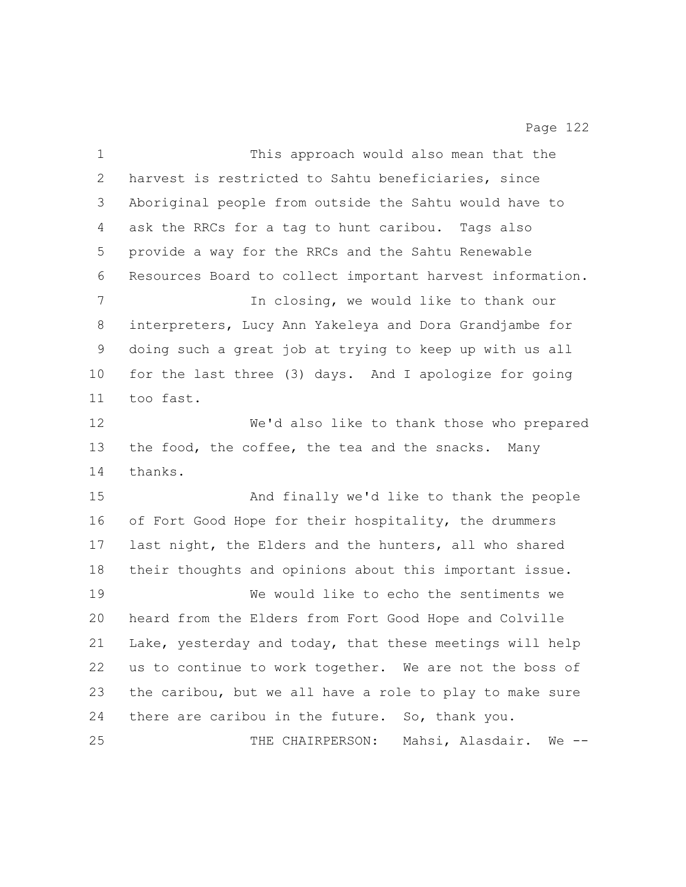This approach would also mean that the harvest is restricted to Sahtu beneficiaries, since Aboriginal people from outside the Sahtu would have to ask the RRCs for a tag to hunt caribou. Tags also provide a way for the RRCs and the Sahtu Renewable Resources Board to collect important harvest information.

In closing, we would like to thank our interpreters, Lucy Ann Yakeleya and Dora Grandjambe for doing such a great job at trying to keep up with us all for the last three (3) days. And I apologize for going too fast.

We'd also like to thank those who prepared the food, the coffee, the tea and the snacks. Many thanks.

And finally we'd like to thank the people of Fort Good Hope for their hospitality, the drummers last night, the Elders and the hunters, all who shared their thoughts and opinions about this important issue.

We would like to echo the sentiments we heard from the Elders from Fort Good Hope and Colville Lake, yesterday and today, that these meetings will help us to continue to work together. We are not the boss of the caribou, but we all have a role to play to make sure there are caribou in the future. So, thank you.

THE CHAIRPERSON: Mahsi, Alasdair. We --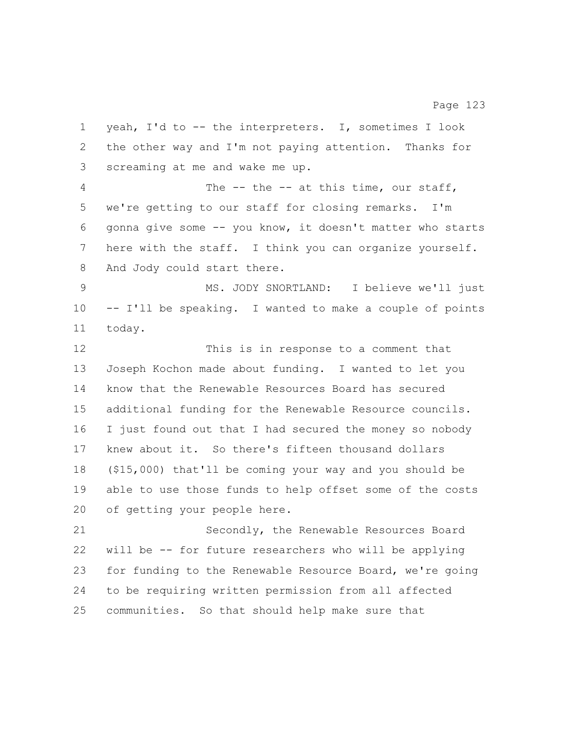yeah, I'd to -- the interpreters. I, sometimes I look the other way and I'm not paying attention. Thanks for screaming at me and wake me up.

The -- the -- at this time, our staff, we're getting to our staff for closing remarks. I'm gonna give some -- you know, it doesn't matter who starts here with the staff. I think you can organize yourself. And Jody could start there.

MS. JODY SNORTLAND: I believe we'll just -- I'll be speaking. I wanted to make a couple of points today.

This is in response to a comment that Joseph Kochon made about funding. I wanted to let you know that the Renewable Resources Board has secured additional funding for the Renewable Resource councils. I just found out that I had secured the money so nobody knew about it. So there's fifteen thousand dollars ($15,000) that'll be coming your way and you should be able to use those funds to help offset some of the costs of getting your people here.

Secondly, the Renewable Resources Board will be -- for future researchers who will be applying for funding to the Renewable Resource Board, we're going to be requiring written permission from all affected communities. So that should help make sure that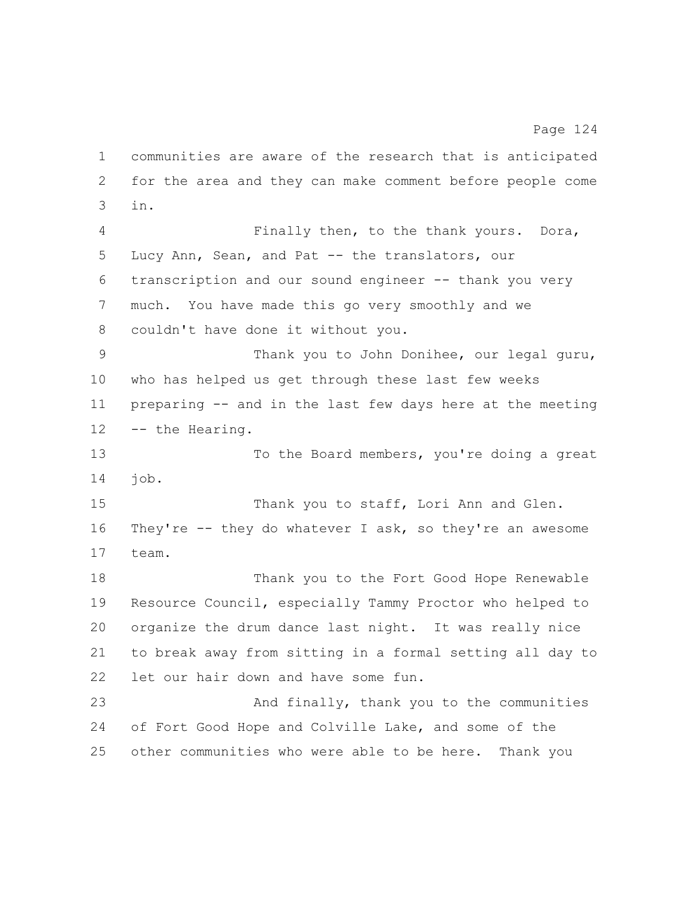communities are aware of the research that is anticipated for the area and they can make comment before people come in.

Finally then, to the thank yours. Dora, Lucy Ann, Sean, and Pat -- the translators, our transcription and our sound engineer -- thank you very much. You have made this go very smoothly and we couldn't have done it without you.

Thank you to John Donihee, our legal guru, who has helped us get through these last few weeks preparing -- and in the last few days here at the meeting -- the Hearing.

To the Board members, you're doing a great job.

Thank you to staff, Lori Ann and Glen. They're -- they do whatever I ask, so they're an awesome team.

Thank you to the Fort Good Hope Renewable Resource Council, especially Tammy Proctor who helped to organize the drum dance last night. It was really nice to break away from sitting in a formal setting all day to let our hair down and have some fun.

And finally, thank you to the communities of Fort Good Hope and Colville Lake, and some of the other communities who were able to be here. Thank you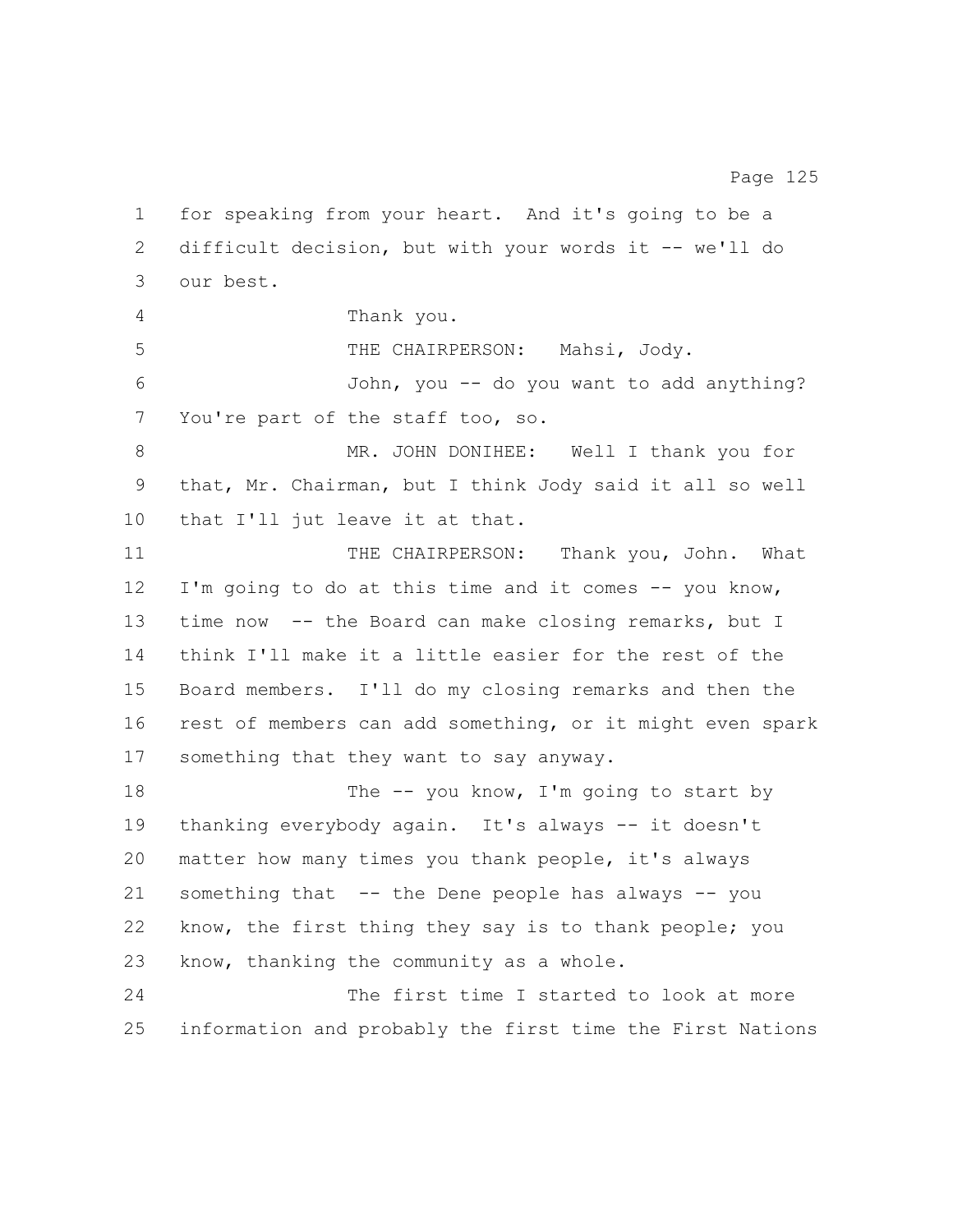for speaking from your heart. And it's going to be a difficult decision, but with your words it -- we'll do our best.

Thank you.

THE CHAIRPERSON: Mahsi, Jody.

John, you -- do you want to add anything? You're part of the staff too, so.

MR. JOHN DONIHEE: Well I thank you for that, Mr. Chairman, but I think Jody said it all so well that I'll jut leave it at that.

THE CHAIRPERSON: Thank you, John. What I'm going to do at this time and it comes -- you know, time now -- the Board can make closing remarks, but I think I'll make it a little easier for the rest of the Board members. I'll do my closing remarks and then the rest of members can add something, or it might even spark something that they want to say anyway.

The -- you know, I'm going to start by thanking everybody again. It's always -- it doesn't matter how many times you thank people, it's always something that -- the Dene people has always -- you know, the first thing they say is to thank people; you know, thanking the community as a whole.

The first time I started to look at more information and probably the first time the First Nations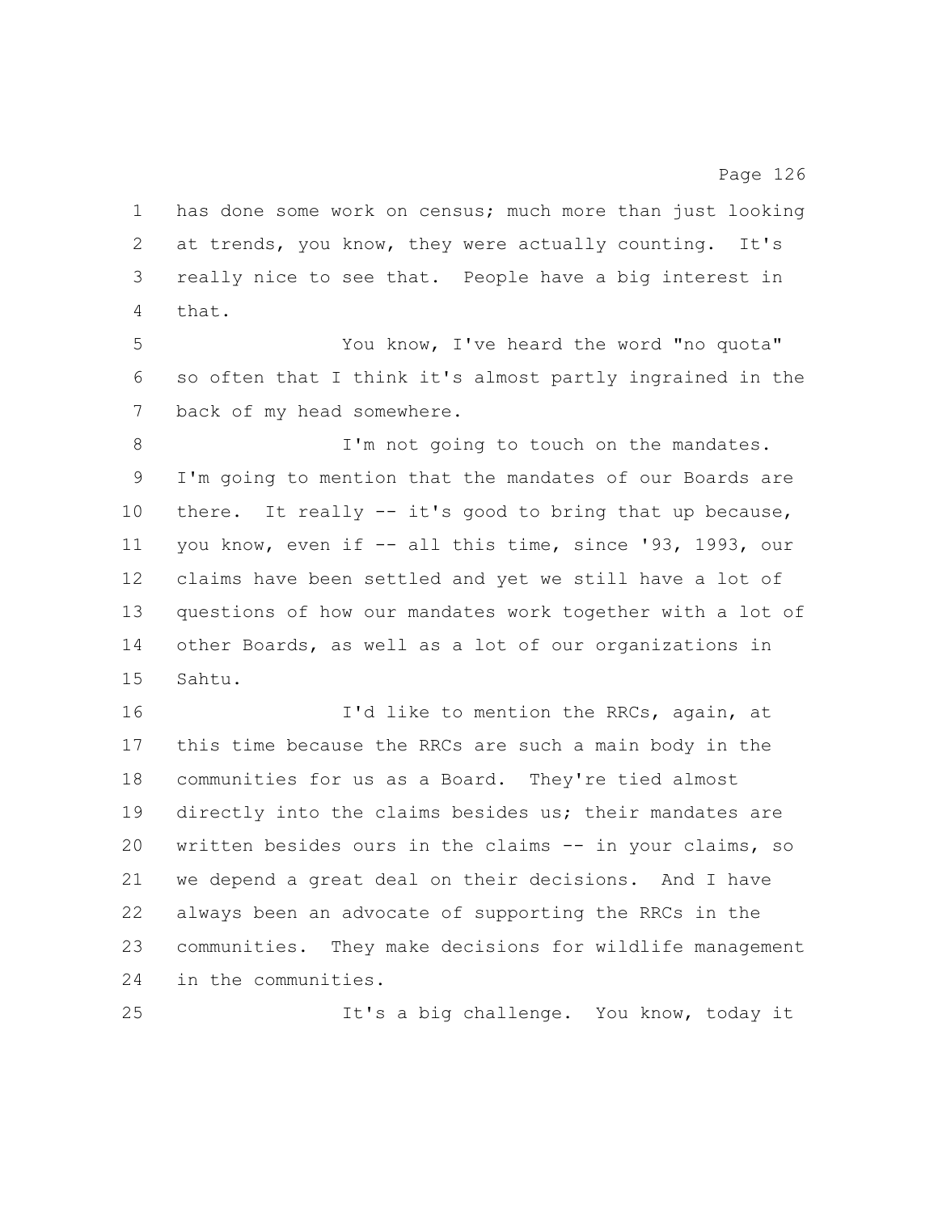has done some work on census; much more than just looking at trends, you know, they were actually counting. It's really nice to see that. People have a big interest in that.

You know, I've heard the word "no quota" so often that I think it's almost partly ingrained in the back of my head somewhere.

I'm not going to touch on the mandates. I'm going to mention that the mandates of our Boards are there. It really -- it's good to bring that up because, you know, even if -- all this time, since '93, 1993, our claims have been settled and yet we still have a lot of questions of how our mandates work together with a lot of other Boards, as well as a lot of our organizations in Sahtu.

I'd like to mention the RRCs, again, at this time because the RRCs are such a main body in the communities for us as a Board. They're tied almost directly into the claims besides us; their mandates are written besides ours in the claims -- in your claims, so we depend a great deal on their decisions. And I have always been an advocate of supporting the RRCs in the communities. They make decisions for wildlife management in the communities.

It's a big challenge. You know, today it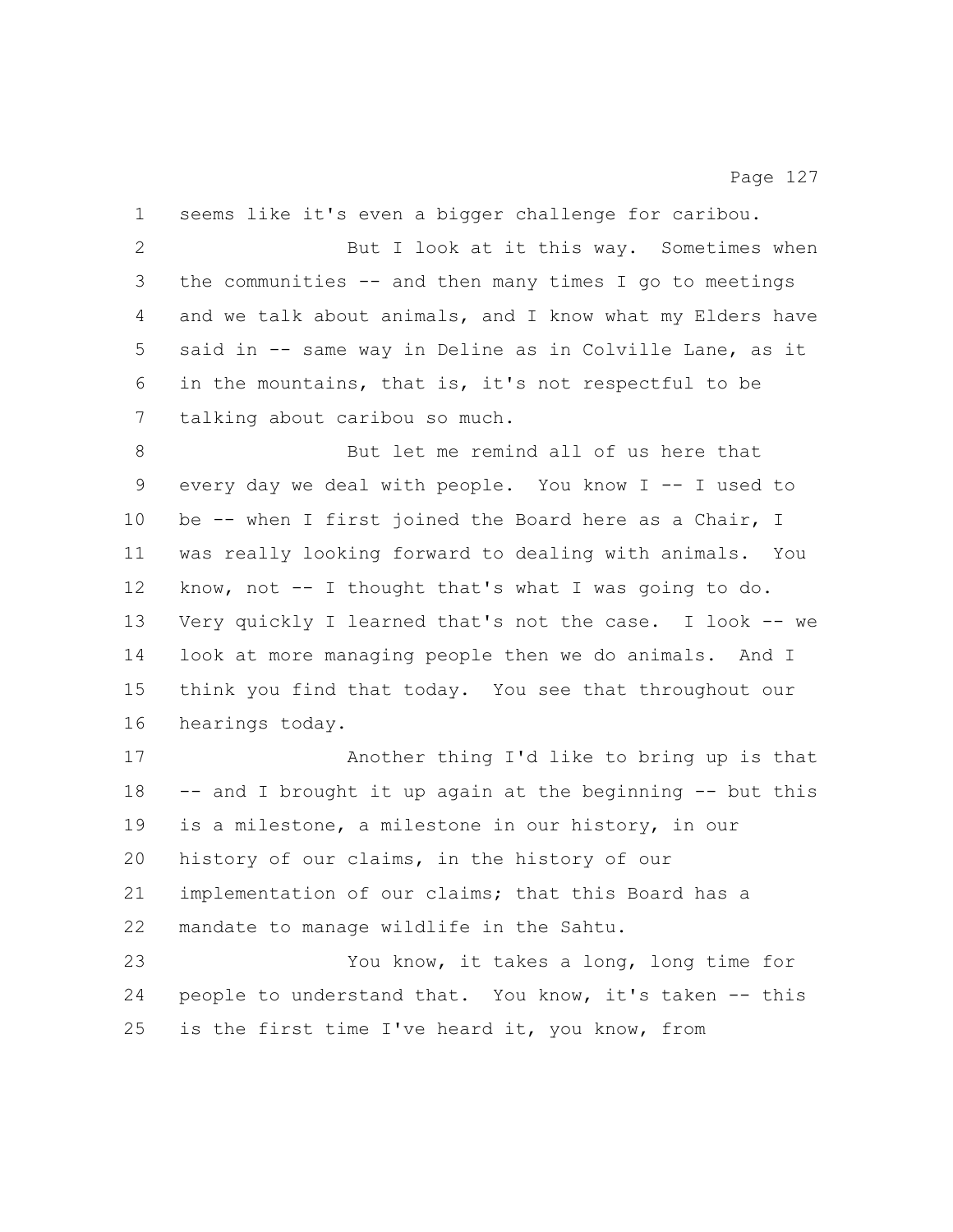seems like it's even a bigger challenge for caribou.

But I look at it this way. Sometimes when the communities -- and then many times I go to meetings and we talk about animals, and I know what my Elders have said in -- same way in Deline as in Colville Lane, as it in the mountains, that is, it's not respectful to be talking about caribou so much.

But let me remind all of us here that every day we deal with people. You know I -- I used to be -- when I first joined the Board here as a Chair, I was really looking forward to dealing with animals. You know, not -- I thought that's what I was going to do. Very quickly I learned that's not the case. I look -- we look at more managing people then we do animals. And I think you find that today. You see that throughout our hearings today.

Another thing I'd like to bring up is that -- and I brought it up again at the beginning -- but this is a milestone, a milestone in our history, in our history of our claims, in the history of our implementation of our claims; that this Board has a mandate to manage wildlife in the Sahtu.

You know, it takes a long, long time for people to understand that. You know, it's taken -- this is the first time I've heard it, you know, from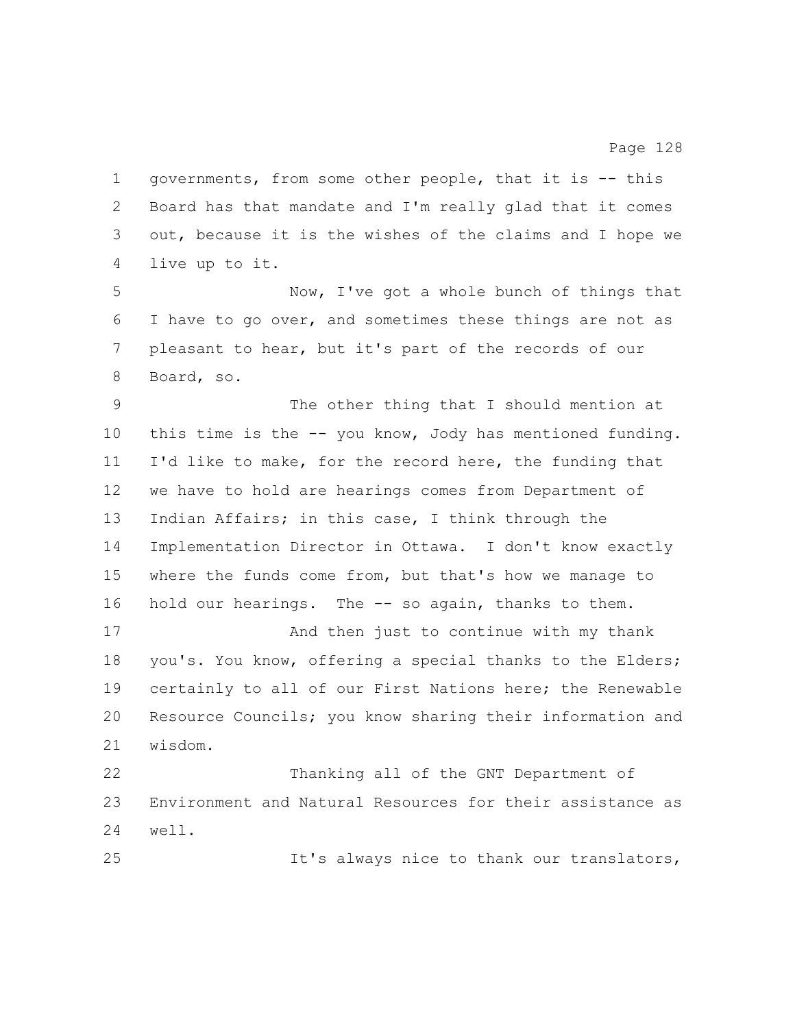governments, from some other people, that it is -- this Board has that mandate and I'm really glad that it comes out, because it is the wishes of the claims and I hope we live up to it.

Now, I've got a whole bunch of things that I have to go over, and sometimes these things are not as pleasant to hear, but it's part of the records of our Board, so.

The other thing that I should mention at this time is the -- you know, Jody has mentioned funding. I'd like to make, for the record here, the funding that we have to hold are hearings comes from Department of Indian Affairs; in this case, I think through the Implementation Director in Ottawa. I don't know exactly where the funds come from, but that's how we manage to hold our hearings. The -- so again, thanks to them.

And then just to continue with my thank you's. You know, offering a special thanks to the Elders; certainly to all of our First Nations here; the Renewable Resource Councils; you know sharing their information and wisdom.

Thanking all of the GNT Department of Environment and Natural Resources for their assistance as well.

It's always nice to thank our translators,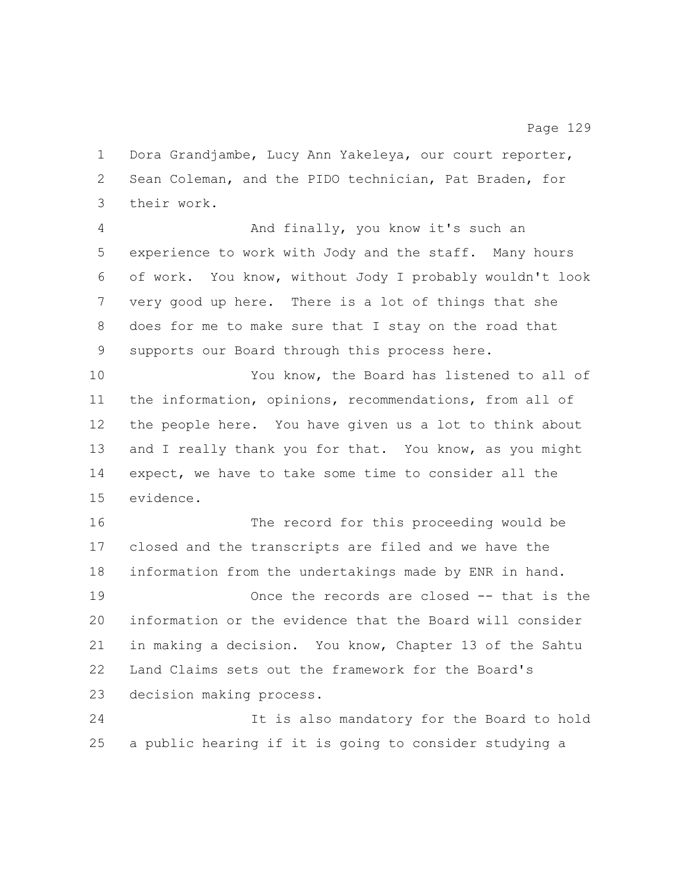Dora Grandjambe, Lucy Ann Yakeleya, our court reporter, Sean Coleman, and the PIDO technician, Pat Braden, for their work.

And finally, you know it's such an experience to work with Jody and the staff. Many hours of work. You know, without Jody I probably wouldn't look very good up here. There is a lot of things that she does for me to make sure that I stay on the road that supports our Board through this process here.

You know, the Board has listened to all of the information, opinions, recommendations, from all of the people here. You have given us a lot to think about and I really thank you for that. You know, as you might expect, we have to take some time to consider all the evidence.

The record for this proceeding would be closed and the transcripts are filed and we have the information from the undertakings made by ENR in hand.

Once the records are closed -- that is the information or the evidence that the Board will consider in making a decision. You know, Chapter 13 of the Sahtu Land Claims sets out the framework for the Board's decision making process.

It is also mandatory for the Board to hold a public hearing if it is going to consider studying a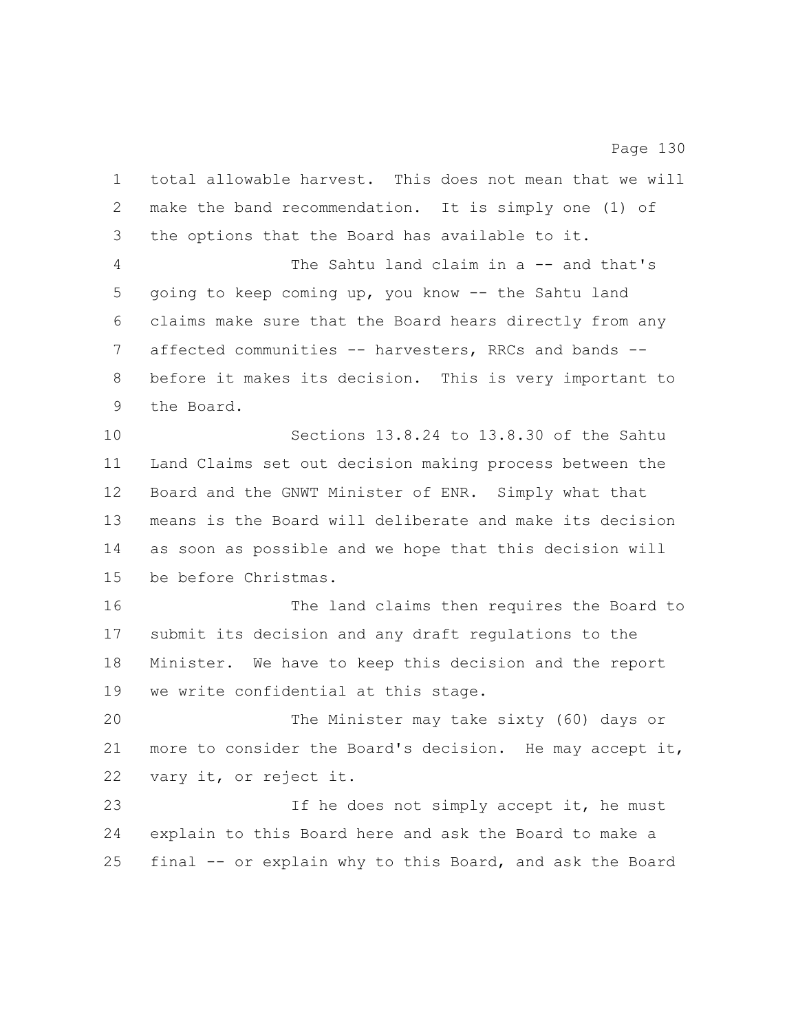total allowable harvest. This does not mean that we will make the band recommendation. It is simply one (1) of the options that the Board has available to it.

The Sahtu land claim in a -- and that's going to keep coming up, you know -- the Sahtu land claims make sure that the Board hears directly from any affected communities -- harvesters, RRCs and bands -- before it makes its decision. This is very important to the Board.

Sections 13.8.24 to 13.8.30 of the Sahtu Land Claims set out decision making process between the Board and the GNWT Minister of ENR. Simply what that means is the Board will deliberate and make its decision as soon as possible and we hope that this decision will be before Christmas.

The land claims then requires the Board to submit its decision and any draft regulations to the Minister. We have to keep this decision and the report we write confidential at this stage.

The Minister may take sixty (60) days or more to consider the Board's decision. He may accept it, vary it, or reject it.

If he does not simply accept it, he must explain to this Board here and ask the Board to make a final -- or explain why to this Board, and ask the Board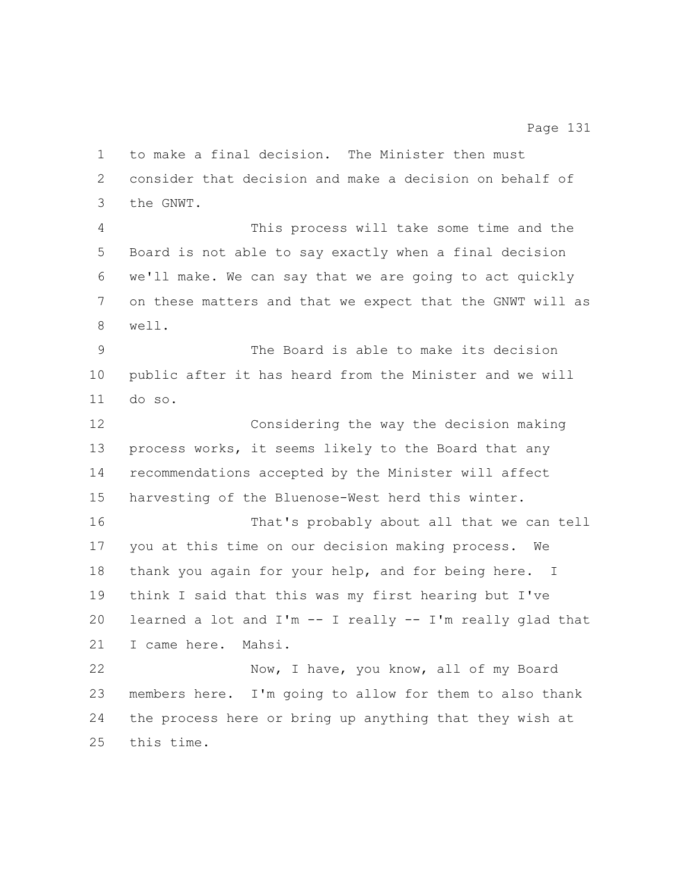to make a final decision. The Minister then must consider that decision and make a decision on behalf of the GNWT.

This process will take some time and the Board is not able to say exactly when a final decision we'll make. We can say that we are going to act quickly on these matters and that we expect that the GNWT will as well.

The Board is able to make its decision public after it has heard from the Minister and we will do so.

Considering the way the decision making process works, it seems likely to the Board that any recommendations accepted by the Minister will affect harvesting of the Bluenose-West herd this winter.

That's probably about all that we can tell you at this time on our decision making process. We thank you again for your help, and for being here. I think I said that this was my first hearing but I've learned a lot and I'm -- I really -- I'm really glad that I came here. Mahsi.

Now, I have, you know, all of my Board members here. I'm going to allow for them to also thank the process here or bring up anything that they wish at this time.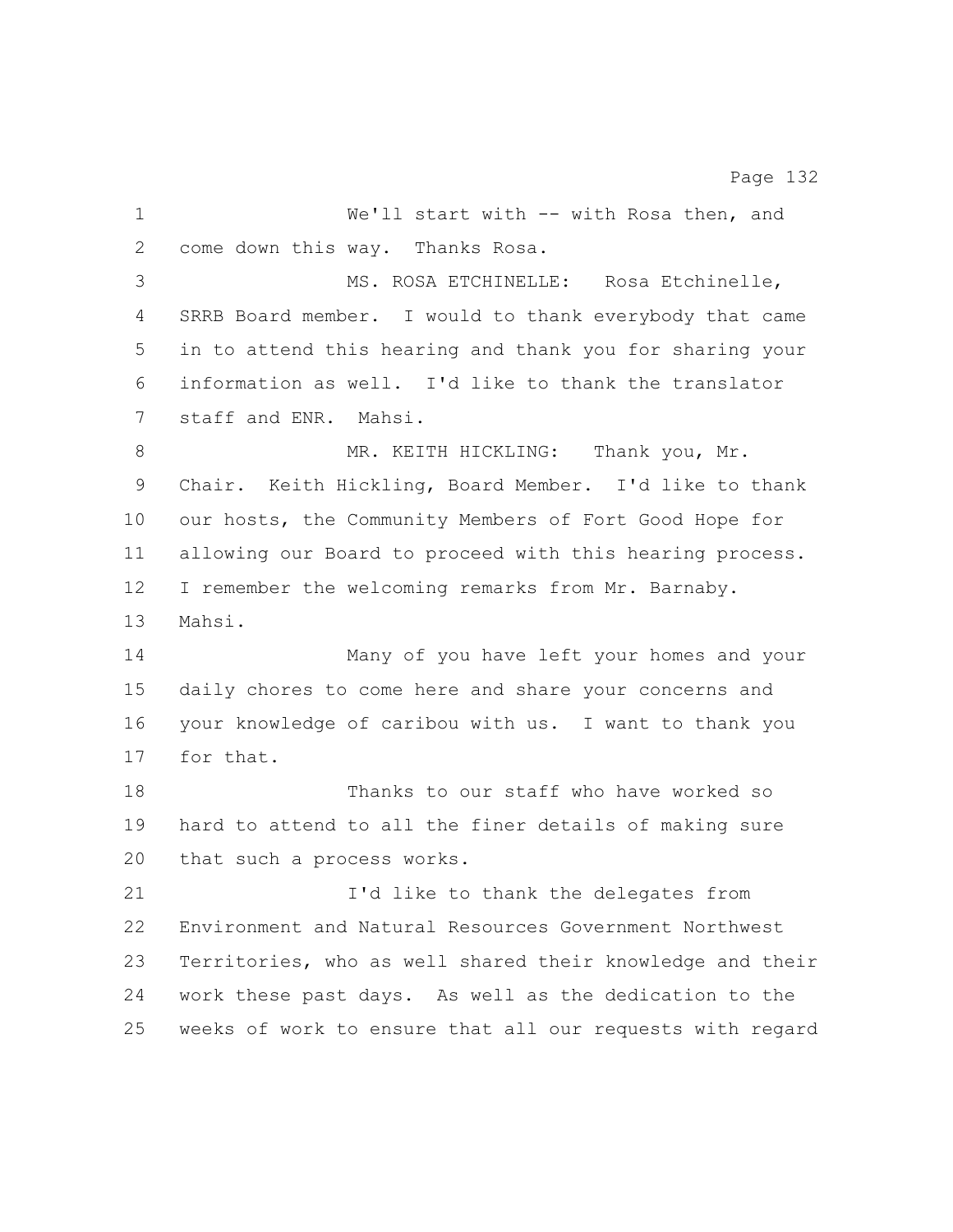We'll start with -- with Rosa then, and come down this way. Thanks Rosa.

MS. ROSA ETCHINELLE: Rosa Etchinelle, SRRB Board member. I would to thank everybody that came in to attend this hearing and thank you for sharing your information as well. I'd like to thank the translator staff and ENR. Mahsi.

MR. KEITH HICKLING: Thank you, Mr. Chair. Keith Hickling, Board Member. I'd like to thank our hosts, the Community Members of Fort Good Hope for allowing our Board to proceed with this hearing process. I remember the welcoming remarks from Mr. Barnaby. Mahsi.

Many of you have left your homes and your daily chores to come here and share your concerns and your knowledge of caribou with us. I want to thank you for that.

Thanks to our staff who have worked so hard to attend to all the finer details of making sure that such a process works.

I'd like to thank the delegates from Environment and Natural Resources Government Northwest Territories, who as well shared their knowledge and their work these past days. As well as the dedication to the weeks of work to ensure that all our requests with regard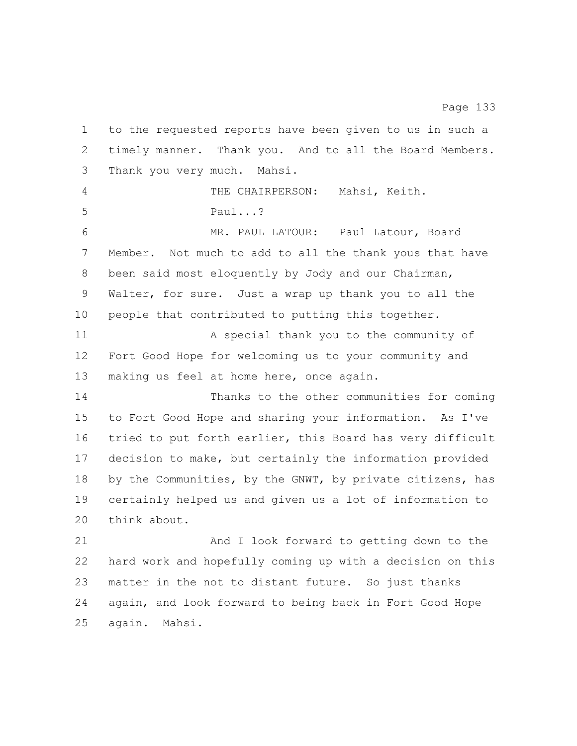to the requested reports have been given to us in such a timely manner. Thank you. And to all the Board Members. Thank you very much. Mahsi.

THE CHAIRPERSON: Mahsi, Keith.

Paul...?

MR. PAUL LATOUR: Paul Latour, Board Member. Not much to add to all the thank yous that have been said most eloquently by Jody and our Chairman, Walter, for sure. Just a wrap up thank you to all the people that contributed to putting this together.

A special thank you to the community of Fort Good Hope for welcoming us to your community and making us feel at home here, once again.

Thanks to the other communities for coming to Fort Good Hope and sharing your information. As I've tried to put forth earlier, this Board has very difficult decision to make, but certainly the information provided by the Communities, by the GNWT, by private citizens, has certainly helped us and given us a lot of information to think about.

And I look forward to getting down to the hard work and hopefully coming up with a decision on this matter in the not to distant future. So just thanks again, and look forward to being back in Fort Good Hope again. Mahsi.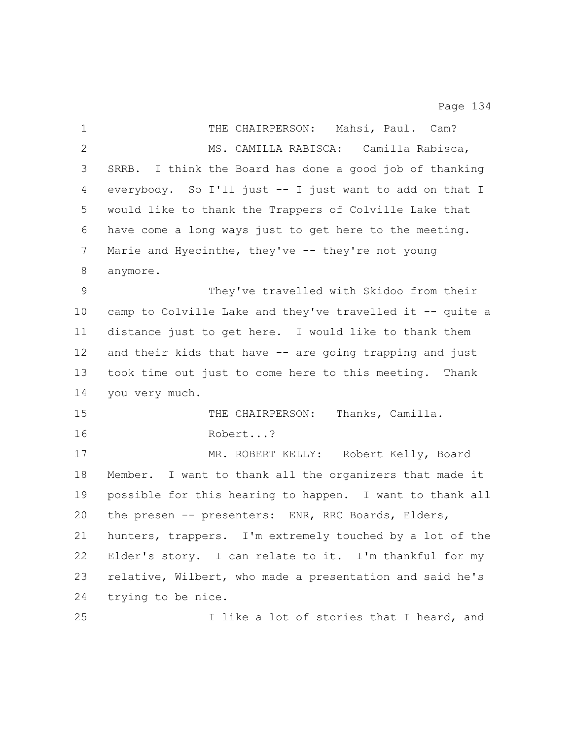THE CHAIRPERSON: Mahsi, Paul. Cam?

MS. CAMILLA RABISCA: Camilla Rabisca, SRRB. I think the Board has done a good job of thanking everybody. So I'll just -- I just want to add on that I would like to thank the Trappers of Colville Lake that have come a long ways just to get here to the meeting. Marie and Hyecinthe, they've -- they're not young anymore.

They've travelled with Skidoo from their camp to Colville Lake and they've travelled it -- quite a distance just to get here. I would like to thank them and their kids that have -- are going trapping and just took time out just to come here to this meeting. Thank you very much.

THE CHAIRPERSON: Thanks, Camilla. Robert...?

MR. ROBERT KELLY: Robert Kelly, Board Member. I want to thank all the organizers that made it possible for this hearing to happen. I want to thank all the presen -- presenters: ENR, RRC Boards, Elders, hunters, trappers. I'm extremely touched by a lot of the Elder's story. I can relate to it. I'm thankful for my relative, Wilbert, who made a presentation and said he's trying to be nice.

I like a lot of stories that I heard, and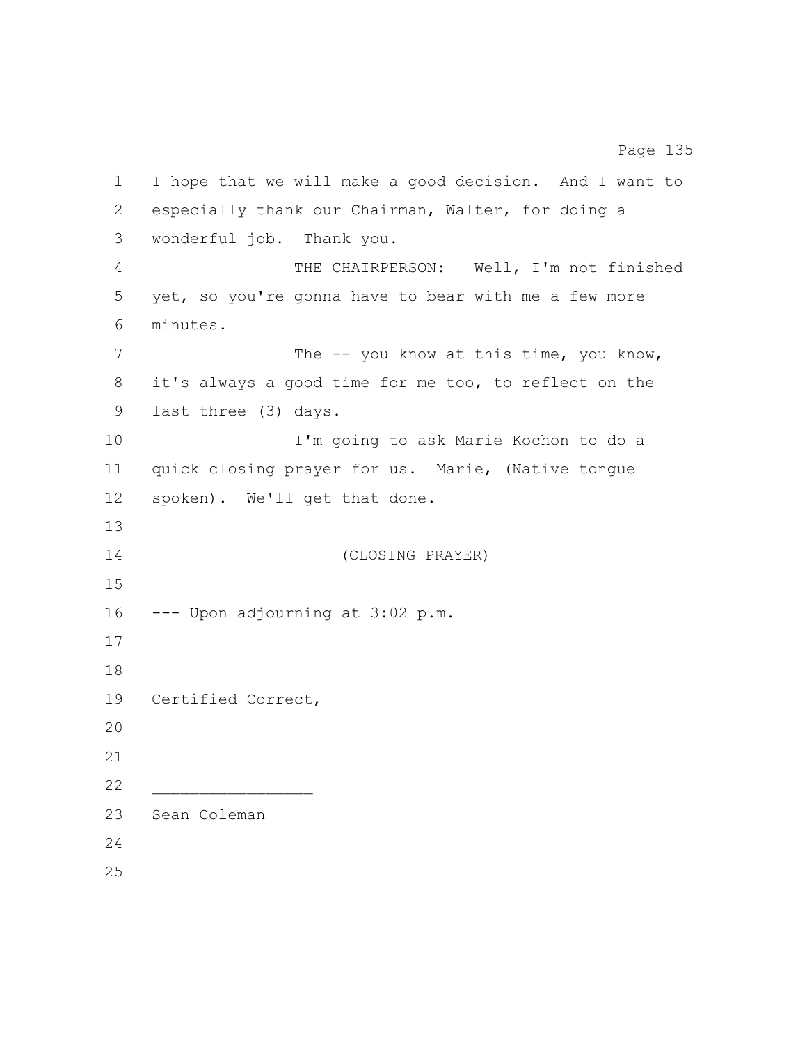I hope that we will make a good decision. And I want to especially thank our Chairman, Walter, for doing a wonderful job. Thank you.

THE CHAIRPERSON: Well, I'm not finished yet, so you're gonna have to bear with me a few more minutes.

The -- you know at this time, you know, it's always a good time for me too, to reflect on the last three (3) days.

I'm going to ask Marie Kochon to do a quick closing prayer for us. Marie, (Native tongue spoken). We'll get that done.

(CLOSING PRAYER)

--- Upon adjourning at 3:02 p.m.

Certified Correct,

________________

Sean Coleman